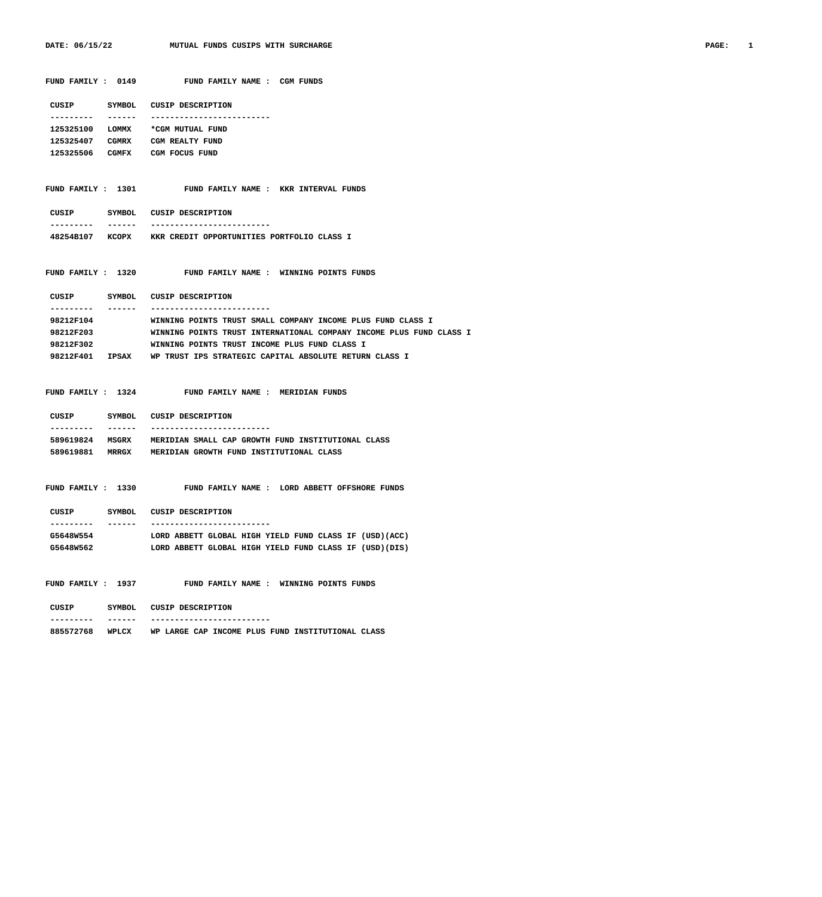DATE: 06/15/22 MUTUAL FUNDS CUSIPS WITH SURCHARGE

**FUND FAMILY : 0149** FUND FAMILY NAME : CGM FUNDS

| CUSIP | SYMBOL | CUSIP DESCRIPTION |
|---|---|---|
| 125325100 | LOMMX | *CGM MUTUAL FUND |
| 125325407 | CGMRX | CGM REALTY FUND |
| 125325506 | CGMFX | CGM FOCUS FUND |

**FUND FAMILY : 1301** FUND FAMILY NAME : KKR INTERVAL FUNDS

| CUSIP | SYMBOL | CUSIP DESCRIPTION |
|---|---|---|
| 48254B107 | KCOPX | KKR CREDIT OPPORTUNITIES PORTFOLIO CLASS I |

**FUND FAMILY : 1320** FUND FAMILY NAME : WINNING POINTS FUNDS

| CUSIP | SYMBOL | CUSIP DESCRIPTION |
|---|---|---|
| 98212F104 | | WINNING POINTS TRUST SMALL COMPANY INCOME PLUS FUND CLASS I |
| 98212F203 | | WINNING POINTS TRUST INTERNATIONAL COMPANY INCOME PLUS FUND CLASS I |
| 98212F302 | | WINNING POINTS TRUST INCOME PLUS FUND CLASS I |
| 98212F401 | IPSAX | WP TRUST IPS STRATEGIC CAPITAL ABSOLUTE RETURN CLASS I |

**FUND FAMILY : 1324** FUND FAMILY NAME : MERIDIAN FUNDS

| CUSIP | SYMBOL | CUSIP DESCRIPTION |
|---|---|---|
| 589619824 | MSGRX | MERIDIAN SMALL CAP GROWTH FUND INSTITUTIONAL CLASS |
| 589619881 | MRRGX | MERIDIAN GROWTH FUND INSTITUTIONAL CLASS |

**FUND FAMILY : 1330** FUND FAMILY NAME : LORD ABBETT OFFSHORE FUNDS

| CUSIP | SYMBOL | CUSIP DESCRIPTION |
|---|---|---|
| G5648W554 | | LORD ABBETT GLOBAL HIGH YIELD FUND CLASS IF (USD)(ACC) |
| G5648W562 | | LORD ABBETT GLOBAL HIGH YIELD FUND CLASS IF (USD)(DIS) |

**FUND FAMILY : 1937** FUND FAMILY NAME : WINNING POINTS FUNDS

| CUSIP | SYMBOL | CUSIP DESCRIPTION |
|---|---|---|
| 885572768 | WPLCX | WP LARGE CAP INCOME PLUS FUND INSTITUTIONAL CLASS |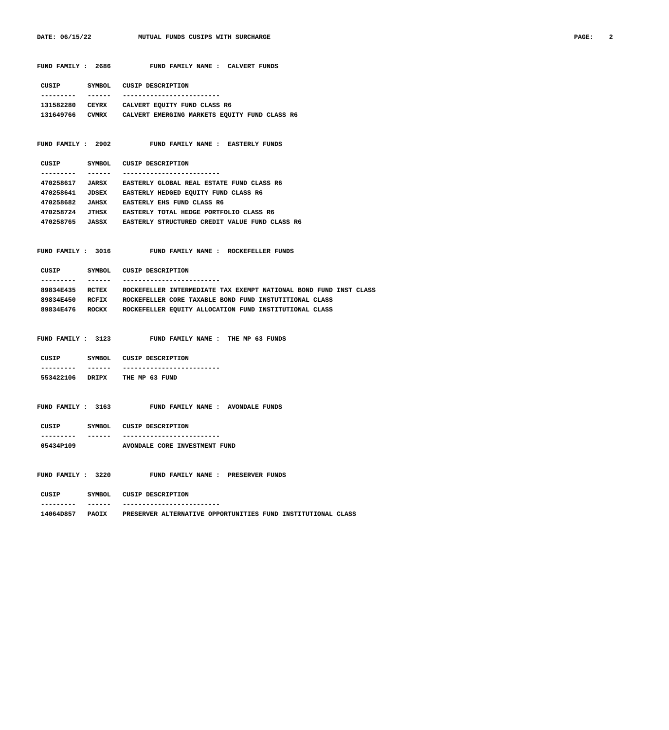**FUND FAMILY : 2686 FUND FAMILY NAME : CALVERT FUNDS**

| CUSIP | SYMBOL | CUSIP DESCRIPTION |
|---|---|---|
| 131582280 | CEYRX | CALVERT EQUITY FUND CLASS R6 |
| 131649766 | CVMRX | CALVERT EMERGING MARKETS EQUITY FUND CLASS R6 |

**FUND FAMILY : 2902 FUND FAMILY NAME : EASTERLY FUNDS**

| CUSIP | SYMBOL | CUSIP DESCRIPTION |
|---|---|---|
| 470258617 | JARSX | EASTERLY GLOBAL REAL ESTATE FUND CLASS R6 |
| 470258641 | JDSEX | EASTERLY HEDGED EQUITY FUND CLASS R6 |
| 470258682 | JAHSX | EASTERLY EHS FUND CLASS R6 |
| 470258724 | JTHSX | EASTERLY TOTAL HEDGE PORTFOLIO CLASS R6 |
| 470258765 | JASSX | EASTERLY STRUCTURED CREDIT VALUE FUND CLASS R6 |

**FUND FAMILY : 3016 FUND FAMILY NAME : ROCKEFELLER FUNDS**

| CUSIP | SYMBOL | CUSIP DESCRIPTION |
|---|---|---|
| 89834E435 | RCTEX | ROCKEFELLER INTERMEDIATE TAX EXEMPT NATIONAL BOND FUND INST CLASS |
| 89834E450 | RCFIX | ROCKEFELLER CORE TAXABLE BOND FUND INSTUTITIONAL CLASS |
| 89834E476 | ROCKX | ROCKEFELLER EQUITY ALLOCATION FUND INSTITUTIONAL CLASS |

**FUND FAMILY : 3123 FUND FAMILY NAME : THE MP 63 FUNDS**

| CUSIP | SYMBOL | CUSIP DESCRIPTION |
|---|---|---|
| 553422106 | DRIPX | THE MP 63 FUND |

**FUND FAMILY : 3163 FUND FAMILY NAME : AVONDALE FUNDS**

| CUSIP | SYMBOL | CUSIP DESCRIPTION |
|---|---|---|
| 05434P109 | | AVONDALE CORE INVESTMENT FUND |

**FUND FAMILY : 3220 FUND FAMILY NAME : PRESERVER FUNDS**

| CUSIP | SYMBOL | CUSIP DESCRIPTION |
|---|---|---|
| 14064D857 | PAOIX | PRESERVER ALTERNATIVE OPPORTUNITIES FUND INSTITUTIONAL CLASS |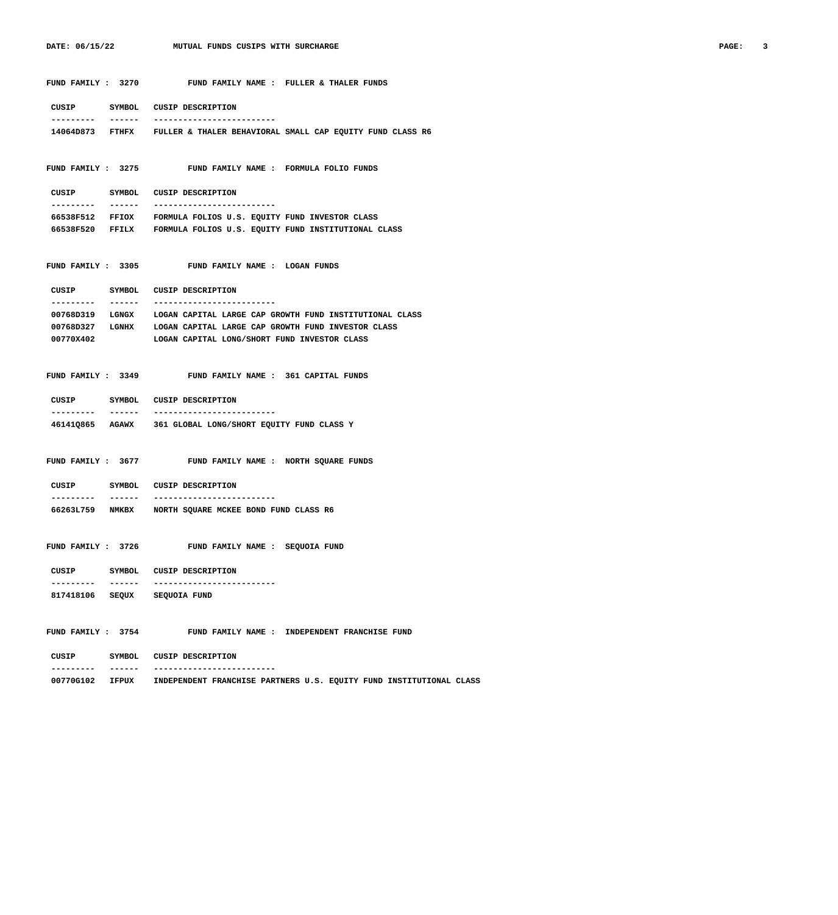**FUND FAMILY : 3270 FUND FAMILY NAME : FULLER & THALER FUNDS**

| CUSIP | SYMBOL | CUSIP DESCRIPTION |
|---|---|---|
| 14064D873 | FTHFX | FULLER & THALER BEHAVIORAL SMALL CAP EQUITY FUND CLASS R6 |

**FUND FAMILY : 3275 FUND FAMILY NAME : FORMULA FOLIO FUNDS**

| CUSIP | SYMBOL | CUSIP DESCRIPTION |
|---|---|---|
| 66538F512 | FFIOX | FORMULA FOLIOS U.S. EQUITY FUND INVESTOR CLASS |
| 66538F520 | FFILX | FORMULA FOLIOS U.S. EQUITY FUND INSTITUTIONAL CLASS |

**FUND FAMILY : 3305 FUND FAMILY NAME : LOGAN FUNDS**

| CUSIP | SYMBOL | CUSIP DESCRIPTION |
|---|---|---|
| 00768D319 | LGNGX | LOGAN CAPITAL LARGE CAP GROWTH FUND INSTITUTIONAL CLASS |
| 00768D327 | LGNHX | LOGAN CAPITAL LARGE CAP GROWTH FUND INVESTOR CLASS |
| 00770X402 | | LOGAN CAPITAL LONG/SHORT FUND INVESTOR CLASS |

**FUND FAMILY : 3349 FUND FAMILY NAME : 361 CAPITAL FUNDS**

| CUSIP | SYMBOL | CUSIP DESCRIPTION |
|---|---|---|
| 46141Q865 | AGAWX | 361 GLOBAL LONG/SHORT EQUITY FUND CLASS Y |

**FUND FAMILY : 3677 FUND FAMILY NAME : NORTH SQUARE FUNDS**

| CUSIP | SYMBOL | CUSIP DESCRIPTION |
|---|---|---|
| 66263L759 | NMKBX | NORTH SQUARE MCKEE BOND FUND CLASS R6 |

**FUND FAMILY : 3726 FUND FAMILY NAME : SEQUOIA FUND**

| CUSIP | SYMBOL | CUSIP DESCRIPTION |
|---|---|---|
| 817418106 | SEQUX | SEQUOIA FUND |

**FUND FAMILY : 3754 FUND FAMILY NAME : INDEPENDENT FRANCHISE FUND**

| CUSIP | SYMBOL | CUSIP DESCRIPTION |
|---|---|---|
| 00770G102 | IFPUX | INDEPENDENT FRANCHISE PARTNERS U.S. EQUITY FUND INSTITUTIONAL CLASS |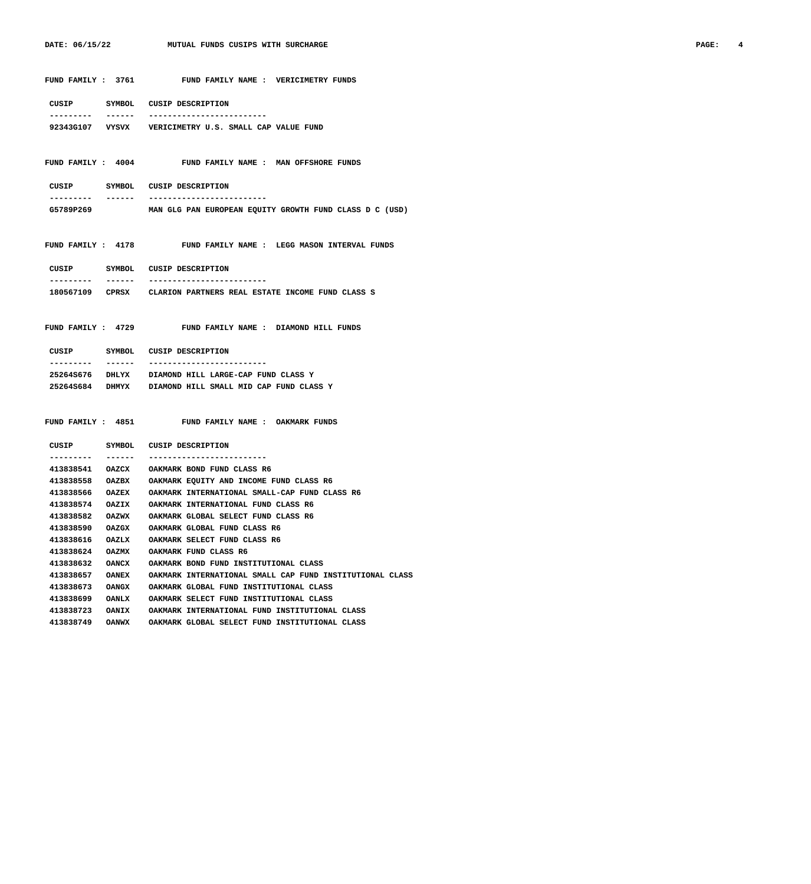FUND FAMILY : 3761 FUND FAMILY NAME : VERICIMETRY FUNDS

| CUSIP | SYMBOL | CUSIP DESCRIPTION |
| --- | --- | --- |
| 92343G107 | VYSVX | VERICIMETRY U.S. SMALL CAP VALUE FUND |

FUND FAMILY : 4004 FUND FAMILY NAME : MAN OFFSHORE FUNDS

| CUSIP | SYMBOL | CUSIP DESCRIPTION |
| --- | --- | --- |
| G5789P269 | | MAN GLG PAN EUROPEAN EQUITY GROWTH FUND CLASS D C (USD) |

FUND FAMILY : 4178 FUND FAMILY NAME : LEGG MASON INTERVAL FUNDS

| CUSIP | SYMBOL | CUSIP DESCRIPTION |
| --- | --- | --- |
| 180567109 | CPRSX | CLARION PARTNERS REAL ESTATE INCOME FUND CLASS S |

FUND FAMILY : 4729 FUND FAMILY NAME : DIAMOND HILL FUNDS

| CUSIP | SYMBOL | CUSIP DESCRIPTION |
| --- | --- | --- |
| 25264S676 | DHLYX | DIAMOND HILL LARGE-CAP FUND CLASS Y |
| 25264S684 | DHMYX | DIAMOND HILL SMALL MID CAP FUND CLASS Y |

FUND FAMILY : 4851 FUND FAMILY NAME : OAKMARK FUNDS

| CUSIP | SYMBOL | CUSIP DESCRIPTION |
| --- | --- | --- |
| 413838541 | OAZCX | OAKMARK BOND FUND CLASS R6 |
| 413838558 | OAZBX | OAKMARK EQUITY AND INCOME FUND CLASS R6 |
| 413838566 | OAZEX | OAKMARK INTERNATIONAL SMALL-CAP FUND CLASS R6 |
| 413838574 | OAZIX | OAKMARK INTERNATIONAL FUND CLASS R6 |
| 413838582 | OAZWX | OAKMARK GLOBAL SELECT FUND CLASS R6 |
| 413838590 | OAZGX | OAKMARK GLOBAL FUND CLASS R6 |
| 413838616 | OAZLX | OAKMARK SELECT FUND CLASS R6 |
| 413838624 | OAZMX | OAKMARK FUND CLASS R6 |
| 413838632 | OANCX | OAKMARK BOND FUND INSTITUTIONAL CLASS |
| 413838657 | OANEX | OAKMARK INTERNATIONAL SMALL CAP FUND INSTITUTIONAL CLASS |
| 413838673 | OANGX | OAKMARK GLOBAL FUND INSTITUTIONAL CLASS |
| 413838699 | OANLX | OAKMARK SELECT FUND INSTITUTIONAL CLASS |
| 413838723 | OANIX | OAKMARK INTERNATIONAL FUND INSTITUTIONAL CLASS |
| 413838749 | OANWX | OAKMARK GLOBAL SELECT FUND INSTITUTIONAL CLASS |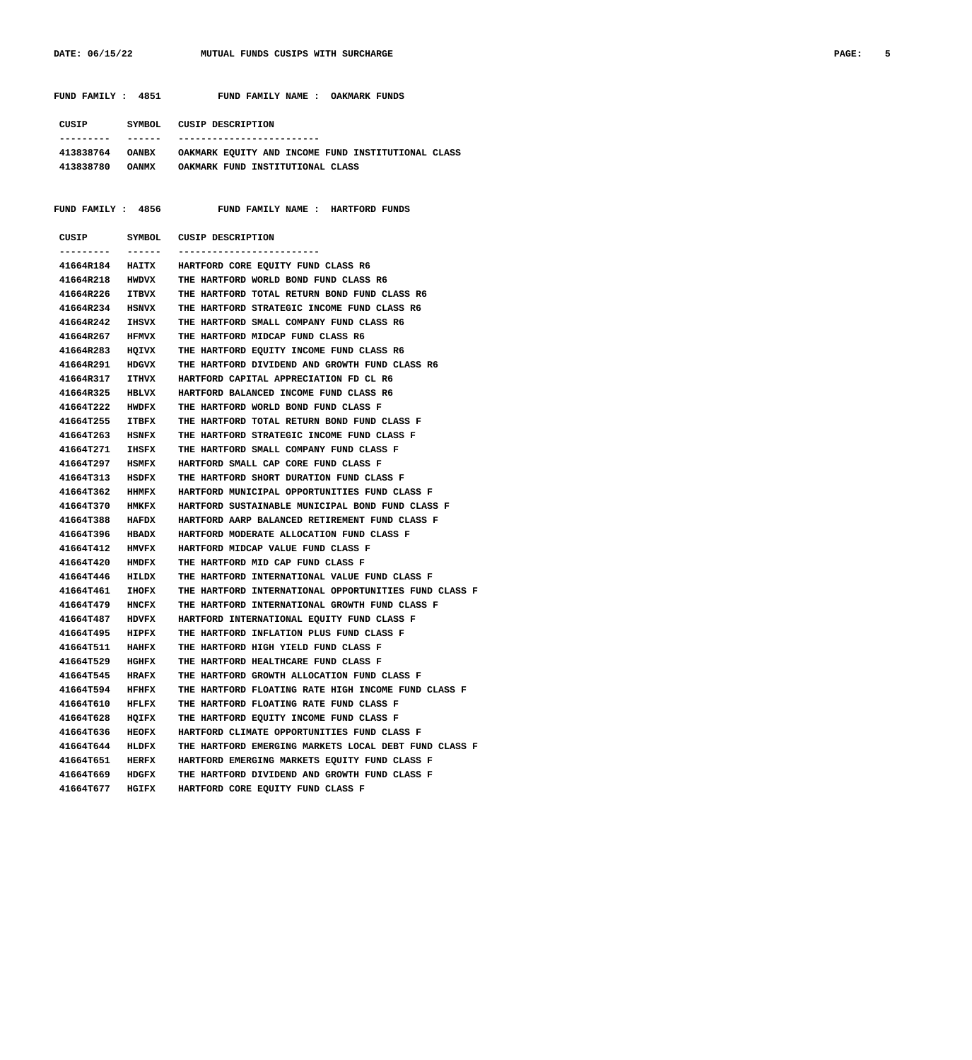**FUND FAMILY : 4851 FUND FAMILY NAME : OAKMARK FUNDS**

| CUSIP | SYMBOL | CUSIP DESCRIPTION |
|---|---|---|
| 413838764 | OANBX | OAKMARK EQUITY AND INCOME FUND INSTITUTIONAL CLASS |
| 413838780 | OANMX | OAKMARK FUND INSTITUTIONAL CLASS |

**FUND FAMILY : 4856 FUND FAMILY NAME : HARTFORD FUNDS**

| CUSIP | SYMBOL | CUSIP DESCRIPTION |
|---|---|---|
| 41664R184 | HAITX | HARTFORD CORE EQUITY FUND CLASS R6 |
| 41664R218 | HWDVX | THE HARTFORD WORLD BOND FUND CLASS R6 |
| 41664R226 | ITBVX | THE HARTFORD TOTAL RETURN BOND FUND CLASS R6 |
| 41664R234 | HSNVX | THE HARTFORD STRATEGIC INCOME FUND CLASS R6 |
| 41664R242 | IHSVX | THE HARTFORD SMALL COMPANY FUND CLASS R6 |
| 41664R267 | HFMVX | THE HARTFORD MIDCAP FUND CLASS R6 |
| 41664R283 | HQIVX | THE HARTFORD EQUITY INCOME FUND CLASS R6 |
| 41664R291 | HDGVX | THE HARTFORD DIVIDEND AND GROWTH FUND CLASS R6 |
| 41664R317 | ITHVX | HARTFORD CAPITAL APPRECIATION FD CL R6 |
| 41664R325 | HBLVX | HARTFORD BALANCED INCOME FUND CLASS R6 |
| 41664T222 | HWDFX | THE HARTFORD WORLD BOND FUND CLASS F |
| 41664T255 | ITBFX | THE HARTFORD TOTAL RETURN BOND FUND CLASS F |
| 41664T263 | HSNFX | THE HARTFORD STRATEGIC INCOME FUND CLASS F |
| 41664T271 | IHSFX | THE HARTFORD SMALL COMPANY FUND CLASS F |
| 41664T297 | HSMFX | HARTFORD SMALL CAP CORE FUND CLASS F |
| 41664T313 | HSDFX | THE HARTFORD SHORT DURATION FUND CLASS F |
| 41664T362 | HHMFX | HARTFORD MUNICIPAL OPPORTUNITIES FUND CLASS F |
| 41664T370 | HMKFX | HARTFORD SUSTAINABLE MUNICIPAL BOND FUND CLASS F |
| 41664T388 | HAFDX | HARTFORD AARP BALANCED RETIREMENT FUND CLASS F |
| 41664T396 | HBADX | HARTFORD MODERATE ALLOCATION FUND CLASS F |
| 41664T412 | HMVFX | HARTFORD MIDCAP VALUE FUND CLASS F |
| 41664T420 | HMDFX | THE HARTFORD MID CAP FUND CLASS F |
| 41664T446 | HILDX | THE HARTFORD INTERNATIONAL VALUE FUND CLASS F |
| 41664T461 | IHOFX | THE HARTFORD INTERNATIONAL OPPORTUNITIES FUND CLASS F |
| 41664T479 | HNCFX | THE HARTFORD INTERNATIONAL GROWTH FUND CLASS F |
| 41664T487 | HDVFX | HARTFORD INTERNATIONAL EQUITY FUND CLASS F |
| 41664T495 | HIPFX | THE HARTFORD INFLATION PLUS FUND CLASS F |
| 41664T511 | HAHFX | THE HARTFORD HIGH YIELD FUND CLASS F |
| 41664T529 | HGHFX | THE HARTFORD HEALTHCARE FUND CLASS F |
| 41664T545 | HRAFX | THE HARTFORD GROWTH ALLOCATION FUND CLASS F |
| 41664T594 | HFHFX | THE HARTFORD FLOATING RATE HIGH INCOME FUND CLASS F |
| 41664T610 | HFLFX | THE HARTFORD FLOATING RATE FUND CLASS F |
| 41664T628 | HQIFX | THE HARTFORD EQUITY INCOME FUND CLASS F |
| 41664T636 | HEOFX | HARTFORD CLIMATE OPPORTUNITIES FUND CLASS F |
| 41664T644 | HLDFX | THE HARTFORD EMERGING MARKETS LOCAL DEBT FUND CLASS F |
| 41664T651 | HERFX | HARTFORD EMERGING MARKETS EQUITY FUND CLASS F |
| 41664T669 | HDGFX | THE HARTFORD DIVIDEND AND GROWTH FUND CLASS F |
| 41664T677 | HGIFX | HARTFORD CORE EQUITY FUND CLASS F |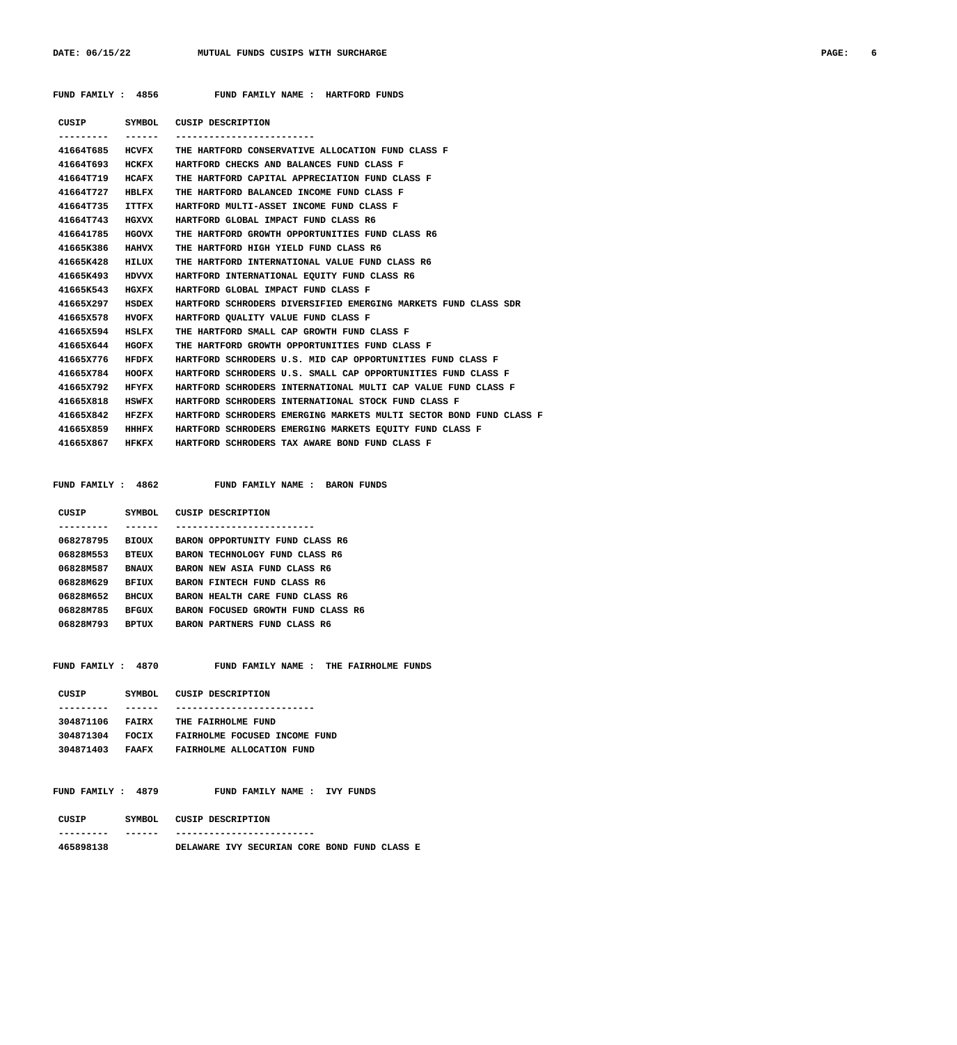**FUND FAMILY : 4856 FUND FAMILY NAME : HARTFORD FUNDS**

| CUSIP | SYMBOL | CUSIP DESCRIPTION |
|---|---|---|
| 41664T685 | HCVFX | THE HARTFORD CONSERVATIVE ALLOCATION FUND CLASS F |
| 41664T693 | HCKFX | HARTFORD CHECKS AND BALANCES FUND CLASS F |
| 41664T719 | HCAFX | THE HARTFORD CAPITAL APPRECIATION FUND CLASS F |
| 41664T727 | HBLFX | THE HARTFORD BALANCED INCOME FUND CLASS F |
| 41664T735 | ITTFX | HARTFORD MULTI-ASSET INCOME FUND CLASS F |
| 41664T743 | HGXVX | HARTFORD GLOBAL IMPACT FUND CLASS R6 |
| 416641785 | HGOVX | THE HARTFORD GROWTH OPPORTUNITIES FUND CLASS R6 |
| 41665K386 | HAHVX | THE HARTFORD HIGH YIELD FUND CLASS R6 |
| 41665K428 | HILUX | THE HARTFORD INTERNATIONAL VALUE FUND CLASS R6 |
| 41665K493 | HDVVX | HARTFORD INTERNATIONAL EQUITY FUND CLASS R6 |
| 41665K543 | HGXFX | HARTFORD GLOBAL IMPACT FUND CLASS F |
| 41665X297 | HSDEX | HARTFORD SCHRODERS DIVERSIFIED EMERGING MARKETS FUND CLASS SDR |
| 41665X578 | HVOFX | HARTFORD QUALITY VALUE FUND CLASS F |
| 41665X594 | HSLFX | THE HARTFORD SMALL CAP GROWTH FUND CLASS F |
| 41665X644 | HGOFX | THE HARTFORD GROWTH OPPORTUNITIES FUND CLASS F |
| 41665X776 | HFDFX | HARTFORD SCHRODERS U.S. MID CAP OPPORTUNITIES FUND CLASS F |
| 41665X784 | HOOFX | HARTFORD SCHRODERS U.S. SMALL CAP OPPORTUNITIES FUND CLASS F |
| 41665X792 | HFYFX | HARTFORD SCHRODERS INTERNATIONAL MULTI CAP VALUE FUND CLASS F |
| 41665X818 | HSWFX | HARTFORD SCHRODERS INTERNATIONAL STOCK FUND CLASS F |
| 41665X842 | HFZFX | HARTFORD SCHRODERS EMERGING MARKETS MULTI SECTOR BOND FUND CLASS F |
| 41665X859 | HHHFX | HARTFORD SCHRODERS EMERGING MARKETS EQUITY FUND CLASS F |
| 41665X867 | HFKFX | HARTFORD SCHRODERS TAX AWARE BOND FUND CLASS F |

**FUND FAMILY : 4862 FUND FAMILY NAME : BARON FUNDS**

| CUSIP | SYMBOL | CUSIP DESCRIPTION |
|---|---|---|
| 068278795 | BIOUX | BARON OPPORTUNITY FUND CLASS R6 |
| 06828M553 | BTEUX | BARON TECHNOLOGY FUND CLASS R6 |
| 06828M587 | BNAUX | BARON NEW ASIA FUND CLASS R6 |
| 06828M629 | BFIUX | BARON FINTECH FUND CLASS R6 |
| 06828M652 | BHCUX | BARON HEALTH CARE FUND CLASS R6 |
| 06828M785 | BFGUX | BARON FOCUSED GROWTH FUND CLASS R6 |
| 06828M793 | BPTUX | BARON PARTNERS FUND CLASS R6 |

**FUND FAMILY : 4870 FUND FAMILY NAME : THE FAIRHOLME FUNDS**

| CUSIP | SYMBOL | CUSIP DESCRIPTION |
|---|---|---|
| 304871106 | FAIRX | THE FAIRHOLME FUND |
| 304871304 | FOCIX | FAIRHOLME FOCUSED INCOME FUND |
| 304871403 | FAAFX | FAIRHOLME ALLOCATION FUND |

**FUND FAMILY : 4879 FUND FAMILY NAME : IVY FUNDS**

| CUSIP | SYMBOL | CUSIP DESCRIPTION |
|---|---|---|
| 465898138 | | DELAWARE IVY SECURIAN CORE BOND FUND CLASS E |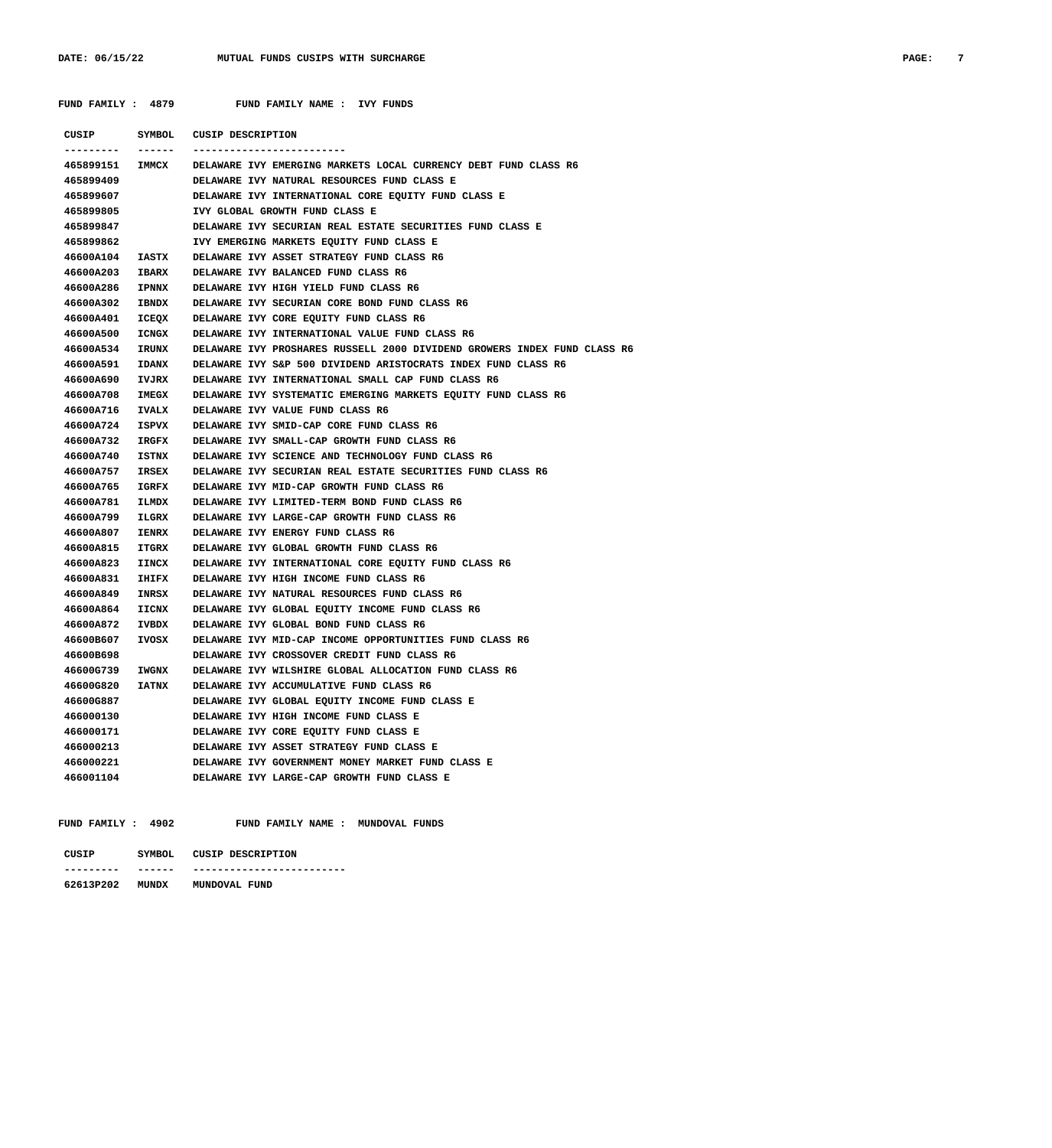FUND FAMILY : 4879    FUND FAMILY NAME : IVY FUNDS

| CUSIP | SYMBOL | CUSIP DESCRIPTION |
|---|---|---|
| 465899151 | IMMCX | DELAWARE IVY EMERGING MARKETS LOCAL CURRENCY DEBT FUND CLASS R6 |
| 465899409 | | DELAWARE IVY NATURAL RESOURCES FUND CLASS E |
| 465899607 | | DELAWARE IVY INTERNATIONAL CORE EQUITY FUND CLASS E |
| 465899805 | | IVY GLOBAL GROWTH FUND CLASS E |
| 465899847 | | DELAWARE IVY SECURIAN REAL ESTATE SECURITIES FUND CLASS E |
| 465899862 | | IVY EMERGING MARKETS EQUITY FUND CLASS E |
| 46600A104 | IASTX | DELAWARE IVY ASSET STRATEGY FUND CLASS R6 |
| 46600A203 | IBARX | DELAWARE IVY BALANCED FUND CLASS R6 |
| 46600A286 | IPNNX | DELAWARE IVY HIGH YIELD FUND CLASS R6 |
| 46600A302 | IBNDX | DELAWARE IVY SECURIAN CORE BOND FUND CLASS R6 |
| 46600A401 | ICEQX | DELAWARE IVY CORE EQUITY FUND CLASS R6 |
| 46600A500 | ICNGX | DELAWARE IVY INTERNATIONAL VALUE FUND CLASS R6 |
| 46600A534 | IRUNX | DELAWARE IVY PROSHARES RUSSELL 2000 DIVIDEND GROWERS INDEX FUND CLASS R6 |
| 46600A591 | IDANX | DELAWARE IVY S&P 500 DIVIDEND ARISTOCRATS INDEX FUND CLASS R6 |
| 46600A690 | IVJRX | DELAWARE IVY INTERNATIONAL SMALL CAP FUND CLASS R6 |
| 46600A708 | IMEGX | DELAWARE IVY SYSTEMATIC EMERGING MARKETS EQUITY FUND CLASS R6 |
| 46600A716 | IVALX | DELAWARE IVY VALUE FUND CLASS R6 |
| 46600A724 | ISPVX | DELAWARE IVY SMID-CAP CORE FUND CLASS R6 |
| 46600A732 | IRGFX | DELAWARE IVY SMALL-CAP GROWTH FUND CLASS R6 |
| 46600A740 | ISTNX | DELAWARE IVY SCIENCE AND TECHNOLOGY FUND CLASS R6 |
| 46600A757 | IRSEX | DELAWARE IVY SECURIAN REAL ESTATE SECURITIES FUND CLASS R6 |
| 46600A765 | IGRFX | DELAWARE IVY MID-CAP GROWTH FUND CLASS R6 |
| 46600A781 | ILMDX | DELAWARE IVY LIMITED-TERM BOND FUND CLASS R6 |
| 46600A799 | ILGRX | DELAWARE IVY LARGE-CAP GROWTH FUND CLASS R6 |
| 46600A807 | IENRX | DELAWARE IVY ENERGY FUND CLASS R6 |
| 46600A815 | ITGRX | DELAWARE IVY GLOBAL GROWTH FUND CLASS R6 |
| 46600A823 | IINCX | DELAWARE IVY INTERNATIONAL CORE EQUITY FUND CLASS R6 |
| 46600A831 | IHIFX | DELAWARE IVY HIGH INCOME FUND CLASS R6 |
| 46600A849 | INRSX | DELAWARE IVY NATURAL RESOURCES FUND CLASS R6 |
| 46600A864 | IICNX | DELAWARE IVY GLOBAL EQUITY INCOME FUND CLASS R6 |
| 46600A872 | IVBDX | DELAWARE IVY GLOBAL BOND FUND CLASS R6 |
| 46600B607 | IVOSX | DELAWARE IVY MID-CAP INCOME OPPORTUNITIES FUND CLASS R6 |
| 46600B698 | | DELAWARE IVY CROSSOVER CREDIT FUND CLASS R6 |
| 46600G739 | IWGNX | DELAWARE IVY WILSHIRE GLOBAL ALLOCATION FUND CLASS R6 |
| 46600G820 | IATNX | DELAWARE IVY ACCUMULATIVE FUND CLASS R6 |
| 46600G887 | | DELAWARE IVY GLOBAL EQUITY INCOME FUND CLASS E |
| 466000130 | | DELAWARE IVY HIGH INCOME FUND CLASS E |
| 466000171 | | DELAWARE IVY CORE EQUITY FUND CLASS E |
| 466000213 | | DELAWARE IVY ASSET STRATEGY FUND CLASS E |
| 466000221 | | DELAWARE IVY GOVERNMENT MONEY MARKET FUND CLASS E |
| 466001104 | | DELAWARE IVY LARGE-CAP GROWTH FUND CLASS E |

FUND FAMILY : 4902    FUND FAMILY NAME : MUNDOVAL FUNDS

| CUSIP | SYMBOL | CUSIP DESCRIPTION |
|---|---|---|
| 62613P202 | MUNDX | MUNDOVAL FUND |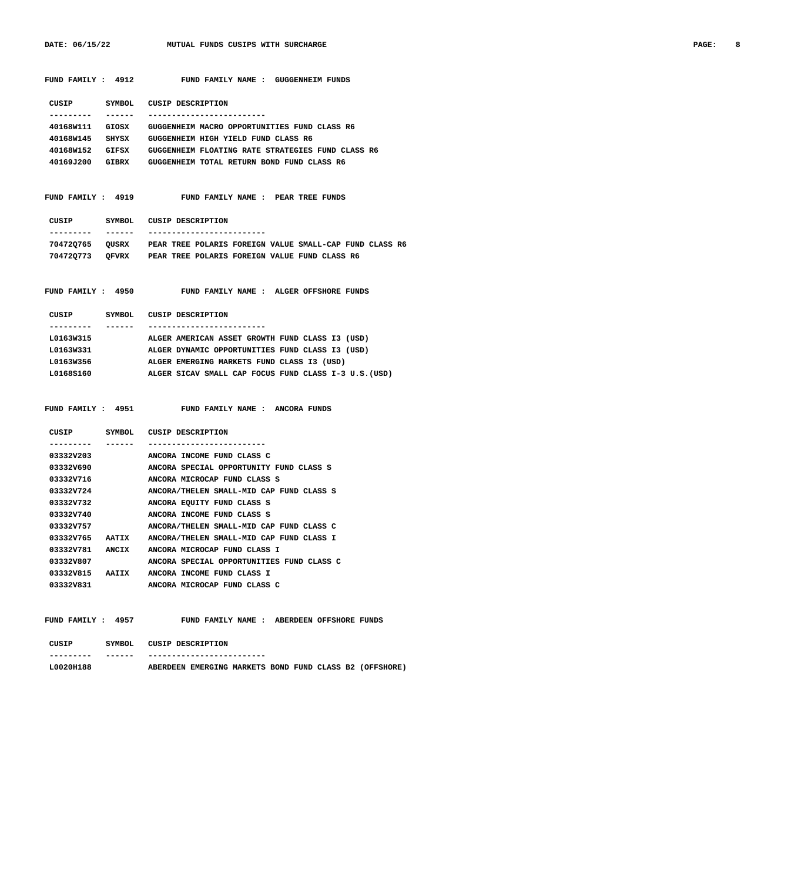**FUND FAMILY : 4912 FUND FAMILY NAME : GUGGENHEIM FUNDS**

| CUSIP | SYMBOL | CUSIP DESCRIPTION |
|---|---|---|
| 40168W111 | GIOSX | GUGGENHEIM MACRO OPPORTUNITIES FUND CLASS R6 |
| 40168W145 | SHYSX | GUGGENHEIM HIGH YIELD FUND CLASS R6 |
| 40168W152 | GIFSX | GUGGENHEIM FLOATING RATE STRATEGIES FUND CLASS R6 |
| 40169J200 | GIBRX | GUGGENHEIM TOTAL RETURN BOND FUND CLASS R6 |

**FUND FAMILY : 4919 FUND FAMILY NAME : PEAR TREE FUNDS**

| CUSIP | SYMBOL | CUSIP DESCRIPTION |
|---|---|---|
| 70472Q765 | QUSRX | PEAR TREE POLARIS FOREIGN VALUE SMALL-CAP FUND CLASS R6 |
| 70472Q773 | QFVRX | PEAR TREE POLARIS FOREIGN VALUE FUND CLASS R6 |

**FUND FAMILY : 4950 FUND FAMILY NAME : ALGER OFFSHORE FUNDS**

| CUSIP | SYMBOL | CUSIP DESCRIPTION |
|---|---|---|
| L0163W315 | | ALGER AMERICAN ASSET GROWTH FUND CLASS I3 (USD) |
| L0163W331 | | ALGER DYNAMIC OPPORTUNITIES FUND CLASS I3 (USD) |
| L0163W356 | | ALGER EMERGING MARKETS FUND CLASS I3 (USD) |
| L0168S160 | | ALGER SICAV SMALL CAP FOCUS FUND CLASS I-3 U.S.(USD) |

**FUND FAMILY : 4951 FUND FAMILY NAME : ANCORA FUNDS**

| CUSIP | SYMBOL | CUSIP DESCRIPTION |
|---|---|---|
| 03332V203 | | ANCORA INCOME FUND CLASS C |
| 03332V690 | | ANCORA SPECIAL OPPORTUNITY FUND CLASS S |
| 03332V716 | | ANCORA MICROCAP FUND CLASS S |
| 03332V724 | | ANCORA/THELEN SMALL-MID CAP FUND CLASS S |
| 03332V732 | | ANCORA EQUITY FUND CLASS S |
| 03332V740 | | ANCORA INCOME FUND CLASS S |
| 03332V757 | | ANCORA/THELEN SMALL-MID CAP FUND CLASS C |
| 03332V765 | AATIX | ANCORA/THELEN SMALL-MID CAP FUND CLASS I |
| 03332V781 | ANCIX | ANCORA MICROCAP FUND CLASS I |
| 03332V807 | | ANCORA SPECIAL OPPORTUNITIES FUND CLASS C |
| 03332V815 | AAIIX | ANCORA INCOME FUND CLASS I |
| 03332V831 | | ANCORA MICROCAP FUND CLASS C |

**FUND FAMILY : 4957 FUND FAMILY NAME : ABERDEEN OFFSHORE FUNDS**

| CUSIP | SYMBOL | CUSIP DESCRIPTION |
|---|---|---|
| L0020H188 | | ABERDEEN EMERGING MARKETS BOND FUND CLASS B2 (OFFSHORE) |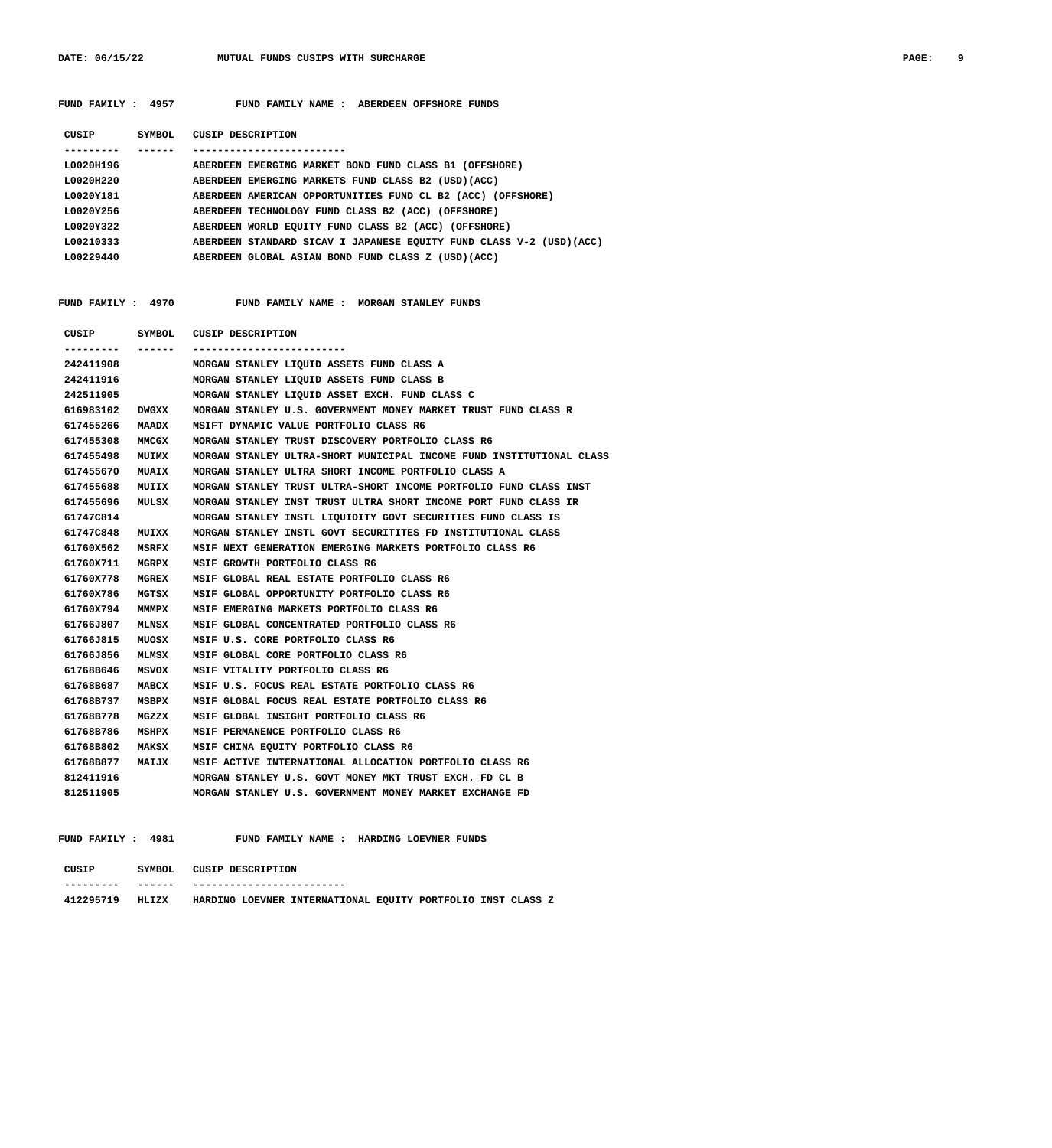**FUND FAMILY : 4957 FUND FAMILY NAME : ABERDEEN OFFSHORE FUNDS**

| CUSIP | SYMBOL | CUSIP DESCRIPTION |
|---|---|---|
| L0020H196 | | ABERDEEN EMERGING MARKET BOND FUND CLASS B1 (OFFSHORE) |
| L0020H220 | | ABERDEEN EMERGING MARKETS FUND CLASS B2 (USD)(ACC) |
| L0020Y181 | | ABERDEEN AMERICAN OPPORTUNITIES FUND CL B2 (ACC) (OFFSHORE) |
| L0020Y256 | | ABERDEEN TECHNOLOGY FUND CLASS B2 (ACC) (OFFSHORE) |
| L0020Y322 | | ABERDEEN WORLD EQUITY FUND CLASS B2 (ACC) (OFFSHORE) |
| L00210333 | | ABERDEEN STANDARD SICAV I JAPANESE EQUITY FUND CLASS V-2 (USD)(ACC) |
| L00229440 | | ABERDEEN GLOBAL ASIAN BOND FUND CLASS Z (USD)(ACC) |

**FUND FAMILY : 4970 FUND FAMILY NAME : MORGAN STANLEY FUNDS**

| CUSIP | SYMBOL | CUSIP DESCRIPTION |
|---|---|---|
| 242411908 | | MORGAN STANLEY LIQUID ASSETS FUND CLASS A |
| 242411916 | | MORGAN STANLEY LIQUID ASSETS FUND CLASS B |
| 242511905 | | MORGAN STANLEY LIQUID ASSET EXCH. FUND CLASS C |
| 616983102 | DWGXX | MORGAN STANLEY U.S. GOVERNMENT MONEY MARKET TRUST FUND CLASS R |
| 617455266 | MAADX | MSIFT DYNAMIC VALUE PORTFOLIO CLASS R6 |
| 617455308 | MMCGX | MORGAN STANLEY TRUST DISCOVERY PORTFOLIO CLASS R6 |
| 617455498 | MUIMX | MORGAN STANLEY ULTRA-SHORT MUNICIPAL INCOME FUND INSTITUTIONAL CLASS |
| 617455670 | MUAIX | MORGAN STANLEY ULTRA SHORT INCOME PORTFOLIO CLASS A |
| 617455688 | MUIIX | MORGAN STANLEY TRUST ULTRA-SHORT INCOME PORTFOLIO FUND CLASS INST |
| 617455696 | MULSX | MORGAN STANLEY INST TRUST ULTRA SHORT INCOME PORT FUND CLASS IR |
| 61747C814 | | MORGAN STANLEY INSTL LIQUIDITY GOVT SECURITIES FUND CLASS IS |
| 61747C848 | MUIXX | MORGAN STANLEY INSTL GOVT SECURITITES FD INSTITUTIONAL CLASS |
| 61760X562 | MSRFX | MSIF NEXT GENERATION EMERGING MARKETS PORTFOLIO CLASS R6 |
| 61760X711 | MGRPX | MSIF GROWTH PORTFOLIO CLASS R6 |
| 61760X778 | MGREX | MSIF GLOBAL REAL ESTATE PORTFOLIO CLASS R6 |
| 61760X786 | MGTSX | MSIF GLOBAL OPPORTUNITY PORTFOLIO CLASS R6 |
| 61760X794 | MMMPX | MSIF EMERGING MARKETS PORTFOLIO CLASS R6 |
| 61766J807 | MLNSX | MSIF GLOBAL CONCENTRATED PORTFOLIO CLASS R6 |
| 61766J815 | MUOSX | MSIF U.S. CORE PORTFOLIO CLASS R6 |
| 61766J856 | MLMSX | MSIF GLOBAL CORE PORTFOLIO CLASS R6 |
| 61768B646 | MSVOX | MSIF VITALITY PORTFOLIO CLASS R6 |
| 61768B687 | MABCX | MSIF U.S. FOCUS REAL ESTATE PORTFOLIO CLASS R6 |
| 61768B737 | MSBPX | MSIF GLOBAL FOCUS REAL ESTATE PORTFOLIO CLASS R6 |
| 61768B778 | MGZZX | MSIF GLOBAL INSIGHT PORTFOLIO CLASS R6 |
| 61768B786 | MSHPX | MSIF PERMANENCE PORTFOLIO CLASS R6 |
| 61768B802 | MAKSX | MSIF CHINA EQUITY PORTFOLIO CLASS R6 |
| 61768B877 | MAIJX | MSIF ACTIVE INTERNATIONAL ALLOCATION PORTFOLIO CLASS R6 |
| 812411916 | | MORGAN STANLEY U.S. GOVT MONEY MKT TRUST EXCH. FD CL B |
| 812511905 | | MORGAN STANLEY U.S. GOVERNMENT MONEY MARKET EXCHANGE FD |

**FUND FAMILY : 4981 FUND FAMILY NAME : HARDING LOEVNER FUNDS**

| CUSIP | SYMBOL | CUSIP DESCRIPTION |
|---|---|---|
| 412295719 | HLIZX | HARDING LOEVNER INTERNATIONAL EQUITY PORTFOLIO INST CLASS Z |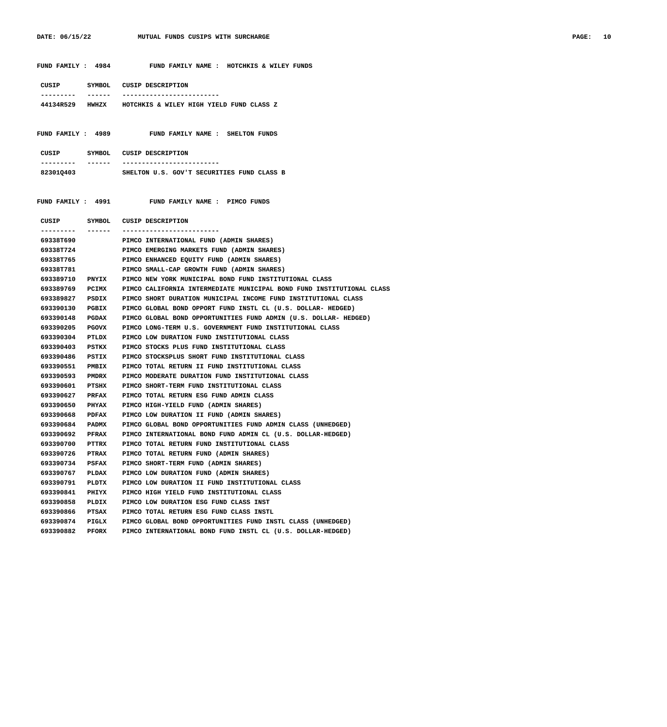**FUND FAMILY : 4984 FUND FAMILY NAME : HOTCHKIS & WILEY FUNDS**

| CUSIP | SYMBOL | CUSIP DESCRIPTION |
|---|---|---|
| 44134R529 | HWHZX | HOTCHKIS & WILEY HIGH YIELD FUND CLASS Z |

**FUND FAMILY : 4989 FUND FAMILY NAME : SHELTON FUNDS**

| CUSIP | SYMBOL | CUSIP DESCRIPTION |
|---|---|---|
| 82301Q403 | | SHELTON U.S. GOV'T SECURITIES FUND CLASS B |

**FUND FAMILY : 4991 FUND FAMILY NAME : PIMCO FUNDS**

| CUSIP | SYMBOL | CUSIP DESCRIPTION |
|---|---|---|
| 69338T690 | | PIMCO INTERNATIONAL FUND (ADMIN SHARES) |
| 69338T724 | | PIMCO EMERGING MARKETS FUND (ADMIN SHARES) |
| 69338T765 | | PIMCO ENHANCED EQUITY FUND (ADMIN SHARES) |
| 69338T781 | | PIMCO SMALL-CAP GROWTH FUND (ADMIN SHARES) |
| 693389710 | PNYIX | PIMCO NEW YORK MUNICIPAL BOND FUND INSTITUTIONAL CLASS |
| 693389769 | PCIMX | PIMCO CALIFORNIA INTERMEDIATE MUNICIPAL BOND FUND INSTITUTIONAL CLASS |
| 693389827 | PSDIX | PIMCO SHORT DURATION MUNICIPAL INCOME FUND INSTITUTIONAL CLASS |
| 693390130 | PGBIX | PIMCO GLOBAL BOND OPPORT FUND INSTL CL (U.S. DOLLAR- HEDGED) |
| 693390148 | PGDAX | PIMCO GLOBAL BOND OPPORTUNITIES FUND ADMIN (U.S. DOLLAR- HEDGED) |
| 693390205 | PGOVX | PIMCO LONG-TERM U.S. GOVERNMENT FUND INSTITUTIONAL CLASS |
| 693390304 | PTLDX | PIMCO LOW DURATION FUND INSTITUTIONAL CLASS |
| 693390403 | PSTKX | PIMCO STOCKS PLUS FUND INSTITUTIONAL CLASS |
| 693390486 | PSTIX | PIMCO STOCKSPLUS SHORT FUND INSTITUTIONAL CLASS |
| 693390551 | PMBIX | PIMCO TOTAL RETURN II FUND INSTITUTIONAL CLASS |
| 693390593 | PMDRX | PIMCO MODERATE DURATION FUND INSTITUTIONAL CLASS |
| 693390601 | PTSHX | PIMCO SHORT-TERM FUND INSTITUTIONAL CLASS |
| 693390627 | PRFAX | PIMCO TOTAL RETURN ESG FUND ADMIN CLASS |
| 693390650 | PHYAX | PIMCO HIGH-YIELD FUND (ADMIN SHARES) |
| 693390668 | PDFAX | PIMCO LOW DURATION II FUND (ADMIN SHARES) |
| 693390684 | PADMX | PIMCO GLOBAL BOND OPPORTUNITIES FUND ADMIN CLASS (UNHEDGED) |
| 693390692 | PFRAX | PIMCO INTERNATIONAL BOND FUND ADMIN CL (U.S. DOLLAR-HEDGED) |
| 693390700 | PTTRX | PIMCO TOTAL RETURN FUND INSTITUTIONAL CLASS |
| 693390726 | PTRAX | PIMCO TOTAL RETURN FUND (ADMIN SHARES) |
| 693390734 | PSFAX | PIMCO SHORT-TERM FUND (ADMIN SHARES) |
| 693390767 | PLDAX | PIMCO LOW DURATION FUND (ADMIN SHARES) |
| 693390791 | PLDTX | PIMCO LOW DURATION II FUND INSTITUTIONAL CLASS |
| 693390841 | PHIYX | PIMCO HIGH YIELD FUND INSTITUTIONAL CLASS |
| 693390858 | PLDIX | PIMCO LOW DURATION ESG FUND CLASS INST |
| 693390866 | PTSAX | PIMCO TOTAL RETURN ESG FUND CLASS INSTL |
| 693390874 | PIGLX | PIMCO GLOBAL BOND OPPORTUNITIES FUND INSTL CLASS (UNHEDGED) |
| 693390882 | PFORX | PIMCO INTERNATIONAL BOND FUND INSTL CL (U.S. DOLLAR-HEDGED) |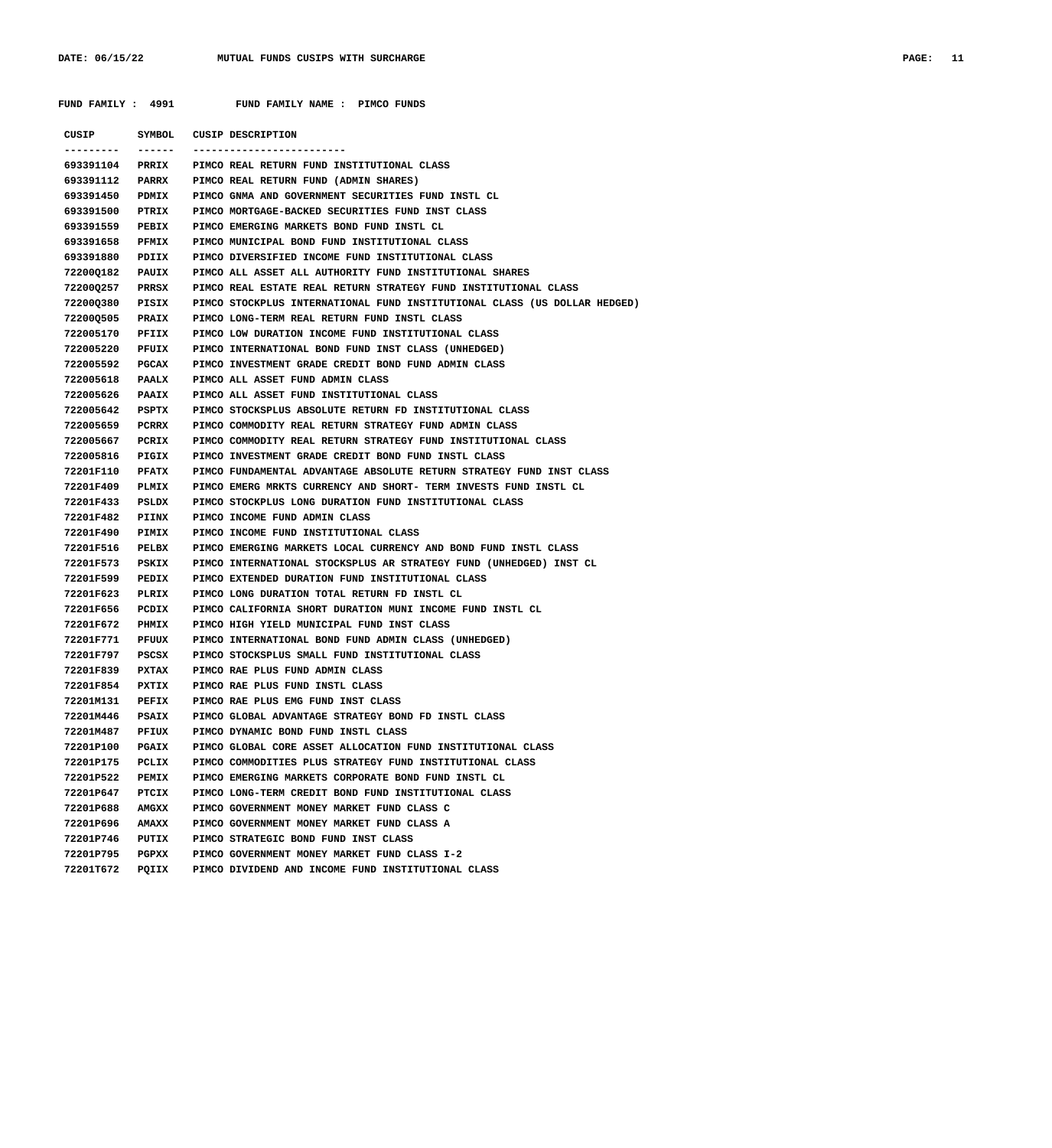FUND FAMILY : 4991          FUND FAMILY NAME : PIMCO FUNDS

| CUSIP | SYMBOL | CUSIP DESCRIPTION |
|---|---|---|
| 693391104 | PRRIX | PIMCO REAL RETURN FUND INSTITUTIONAL CLASS |
| 693391112 | PARRX | PIMCO REAL RETURN FUND (ADMIN SHARES) |
| 693391450 | PDMIX | PIMCO GNMA AND GOVERNMENT SECURITIES FUND INSTL CL |
| 693391500 | PTRIX | PIMCO MORTGAGE-BACKED SECURITIES FUND INST CLASS |
| 693391559 | PEBIX | PIMCO EMERGING MARKETS BOND FUND INSTL CL |
| 693391658 | PFMIX | PIMCO MUNICIPAL BOND FUND INSTITUTIONAL CLASS |
| 693391880 | PDIIX | PIMCO DIVERSIFIED INCOME FUND INSTITUTIONAL CLASS |
| 72200Q182 | PAUIX | PIMCO ALL ASSET ALL AUTHORITY FUND INSTITUTIONAL SHARES |
| 72200Q257 | PRRSX | PIMCO REAL ESTATE REAL RETURN STRATEGY FUND INSTITUTIONAL CLASS |
| 72200Q380 | PISIX | PIMCO STOCKPLUS INTERNATIONAL FUND INSTITUTIONAL CLASS (US DOLLAR HEDGED) |
| 72200Q505 | PRAIX | PIMCO LONG-TERM REAL RETURN FUND INSTL CLASS |
| 722005170 | PFIIX | PIMCO LOW DURATION INCOME FUND INSTITUTIONAL CLASS |
| 722005220 | PFUIX | PIMCO INTERNATIONAL BOND FUND INST CLASS (UNHEDGED) |
| 722005592 | PGCAX | PIMCO INVESTMENT GRADE CREDIT BOND FUND ADMIN CLASS |
| 722005618 | PAALX | PIMCO ALL ASSET FUND ADMIN CLASS |
| 722005626 | PAAIX | PIMCO ALL ASSET FUND INSTITUTIONAL CLASS |
| 722005642 | PSPTX | PIMCO STOCKSPLUS ABSOLUTE RETURN FD INSTITUTIONAL CLASS |
| 722005659 | PCRRX | PIMCO COMMODITY REAL RETURN STRATEGY FUND ADMIN CLASS |
| 722005667 | PCRIX | PIMCO COMMODITY REAL RETURN STRATEGY FUND INSTITUTIONAL CLASS |
| 722005816 | PIGIX | PIMCO INVESTMENT GRADE CREDIT BOND FUND INSTL CLASS |
| 72201F110 | PFATX | PIMCO FUNDAMENTAL ADVANTAGE ABSOLUTE RETURN STRATEGY FUND INST CLASS |
| 72201F409 | PLMIX | PIMCO EMERG MRKTS CURRENCY AND SHORT- TERM INVESTS FUND INSTL CL |
| 72201F433 | PSLDX | PIMCO STOCKPLUS LONG DURATION FUND INSTITUTIONAL CLASS |
| 72201F482 | PIINX | PIMCO INCOME FUND ADMIN CLASS |
| 72201F490 | PIMIX | PIMCO INCOME FUND INSTITUTIONAL CLASS |
| 72201F516 | PELBX | PIMCO EMERGING MARKETS LOCAL CURRENCY AND BOND FUND INSTL CLASS |
| 72201F573 | PSKIX | PIMCO INTERNATIONAL STOCKSPLUS AR STRATEGY FUND (UNHEDGED) INST CL |
| 72201F599 | PEDIX | PIMCO EXTENDED DURATION FUND INSTITUTIONAL CLASS |
| 72201F623 | PLRIX | PIMCO LONG DURATION TOTAL RETURN FD INSTL CL |
| 72201F656 | PCDIX | PIMCO CALIFORNIA SHORT DURATION MUNI INCOME FUND INSTL CL |
| 72201F672 | PHMIX | PIMCO HIGH YIELD MUNICIPAL FUND INST CLASS |
| 72201F771 | PFUUX | PIMCO INTERNATIONAL BOND FUND ADMIN CLASS (UNHEDGED) |
| 72201F797 | PSCSX | PIMCO STOCKSPLUS SMALL FUND INSTITUTIONAL CLASS |
| 72201F839 | PXTAX | PIMCO RAE PLUS FUND ADMIN CLASS |
| 72201F854 | PXTIX | PIMCO RAE PLUS FUND INSTL CLASS |
| 72201M131 | PEFIX | PIMCO RAE PLUS EMG FUND INST CLASS |
| 72201M446 | PSAIX | PIMCO GLOBAL ADVANTAGE STRATEGY BOND FD INSTL CLASS |
| 72201M487 | PFIUX | PIMCO DYNAMIC BOND FUND INSTL CLASS |
| 72201P100 | PGAIX | PIMCO GLOBAL CORE ASSET ALLOCATION FUND INSTITUTIONAL CLASS |
| 72201P175 | PCLIX | PIMCO COMMODITIES PLUS STRATEGY FUND INSTITUTIONAL CLASS |
| 72201P522 | PEMIX | PIMCO EMERGING MARKETS CORPORATE BOND FUND INSTL CL |
| 72201P647 | PTCIX | PIMCO LONG-TERM CREDIT BOND FUND INSTITUTIONAL CLASS |
| 72201P688 | AMGXX | PIMCO GOVERNMENT MONEY MARKET FUND CLASS C |
| 72201P696 | AMAXX | PIMCO GOVERNMENT MONEY MARKET FUND CLASS A |
| 72201P746 | PUTIX | PIMCO STRATEGIC BOND FUND INST CLASS |
| 72201P795 | PGPXX | PIMCO GOVERNMENT MONEY MARKET FUND CLASS I-2 |
| 72201T672 | PQIIX | PIMCO DIVIDEND AND INCOME FUND INSTITUTIONAL CLASS |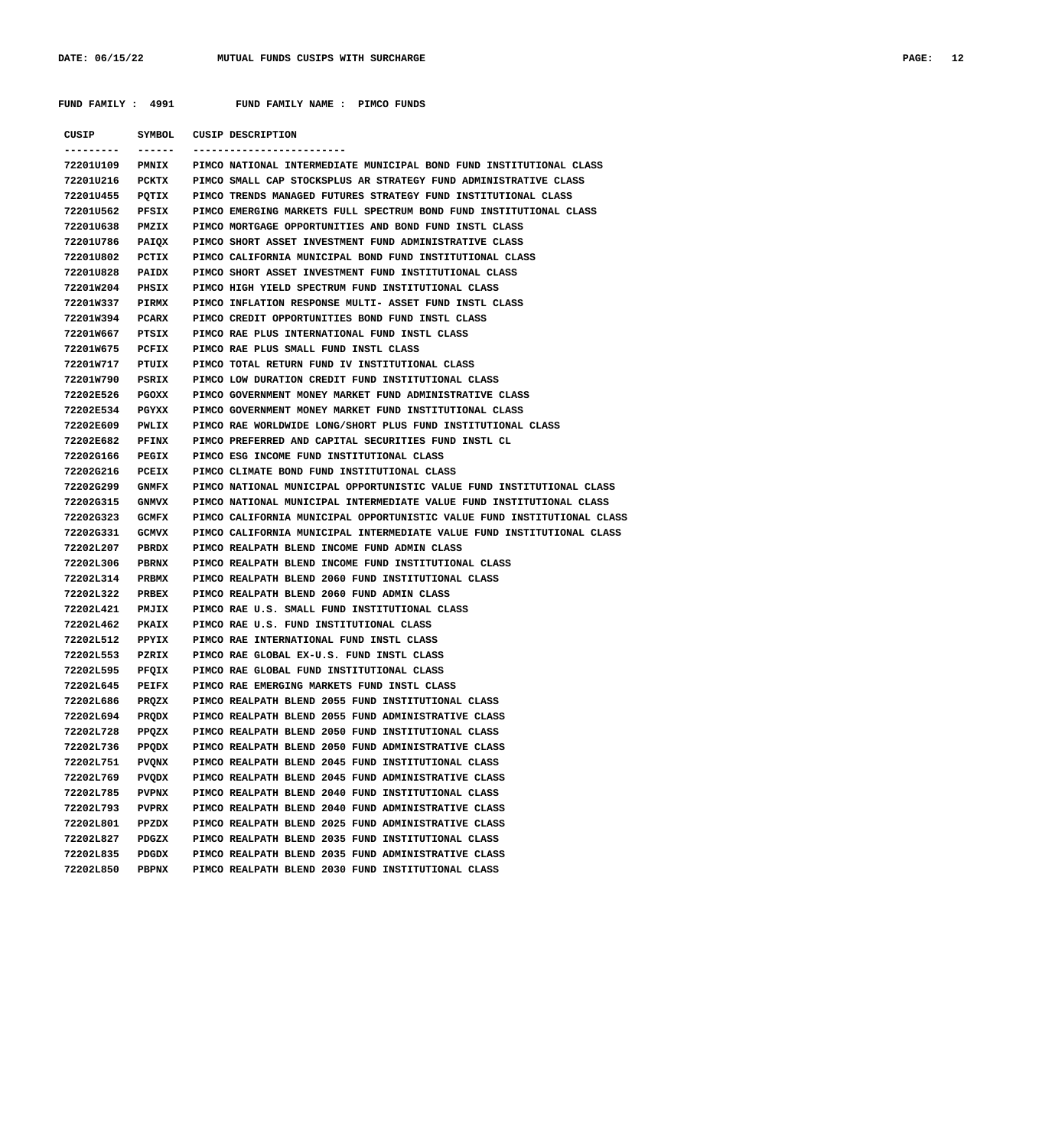FUND FAMILY : 4991 FUND FAMILY NAME : PIMCO FUNDS

| CUSIP | SYMBOL | CUSIP DESCRIPTION |
|---|---|---|
| 72201U109 | PMNIX | PIMCO NATIONAL INTERMEDIATE MUNICIPAL BOND FUND INSTITUTIONAL CLASS |
| 72201U216 | PCKTX | PIMCO SMALL CAP STOCKSPLUS AR STRATEGY FUND ADMINISTRATIVE CLASS |
| 72201U455 | PQTIX | PIMCO TRENDS MANAGED FUTURES STRATEGY FUND INSTITUTIONAL CLASS |
| 72201U562 | PFSIX | PIMCO EMERGING MARKETS FULL SPECTRUM BOND FUND INSTITUTIONAL CLASS |
| 72201U638 | PMZIX | PIMCO MORTGAGE OPPORTUNITIES AND BOND FUND INSTL CLASS |
| 72201U786 | PAIQX | PIMCO SHORT ASSET INVESTMENT FUND ADMINISTRATIVE CLASS |
| 72201U802 | PCTIX | PIMCO CALIFORNIA MUNICIPAL BOND FUND INSTITUTIONAL CLASS |
| 72201U828 | PAIDX | PIMCO SHORT ASSET INVESTMENT FUND INSTITUTIONAL CLASS |
| 72201W204 | PHSIX | PIMCO HIGH YIELD SPECTRUM FUND INSTITUTIONAL CLASS |
| 72201W337 | PIRMX | PIMCO INFLATION RESPONSE MULTI- ASSET FUND INSTL CLASS |
| 72201W394 | PCARX | PIMCO CREDIT OPPORTUNITIES BOND FUND INSTL CLASS |
| 72201W667 | PTSIX | PIMCO RAE PLUS INTERNATIONAL FUND INSTL CLASS |
| 72201W675 | PCFIX | PIMCO RAE PLUS SMALL FUND INSTL CLASS |
| 72201W717 | PTUIX | PIMCO TOTAL RETURN FUND IV INSTITUTIONAL CLASS |
| 72201W790 | PSRIX | PIMCO LOW DURATION CREDIT FUND INSTITUTIONAL CLASS |
| 72202E526 | PGOXX | PIMCO GOVERNMENT MONEY MARKET FUND ADMINISTRATIVE CLASS |
| 72202E534 | PGYXX | PIMCO GOVERNMENT MONEY MARKET FUND INSTITUTIONAL CLASS |
| 72202E609 | PWLIX | PIMCO RAE WORLDWIDE LONG/SHORT PLUS FUND INSTITUTIONAL CLASS |
| 72202E682 | PFINX | PIMCO PREFERRED AND CAPITAL SECURITIES FUND INSTL CL |
| 72202G166 | PEGIX | PIMCO ESG INCOME FUND INSTITUTIONAL CLASS |
| 72202G216 | PCEIX | PIMCO CLIMATE BOND FUND INSTITUTIONAL CLASS |
| 72202G299 | GNMFX | PIMCO NATIONAL MUNICIPAL OPPORTUNISTIC VALUE FUND INSTITUTIONAL CLASS |
| 72202G315 | GNMVX | PIMCO NATIONAL MUNICIPAL INTERMEDIATE VALUE FUND INSTITUTIONAL CLASS |
| 72202G323 | GCMFX | PIMCO CALIFORNIA MUNICIPAL OPPORTUNISTIC VALUE FUND INSTITUTIONAL CLASS |
| 72202G331 | GCMVX | PIMCO CALIFORNIA MUNICIPAL INTERMEDIATE VALUE FUND INSTITUTIONAL CLASS |
| 72202L207 | PBRDX | PIMCO REALPATH BLEND INCOME FUND ADMIN CLASS |
| 72202L306 | PBRNX | PIMCO REALPATH BLEND INCOME FUND INSTITUTIONAL CLASS |
| 72202L314 | PRBMX | PIMCO REALPATH BLEND 2060 FUND INSTITUTIONAL CLASS |
| 72202L322 | PRBEX | PIMCO REALPATH BLEND 2060 FUND ADMIN CLASS |
| 72202L421 | PMJIX | PIMCO RAE U.S. SMALL FUND INSTITUTIONAL CLASS |
| 72202L462 | PKAIX | PIMCO RAE U.S. FUND INSTITUTIONAL CLASS |
| 72202L512 | PPYIX | PIMCO RAE INTERNATIONAL FUND INSTL CLASS |
| 72202L553 | PZRIX | PIMCO RAE GLOBAL EX-U.S. FUND INSTL CLASS |
| 72202L595 | PFQIX | PIMCO RAE GLOBAL FUND INSTITUTIONAL CLASS |
| 72202L645 | PEIFX | PIMCO RAE EMERGING MARKETS FUND INSTL CLASS |
| 72202L686 | PRQZX | PIMCO REALPATH BLEND 2055 FUND INSTITUTIONAL CLASS |
| 72202L694 | PRQDX | PIMCO REALPATH BLEND 2055 FUND ADMINISTRATIVE CLASS |
| 72202L728 | PPQZX | PIMCO REALPATH BLEND 2050 FUND INSTITUTIONAL CLASS |
| 72202L736 | PPQDX | PIMCO REALPATH BLEND 2050 FUND ADMINISTRATIVE CLASS |
| 72202L751 | PVQNX | PIMCO REALPATH BLEND 2045 FUND INSTITUTIONAL CLASS |
| 72202L769 | PVQDX | PIMCO REALPATH BLEND 2045 FUND ADMINISTRATIVE CLASS |
| 72202L785 | PVPNX | PIMCO REALPATH BLEND 2040 FUND INSTITUTIONAL CLASS |
| 72202L793 | PVPRX | PIMCO REALPATH BLEND 2040 FUND ADMINISTRATIVE CLASS |
| 72202L801 | PPZDX | PIMCO REALPATH BLEND 2025 FUND ADMINISTRATIVE CLASS |
| 72202L827 | PDGZX | PIMCO REALPATH BLEND 2035 FUND INSTITUTIONAL CLASS |
| 72202L835 | PDGDX | PIMCO REALPATH BLEND 2035 FUND ADMINISTRATIVE CLASS |
| 72202L850 | PBPNX | PIMCO REALPATH BLEND 2030 FUND INSTITUTIONAL CLASS |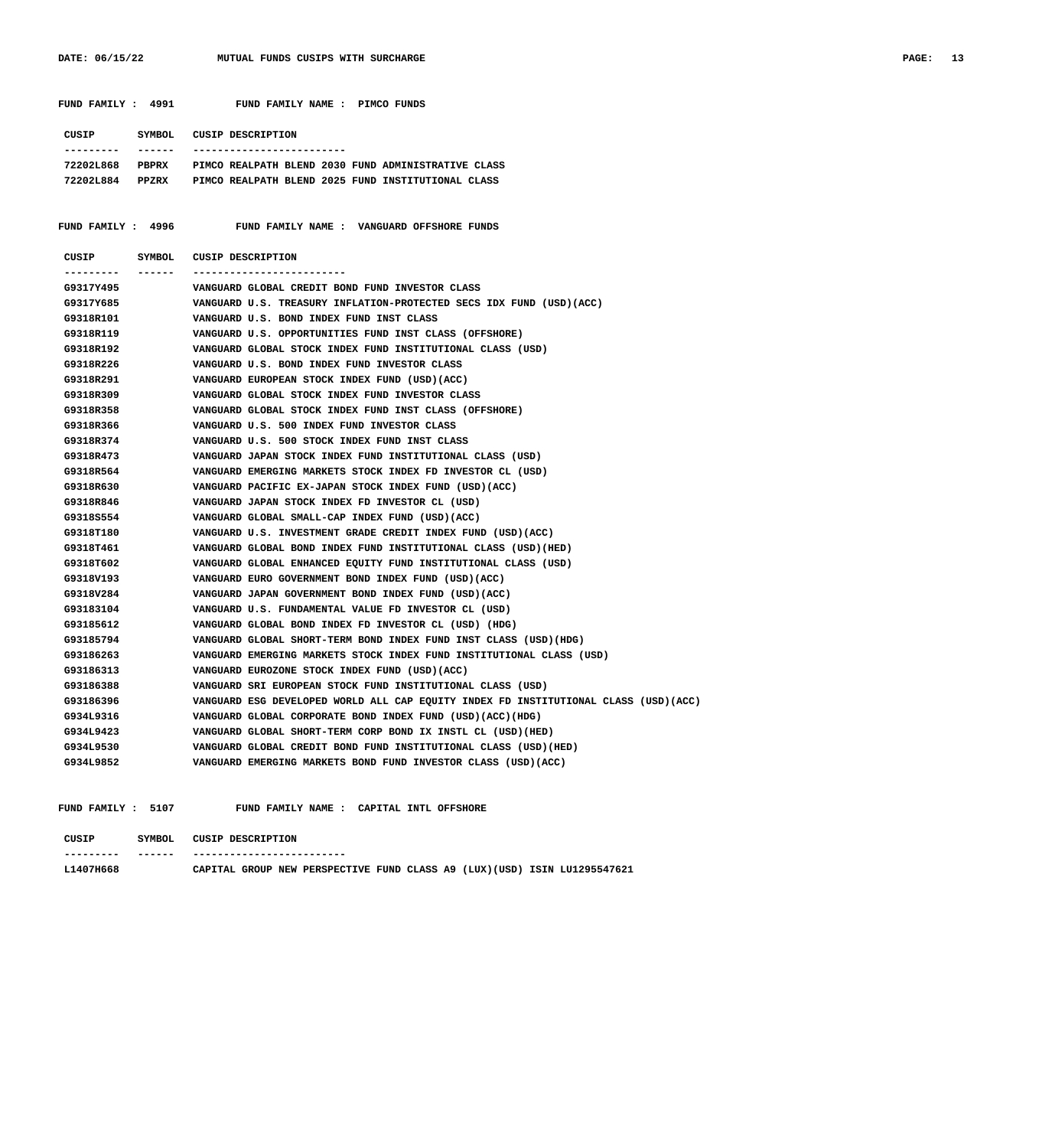**FUND FAMILY : 4991 FUND FAMILY NAME : PIMCO FUNDS**

| CUSIP | SYMBOL | CUSIP DESCRIPTION |
| --- | --- | --- |
| 72202L868 | PBPRX | PIMCO REALPATH BLEND 2030 FUND ADMINISTRATIVE CLASS |
| 72202L884 | PPZRX | PIMCO REALPATH BLEND 2025 FUND INSTITUTIONAL CLASS |

**FUND FAMILY : 4996 FUND FAMILY NAME : VANGUARD OFFSHORE FUNDS**

| CUSIP | SYMBOL | CUSIP DESCRIPTION |
| --- | --- | --- |
| G9317Y495 | | VANGUARD GLOBAL CREDIT BOND FUND INVESTOR CLASS |
| G9317Y685 | | VANGUARD U.S. TREASURY INFLATION-PROTECTED SECS IDX FUND (USD)(ACC) |
| G9318R101 | | VANGUARD U.S. BOND INDEX FUND INST CLASS |
| G9318R119 | | VANGUARD U.S. OPPORTUNITIES FUND INST CLASS (OFFSHORE) |
| G9318R192 | | VANGUARD GLOBAL STOCK INDEX FUND INSTITUTIONAL CLASS (USD) |
| G9318R226 | | VANGUARD U.S. BOND INDEX FUND INVESTOR CLASS |
| G9318R291 | | VANGUARD EUROPEAN STOCK INDEX FUND (USD)(ACC) |
| G9318R309 | | VANGUARD GLOBAL STOCK INDEX FUND INVESTOR CLASS |
| G9318R358 | | VANGUARD GLOBAL STOCK INDEX FUND INST CLASS (OFFSHORE) |
| G9318R366 | | VANGUARD U.S. 500 INDEX FUND INVESTOR CLASS |
| G9318R374 | | VANGUARD U.S. 500 STOCK INDEX FUND INST CLASS |
| G9318R473 | | VANGUARD JAPAN STOCK INDEX FUND INSTITUTIONAL CLASS (USD) |
| G9318R564 | | VANGUARD EMERGING MARKETS STOCK INDEX FD INVESTOR CL (USD) |
| G9318R630 | | VANGUARD PACIFIC EX-JAPAN STOCK INDEX FUND (USD)(ACC) |
| G9318R846 | | VANGUARD JAPAN STOCK INDEX FD INVESTOR CL (USD) |
| G9318S554 | | VANGUARD GLOBAL SMALL-CAP INDEX FUND (USD)(ACC) |
| G9318T180 | | VANGUARD U.S. INVESTMENT GRADE CREDIT INDEX FUND (USD)(ACC) |
| G9318T461 | | VANGUARD GLOBAL BOND INDEX FUND INSTITUTIONAL CLASS (USD)(HED) |
| G9318T602 | | VANGUARD GLOBAL ENHANCED EQUITY FUND INSTITUTIONAL CLASS (USD) |
| G9318V193 | | VANGUARD EURO GOVERNMENT BOND INDEX FUND (USD)(ACC) |
| G9318V284 | | VANGUARD JAPAN GOVERNMENT BOND INDEX FUND (USD)(ACC) |
| G93183104 | | VANGUARD U.S. FUNDAMENTAL VALUE FD INVESTOR CL (USD) |
| G93185612 | | VANGUARD GLOBAL BOND INDEX FD INVESTOR CL (USD) (HDG) |
| G93185794 | | VANGUARD GLOBAL SHORT-TERM BOND INDEX FUND INST CLASS (USD)(HDG) |
| G93186263 | | VANGUARD EMERGING MARKETS STOCK INDEX FUND INSTITUTIONAL CLASS (USD) |
| G93186313 | | VANGUARD EUROZONE STOCK INDEX FUND (USD)(ACC) |
| G93186388 | | VANGUARD SRI EUROPEAN STOCK FUND INSTITUTIONAL CLASS (USD) |
| G93186396 | | VANGUARD ESG DEVELOPED WORLD ALL CAP EQUITY INDEX FD INSTITUTIONAL CLASS (USD)(ACC) |
| G934L9316 | | VANGUARD GLOBAL CORPORATE BOND INDEX FUND (USD)(ACC)(HDG) |
| G934L9423 | | VANGUARD GLOBAL SHORT-TERM CORP BOND IX INSTL CL (USD)(HED) |
| G934L9530 | | VANGUARD GLOBAL CREDIT BOND FUND INSTITUTIONAL CLASS (USD)(HED) |
| G934L9852 | | VANGUARD EMERGING MARKETS BOND FUND INVESTOR CLASS (USD)(ACC) |

**FUND FAMILY : 5107 FUND FAMILY NAME : CAPITAL INTL OFFSHORE**

| CUSIP | SYMBOL | CUSIP DESCRIPTION |
| --- | --- | --- |
| L1407H668 | | CAPITAL GROUP NEW PERSPECTIVE FUND CLASS A9 (LUX)(USD) ISIN LU1295547621 |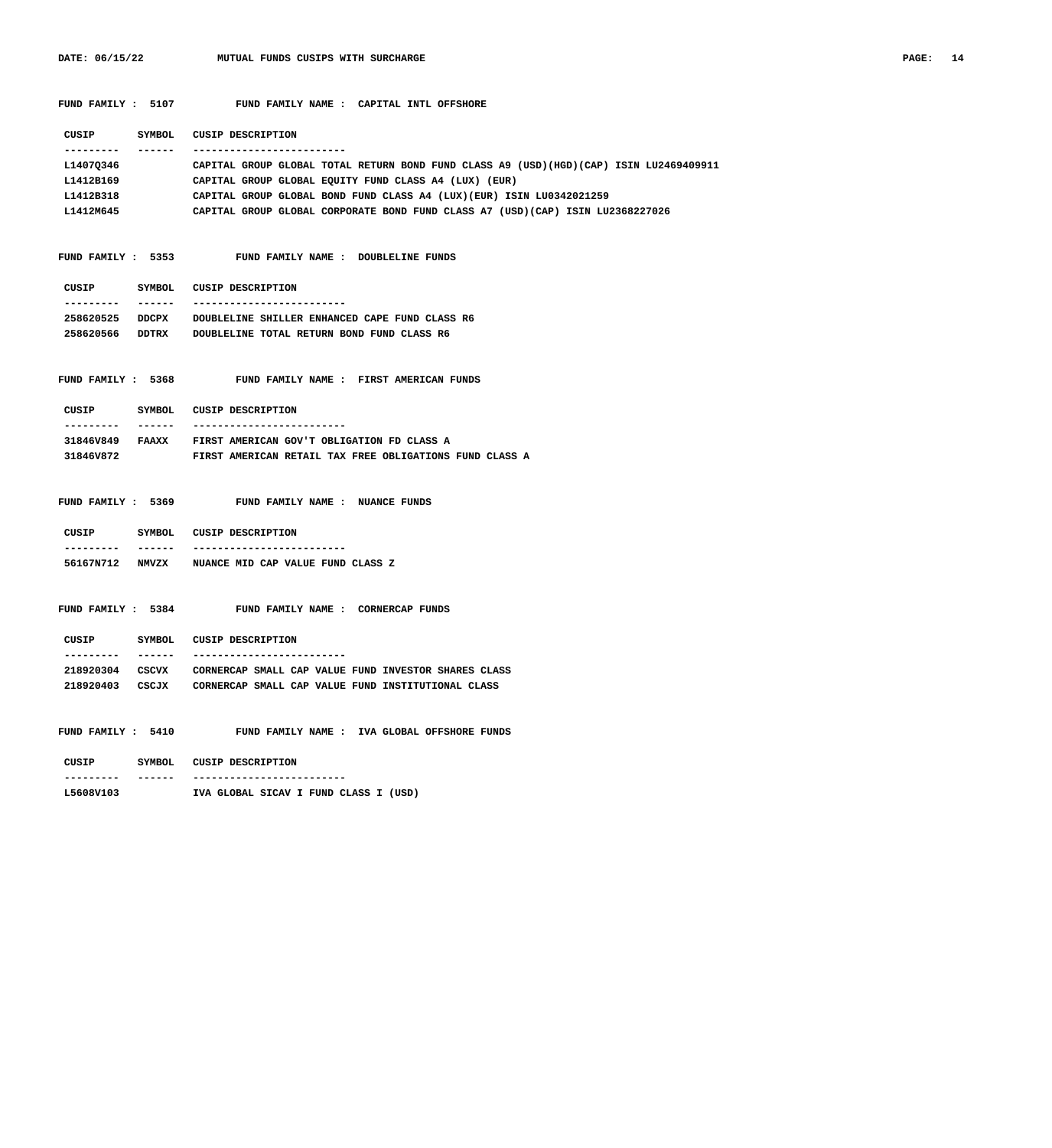**FUND FAMILY : 5107 FUND FAMILY NAME : CAPITAL INTL OFFSHORE**

| CUSIP | SYMBOL | CUSIP DESCRIPTION |
|---|---|---|
| L1407Q346 | | CAPITAL GROUP GLOBAL TOTAL RETURN BOND FUND CLASS A9 (USD)(HGD)(CAP) ISIN LU2469409911 |
| L1412B169 | | CAPITAL GROUP GLOBAL EQUITY FUND CLASS A4 (LUX) (EUR) |
| L1412B318 | | CAPITAL GROUP GLOBAL BOND FUND CLASS A4 (LUX)(EUR) ISIN LU0342021259 |
| L1412M645 | | CAPITAL GROUP GLOBAL CORPORATE BOND FUND CLASS A7 (USD)(CAP) ISIN LU2368227026 |

**FUND FAMILY : 5353 FUND FAMILY NAME : DOUBLELINE FUNDS**

| CUSIP | SYMBOL | CUSIP DESCRIPTION |
|---|---|---|
| 258620525 | DDCPX | DOUBLELINE SHILLER ENHANCED CAPE FUND CLASS R6 |
| 258620566 | DDTRX | DOUBLELINE TOTAL RETURN BOND FUND CLASS R6 |

**FUND FAMILY : 5368 FUND FAMILY NAME : FIRST AMERICAN FUNDS**

| CUSIP | SYMBOL | CUSIP DESCRIPTION |
|---|---|---|
| 31846V849 | FAAXX | FIRST AMERICAN GOV'T OBLIGATION FD CLASS A |
| 31846V872 | | FIRST AMERICAN RETAIL TAX FREE OBLIGATIONS FUND CLASS A |

**FUND FAMILY : 5369 FUND FAMILY NAME : NUANCE FUNDS**

| CUSIP | SYMBOL | CUSIP DESCRIPTION |
|---|---|---|
| 56167N712 | NMVZX | NUANCE MID CAP VALUE FUND CLASS Z |

**FUND FAMILY : 5384 FUND FAMILY NAME : CORNERCAP FUNDS**

| CUSIP | SYMBOL | CUSIP DESCRIPTION |
|---|---|---|
| 218920304 | CSCVX | CORNERCAP SMALL CAP VALUE FUND INVESTOR SHARES CLASS |
| 218920403 | CSCJX | CORNERCAP SMALL CAP VALUE FUND INSTITUTIONAL CLASS |

**FUND FAMILY : 5410 FUND FAMILY NAME : IVA GLOBAL OFFSHORE FUNDS**

| CUSIP | SYMBOL | CUSIP DESCRIPTION |
|---|---|---|
| L5608V103 | | IVA GLOBAL SICAV I FUND CLASS I (USD) |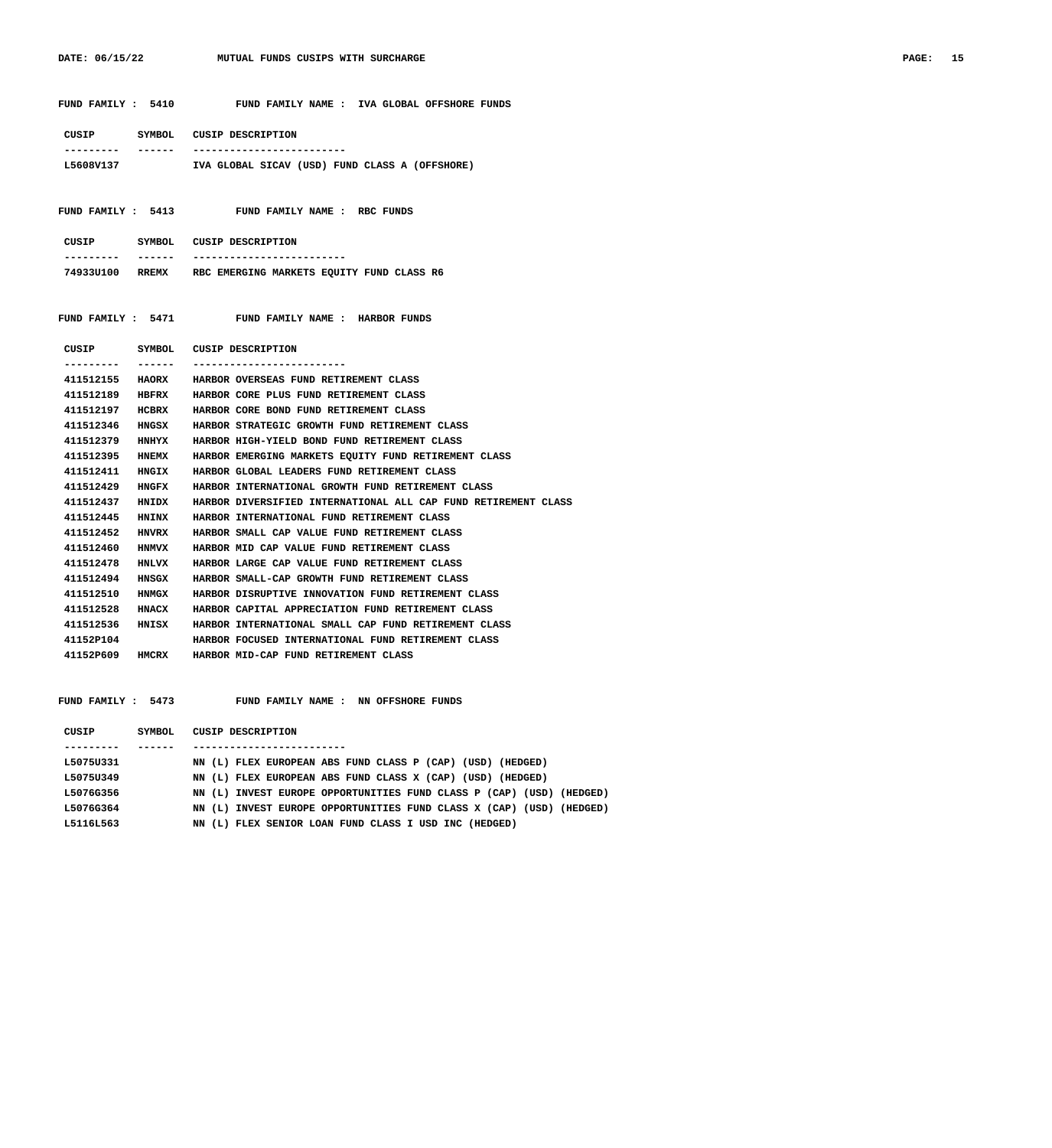**FUND FAMILY : 5410 FUND FAMILY NAME : IVA GLOBAL OFFSHORE FUNDS**

| CUSIP | SYMBOL | CUSIP DESCRIPTION |
|---|---|---|
| L5608V137 | | IVA GLOBAL SICAV (USD) FUND CLASS A (OFFSHORE) |

**FUND FAMILY : 5413 FUND FAMILY NAME : RBC FUNDS**

| CUSIP | SYMBOL | CUSIP DESCRIPTION |
|---|---|---|
| 74933U100 | RREMX | RBC EMERGING MARKETS EQUITY FUND CLASS R6 |

**FUND FAMILY : 5471 FUND FAMILY NAME : HARBOR FUNDS**

| CUSIP | SYMBOL | CUSIP DESCRIPTION |
|---|---|---|
| 411512155 | HAORX | HARBOR OVERSEAS FUND RETIREMENT CLASS |
| 411512189 | HBFRX | HARBOR CORE PLUS FUND RETIREMENT CLASS |
| 411512197 | HCBRX | HARBOR CORE BOND FUND RETIREMENT CLASS |
| 411512346 | HNGSX | HARBOR STRATEGIC GROWTH FUND RETIREMENT CLASS |
| 411512379 | HNHYX | HARBOR HIGH-YIELD BOND FUND RETIREMENT CLASS |
| 411512395 | HNEMX | HARBOR EMERGING MARKETS EQUITY FUND RETIREMENT CLASS |
| 411512411 | HNGIX | HARBOR GLOBAL LEADERS FUND RETIREMENT CLASS |
| 411512429 | HNGFX | HARBOR INTERNATIONAL GROWTH FUND RETIREMENT CLASS |
| 411512437 | HNIDX | HARBOR DIVERSIFIED INTERNATIONAL ALL CAP FUND RETIREMENT CLASS |
| 411512445 | HNINX | HARBOR INTERNATIONAL FUND RETIREMENT CLASS |
| 411512452 | HNVRX | HARBOR SMALL CAP VALUE FUND RETIREMENT CLASS |
| 411512460 | HNMVX | HARBOR MID CAP VALUE FUND RETIREMENT CLASS |
| 411512478 | HNLVX | HARBOR LARGE CAP VALUE FUND RETIREMENT CLASS |
| 411512494 | HNSGX | HARBOR SMALL-CAP GROWTH FUND RETIREMENT CLASS |
| 411512510 | HNMGX | HARBOR DISRUPTIVE INNOVATION FUND RETIREMENT CLASS |
| 411512528 | HNACX | HARBOR CAPITAL APPRECIATION FUND RETIREMENT CLASS |
| 411512536 | HNISX | HARBOR INTERNATIONAL SMALL CAP FUND RETIREMENT CLASS |
| 41152P104 | | HARBOR FOCUSED INTERNATIONAL FUND RETIREMENT CLASS |
| 41152P609 | HMCRX | HARBOR MID-CAP FUND RETIREMENT CLASS |

**FUND FAMILY : 5473 FUND FAMILY NAME : NN OFFSHORE FUNDS**

| CUSIP | SYMBOL | CUSIP DESCRIPTION |
|---|---|---|
| L5075U331 | | NN (L) FLEX EUROPEAN ABS FUND CLASS P (CAP) (USD) (HEDGED) |
| L5075U349 | | NN (L) FLEX EUROPEAN ABS FUND CLASS X (CAP) (USD) (HEDGED) |
| L5076G356 | | NN (L) INVEST EUROPE OPPORTUNITIES FUND CLASS P (CAP) (USD) (HEDGED) |
| L5076G364 | | NN (L) INVEST EUROPE OPPORTUNITIES FUND CLASS X (CAP) (USD) (HEDGED) |
| L5116L563 | | NN (L) FLEX SENIOR LOAN FUND CLASS I USD INC (HEDGED) |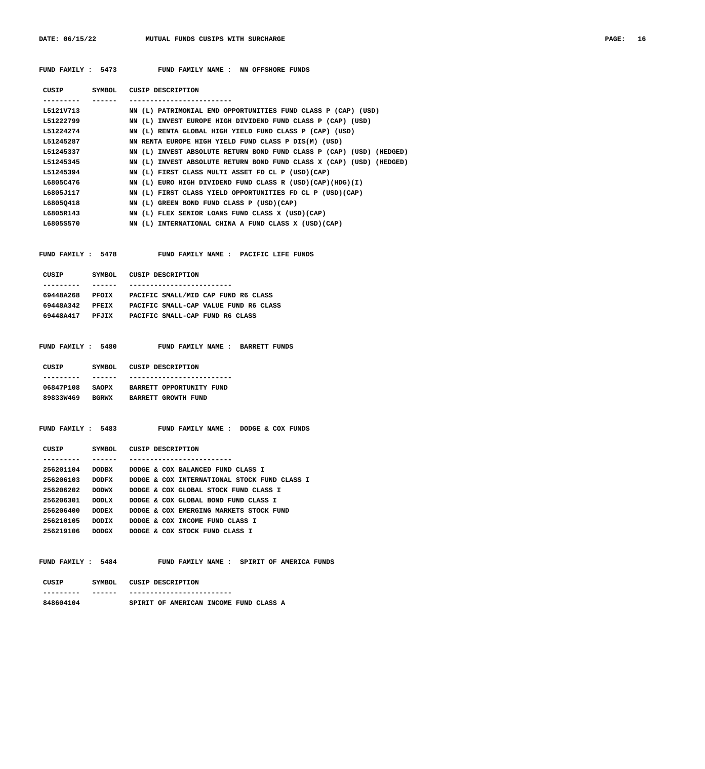**FUND FAMILY : 5473 FUND FAMILY NAME : NN OFFSHORE FUNDS**

| CUSIP | SYMBOL | CUSIP DESCRIPTION |
|---|---|---|
| L5121V713 | | NN (L) PATRIMONIAL EMD OPPORTUNITIES FUND CLASS P (CAP) (USD) |
| L51222799 | | NN (L) INVEST EUROPE HIGH DIVIDEND FUND CLASS P (CAP) (USD) |
| L51224274 | | NN (L) RENTA GLOBAL HIGH YIELD FUND CLASS P (CAP) (USD) |
| L51245287 | | NN RENTA EUROPE HIGH YIELD FUND CLASS P DIS(M) (USD) |
| L51245337 | | NN (L) INVEST ABSOLUTE RETURN BOND FUND CLASS P (CAP) (USD) (HEDGED) |
| L51245345 | | NN (L) INVEST ABSOLUTE RETURN BOND FUND CLASS X (CAP) (USD) (HEDGED) |
| L51245394 | | NN (L) FIRST CLASS MULTI ASSET FD CL P (USD)(CAP) |
| L6805C476 | | NN (L) EURO HIGH DIVIDEND FUND CLASS R (USD)(CAP)(HDG)(I) |
| L6805J117 | | NN (L) FIRST CLASS YIELD OPPORTUNITIES FD CL P (USD)(CAP) |
| L6805Q418 | | NN (L) GREEN BOND FUND CLASS P (USD)(CAP) |
| L6805R143 | | NN (L) FLEX SENIOR LOANS FUND CLASS X (USD)(CAP) |
| L6805S570 | | NN (L) INTERNATIONAL CHINA A FUND CLASS X (USD)(CAP) |

**FUND FAMILY : 5478 FUND FAMILY NAME : PACIFIC LIFE FUNDS**

| CUSIP | SYMBOL | CUSIP DESCRIPTION |
|---|---|---|
| 69448A268 | PFOIX | PACIFIC SMALL/MID CAP FUND R6 CLASS |
| 69448A342 | PFEIX | PACIFIC SMALL-CAP VALUE FUND R6 CLASS |
| 69448A417 | PFJIX | PACIFIC SMALL-CAP FUND R6 CLASS |

**FUND FAMILY : 5480 FUND FAMILY NAME : BARRETT FUNDS**

| CUSIP | SYMBOL | CUSIP DESCRIPTION |
|---|---|---|
| 06847P108 | SAOPX | BARRETT OPPORTUNITY FUND |
| 89833W469 | BGRWX | BARRETT GROWTH FUND |

**FUND FAMILY : 5483 FUND FAMILY NAME : DODGE & COX FUNDS**

| CUSIP | SYMBOL | CUSIP DESCRIPTION |
|---|---|---|
| 256201104 | DODBX | DODGE & COX BALANCED FUND CLASS I |
| 256206103 | DODFX | DODGE & COX INTERNATIONAL STOCK FUND CLASS I |
| 256206202 | DODWX | DODGE & COX GLOBAL STOCK FUND CLASS I |
| 256206301 | DODLX | DODGE & COX GLOBAL BOND FUND CLASS I |
| 256206400 | DODEX | DODGE & COX EMERGING MARKETS STOCK FUND |
| 256210105 | DODIX | DODGE & COX INCOME FUND CLASS I |
| 256219106 | DODGX | DODGE & COX STOCK FUND CLASS I |

**FUND FAMILY : 5484 FUND FAMILY NAME : SPIRIT OF AMERICA FUNDS**

| CUSIP | SYMBOL | CUSIP DESCRIPTION |
|---|---|---|
| 848604104 | | SPIRIT OF AMERICAN INCOME FUND CLASS A |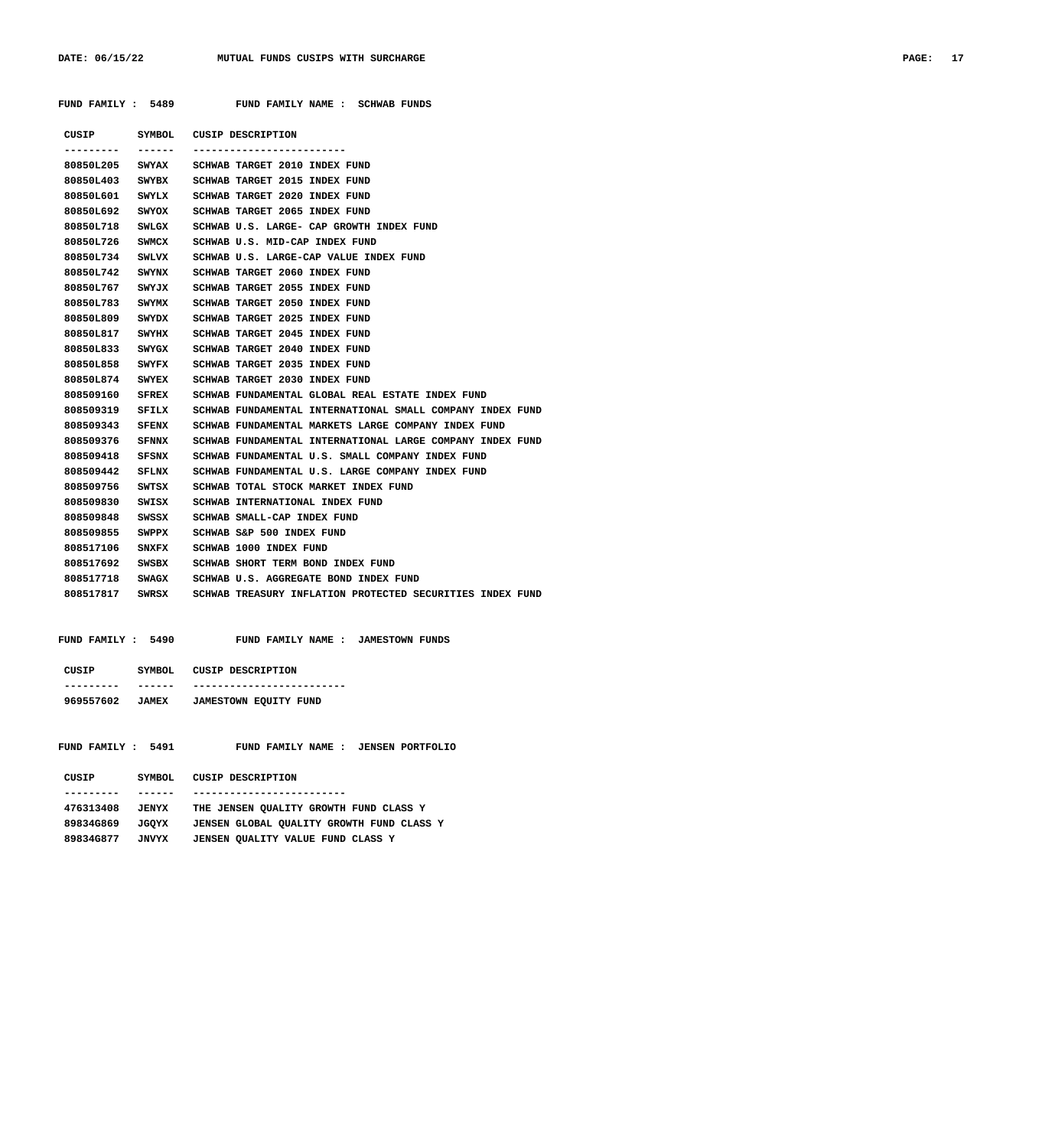FUND FAMILY : 5489 FUND FAMILY NAME : SCHWAB FUNDS

| CUSIP | SYMBOL | CUSIP DESCRIPTION |
|---|---|---|
| 80850L205 | SWYAX | SCHWAB TARGET 2010 INDEX FUND |
| 80850L403 | SWYBX | SCHWAB TARGET 2015 INDEX FUND |
| 80850L601 | SWYLX | SCHWAB TARGET 2020 INDEX FUND |
| 80850L692 | SWYOX | SCHWAB TARGET 2065 INDEX FUND |
| 80850L718 | SWLGX | SCHWAB U.S. LARGE- CAP GROWTH INDEX FUND |
| 80850L726 | SWMCX | SCHWAB U.S. MID-CAP INDEX FUND |
| 80850L734 | SWLVX | SCHWAB U.S. LARGE-CAP VALUE INDEX FUND |
| 80850L742 | SWYNX | SCHWAB TARGET 2060 INDEX FUND |
| 80850L767 | SWYJX | SCHWAB TARGET 2055 INDEX FUND |
| 80850L783 | SWYMX | SCHWAB TARGET 2050 INDEX FUND |
| 80850L809 | SWYDX | SCHWAB TARGET 2025 INDEX FUND |
| 80850L817 | SWYHX | SCHWAB TARGET 2045 INDEX FUND |
| 80850L833 | SWYGX | SCHWAB TARGET 2040 INDEX FUND |
| 80850L858 | SWYFX | SCHWAB TARGET 2035 INDEX FUND |
| 80850L874 | SWYEX | SCHWAB TARGET 2030 INDEX FUND |
| 808509160 | SFREX | SCHWAB FUNDAMENTAL GLOBAL REAL ESTATE INDEX FUND |
| 808509319 | SFILX | SCHWAB FUNDAMENTAL INTERNATIONAL SMALL COMPANY INDEX FUND |
| 808509343 | SFENX | SCHWAB FUNDAMENTAL MARKETS LARGE COMPANY INDEX FUND |
| 808509376 | SFNNX | SCHWAB FUNDAMENTAL INTERNATIONAL LARGE COMPANY INDEX FUND |
| 808509418 | SFSNX | SCHWAB FUNDAMENTAL U.S. SMALL COMPANY INDEX FUND |
| 808509442 | SFLNX | SCHWAB FUNDAMENTAL U.S. LARGE COMPANY INDEX FUND |
| 808509756 | SWTSX | SCHWAB TOTAL STOCK MARKET INDEX FUND |
| 808509830 | SWISX | SCHWAB INTERNATIONAL INDEX FUND |
| 808509848 | SWSSX | SCHWAB SMALL-CAP INDEX FUND |
| 808509855 | SWPPX | SCHWAB S&P 500 INDEX FUND |
| 808517106 | SNXFX | SCHWAB 1000 INDEX FUND |
| 808517692 | SWSBX | SCHWAB SHORT TERM BOND INDEX FUND |
| 808517718 | SWAGX | SCHWAB U.S. AGGREGATE BOND INDEX FUND |
| 808517817 | SWRSX | SCHWAB TREASURY INFLATION PROTECTED SECURITIES INDEX FUND |

FUND FAMILY : 5490 FUND FAMILY NAME : JAMESTOWN FUNDS

| CUSIP | SYMBOL | CUSIP DESCRIPTION |
|---|---|---|
| 969557602 | JAMEX | JAMESTOWN EQUITY FUND |

FUND FAMILY : 5491 FUND FAMILY NAME : JENSEN PORTFOLIO

| CUSIP | SYMBOL | CUSIP DESCRIPTION |
|---|---|---|
| 476313408 | JENYX | THE JENSEN QUALITY GROWTH FUND CLASS Y |
| 89834G869 | JGQYX | JENSEN GLOBAL QUALITY GROWTH FUND CLASS Y |
| 89834G877 | JNVYX | JENSEN QUALITY VALUE FUND CLASS Y |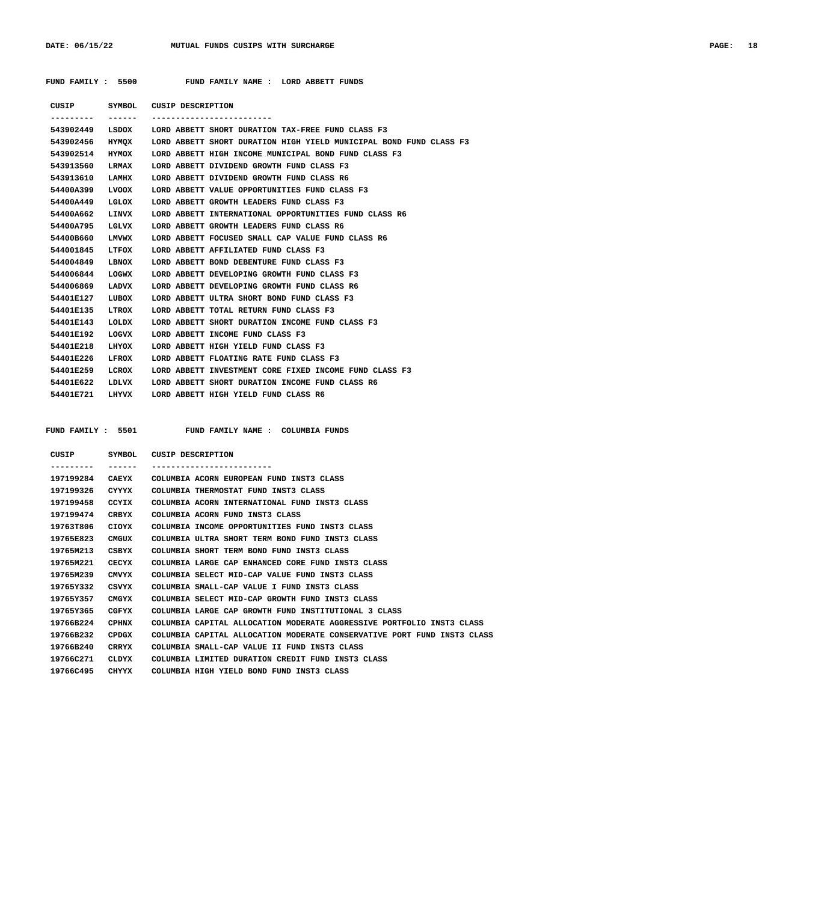**FUND FAMILY : 5500 FUND FAMILY NAME : LORD ABBETT FUNDS**

| CUSIP | SYMBOL | CUSIP DESCRIPTION |
|---|---|---|
| 543902449 | LSDOX | LORD ABBETT SHORT DURATION TAX-FREE FUND CLASS F3 |
| 543902456 | HYMQX | LORD ABBETT SHORT DURATION HIGH YIELD MUNICIPAL BOND FUND CLASS F3 |
| 543902514 | HYMOX | LORD ABBETT HIGH INCOME MUNICIPAL BOND FUND CLASS F3 |
| 543913560 | LRMAX | LORD ABBETT DIVIDEND GROWTH FUND CLASS F3 |
| 543913610 | LAMHX | LORD ABBETT DIVIDEND GROWTH FUND CLASS R6 |
| 54400A399 | LVOOX | LORD ABBETT VALUE OPPORTUNITIES FUND CLASS F3 |
| 54400A449 | LGLOX | LORD ABBETT GROWTH LEADERS FUND CLASS F3 |
| 54400A662 | LINVX | LORD ABBETT INTERNATIONAL OPPORTUNITIES FUND CLASS R6 |
| 54400A795 | LGLVX | LORD ABBETT GROWTH LEADERS FUND CLASS R6 |
| 54400B660 | LMVWX | LORD ABBETT FOCUSED SMALL CAP VALUE FUND CLASS R6 |
| 544001845 | LTFOX | LORD ABBETT AFFILIATED FUND CLASS F3 |
| 544004849 | LBNOX | LORD ABBETT BOND DEBENTURE FUND CLASS F3 |
| 544006844 | LOGWX | LORD ABBETT DEVELOPING GROWTH FUND CLASS F3 |
| 544006869 | LADVX | LORD ABBETT DEVELOPING GROWTH FUND CLASS R6 |
| 54401E127 | LUBOX | LORD ABBETT ULTRA SHORT BOND FUND CLASS F3 |
| 54401E135 | LTROX | LORD ABBETT TOTAL RETURN FUND CLASS F3 |
| 54401E143 | LOLDX | LORD ABBETT SHORT DURATION INCOME FUND CLASS F3 |
| 54401E192 | LOGVX | LORD ABBETT INCOME FUND CLASS F3 |
| 54401E218 | LHYOX | LORD ABBETT HIGH YIELD FUND CLASS F3 |
| 54401E226 | LFROX | LORD ABBETT FLOATING RATE FUND CLASS F3 |
| 54401E259 | LCROX | LORD ABBETT INVESTMENT CORE FIXED INCOME FUND CLASS F3 |
| 54401E622 | LDLVX | LORD ABBETT SHORT DURATION INCOME FUND CLASS R6 |
| 54401E721 | LHYVX | LORD ABBETT HIGH YIELD FUND CLASS R6 |

**FUND FAMILY : 5501 FUND FAMILY NAME : COLUMBIA FUNDS**

| CUSIP | SYMBOL | CUSIP DESCRIPTION |
|---|---|---|
| 197199284 | CAEYX | COLUMBIA ACORN EUROPEAN FUND INST3 CLASS |
| 197199326 | CYYYX | COLUMBIA THERMOSTAT FUND INST3 CLASS |
| 197199458 | CCYIX | COLUMBIA ACORN INTERNATIONAL FUND INST3 CLASS |
| 197199474 | CRBYX | COLUMBIA ACORN FUND INST3 CLASS |
| 19763T806 | CIOYX | COLUMBIA INCOME OPPORTUNITIES FUND INST3 CLASS |
| 19765E823 | CMGUX | COLUMBIA ULTRA SHORT TERM BOND FUND INST3 CLASS |
| 19765M213 | CSBYX | COLUMBIA SHORT TERM BOND FUND INST3 CLASS |
| 19765M221 | CECYX | COLUMBIA LARGE CAP ENHANCED CORE FUND INST3 CLASS |
| 19765M239 | CMVYX | COLUMBIA SELECT MID-CAP VALUE FUND INST3 CLASS |
| 19765Y332 | CSVYX | COLUMBIA SMALL-CAP VALUE I FUND INST3 CLASS |
| 19765Y357 | CMGYX | COLUMBIA SELECT MID-CAP GROWTH FUND INST3 CLASS |
| 19765Y365 | CGFYX | COLUMBIA LARGE CAP GROWTH FUND INSTITUTIONAL 3 CLASS |
| 19766B224 | CPHNX | COLUMBIA CAPITAL ALLOCATION MODERATE AGGRESSIVE PORTFOLIO INST3 CLASS |
| 19766B232 | CPDGX | COLUMBIA CAPITAL ALLOCATION MODERATE CONSERVATIVE PORT FUND INST3 CLASS |
| 19766B240 | CRRYX | COLUMBIA SMALL-CAP VALUE II FUND INST3 CLASS |
| 19766C271 | CLDYX | COLUMBIA LIMITED DURATION CREDIT FUND INST3 CLASS |
| 19766C495 | CHYYX | COLUMBIA HIGH YIELD BOND FUND INST3 CLASS |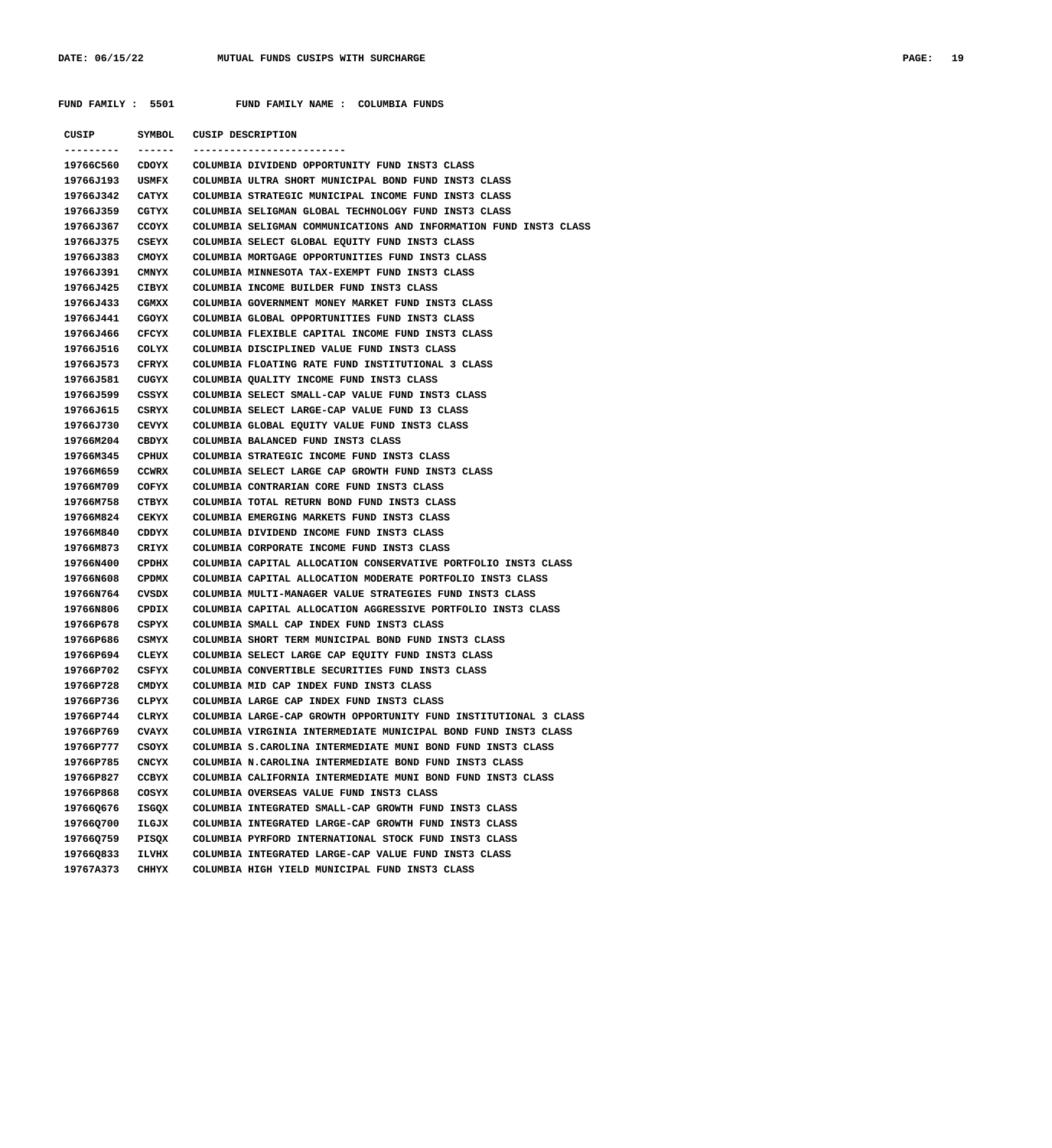FUND FAMILY : 5501 FUND FAMILY NAME : COLUMBIA FUNDS

| CUSIP | SYMBOL | CUSIP DESCRIPTION |
|---|---|---|
| 19766C560 | CDOYX | COLUMBIA DIVIDEND OPPORTUNITY FUND INST3 CLASS |
| 19766J193 | USMFX | COLUMBIA ULTRA SHORT MUNICIPAL BOND FUND INST3 CLASS |
| 19766J342 | CATYX | COLUMBIA STRATEGIC MUNICIPAL INCOME FUND INST3 CLASS |
| 19766J359 | CGTYX | COLUMBIA SELIGMAN GLOBAL TECHNOLOGY FUND INST3 CLASS |
| 19766J367 | CCOYX | COLUMBIA SELIGMAN COMMUNICATIONS AND INFORMATION FUND INST3 CLASS |
| 19766J375 | CSEYX | COLUMBIA SELECT GLOBAL EQUITY FUND INST3 CLASS |
| 19766J383 | CMOYX | COLUMBIA MORTGAGE OPPORTUNITIES FUND INST3 CLASS |
| 19766J391 | CMNYX | COLUMBIA MINNESOTA TAX-EXEMPT FUND INST3 CLASS |
| 19766J425 | CIBYX | COLUMBIA INCOME BUILDER FUND INST3 CLASS |
| 19766J433 | CGMXX | COLUMBIA GOVERNMENT MONEY MARKET FUND INST3 CLASS |
| 19766J441 | CGOYX | COLUMBIA GLOBAL OPPORTUNITIES FUND INST3 CLASS |
| 19766J466 | CFCYX | COLUMBIA FLEXIBLE CAPITAL INCOME FUND INST3 CLASS |
| 19766J516 | COLYX | COLUMBIA DISCIPLINED VALUE FUND INST3 CLASS |
| 19766J573 | CFRYX | COLUMBIA FLOATING RATE FUND INSTITUTIONAL 3 CLASS |
| 19766J581 | CUGYX | COLUMBIA QUALITY INCOME FUND INST3 CLASS |
| 19766J599 | CSSYX | COLUMBIA SELECT SMALL-CAP VALUE FUND INST3 CLASS |
| 19766J615 | CSRYX | COLUMBIA SELECT LARGE-CAP VALUE FUND I3 CLASS |
| 19766J730 | CEVYX | COLUMBIA GLOBAL EQUITY VALUE FUND INST3 CLASS |
| 19766M204 | CBDYX | COLUMBIA BALANCED FUND INST3 CLASS |
| 19766M345 | CPHUX | COLUMBIA STRATEGIC INCOME FUND INST3 CLASS |
| 19766M659 | CCWRX | COLUMBIA SELECT LARGE CAP GROWTH FUND INST3 CLASS |
| 19766M709 | COFYX | COLUMBIA CONTRARIAN CORE FUND INST3 CLASS |
| 19766M758 | CTBYX | COLUMBIA TOTAL RETURN BOND FUND INST3 CLASS |
| 19766M824 | CEKYX | COLUMBIA EMERGING MARKETS FUND INST3 CLASS |
| 19766M840 | CDDYX | COLUMBIA DIVIDEND INCOME FUND INST3 CLASS |
| 19766M873 | CRIYX | COLUMBIA CORPORATE INCOME FUND INST3 CLASS |
| 19766N400 | CPDHX | COLUMBIA CAPITAL ALLOCATION CONSERVATIVE PORTFOLIO INST3 CLASS |
| 19766N608 | CPDMX | COLUMBIA CAPITAL ALLOCATION MODERATE PORTFOLIO INST3 CLASS |
| 19766N764 | CVSDX | COLUMBIA MULTI-MANAGER VALUE STRATEGIES FUND INST3 CLASS |
| 19766N806 | CPDIX | COLUMBIA CAPITAL ALLOCATION AGGRESSIVE PORTFOLIO INST3 CLASS |
| 19766P678 | CSPYX | COLUMBIA SMALL CAP INDEX FUND INST3 CLASS |
| 19766P686 | CSMYX | COLUMBIA SHORT TERM MUNICIPAL BOND FUND INST3 CLASS |
| 19766P694 | CLEYX | COLUMBIA SELECT LARGE CAP EQUITY FUND INST3 CLASS |
| 19766P702 | CSFYX | COLUMBIA CONVERTIBLE SECURITIES FUND INST3 CLASS |
| 19766P728 | CMDYX | COLUMBIA MID CAP INDEX FUND INST3 CLASS |
| 19766P736 | CLPYX | COLUMBIA LARGE CAP INDEX FUND INST3 CLASS |
| 19766P744 | CLRYX | COLUMBIA LARGE-CAP GROWTH OPPORTUNITY FUND INSTITUTIONAL 3 CLASS |
| 19766P769 | CVAYX | COLUMBIA VIRGINIA INTERMEDIATE MUNICIPAL BOND FUND INST3 CLASS |
| 19766P777 | CSOYX | COLUMBIA S.CAROLINA INTERMEDIATE MUNI BOND FUND INST3 CLASS |
| 19766P785 | CNCYX | COLUMBIA N.CAROLINA INTERMEDIATE BOND FUND INST3 CLASS |
| 19766P827 | CCBYX | COLUMBIA CALIFORNIA INTERMEDIATE MUNI BOND FUND INST3 CLASS |
| 19766P868 | COSYX | COLUMBIA OVERSEAS VALUE FUND INST3 CLASS |
| 19766Q676 | ISGQX | COLUMBIA INTEGRATED SMALL-CAP GROWTH FUND INST3 CLASS |
| 19766Q700 | ILGJX | COLUMBIA INTEGRATED LARGE-CAP GROWTH FUND INST3 CLASS |
| 19766Q759 | PISQX | COLUMBIA PYRFORD INTERNATIONAL STOCK FUND INST3 CLASS |
| 19766Q833 | ILVHX | COLUMBIA INTEGRATED LARGE-CAP VALUE FUND INST3 CLASS |
| 19767A373 | CHHYX | COLUMBIA HIGH YIELD MUNICIPAL FUND INST3 CLASS |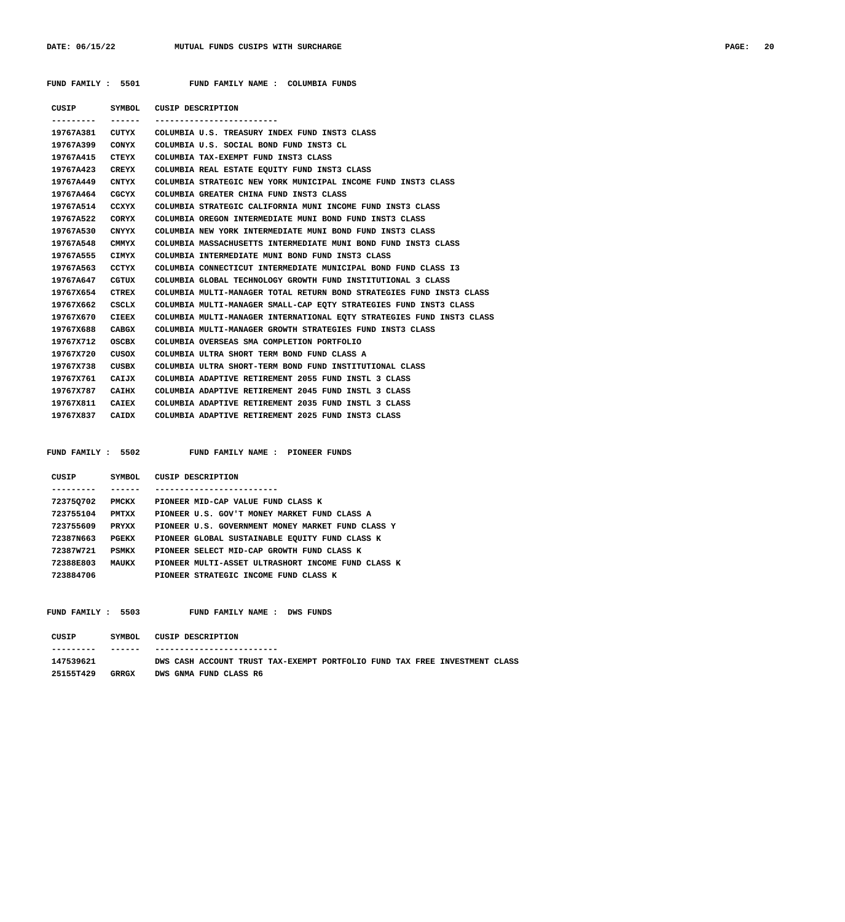**FUND FAMILY : 5501 FUND FAMILY NAME : COLUMBIA FUNDS**

| CUSIP | SYMBOL | CUSIP DESCRIPTION |
|---|---|---|
| 19767A381 | CUTYX | COLUMBIA U.S. TREASURY INDEX FUND INST3 CLASS |
| 19767A399 | CONYX | COLUMBIA U.S. SOCIAL BOND FUND INST3 CL |
| 19767A415 | CTEYX | COLUMBIA TAX-EXEMPT FUND INST3 CLASS |
| 19767A423 | CREYX | COLUMBIA REAL ESTATE EQUITY FUND INST3 CLASS |
| 19767A449 | CNTYX | COLUMBIA STRATEGIC NEW YORK MUNICIPAL INCOME FUND INST3 CLASS |
| 19767A464 | CGCYX | COLUMBIA GREATER CHINA FUND INST3 CLASS |
| 19767A514 | CCXYX | COLUMBIA STRATEGIC CALIFORNIA MUNI INCOME FUND INST3 CLASS |
| 19767A522 | CORYX | COLUMBIA OREGON INTERMEDIATE MUNI BOND FUND INST3 CLASS |
| 19767A530 | CNYYX | COLUMBIA NEW YORK INTERMEDIATE MUNI BOND FUND INST3 CLASS |
| 19767A548 | CMMYX | COLUMBIA MASSACHUSETTS INTERMEDIATE MUNI BOND FUND INST3 CLASS |
| 19767A555 | CIMYX | COLUMBIA INTERMEDIATE MUNI BOND FUND INST3 CLASS |
| 19767A563 | CCTYX | COLUMBIA CONNECTICUT INTERMEDIATE MUNICIPAL BOND FUND CLASS I3 |
| 19767A647 | CGTUX | COLUMBIA GLOBAL TECHNOLOGY GROWTH FUND INSTITUTIONAL 3 CLASS |
| 19767X654 | CTREX | COLUMBIA MULTI-MANAGER TOTAL RETURN BOND STRATEGIES FUND INST3 CLASS |
| 19767X662 | CSCLX | COLUMBIA MULTI-MANAGER SMALL-CAP EQTY STRATEGIES FUND INST3 CLASS |
| 19767X670 | CIEEX | COLUMBIA MULTI-MANAGER INTERNATIONAL EQTY STRATEGIES FUND INST3 CLASS |
| 19767X688 | CABGX | COLUMBIA MULTI-MANAGER GROWTH STRATEGIES FUND INST3 CLASS |
| 19767X712 | OSCBX | COLUMBIA OVERSEAS SMA COMPLETION PORTFOLIO |
| 19767X720 | CUSOX | COLUMBIA ULTRA SHORT TERM BOND FUND CLASS A |
| 19767X738 | CUSBX | COLUMBIA ULTRA SHORT-TERM BOND FUND INSTITUTIONAL CLASS |
| 19767X761 | CAIJX | COLUMBIA ADAPTIVE RETIREMENT 2055 FUND INSTL 3 CLASS |
| 19767X787 | CAIHX | COLUMBIA ADAPTIVE RETIREMENT 2045 FUND INSTL 3 CLASS |
| 19767X811 | CAIEX | COLUMBIA ADAPTIVE RETIREMENT 2035 FUND INSTL 3 CLASS |
| 19767X837 | CAIDX | COLUMBIA ADAPTIVE RETIREMENT 2025 FUND INST3 CLASS |

**FUND FAMILY : 5502 FUND FAMILY NAME : PIONEER FUNDS**

| CUSIP | SYMBOL | CUSIP DESCRIPTION |
|---|---|---|
| 72375Q702 | PMCKX | PIONEER MID-CAP VALUE FUND CLASS K |
| 723755104 | PMTXX | PIONEER U.S. GOV'T MONEY MARKET FUND CLASS A |
| 723755609 | PRYXX | PIONEER U.S. GOVERNMENT MONEY MARKET FUND CLASS Y |
| 72387N663 | PGEKX | PIONEER GLOBAL SUSTAINABLE EQUITY FUND CLASS K |
| 72387W721 | PSMKX | PIONEER SELECT MID-CAP GROWTH FUND CLASS K |
| 72388E803 | MAUKX | PIONEER MULTI-ASSET ULTRASHORT INCOME FUND CLASS K |
| 723884706 | | PIONEER STRATEGIC INCOME FUND CLASS K |

**FUND FAMILY : 5503 FUND FAMILY NAME : DWS FUNDS**

| CUSIP | SYMBOL | CUSIP DESCRIPTION |
|---|---|---|
| 147539621 | | DWS CASH ACCOUNT TRUST TAX-EXEMPT PORTFOLIO FUND TAX FREE INVESTMENT CLASS |
| 25155T429 | GRRGX | DWS GNMA FUND CLASS R6 |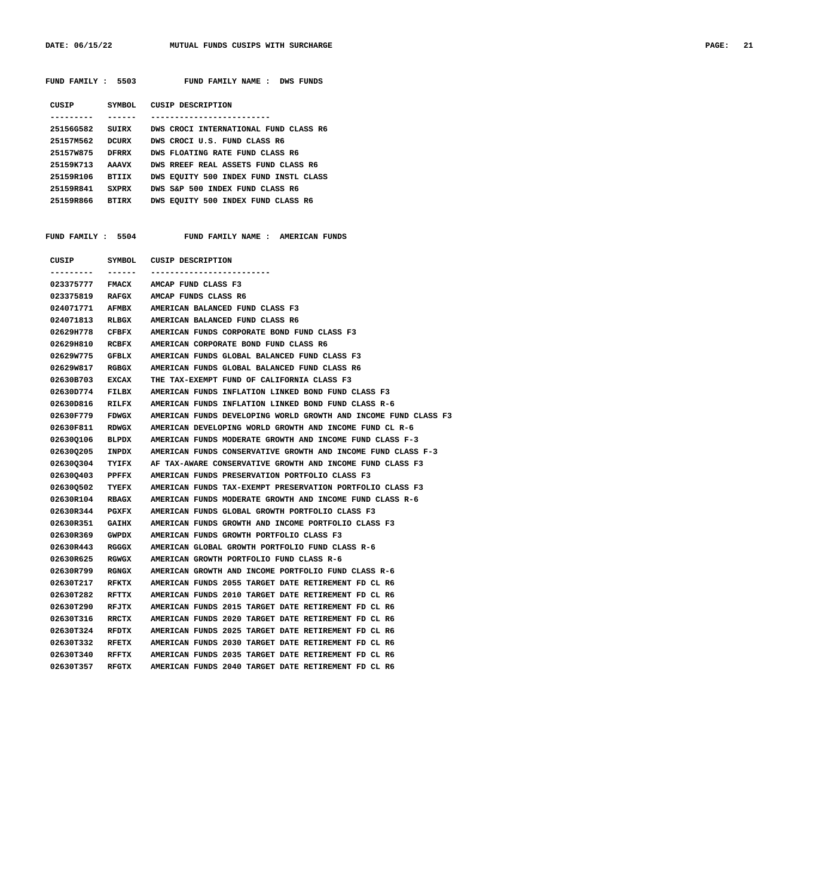FUND FAMILY : 5503 FUND FAMILY NAME : DWS FUNDS

| CUSIP | SYMBOL | CUSIP DESCRIPTION |
|---|---|---|
| 25156G582 | SUIRX | DWS CROCI INTERNATIONAL FUND CLASS R6 |
| 25157M562 | DCURX | DWS CROCI U.S. FUND CLASS R6 |
| 25157W875 | DFRRX | DWS FLOATING RATE FUND CLASS R6 |
| 25159K713 | AAAVX | DWS RREEF REAL ASSETS FUND CLASS R6 |
| 25159R106 | BTIIX | DWS EQUITY 500 INDEX FUND INSTL CLASS |
| 25159R841 | SXPRX | DWS S&P 500 INDEX FUND CLASS R6 |
| 25159R866 | BTIRX | DWS EQUITY 500 INDEX FUND CLASS R6 |

FUND FAMILY : 5504 FUND FAMILY NAME : AMERICAN FUNDS

| CUSIP | SYMBOL | CUSIP DESCRIPTION |
|---|---|---|
| 023375777 | FMACX | AMCAP FUND CLASS F3 |
| 023375819 | RAFGX | AMCAP FUNDS CLASS R6 |
| 024071771 | AFMBX | AMERICAN BALANCED FUND CLASS F3 |
| 024071813 | RLBGX | AMERICAN BALANCED FUND CLASS R6 |
| 02629H778 | CFBFX | AMERICAN FUNDS CORPORATE BOND FUND CLASS F3 |
| 02629H810 | RCBFX | AMERICAN CORPORATE BOND FUND CLASS R6 |
| 02629W775 | GFBLX | AMERICAN FUNDS GLOBAL BALANCED FUND CLASS F3 |
| 02629W817 | RGBGX | AMERICAN FUNDS GLOBAL BALANCED FUND CLASS R6 |
| 02630B703 | EXCAX | THE TAX-EXEMPT FUND OF CALIFORNIA CLASS F3 |
| 02630D774 | FILBX | AMERICAN FUNDS INFLATION LINKED BOND FUND CLASS F3 |
| 02630D816 | RILFX | AMERICAN FUNDS INFLATION LINKED BOND FUND CLASS R-6 |
| 02630F779 | FDWGX | AMERICAN FUNDS DEVELOPING WORLD GROWTH AND INCOME FUND CLASS F3 |
| 02630F811 | RDWGX | AMERICAN DEVELOPING WORLD GROWTH AND INCOME FUND CL R-6 |
| 02630Q106 | BLPDX | AMERICAN FUNDS MODERATE GROWTH AND INCOME FUND CLASS F-3 |
| 02630Q205 | INPDX | AMERICAN FUNDS CONSERVATIVE GROWTH AND INCOME FUND CLASS F-3 |
| 02630Q304 | TYIFX | AF TAX-AWARE CONSERVATIVE GROWTH AND INCOME FUND CLASS F3 |
| 02630Q403 | PPFFX | AMERICAN FUNDS PRESERVATION PORTFOLIO CLASS F3 |
| 02630Q502 | TYEFX | AMERICAN FUNDS TAX-EXEMPT PRESERVATION PORTFOLIO CLASS F3 |
| 02630R104 | RBAGX | AMERICAN FUNDS MODERATE GROWTH AND INCOME FUND CLASS R-6 |
| 02630R344 | PGXFX | AMERICAN FUNDS GLOBAL GROWTH PORTFOLIO CLASS F3 |
| 02630R351 | GAIHX | AMERICAN FUNDS GROWTH AND INCOME PORTFOLIO CLASS F3 |
| 02630R369 | GWPDX | AMERICAN FUNDS GROWTH PORTFOLIO CLASS F3 |
| 02630R443 | RGGGX | AMERICAN GLOBAL GROWTH PORTFOLIO FUND CLASS R-6 |
| 02630R625 | RGWGX | AMERICAN GROWTH PORTFOLIO FUND CLASS R-6 |
| 02630R799 | RGNGX | AMERICAN GROWTH AND INCOME PORTFOLIO FUND CLASS R-6 |
| 02630T217 | RFKTX | AMERICAN FUNDS 2055 TARGET DATE RETIREMENT FD CL R6 |
| 02630T282 | RFTTX | AMERICAN FUNDS 2010 TARGET DATE RETIREMENT FD CL R6 |
| 02630T290 | RFJTX | AMERICAN FUNDS 2015 TARGET DATE RETIREMENT FD CL R6 |
| 02630T316 | RRCTX | AMERICAN FUNDS 2020 TARGET DATE RETIREMENT FD CL R6 |
| 02630T324 | RFDTX | AMERICAN FUNDS 2025 TARGET DATE RETIREMENT FD CL R6 |
| 02630T332 | RFETX | AMERICAN FUNDS 2030 TARGET DATE RETIREMENT FD CL R6 |
| 02630T340 | RFFTX | AMERICAN FUNDS 2035 TARGET DATE RETIREMENT FD CL R6 |
| 02630T357 | RFGTX | AMERICAN FUNDS 2040 TARGET DATE RETIREMENT FD CL R6 |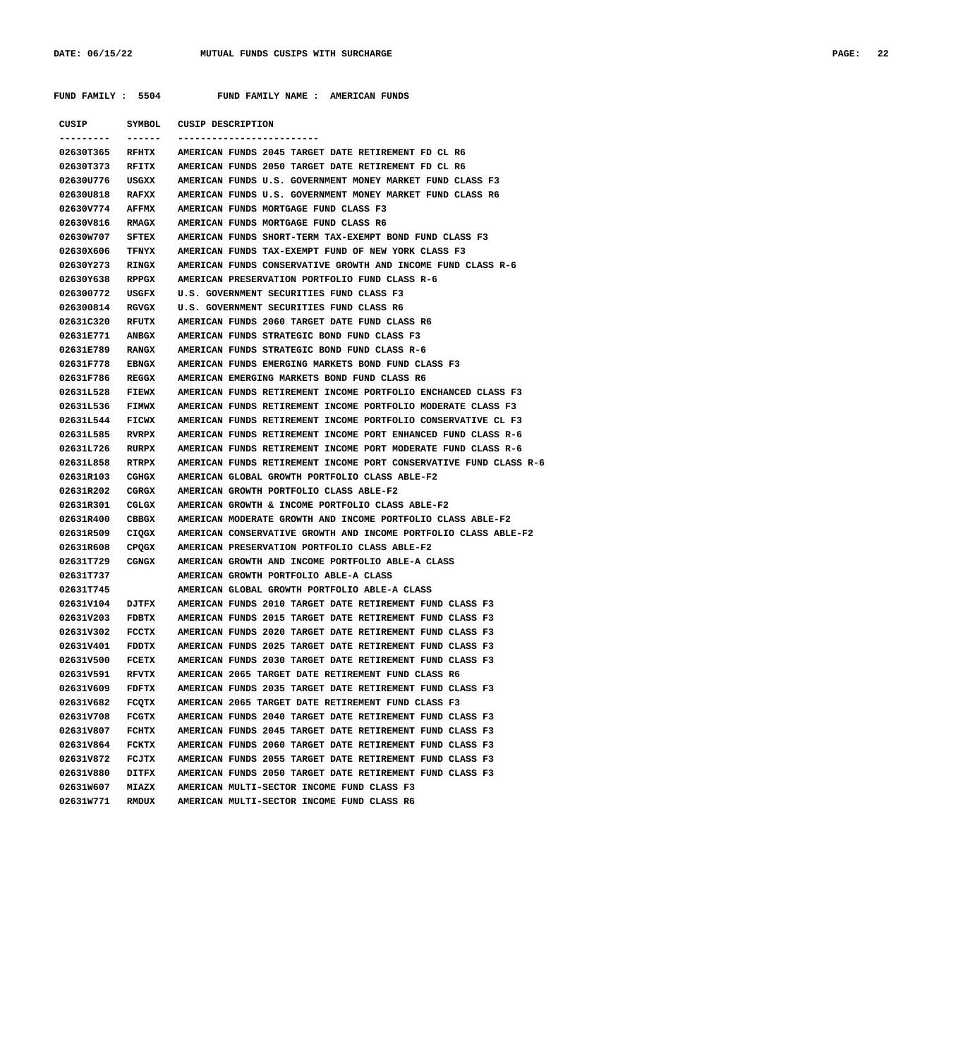**FUND FAMILY : 5504 FUND FAMILY NAME : AMERICAN FUNDS**

| CUSIP | SYMBOL | CUSIP DESCRIPTION |
|---|---|---|
| 02630T365 | RFHTX | AMERICAN FUNDS 2045 TARGET DATE RETIREMENT FD CL R6 |
| 02630T373 | RFITX | AMERICAN FUNDS 2050 TARGET DATE RETIREMENT FD CL R6 |
| 02630U776 | USGXX | AMERICAN FUNDS U.S. GOVERNMENT MONEY MARKET FUND CLASS F3 |
| 02630U818 | RAFXX | AMERICAN FUNDS U.S. GOVERNMENT MONEY MARKET FUND CLASS R6 |
| 02630V774 | AFFMX | AMERICAN FUNDS MORTGAGE FUND CLASS F3 |
| 02630V816 | RMAGX | AMERICAN FUNDS MORTGAGE FUND CLASS R6 |
| 02630W707 | SFTEX | AMERICAN FUNDS SHORT-TERM TAX-EXEMPT BOND FUND CLASS F3 |
| 02630X606 | TFNYX | AMERICAN FUNDS TAX-EXEMPT FUND OF NEW YORK CLASS F3 |
| 02630Y273 | RINGX | AMERICAN FUNDS CONSERVATIVE GROWTH AND INCOME FUND CLASS R-6 |
| 02630Y638 | RPPGX | AMERICAN PRESERVATION PORTFOLIO FUND CLASS R-6 |
| 026300772 | USGFX | U.S. GOVERNMENT SECURITIES FUND CLASS F3 |
| 026300814 | RGVGX | U.S. GOVERNMENT SECURITIES FUND CLASS R6 |
| 02631C320 | RFUTX | AMERICAN FUNDS 2060 TARGET DATE FUND CLASS R6 |
| 02631E771 | ANBGX | AMERICAN FUNDS STRATEGIC BOND FUND CLASS F3 |
| 02631E789 | RANGX | AMERICAN FUNDS STRATEGIC BOND FUND CLASS R-6 |
| 02631F778 | EBNGX | AMERICAN FUNDS EMERGING MARKETS BOND FUND CLASS F3 |
| 02631F786 | REGGX | AMERICAN EMERGING MARKETS BOND FUND CLASS R6 |
| 02631L528 | FIEWX | AMERICAN FUNDS RETIREMENT INCOME PORTFOLIO ENCHANCED CLASS F3 |
| 02631L536 | FIMWX | AMERICAN FUNDS RETIREMENT INCOME PORTFOLIO MODERATE CLASS F3 |
| 02631L544 | FICWX | AMERICAN FUNDS RETIREMENT INCOME PORTFOLIO CONSERVATIVE CL F3 |
| 02631L585 | RVRPX | AMERICAN FUNDS RETIREMENT INCOME PORT ENHANCED FUND CLASS R-6 |
| 02631L726 | RURPX | AMERICAN FUNDS RETIREMENT INCOME PORT MODERATE FUND CLASS R-6 |
| 02631L858 | RTRPX | AMERICAN FUNDS RETIREMENT INCOME PORT CONSERVATIVE FUND CLASS R-6 |
| 02631R103 | CGHGX | AMERICAN GLOBAL GROWTH PORTFOLIO CLASS ABLE-F2 |
| 02631R202 | CGRGX | AMERICAN GROWTH PORTFOLIO CLASS ABLE-F2 |
| 02631R301 | CGLGX | AMERICAN GROWTH & INCOME PORTFOLIO CLASS ABLE-F2 |
| 02631R400 | CBBGX | AMERICAN MODERATE GROWTH AND INCOME PORTFOLIO CLASS ABLE-F2 |
| 02631R509 | CIQGX | AMERICAN CONSERVATIVE GROWTH AND INCOME PORTFOLIO CLASS ABLE-F2 |
| 02631R608 | CPQGX | AMERICAN PRESERVATION PORTFOLIO CLASS ABLE-F2 |
| 02631T729 | CGNGX | AMERICAN GROWTH AND INCOME PORTFOLIO ABLE-A CLASS |
| 02631T737 | | AMERICAN GROWTH PORTFOLIO ABLE-A CLASS |
| 02631T745 | | AMERICAN GLOBAL GROWTH PORTFOLIO ABLE-A CLASS |
| 02631V104 | DJTFX | AMERICAN FUNDS 2010 TARGET DATE RETIREMENT FUND CLASS F3 |
| 02631V203 | FDBTX | AMERICAN FUNDS 2015 TARGET DATE RETIREMENT FUND CLASS F3 |
| 02631V302 | FCCTX | AMERICAN FUNDS 2020 TARGET DATE RETIREMENT FUND CLASS F3 |
| 02631V401 | FDDTX | AMERICAN FUNDS 2025 TARGET DATE RETIREMENT FUND CLASS F3 |
| 02631V500 | FCETX | AMERICAN FUNDS 2030 TARGET DATE RETIREMENT FUND CLASS F3 |
| 02631V591 | RFVTX | AMERICAN 2065 TARGET DATE RETIREMENT FUND CLASS R6 |
| 02631V609 | FDFTX | AMERICAN FUNDS 2035 TARGET DATE RETIREMENT FUND CLASS F3 |
| 02631V682 | FCQTX | AMERICAN 2065 TARGET DATE RETIREMENT FUND CLASS F3 |
| 02631V708 | FCGTX | AMERICAN FUNDS 2040 TARGET DATE RETIREMENT FUND CLASS F3 |
| 02631V807 | FCHTX | AMERICAN FUNDS 2045 TARGET DATE RETIREMENT FUND CLASS F3 |
| 02631V864 | FCKTX | AMERICAN FUNDS 2060 TARGET DATE RETIREMENT FUND CLASS F3 |
| 02631V872 | FCJTX | AMERICAN FUNDS 2055 TARGET DATE RETIREMENT FUND CLASS F3 |
| 02631V880 | DITFX | AMERICAN FUNDS 2050 TARGET DATE RETIREMENT FUND CLASS F3 |
| 02631W607 | MIAZX | AMERICAN MULTI-SECTOR INCOME FUND CLASS F3 |
| 02631W771 | RMDUX | AMERICAN MULTI-SECTOR INCOME FUND CLASS R6 |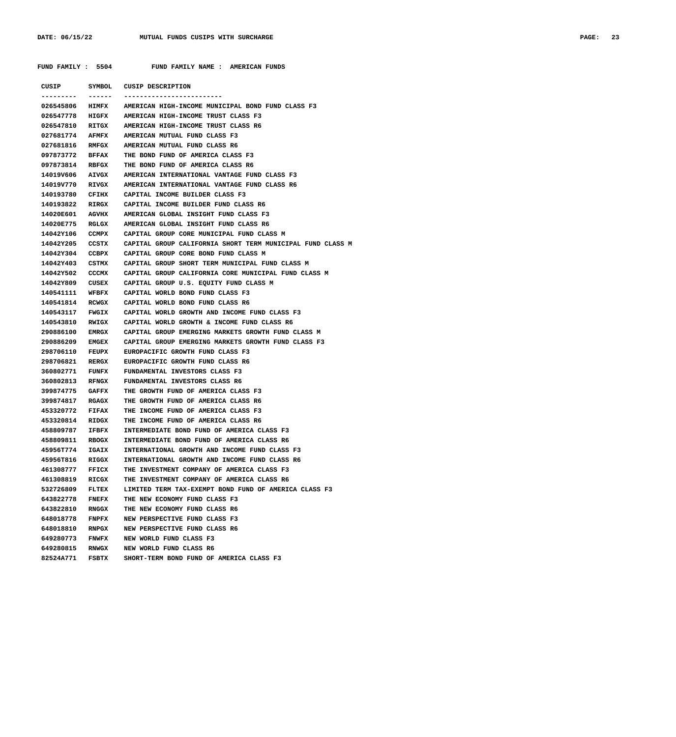FUND FAMILY : 5504 FUND FAMILY NAME : AMERICAN FUNDS

| CUSIP | SYMBOL | CUSIP DESCRIPTION |
|---|---|---|
| 026545806 | HIMFX | AMERICAN HIGH-INCOME MUNICIPAL BOND FUND CLASS F3 |
| 026547778 | HIGFX | AMERICAN HIGH-INCOME TRUST CLASS F3 |
| 026547810 | RITGX | AMERICAN HIGH-INCOME TRUST CLASS R6 |
| 027681774 | AFMFX | AMERICAN MUTUAL FUND CLASS F3 |
| 027681816 | RMFGX | AMERICAN MUTUAL FUND CLASS R6 |
| 097873772 | BFFAX | THE BOND FUND OF AMERICA CLASS F3 |
| 097873814 | RBFGX | THE BOND FUND OF AMERICA CLASS R6 |
| 14019V606 | AIVGX | AMERICAN INTERNATIONAL VANTAGE FUND CLASS F3 |
| 14019V770 | RIVGX | AMERICAN INTERNATIONAL VANTAGE FUND CLASS R6 |
| 140193780 | CFIHX | CAPITAL INCOME BUILDER CLASS F3 |
| 140193822 | RIRGX | CAPITAL INCOME BUILDER FUND CLASS R6 |
| 14020E601 | AGVHX | AMERICAN GLOBAL INSIGHT FUND CLASS F3 |
| 14020E775 | RGLGX | AMERICAN GLOBAL INSIGHT FUND CLASS R6 |
| 14042Y106 | CCMPX | CAPITAL GROUP CORE MUNICIPAL FUND CLASS M |
| 14042Y205 | CCSTX | CAPITAL GROUP CALIFORNIA SHORT TERM MUNICIPAL FUND CLASS M |
| 14042Y304 | CCBPX | CAPITAL GROUP CORE BOND FUND CLASS M |
| 14042Y403 | CSTMX | CAPITAL GROUP SHORT TERM MUNICIPAL FUND CLASS M |
| 14042Y502 | CCCMX | CAPITAL GROUP CALIFORNIA CORE MUNICIPAL FUND CLASS M |
| 14042Y809 | CUSEX | CAPITAL GROUP U.S. EQUITY FUND CLASS M |
| 140541111 | WFBFX | CAPITAL WORLD BOND FUND CLASS F3 |
| 140541814 | RCWGX | CAPITAL WORLD BOND FUND CLASS R6 |
| 140543117 | FWGIX | CAPITAL WORLD GROWTH AND INCOME FUND CLASS F3 |
| 140543810 | RWIGX | CAPITAL WORLD GROWTH & INCOME FUND CLASS R6 |
| 290886100 | EMRGX | CAPITAL GROUP EMERGING MARKETS GROWTH FUND CLASS M |
| 290886209 | EMGEX | CAPITAL GROUP EMERGING MARKETS GROWTH FUND CLASS F3 |
| 298706110 | FEUPX | EUROPACIFIC GROWTH FUND CLASS F3 |
| 298706821 | RERGX | EUROPACIFIC GROWTH FUND CLASS R6 |
| 360802771 | FUNFX | FUNDAMENTAL INVESTORS CLASS F3 |
| 360802813 | RFNGX | FUNDAMENTAL INVESTORS CLASS R6 |
| 399874775 | GAFFX | THE GROWTH FUND OF AMERICA CLASS F3 |
| 399874817 | RGAGX | THE GROWTH FUND OF AMERICA CLASS R6 |
| 453320772 | FIFAX | THE INCOME FUND OF AMERICA CLASS F3 |
| 453320814 | RIDGX | THE INCOME FUND OF AMERICA CLASS R6 |
| 458809787 | IFBFX | INTERMEDIATE BOND FUND OF AMERICA CLASS F3 |
| 458809811 | RBOGX | INTERMEDIATE BOND FUND OF AMERICA CLASS R6 |
| 45956T774 | IGAIX | INTERNATIONAL GROWTH AND INCOME FUND CLASS F3 |
| 45956T816 | RIGGX | INTERNATIONAL GROWTH AND INCOME FUND CLASS R6 |
| 461308777 | FFICX | THE INVESTMENT COMPANY OF AMERICA CLASS F3 |
| 461308819 | RICGX | THE INVESTMENT COMPANY OF AMERICA CLASS R6 |
| 532726809 | FLTEX | LIMITED TERM TAX-EXEMPT BOND FUND OF AMERICA CLASS F3 |
| 643822778 | FNEFX | THE NEW ECONOMY FUND CLASS F3 |
| 643822810 | RNGGX | THE NEW ECONOMY FUND CLASS R6 |
| 648018778 | FNPFX | NEW PERSPECTIVE FUND CLASS F3 |
| 648018810 | RNPGX | NEW PERSPECTIVE FUND CLASS R6 |
| 649280773 | FNWFX | NEW WORLD FUND CLASS F3 |
| 649280815 | RNWGX | NEW WORLD FUND CLASS R6 |
| 82524A771 | FSBTX | SHORT-TERM BOND FUND OF AMERICA CLASS F3 |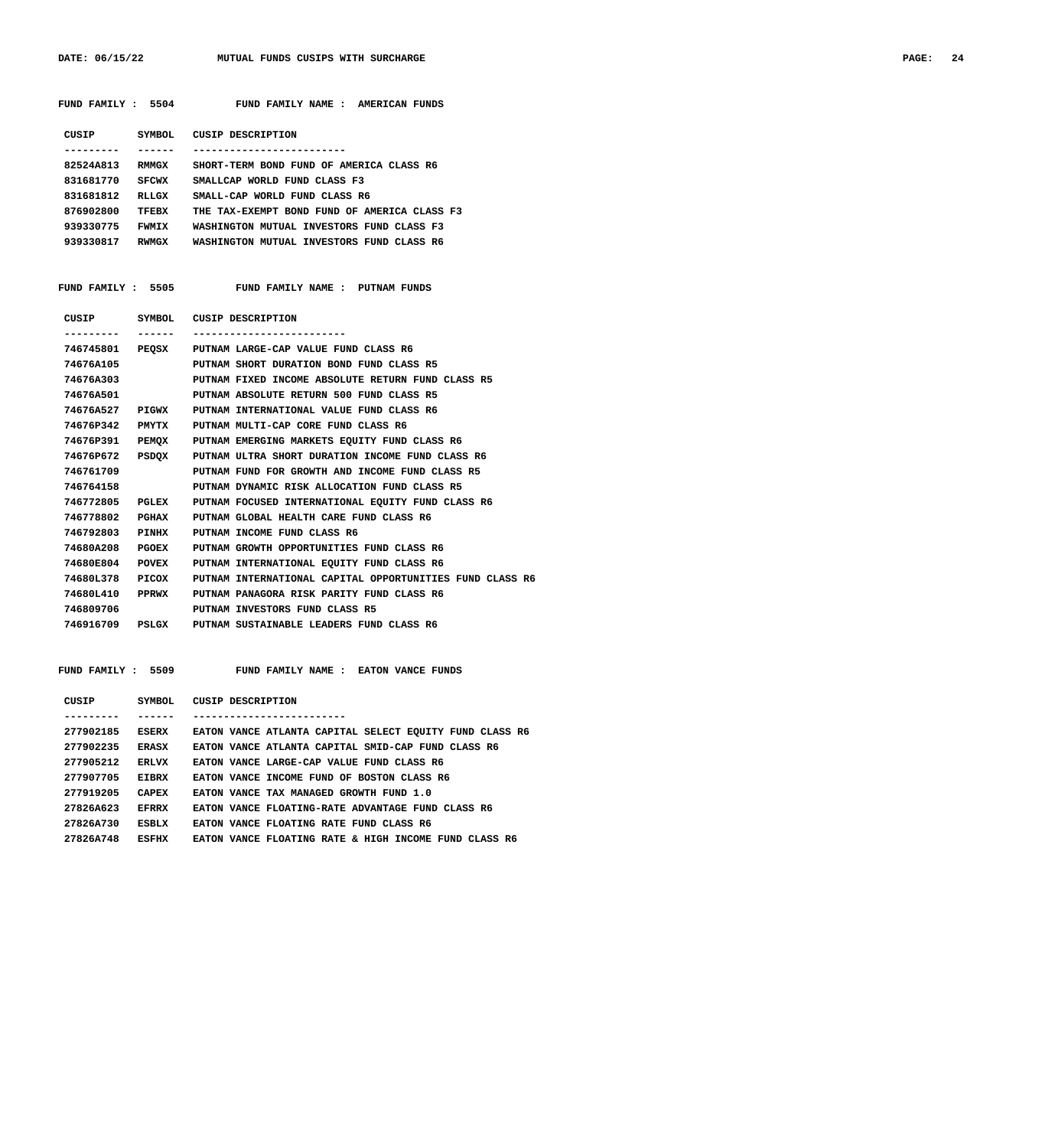**FUND FAMILY : 5504 FUND FAMILY NAME : AMERICAN FUNDS**

| CUSIP | SYMBOL | CUSIP DESCRIPTION |
|---|---|---|
| 82524A813 | RMMGX | SHORT-TERM BOND FUND OF AMERICA CLASS R6 |
| 831681770 | SFCWX | SMALLCAP WORLD FUND CLASS F3 |
| 831681812 | RLLGX | SMALL-CAP WORLD FUND CLASS R6 |
| 876902800 | TFEBX | THE TAX-EXEMPT BOND FUND OF AMERICA CLASS F3 |
| 939330775 | FWMIX | WASHINGTON MUTUAL INVESTORS FUND CLASS F3 |
| 939330817 | RWMGX | WASHINGTON MUTUAL INVESTORS FUND CLASS R6 |

**FUND FAMILY : 5505 FUND FAMILY NAME : PUTNAM FUNDS**

| CUSIP | SYMBOL | CUSIP DESCRIPTION |
|---|---|---|
| 746745801 | PEQSX | PUTNAM LARGE-CAP VALUE FUND CLASS R6 |
| 74676A105 | | PUTNAM SHORT DURATION BOND FUND CLASS R5 |
| 74676A303 | | PUTNAM FIXED INCOME ABSOLUTE RETURN FUND CLASS R5 |
| 74676A501 | | PUTNAM ABSOLUTE RETURN 500 FUND CLASS R5 |
| 74676A527 | PIGWX | PUTNAM INTERNATIONAL VALUE FUND CLASS R6 |
| 74676P342 | PMYTX | PUTNAM MULTI-CAP CORE FUND CLASS R6 |
| 74676P391 | PEMQX | PUTNAM EMERGING MARKETS EQUITY FUND CLASS R6 |
| 74676P672 | PSDQX | PUTNAM ULTRA SHORT DURATION INCOME FUND CLASS R6 |
| 746761709 | | PUTNAM FUND FOR GROWTH AND INCOME FUND CLASS R5 |
| 746764158 | | PUTNAM DYNAMIC RISK ALLOCATION FUND CLASS R5 |
| 746772805 | PGLEX | PUTNAM FOCUSED INTERNATIONAL EQUITY FUND CLASS R6 |
| 746778802 | PGHAX | PUTNAM GLOBAL HEALTH CARE FUND CLASS R6 |
| 746792803 | PINHX | PUTNAM INCOME FUND CLASS R6 |
| 74680A208 | PGOEX | PUTNAM GROWTH OPPORTUNITIES FUND CLASS R6 |
| 74680E804 | POVEX | PUTNAM INTERNATIONAL EQUITY FUND CLASS R6 |
| 74680L378 | PICOX | PUTNAM INTERNATIONAL CAPITAL OPPORTUNITIES FUND CLASS R6 |
| 74680L410 | PPRWX | PUTNAM PANAGORA RISK PARITY FUND CLASS R6 |
| 746809706 | | PUTNAM INVESTORS FUND CLASS R5 |
| 746916709 | PSLGX | PUTNAM SUSTAINABLE LEADERS FUND CLASS R6 |

**FUND FAMILY : 5509 FUND FAMILY NAME : EATON VANCE FUNDS**

| CUSIP | SYMBOL | CUSIP DESCRIPTION |
|---|---|---|
| 277902185 | ESERX | EATON VANCE ATLANTA CAPITAL SELECT EQUITY FUND CLASS R6 |
| 277902235 | ERASX | EATON VANCE ATLANTA CAPITAL SMID-CAP FUND CLASS R6 |
| 277905212 | ERLVX | EATON VANCE LARGE-CAP VALUE FUND CLASS R6 |
| 277907705 | EIBRX | EATON VANCE INCOME FUND OF BOSTON CLASS R6 |
| 277919205 | CAPEX | EATON VANCE TAX MANAGED GROWTH FUND 1.0 |
| 27826A623 | EFRRX | EATON VANCE FLOATING-RATE ADVANTAGE FUND CLASS R6 |
| 27826A730 | ESBLX | EATON VANCE FLOATING RATE FUND CLASS R6 |
| 27826A748 | ESFHX | EATON VANCE FLOATING RATE & HIGH INCOME FUND CLASS R6 |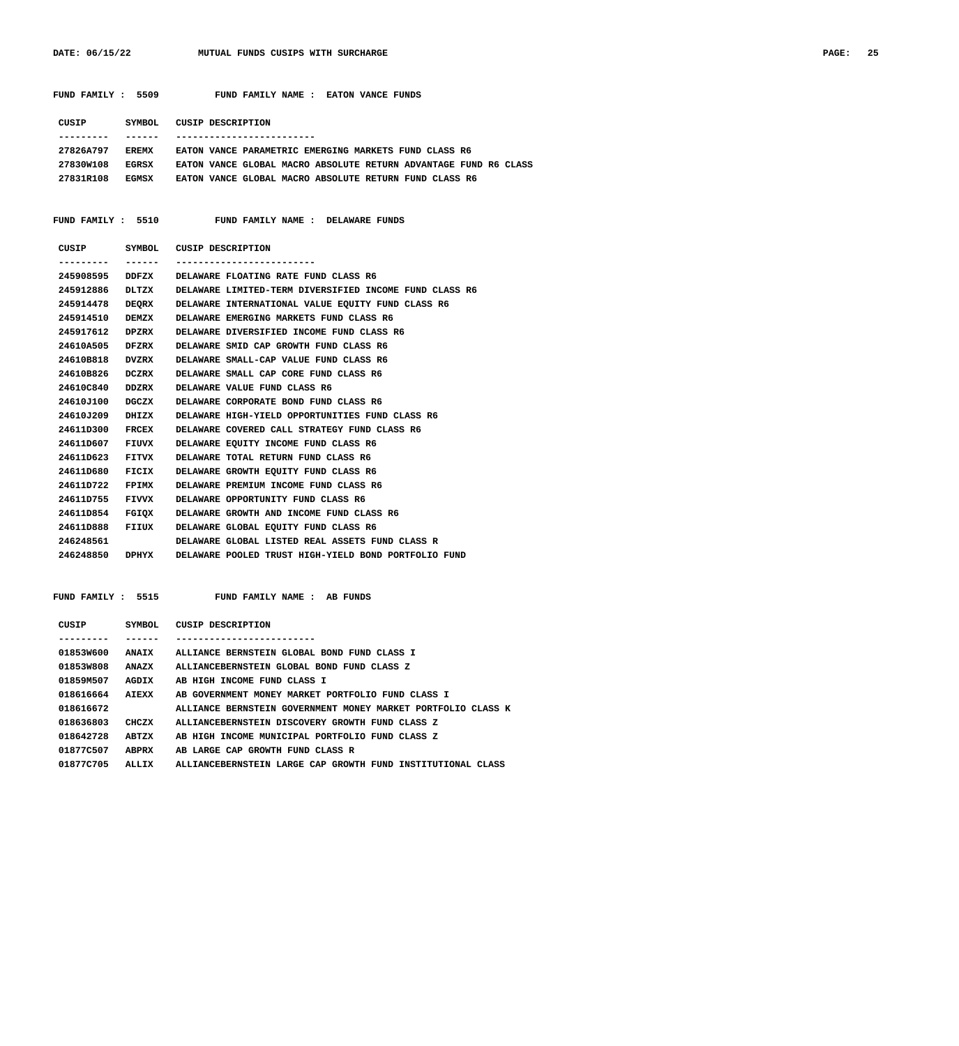**FUND FAMILY : 5509 FUND FAMILY NAME : EATON VANCE FUNDS**

| CUSIP | SYMBOL | CUSIP DESCRIPTION |
|---|---|---|
| 27826A797 | EREMX | EATON VANCE PARAMETRIC EMERGING MARKETS FUND CLASS R6 |
| 27830W108 | EGRSX | EATON VANCE GLOBAL MACRO ABSOLUTE RETURN ADVANTAGE FUND R6 CLASS |
| 27831R108 | EGMSX | EATON VANCE GLOBAL MACRO ABSOLUTE RETURN FUND CLASS R6 |

**FUND FAMILY : 5510 FUND FAMILY NAME : DELAWARE FUNDS**

| CUSIP | SYMBOL | CUSIP DESCRIPTION |
|---|---|---|
| 245908595 | DDFZX | DELAWARE FLOATING RATE FUND CLASS R6 |
| 245912886 | DLTZX | DELAWARE LIMITED-TERM DIVERSIFIED INCOME FUND CLASS R6 |
| 245914478 | DEQRX | DELAWARE INTERNATIONAL VALUE EQUITY FUND CLASS R6 |
| 245914510 | DEMZX | DELAWARE EMERGING MARKETS FUND CLASS R6 |
| 245917612 | DPZRX | DELAWARE DIVERSIFIED INCOME FUND CLASS R6 |
| 24610A505 | DFZRX | DELAWARE SMID CAP GROWTH FUND CLASS R6 |
| 24610B818 | DVZRX | DELAWARE SMALL-CAP VALUE FUND CLASS R6 |
| 24610B826 | DCZRX | DELAWARE SMALL CAP CORE FUND CLASS R6 |
| 24610C840 | DDZRX | DELAWARE VALUE FUND CLASS R6 |
| 24610J100 | DGCZX | DELAWARE CORPORATE BOND FUND CLASS R6 |
| 24610J209 | DHIZX | DELAWARE HIGH-YIELD OPPORTUNITIES FUND CLASS R6 |
| 24611D300 | FRCEX | DELAWARE COVERED CALL STRATEGY FUND CLASS R6 |
| 24611D607 | FIUVX | DELAWARE EQUITY INCOME FUND CLASS R6 |
| 24611D623 | FITVX | DELAWARE TOTAL RETURN FUND CLASS R6 |
| 24611D680 | FICIX | DELAWARE GROWTH EQUITY FUND CLASS R6 |
| 24611D722 | FPIMX | DELAWARE PREMIUM INCOME FUND CLASS R6 |
| 24611D755 | FIVVX | DELAWARE OPPORTUNITY FUND CLASS R6 |
| 24611D854 | FGIQX | DELAWARE GROWTH AND INCOME FUND CLASS R6 |
| 24611D888 | FIIUX | DELAWARE GLOBAL EQUITY FUND CLASS R6 |
| 246248561 | | DELAWARE GLOBAL LISTED REAL ASSETS FUND CLASS R |
| 246248850 | DPHYX | DELAWARE POOLED TRUST HIGH-YIELD BOND PORTFOLIO FUND |

**FUND FAMILY : 5515 FUND FAMILY NAME : AB FUNDS**

| CUSIP | SYMBOL | CUSIP DESCRIPTION |
|---|---|---|
| 01853W600 | ANAIX | ALLIANCE BERNSTEIN GLOBAL BOND FUND CLASS I |
| 01853W808 | ANAZX | ALLIANCEBERNSTEIN GLOBAL BOND FUND CLASS Z |
| 01859M507 | AGDIX | AB HIGH INCOME FUND CLASS I |
| 018616664 | AIEXX | AB GOVERNMENT MONEY MARKET PORTFOLIO FUND CLASS I |
| 018616672 | | ALLIANCE BERNSTEIN GOVERNMENT MONEY MARKET PORTFOLIO CLASS K |
| 018636803 | CHCZX | ALLIANCEBERNSTEIN DISCOVERY GROWTH FUND CLASS Z |
| 018642728 | ABTZX | AB HIGH INCOME MUNICIPAL PORTFOLIO FUND CLASS Z |
| 01877C507 | ABPRX | AB LARGE CAP GROWTH FUND CLASS R |
| 01877C705 | ALLIX | ALLIANCEBERNSTEIN LARGE CAP GROWTH FUND INSTITUTIONAL CLASS |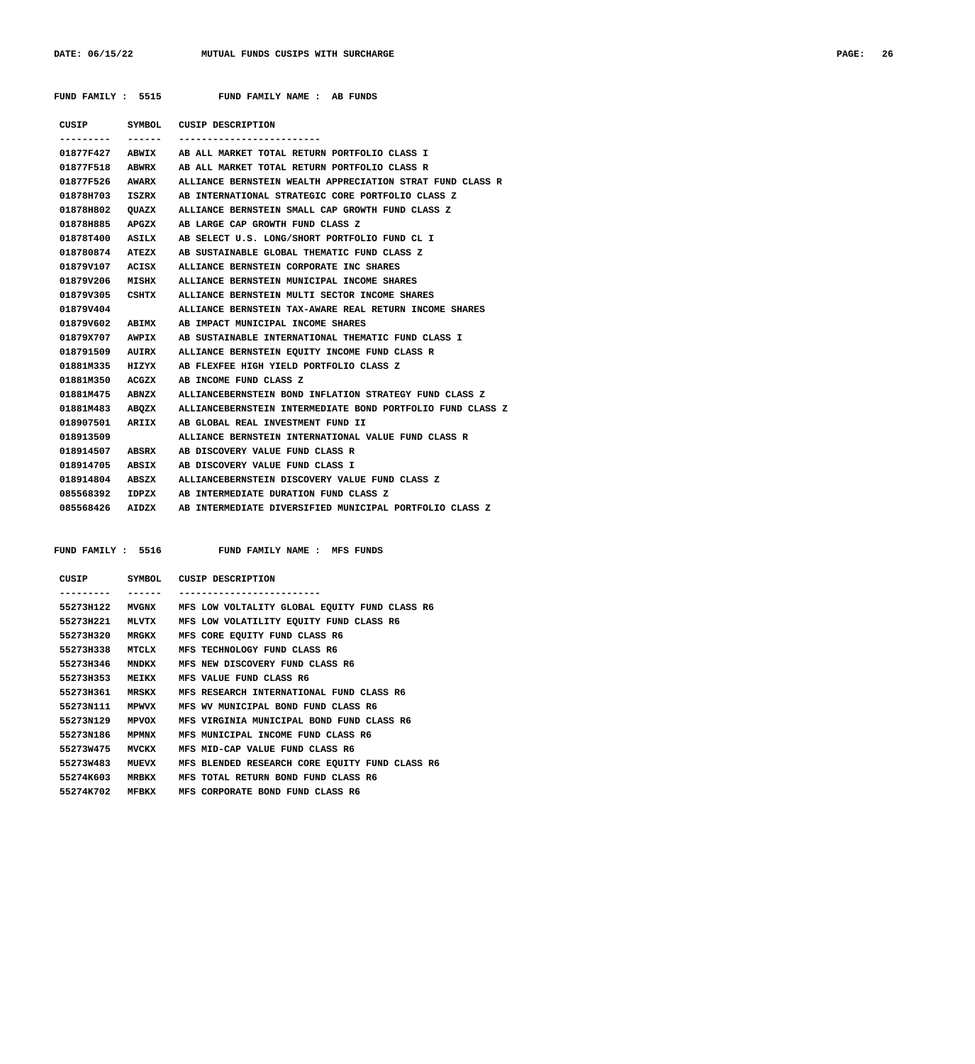**FUND FAMILY : 5515 FUND FAMILY NAME : AB FUNDS**

| CUSIP | SYMBOL | CUSIP DESCRIPTION |
|---|---|---|
| 01877F427 | ABWIX | AB ALL MARKET TOTAL RETURN PORTFOLIO CLASS I |
| 01877F518 | ABWRX | AB ALL MARKET TOTAL RETURN PORTFOLIO CLASS R |
| 01877F526 | AWARX | ALLIANCE BERNSTEIN WEALTH APPRECIATION STRAT FUND CLASS R |
| 01878H703 | ISZRX | AB INTERNATIONAL STRATEGIC CORE PORTFOLIO CLASS Z |
| 01878H802 | QUAZX | ALLIANCE BERNSTEIN SMALL CAP GROWTH FUND CLASS Z |
| 01878H885 | APGZX | AB LARGE CAP GROWTH FUND CLASS Z |
| 01878T400 | ASILX | AB SELECT U.S. LONG/SHORT PORTFOLIO FUND CL I |
| 018780874 | ATEZX | AB SUSTAINABLE GLOBAL THEMATIC FUND CLASS Z |
| 01879V107 | ACISX | ALLIANCE BERNSTEIN CORPORATE INC SHARES |
| 01879V206 | MISHX | ALLIANCE BERNSTEIN MUNICIPAL INCOME SHARES |
| 01879V305 | CSHTX | ALLIANCE BERNSTEIN MULTI SECTOR INCOME SHARES |
| 01879V404 | | ALLIANCE BERNSTEIN TAX-AWARE REAL RETURN INCOME SHARES |
| 01879V602 | ABIMX | AB IMPACT MUNICIPAL INCOME SHARES |
| 01879X707 | AWPIX | AB SUSTAINABLE INTERNATIONAL THEMATIC FUND CLASS I |
| 018791509 | AUIRX | ALLIANCE BERNSTEIN EQUITY INCOME FUND CLASS R |
| 01881M335 | HIZYX | AB FLEXFEE HIGH YIELD PORTFOLIO CLASS Z |
| 01881M350 | ACGZX | AB INCOME FUND CLASS Z |
| 01881M475 | ABNZX | ALLIANCEBERNSTEIN BOND INFLATION STRATEGY FUND CLASS Z |
| 01881M483 | ABQZX | ALLIANCEBERNSTEIN INTERMEDIATE BOND PORTFOLIO FUND CLASS Z |
| 018907501 | ARIIX | AB GLOBAL REAL INVESTMENT FUND II |
| 018913509 | | ALLIANCE BERNSTEIN INTERNATIONAL VALUE FUND CLASS R |
| 018914507 | ABSRX | AB DISCOVERY VALUE FUND CLASS R |
| 018914705 | ABSIX | AB DISCOVERY VALUE FUND CLASS I |
| 018914804 | ABSZX | ALLIANCEBERNSTEIN DISCOVERY VALUE FUND CLASS Z |
| 085568392 | IDPZX | AB INTERMEDIATE DURATION FUND CLASS Z |
| 085568426 | AIDZX | AB INTERMEDIATE DIVERSIFIED MUNICIPAL PORTFOLIO CLASS Z |

**FUND FAMILY : 5516 FUND FAMILY NAME : MFS FUNDS**

| CUSIP | SYMBOL | CUSIP DESCRIPTION |
|---|---|---|
| 55273H122 | MVGNX | MFS LOW VOLTALITY GLOBAL EQUITY FUND CLASS R6 |
| 55273H221 | MLVTX | MFS LOW VOLATILITY EQUITY FUND CLASS R6 |
| 55273H320 | MRGKX | MFS CORE EQUITY FUND CLASS R6 |
| 55273H338 | MTCLX | MFS TECHNOLOGY FUND CLASS R6 |
| 55273H346 | MNDKX | MFS NEW DISCOVERY FUND CLASS R6 |
| 55273H353 | MEIKX | MFS VALUE FUND CLASS R6 |
| 55273H361 | MRSKX | MFS RESEARCH INTERNATIONAL FUND CLASS R6 |
| 55273N111 | MPWVX | MFS WV MUNICIPAL BOND FUND CLASS R6 |
| 55273N129 | MPVOX | MFS VIRGINIA MUNICIPAL BOND FUND CLASS R6 |
| 55273N186 | MPMNX | MFS MUNICIPAL INCOME FUND CLASS R6 |
| 55273W475 | MVCKX | MFS MID-CAP VALUE FUND CLASS R6 |
| 55273W483 | MUEVX | MFS BLENDED RESEARCH CORE EQUITY FUND CLASS R6 |
| 55274K603 | MRBKX | MFS TOTAL RETURN BOND FUND CLASS R6 |
| 55274K702 | MFBKX | MFS CORPORATE BOND FUND CLASS R6 |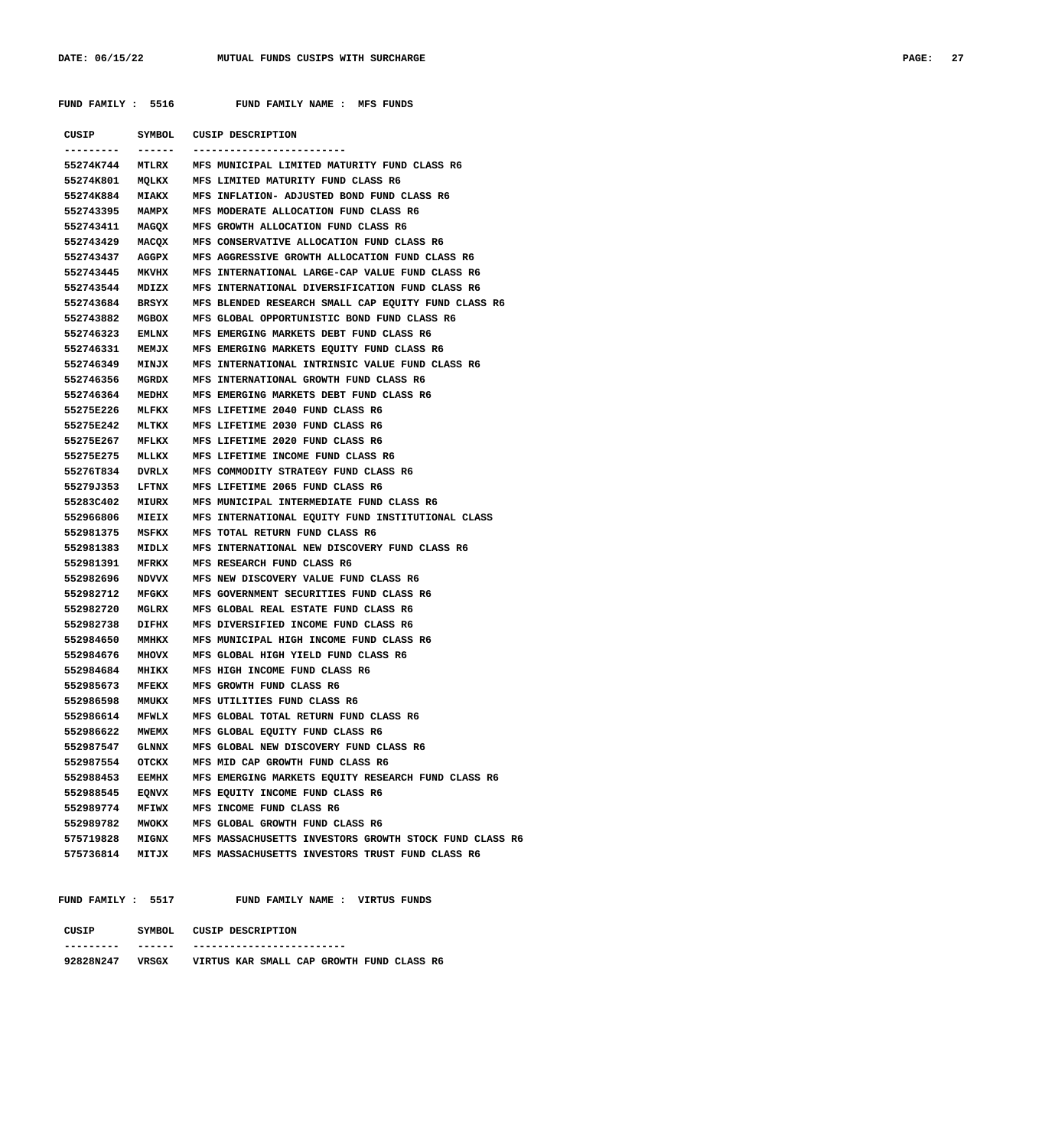**FUND FAMILY : 5516 FUND FAMILY NAME : MFS FUNDS**

| CUSIP | SYMBOL | CUSIP DESCRIPTION |
|---|---|---|
| 55274K744 | MTLRX | MFS MUNICIPAL LIMITED MATURITY FUND CLASS R6 |
| 55274K801 | MQLKX | MFS LIMITED MATURITY FUND CLASS R6 |
| 55274K884 | MIAKX | MFS INFLATION- ADJUSTED BOND FUND CLASS R6 |
| 552743395 | MAMPX | MFS MODERATE ALLOCATION FUND CLASS R6 |
| 552743411 | MAGQX | MFS GROWTH ALLOCATION FUND CLASS R6 |
| 552743429 | MACQX | MFS CONSERVATIVE ALLOCATION FUND CLASS R6 |
| 552743437 | AGGPX | MFS AGGRESSIVE GROWTH ALLOCATION FUND CLASS R6 |
| 552743445 | MKVHX | MFS INTERNATIONAL LARGE-CAP VALUE FUND CLASS R6 |
| 552743544 | MDIZX | MFS INTERNATIONAL DIVERSIFICATION FUND CLASS R6 |
| 552743684 | BRSYX | MFS BLENDED RESEARCH SMALL CAP EQUITY FUND CLASS R6 |
| 552743882 | MGBOX | MFS GLOBAL OPPORTUNISTIC BOND FUND CLASS R6 |
| 552746323 | EMLNX | MFS EMERGING MARKETS DEBT FUND CLASS R6 |
| 552746331 | MEMJX | MFS EMERGING MARKETS EQUITY FUND CLASS R6 |
| 552746349 | MINJX | MFS INTERNATIONAL INTRINSIC VALUE FUND CLASS R6 |
| 552746356 | MGRDX | MFS INTERNATIONAL GROWTH FUND CLASS R6 |
| 552746364 | MEDHX | MFS EMERGING MARKETS DEBT FUND CLASS R6 |
| 55275E226 | MLFKX | MFS LIFETIME 2040 FUND CLASS R6 |
| 55275E242 | MLTKX | MFS LIFETIME 2030 FUND CLASS R6 |
| 55275E267 | MFLKX | MFS LIFETIME 2020 FUND CLASS R6 |
| 55275E275 | MLLKX | MFS LIFETIME INCOME FUND CLASS R6 |
| 55276T834 | DVRLX | MFS COMMODITY STRATEGY FUND CLASS R6 |
| 55279J353 | LFTNX | MFS LIFETIME 2065 FUND CLASS R6 |
| 55283C402 | MIURX | MFS MUNICIPAL INTERMEDIATE FUND CLASS R6 |
| 552966806 | MIEIX | MFS INTERNATIONAL EQUITY FUND INSTITUTIONAL CLASS |
| 552981375 | MSFKX | MFS TOTAL RETURN FUND CLASS R6 |
| 552981383 | MIDLX | MFS INTERNATIONAL NEW DISCOVERY FUND CLASS R6 |
| 552981391 | MFRKX | MFS RESEARCH FUND CLASS R6 |
| 552982696 | NDVVX | MFS NEW DISCOVERY VALUE FUND CLASS R6 |
| 552982712 | MFGKX | MFS GOVERNMENT SECURITIES FUND CLASS R6 |
| 552982720 | MGLRX | MFS GLOBAL REAL ESTATE FUND CLASS R6 |
| 552982738 | DIFHX | MFS DIVERSIFIED INCOME FUND CLASS R6 |
| 552984650 | MMHKX | MFS MUNICIPAL HIGH INCOME FUND CLASS R6 |
| 552984676 | MHOVX | MFS GLOBAL HIGH YIELD FUND CLASS R6 |
| 552984684 | MHIKX | MFS HIGH INCOME FUND CLASS R6 |
| 552985673 | MFEKX | MFS GROWTH FUND CLASS R6 |
| 552986598 | MMUKX | MFS UTILITIES FUND CLASS R6 |
| 552986614 | MFWLX | MFS GLOBAL TOTAL RETURN FUND CLASS R6 |
| 552986622 | MWEMX | MFS GLOBAL EQUITY FUND CLASS R6 |
| 552987547 | GLNNX | MFS GLOBAL NEW DISCOVERY FUND CLASS R6 |
| 552987554 | OTCKX | MFS MID CAP GROWTH FUND CLASS R6 |
| 552988453 | EEMHX | MFS EMERGING MARKETS EQUITY RESEARCH FUND CLASS R6 |
| 552988545 | EQNVX | MFS EQUITY INCOME FUND CLASS R6 |
| 552989774 | MFIWX | MFS INCOME FUND CLASS R6 |
| 552989782 | MWOKX | MFS GLOBAL GROWTH FUND CLASS R6 |
| 575719828 | MIGNX | MFS MASSACHUSETTS INVESTORS GROWTH STOCK FUND CLASS R6 |
| 575736814 | MITJX | MFS MASSACHUSETTS INVESTORS TRUST FUND CLASS R6 |

**FUND FAMILY : 5517 FUND FAMILY NAME : VIRTUS FUNDS**

| CUSIP | SYMBOL | CUSIP DESCRIPTION |
|---|---|---|
| 92828N247 | VRSGX | VIRTUS KAR SMALL CAP GROWTH FUND CLASS R6 |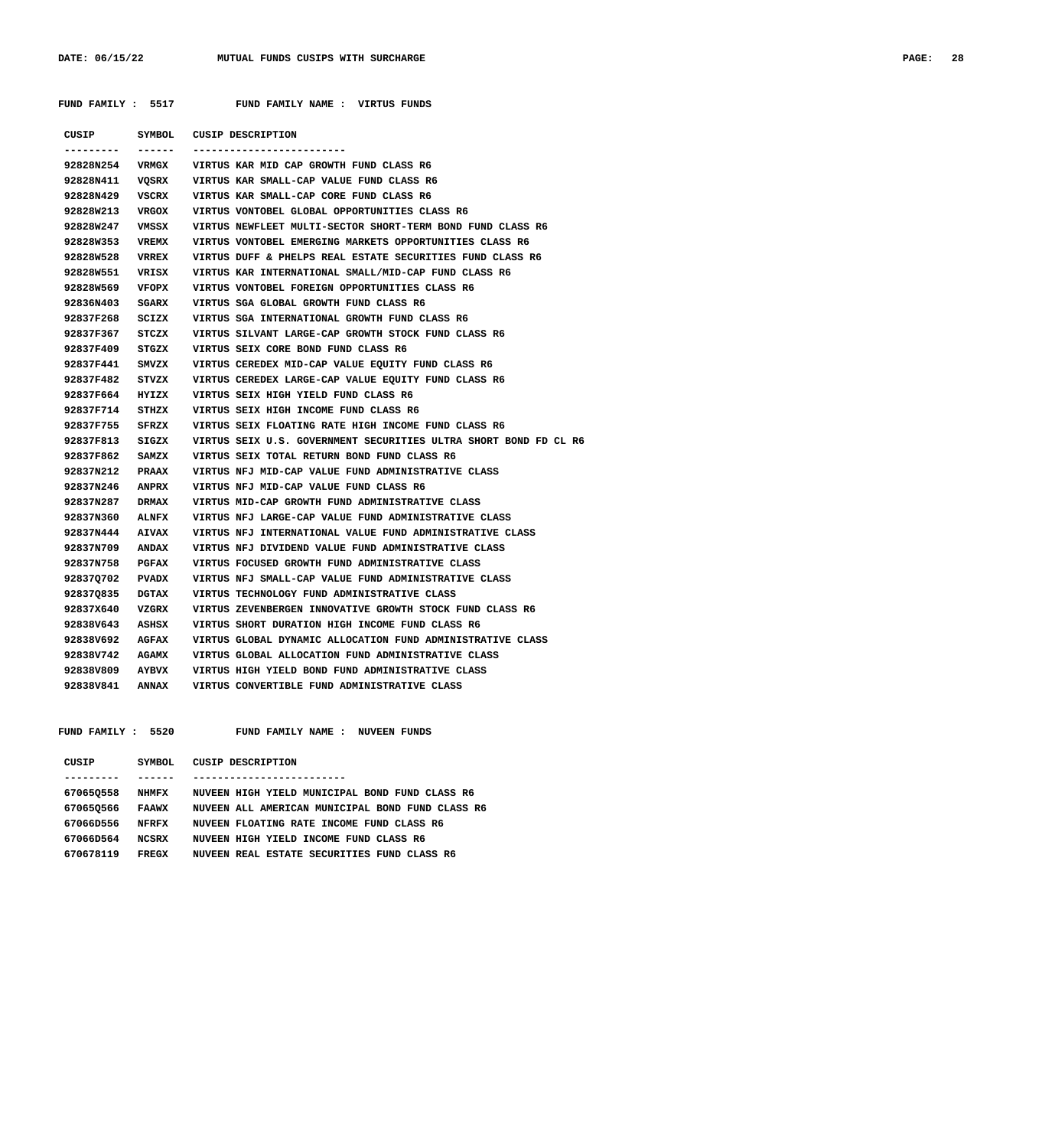FUND FAMILY : 5517 FUND FAMILY NAME : VIRTUS FUNDS

| CUSIP | SYMBOL | CUSIP DESCRIPTION |
|---|---|---|
| 92828N254 | VRMGX | VIRTUS KAR MID CAP GROWTH FUND CLASS R6 |
| 92828N411 | VQSRX | VIRTUS KAR SMALL-CAP VALUE FUND CLASS R6 |
| 92828N429 | VSCRX | VIRTUS KAR SMALL-CAP CORE FUND CLASS R6 |
| 92828W213 | VRGOX | VIRTUS VONTOBEL GLOBAL OPPORTUNITIES CLASS R6 |
| 92828W247 | VMSSX | VIRTUS NEWFLEET MULTI-SECTOR SHORT-TERM BOND FUND CLASS R6 |
| 92828W353 | VREMX | VIRTUS VONTOBEL EMERGING MARKETS OPPORTUNITIES CLASS R6 |
| 92828W528 | VRREX | VIRTUS DUFF & PHELPS REAL ESTATE SECURITIES FUND CLASS R6 |
| 92828W551 | VRISX | VIRTUS KAR INTERNATIONAL SMALL/MID-CAP FUND CLASS R6 |
| 92828W569 | VFOPX | VIRTUS VONTOBEL FOREIGN OPPORTUNITIES CLASS R6 |
| 92836N403 | SGARX | VIRTUS SGA GLOBAL GROWTH FUND CLASS R6 |
| 92837F268 | SCIZX | VIRTUS SGA INTERNATIONAL GROWTH FUND CLASS R6 |
| 92837F367 | STCZX | VIRTUS SILVANT LARGE-CAP GROWTH STOCK FUND CLASS R6 |
| 92837F409 | STGZX | VIRTUS SEIX CORE BOND FUND CLASS R6 |
| 92837F441 | SMVZX | VIRTUS CEREDEX MID-CAP VALUE EQUITY FUND CLASS R6 |
| 92837F482 | STVZX | VIRTUS CEREDEX LARGE-CAP VALUE EQUITY FUND CLASS R6 |
| 92837F664 | HYIZX | VIRTUS SEIX HIGH YIELD FUND CLASS R6 |
| 92837F714 | STHZX | VIRTUS SEIX HIGH INCOME FUND CLASS R6 |
| 92837F755 | SFRZX | VIRTUS SEIX FLOATING RATE HIGH INCOME FUND CLASS R6 |
| 92837F813 | SIGZX | VIRTUS SEIX U.S. GOVERNMENT SECURITIES ULTRA SHORT BOND FD CL R6 |
| 92837F862 | SAMZX | VIRTUS SEIX TOTAL RETURN BOND FUND CLASS R6 |
| 92837N212 | PRAAX | VIRTUS NFJ MID-CAP VALUE FUND ADMINISTRATIVE CLASS |
| 92837N246 | ANPRX | VIRTUS NFJ MID-CAP VALUE FUND CLASS R6 |
| 92837N287 | DRMAX | VIRTUS MID-CAP GROWTH FUND ADMINISTRATIVE CLASS |
| 92837N360 | ALNFX | VIRTUS NFJ LARGE-CAP VALUE FUND ADMINISTRATIVE CLASS |
| 92837N444 | AIVAX | VIRTUS NFJ INTERNATIONAL VALUE FUND ADMINISTRATIVE CLASS |
| 92837N709 | ANDAX | VIRTUS NFJ DIVIDEND VALUE FUND ADMINISTRATIVE CLASS |
| 92837N758 | PGFAX | VIRTUS FOCUSED GROWTH FUND ADMINISTRATIVE CLASS |
| 92837Q702 | PVADX | VIRTUS NFJ SMALL-CAP VALUE FUND ADMINISTRATIVE CLASS |
| 92837Q835 | DGTAX | VIRTUS TECHNOLOGY FUND ADMINISTRATIVE CLASS |
| 92837X640 | VZGRX | VIRTUS ZEVENBERGEN INNOVATIVE GROWTH STOCK FUND CLASS R6 |
| 92838V643 | ASHSX | VIRTUS SHORT DURATION HIGH INCOME FUND CLASS R6 |
| 92838V692 | AGFAX | VIRTUS GLOBAL DYNAMIC ALLOCATION FUND ADMINISTRATIVE CLASS |
| 92838V742 | AGAMX | VIRTUS GLOBAL ALLOCATION FUND ADMINISTRATIVE CLASS |
| 92838V809 | AYBVX | VIRTUS HIGH YIELD BOND FUND ADMINISTRATIVE CLASS |
| 92838V841 | ANNAX | VIRTUS CONVERTIBLE FUND ADMINISTRATIVE CLASS |

FUND FAMILY : 5520 FUND FAMILY NAME : NUVEEN FUNDS

| CUSIP | SYMBOL | CUSIP DESCRIPTION |
|---|---|---|
| 67065Q558 | NHMFX | NUVEEN HIGH YIELD MUNICIPAL BOND FUND CLASS R6 |
| 67065Q566 | FAAWX | NUVEEN ALL AMERICAN MUNICIPAL BOND FUND CLASS R6 |
| 67066D556 | NFRFX | NUVEEN FLOATING RATE INCOME FUND CLASS R6 |
| 67066D564 | NCSRX | NUVEEN HIGH YIELD INCOME FUND CLASS R6 |
| 670678119 | FREGX | NUVEEN REAL ESTATE SECURITIES FUND CLASS R6 |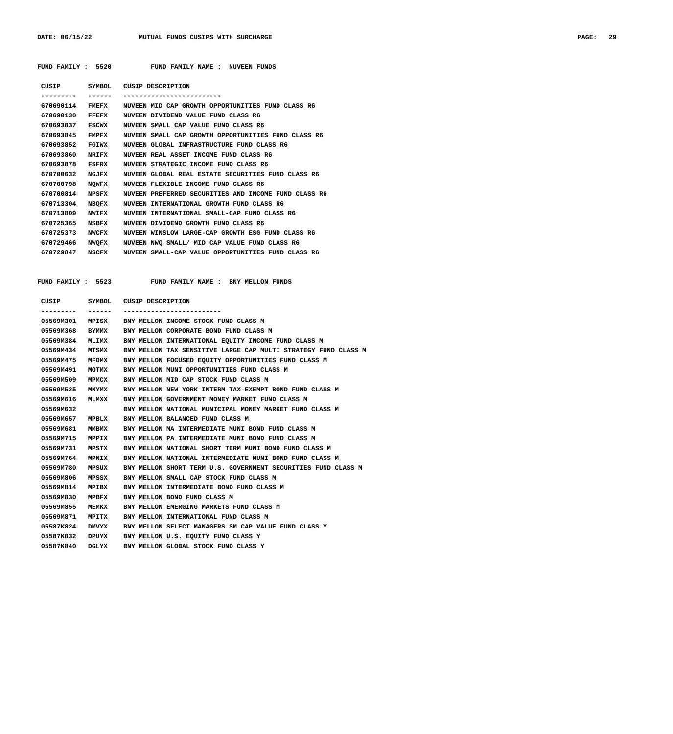**FUND FAMILY : 5520 FUND FAMILY NAME : NUVEEN FUNDS**

| CUSIP | SYMBOL | CUSIP DESCRIPTION |
|---|---|---|
| 670690114 | FMEFX | NUVEEN MID CAP GROWTH OPPORTUNITIES FUND CLASS R6 |
| 670690130 | FFEFX | NUVEEN DIVIDEND VALUE FUND CLASS R6 |
| 670693837 | FSCWX | NUVEEN SMALL CAP VALUE FUND CLASS R6 |
| 670693845 | FMPFX | NUVEEN SMALL CAP GROWTH OPPORTUNITIES FUND CLASS R6 |
| 670693852 | FGIWX | NUVEEN GLOBAL INFRASTRUCTURE FUND CLASS R6 |
| 670693860 | NRIFX | NUVEEN REAL ASSET INCOME FUND CLASS R6 |
| 670693878 | FSFRX | NUVEEN STRATEGIC INCOME FUND CLASS R6 |
| 670700632 | NGJFX | NUVEEN GLOBAL REAL ESTATE SECURITIES FUND CLASS R6 |
| 670700798 | NQWFX | NUVEEN FLEXIBLE INCOME FUND CLASS R6 |
| 670700814 | NPSFX | NUVEEN PREFERRED SECURITIES AND INCOME FUND CLASS R6 |
| 670713304 | NBQFX | NUVEEN INTERNATIONAL GROWTH FUND CLASS R6 |
| 670713809 | NWIFX | NUVEEN INTERNATIONAL SMALL-CAP FUND CLASS R6 |
| 670725365 | NSBFX | NUVEEN DIVIDEND GROWTH FUND CLASS R6 |
| 670725373 | NWCFX | NUVEEN WINSLOW LARGE-CAP GROWTH ESG FUND CLASS R6 |
| 670729466 | NWQFX | NUVEEN NWQ SMALL/ MID CAP VALUE FUND CLASS R6 |
| 670729847 | NSCFX | NUVEEN SMALL-CAP VALUE OPPORTUNITIES FUND CLASS R6 |

**FUND FAMILY : 5523 FUND FAMILY NAME : BNY MELLON FUNDS**

| CUSIP | SYMBOL | CUSIP DESCRIPTION |
|---|---|---|
| 05569M301 | MPISX | BNY MELLON INCOME STOCK FUND CLASS M |
| 05569M368 | BYMMX | BNY MELLON CORPORATE BOND FUND CLASS M |
| 05569M384 | MLIMX | BNY MELLON INTERNATIONAL EQUITY INCOME FUND CLASS M |
| 05569M434 | MTSMX | BNY MELLON TAX SENSITIVE LARGE CAP MULTI STRATEGY FUND CLASS M |
| 05569M475 | MFOMX | BNY MELLON FOCUSED EQUITY OPPORTUNITIES FUND CLASS M |
| 05569M491 | MOTMX | BNY MELLON MUNI OPPORTUNITIES FUND CLASS M |
| 05569M509 | MPMCX | BNY MELLON MID CAP STOCK FUND CLASS M |
| 05569M525 | MNYMX | BNY MELLON NEW YORK INTERM TAX-EXEMPT BOND FUND CLASS M |
| 05569M616 | MLMXX | BNY MELLON GOVERNMENT MONEY MARKET FUND CLASS M |
| 05569M632 | | BNY MELLON NATIONAL MUNICIPAL MONEY MARKET FUND CLASS M |
| 05569M657 | MPBLX | BNY MELLON BALANCED FUND CLASS M |
| 05569M681 | MMBMX | BNY MELLON MA INTERMEDIATE MUNI BOND FUND CLASS M |
| 05569M715 | MPPIX | BNY MELLON PA INTERMEDIATE MUNI BOND FUND CLASS M |
| 05569M731 | MPSTX | BNY MELLON NATIONAL SHORT TERM MUNI BOND FUND CLASS M |
| 05569M764 | MPNIX | BNY MELLON NATIONAL INTERMEDIATE MUNI BOND FUND CLASS M |
| 05569M780 | MPSUX | BNY MELLON SHORT TERM U.S. GOVERNMENT SECURITIES FUND CLASS M |
| 05569M806 | MPSSX | BNY MELLON SMALL CAP STOCK FUND CLASS M |
| 05569M814 | MPIBX | BNY MELLON INTERMEDIATE BOND FUND CLASS M |
| 05569M830 | MPBFX | BNY MELLON BOND FUND CLASS M |
| 05569M855 | MEMKX | BNY MELLON EMERGING MARKETS FUND CLASS M |
| 05569M871 | MPITX | BNY MELLON INTERNATIONAL FUND CLASS M |
| 05587K824 | DMVYX | BNY MELLON SELECT MANAGERS SM CAP VALUE FUND CLASS Y |
| 05587K832 | DPUYX | BNY MELLON U.S. EQUITY FUND CLASS Y |
| 05587K840 | DGLYX | BNY MELLON GLOBAL STOCK FUND CLASS Y |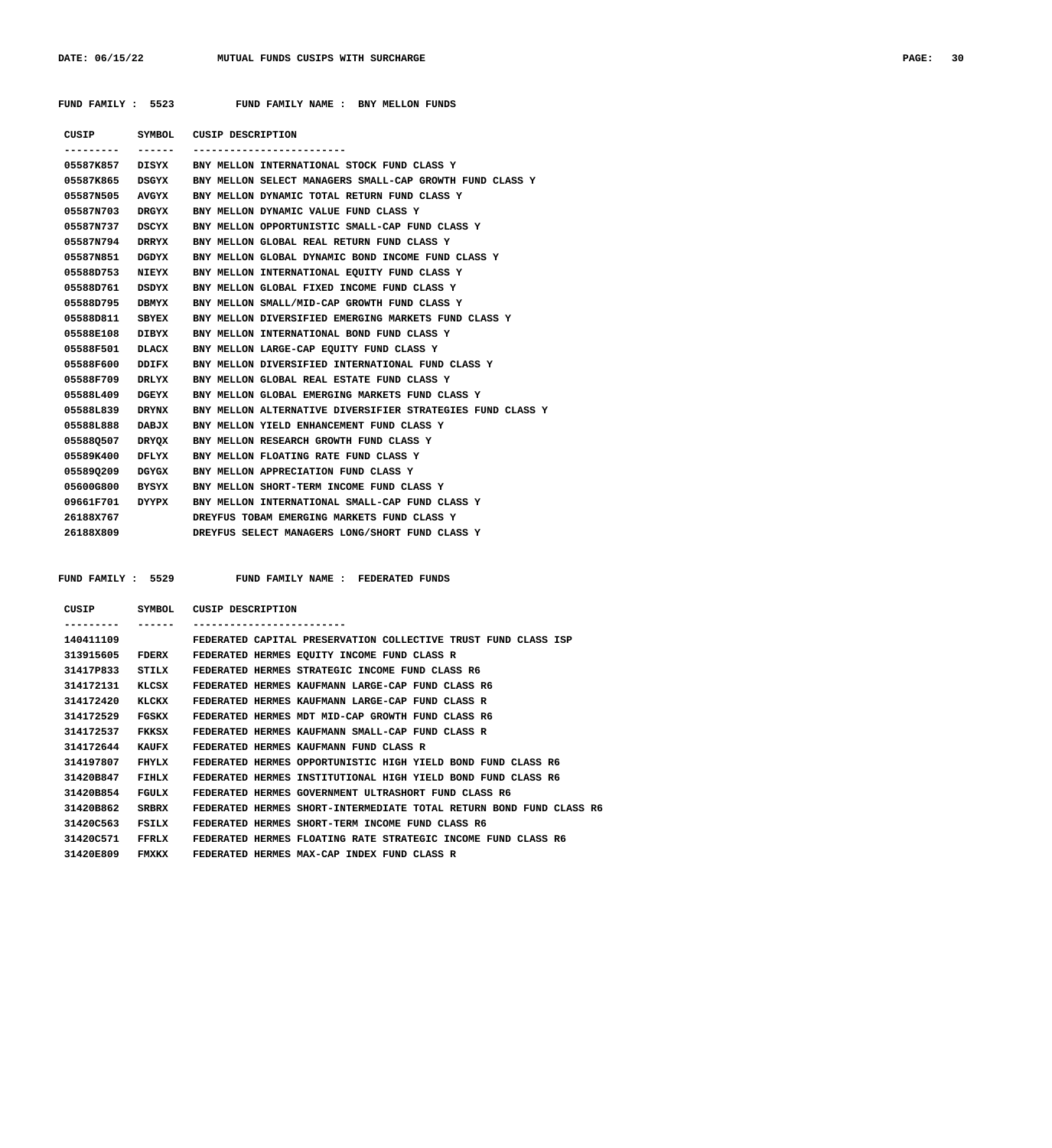FUND FAMILY : 5523 FUND FAMILY NAME : BNY MELLON FUNDS

| CUSIP | SYMBOL | CUSIP DESCRIPTION |
|---|---|---|
| 05587K857 | DISYX | BNY MELLON INTERNATIONAL STOCK FUND CLASS Y |
| 05587K865 | DSGYX | BNY MELLON SELECT MANAGERS SMALL-CAP GROWTH FUND CLASS Y |
| 05587N505 | AVGYX | BNY MELLON DYNAMIC TOTAL RETURN FUND CLASS Y |
| 05587N703 | DRGYX | BNY MELLON DYNAMIC VALUE FUND CLASS Y |
| 05587N737 | DSCYX | BNY MELLON OPPORTUNISTIC SMALL-CAP FUND CLASS Y |
| 05587N794 | DRRYX | BNY MELLON GLOBAL REAL RETURN FUND CLASS Y |
| 05587N851 | DGDYX | BNY MELLON GLOBAL DYNAMIC BOND INCOME FUND CLASS Y |
| 05588D753 | NIEYX | BNY MELLON INTERNATIONAL EQUITY FUND CLASS Y |
| 05588D761 | DSDYX | BNY MELLON GLOBAL FIXED INCOME FUND CLASS Y |
| 05588D795 | DBMYX | BNY MELLON SMALL/MID-CAP GROWTH FUND CLASS Y |
| 05588D811 | SBYEX | BNY MELLON DIVERSIFIED EMERGING MARKETS FUND CLASS Y |
| 05588E108 | DIBYX | BNY MELLON INTERNATIONAL BOND FUND CLASS Y |
| 05588F501 | DLACX | BNY MELLON LARGE-CAP EQUITY FUND CLASS Y |
| 05588F600 | DDIFX | BNY MELLON DIVERSIFIED INTERNATIONAL FUND CLASS Y |
| 05588F709 | DRLYX | BNY MELLON GLOBAL REAL ESTATE FUND CLASS Y |
| 05588L409 | DGEYX | BNY MELLON GLOBAL EMERGING MARKETS FUND CLASS Y |
| 05588L839 | DRYNX | BNY MELLON ALTERNATIVE DIVERSIFIER STRATEGIES FUND CLASS Y |
| 05588L888 | DABJX | BNY MELLON YIELD ENHANCEMENT FUND CLASS Y |
| 05588Q507 | DRYQX | BNY MELLON RESEARCH GROWTH FUND CLASS Y |
| 05589K400 | DFLYX | BNY MELLON FLOATING RATE FUND CLASS Y |
| 05589Q209 | DGYGX | BNY MELLON APPRECIATION FUND CLASS Y |
| 05600G800 | BYSYX | BNY MELLON SHORT-TERM INCOME FUND CLASS Y |
| 09661F701 | DYYPX | BNY MELLON INTERNATIONAL SMALL-CAP FUND CLASS Y |
| 26188X767 | | DREYFUS TOBAM EMERGING MARKETS FUND CLASS Y |
| 26188X809 | | DREYFUS SELECT MANAGERS LONG/SHORT FUND CLASS Y |

FUND FAMILY : 5529 FUND FAMILY NAME : FEDERATED FUNDS

| CUSIP | SYMBOL | CUSIP DESCRIPTION |
|---|---|---|
| 140411109 | | FEDERATED CAPITAL PRESERVATION COLLECTIVE TRUST FUND CLASS ISP |
| 313915605 | FDERX | FEDERATED HERMES EQUITY INCOME FUND CLASS R |
| 31417P833 | STILX | FEDERATED HERMES STRATEGIC INCOME FUND CLASS R6 |
| 314172131 | KLCSX | FEDERATED HERMES KAUFMANN LARGE-CAP FUND CLASS R6 |
| 314172420 | KLCKX | FEDERATED HERMES KAUFMANN LARGE-CAP FUND CLASS R |
| 314172529 | FGSKX | FEDERATED HERMES MDT MID-CAP GROWTH FUND CLASS R6 |
| 314172537 | FKKSX | FEDERATED HERMES KAUFMANN SMALL-CAP FUND CLASS R |
| 314172644 | KAUFX | FEDERATED HERMES KAUFMANN FUND CLASS R |
| 314197807 | FHYLX | FEDERATED HERMES OPPORTUNISTIC HIGH YIELD BOND FUND CLASS R6 |
| 31420B847 | FIHLX | FEDERATED HERMES INSTITUTIONAL HIGH YIELD BOND FUND CLASS R6 |
| 31420B854 | FGULX | FEDERATED HERMES GOVERNMENT ULTRASHORT FUND CLASS R6 |
| 31420B862 | SRBRX | FEDERATED HERMES SHORT-INTERMEDIATE TOTAL RETURN BOND FUND CLASS R6 |
| 31420C563 | FSILX | FEDERATED HERMES SHORT-TERM INCOME FUND CLASS R6 |
| 31420C571 | FFRLX | FEDERATED HERMES FLOATING RATE STRATEGIC INCOME FUND CLASS R6 |
| 31420E809 | FMXKX | FEDERATED HERMES MAX-CAP INDEX FUND CLASS R |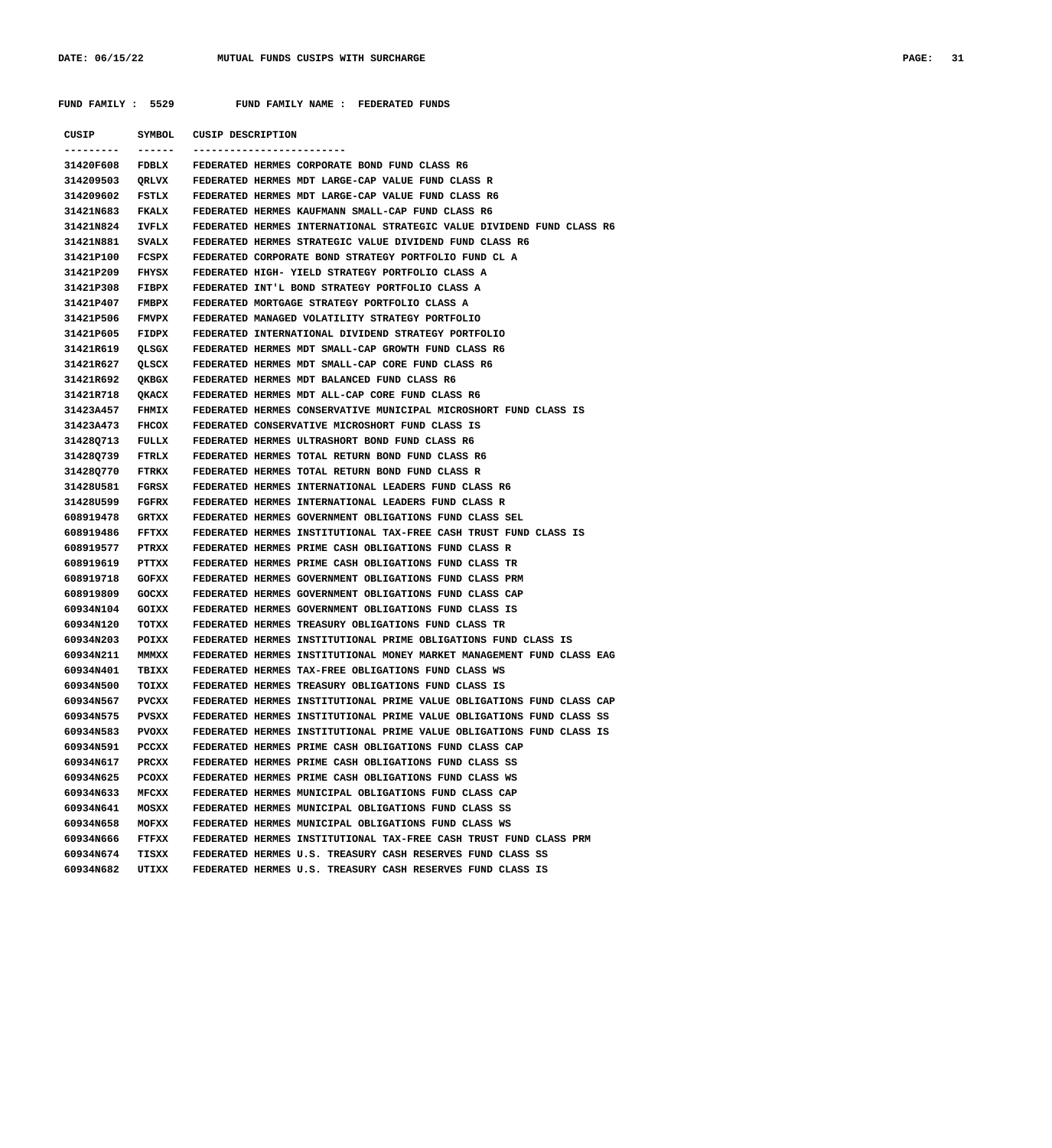FUND FAMILY : 5529 FUND FAMILY NAME : FEDERATED FUNDS

| CUSIP | SYMBOL | CUSIP DESCRIPTION |
|---|---|---|
| 31420F608 | FDBLX | FEDERATED HERMES CORPORATE BOND FUND CLASS R6 |
| 314209503 | QRLVX | FEDERATED HERMES MDT LARGE-CAP VALUE FUND CLASS R |
| 314209602 | FSTLX | FEDERATED HERMES MDT LARGE-CAP VALUE FUND CLASS R6 |
| 31421N683 | FKALX | FEDERATED HERMES KAUFMANN SMALL-CAP FUND CLASS R6 |
| 31421N824 | IVFLX | FEDERATED HERMES INTERNATIONAL STRATEGIC VALUE DIVIDEND FUND CLASS R6 |
| 31421N881 | SVALX | FEDERATED HERMES STRATEGIC VALUE DIVIDEND FUND CLASS R6 |
| 31421P100 | FCSPX | FEDERATED CORPORATE BOND STRATEGY PORTFOLIO FUND CL A |
| 31421P209 | FHYSX | FEDERATED HIGH- YIELD STRATEGY PORTFOLIO CLASS A |
| 31421P308 | FIBPX | FEDERATED INT'L BOND STRATEGY PORTFOLIO CLASS A |
| 31421P407 | FMBPX | FEDERATED MORTGAGE STRATEGY PORTFOLIO CLASS A |
| 31421P506 | FMVPX | FEDERATED MANAGED VOLATILITY STRATEGY PORTFOLIO |
| 31421P605 | FIDPX | FEDERATED INTERNATIONAL DIVIDEND STRATEGY PORTFOLIO |
| 31421R619 | QLSGX | FEDERATED HERMES MDT SMALL-CAP GROWTH FUND CLASS R6 |
| 31421R627 | QLSCX | FEDERATED HERMES MDT SMALL-CAP CORE FUND CLASS R6 |
| 31421R692 | QKBGX | FEDERATED HERMES MDT BALANCED FUND CLASS R6 |
| 31421R718 | QKACX | FEDERATED HERMES MDT ALL-CAP CORE FUND CLASS R6 |
| 31423A457 | FHMIX | FEDERATED HERMES CONSERVATIVE MUNICIPAL MICROSHORT FUND CLASS IS |
| 31423A473 | FHCOX | FEDERATED CONSERVATIVE MICROSHORT FUND CLASS IS |
| 31428Q713 | FULLX | FEDERATED HERMES ULTRASHORT BOND FUND CLASS R6 |
| 31428Q739 | FTRLX | FEDERATED HERMES TOTAL RETURN BOND FUND CLASS R6 |
| 31428Q770 | FTRKX | FEDERATED HERMES TOTAL RETURN BOND FUND CLASS R |
| 31428U581 | FGRSX | FEDERATED HERMES INTERNATIONAL LEADERS FUND CLASS R6 |
| 31428U599 | FGFRX | FEDERATED HERMES INTERNATIONAL LEADERS FUND CLASS R |
| 608919478 | GRTXX | FEDERATED HERMES GOVERNMENT OBLIGATIONS FUND CLASS SEL |
| 608919486 | FFTXX | FEDERATED HERMES INSTITUTIONAL TAX-FREE CASH TRUST FUND CLASS IS |
| 608919577 | PTRXX | FEDERATED HERMES PRIME CASH OBLIGATIONS FUND CLASS R |
| 608919619 | PTTXX | FEDERATED HERMES PRIME CASH OBLIGATIONS FUND CLASS TR |
| 608919718 | GOFXX | FEDERATED HERMES GOVERNMENT OBLIGATIONS FUND CLASS PRM |
| 608919809 | GOCXX | FEDERATED HERMES GOVERNMENT OBLIGATIONS FUND CLASS CAP |
| 60934N104 | GOIXX | FEDERATED HERMES GOVERNMENT OBLIGATIONS FUND CLASS IS |
| 60934N120 | TOTXX | FEDERATED HERMES TREASURY OBLIGATIONS FUND CLASS TR |
| 60934N203 | POIXX | FEDERATED HERMES INSTITUTIONAL PRIME OBLIGATIONS FUND CLASS IS |
| 60934N211 | MMMXX | FEDERATED HERMES INSTITUTIONAL MONEY MARKET MANAGEMENT FUND CLASS EAG |
| 60934N401 | TBIXX | FEDERATED HERMES TAX-FREE OBLIGATIONS FUND CLASS WS |
| 60934N500 | TOIXX | FEDERATED HERMES TREASURY OBLIGATIONS FUND CLASS IS |
| 60934N567 | PVCXX | FEDERATED HERMES INSTITUTIONAL PRIME VALUE OBLIGATIONS FUND CLASS CAP |
| 60934N575 | PVSXX | FEDERATED HERMES INSTITUTIONAL PRIME VALUE OBLIGATIONS FUND CLASS SS |
| 60934N583 | PVOXX | FEDERATED HERMES INSTITUTIONAL PRIME VALUE OBLIGATIONS FUND CLASS IS |
| 60934N591 | PCCXX | FEDERATED HERMES PRIME CASH OBLIGATIONS FUND CLASS CAP |
| 60934N617 | PRCXX | FEDERATED HERMES PRIME CASH OBLIGATIONS FUND CLASS SS |
| 60934N625 | PCOXX | FEDERATED HERMES PRIME CASH OBLIGATIONS FUND CLASS WS |
| 60934N633 | MFCXX | FEDERATED HERMES MUNICIPAL OBLIGATIONS FUND CLASS CAP |
| 60934N641 | MOSXX | FEDERATED HERMES MUNICIPAL OBLIGATIONS FUND CLASS SS |
| 60934N658 | MOFXX | FEDERATED HERMES MUNICIPAL OBLIGATIONS FUND CLASS WS |
| 60934N666 | FTFXX | FEDERATED HERMES INSTITUTIONAL TAX-FREE CASH TRUST FUND CLASS PRM |
| 60934N674 | TISXX | FEDERATED HERMES U.S. TREASURY CASH RESERVES FUND CLASS SS |
| 60934N682 | UTIXX | FEDERATED HERMES U.S. TREASURY CASH RESERVES FUND CLASS IS |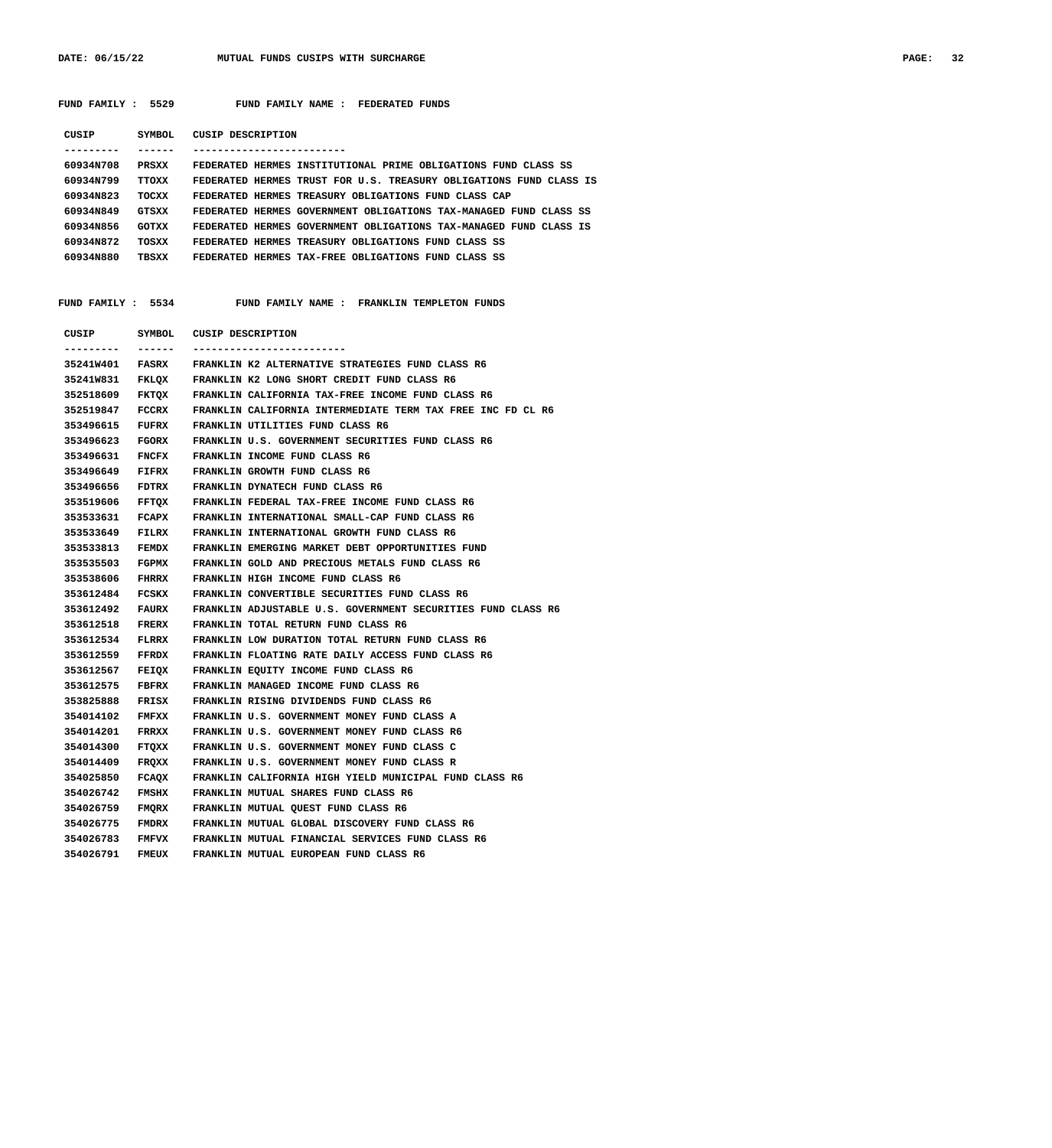**FUND FAMILY : 5529 FUND FAMILY NAME : FEDERATED FUNDS**

| CUSIP | SYMBOL | CUSIP DESCRIPTION |
|---|---|---|
| 60934N708 | PRSXX | FEDERATED HERMES INSTITUTIONAL PRIME OBLIGATIONS FUND CLASS SS |
| 60934N799 | TTOXX | FEDERATED HERMES TRUST FOR U.S. TREASURY OBLIGATIONS FUND CLASS IS |
| 60934N823 | TOCXX | FEDERATED HERMES TREASURY OBLIGATIONS FUND CLASS CAP |
| 60934N849 | GTSXX | FEDERATED HERMES GOVERNMENT OBLIGATIONS TAX-MANAGED FUND CLASS SS |
| 60934N856 | GOTXX | FEDERATED HERMES GOVERNMENT OBLIGATIONS TAX-MANAGED FUND CLASS IS |
| 60934N872 | TOSXX | FEDERATED HERMES TREASURY OBLIGATIONS FUND CLASS SS |
| 60934N880 | TBSXX | FEDERATED HERMES TAX-FREE OBLIGATIONS FUND CLASS SS |

**FUND FAMILY : 5534 FUND FAMILY NAME : FRANKLIN TEMPLETON FUNDS**

| CUSIP | SYMBOL | CUSIP DESCRIPTION |
|---|---|---|
| 35241W401 | FASRX | FRANKLIN K2 ALTERNATIVE STRATEGIES FUND CLASS R6 |
| 35241W831 | FKLQX | FRANKLIN K2 LONG SHORT CREDIT FUND CLASS R6 |
| 352518609 | FKTQX | FRANKLIN CALIFORNIA TAX-FREE INCOME FUND CLASS R6 |
| 352519847 | FCCRX | FRANKLIN CALIFORNIA INTERMEDIATE TERM TAX FREE INC FD CL R6 |
| 353496615 | FUFRX | FRANKLIN UTILITIES FUND CLASS R6 |
| 353496623 | FGORX | FRANKLIN U.S. GOVERNMENT SECURITIES FUND CLASS R6 |
| 353496631 | FNCFX | FRANKLIN INCOME FUND CLASS R6 |
| 353496649 | FIFRX | FRANKLIN GROWTH FUND CLASS R6 |
| 353496656 | FDTRX | FRANKLIN DYNATECH FUND CLASS R6 |
| 353519606 | FFTQX | FRANKLIN FEDERAL TAX-FREE INCOME FUND CLASS R6 |
| 353533631 | FCAPX | FRANKLIN INTERNATIONAL SMALL-CAP FUND CLASS R6 |
| 353533649 | FILRX | FRANKLIN INTERNATIONAL GROWTH FUND CLASS R6 |
| 353533813 | FEMDX | FRANKLIN EMERGING MARKET DEBT OPPORTUNITIES FUND |
| 353535503 | FGPMX | FRANKLIN GOLD AND PRECIOUS METALS FUND CLASS R6 |
| 353538606 | FHRRX | FRANKLIN HIGH INCOME FUND CLASS R6 |
| 353612484 | FCSKX | FRANKLIN CONVERTIBLE SECURITIES FUND CLASS R6 |
| 353612492 | FAURX | FRANKLIN ADJUSTABLE U.S. GOVERNMENT SECURITIES FUND CLASS R6 |
| 353612518 | FRERX | FRANKLIN TOTAL RETURN FUND CLASS R6 |
| 353612534 | FLRRX | FRANKLIN LOW DURATION TOTAL RETURN FUND CLASS R6 |
| 353612559 | FFRDX | FRANKLIN FLOATING RATE DAILY ACCESS FUND CLASS R6 |
| 353612567 | FEIQX | FRANKLIN EQUITY INCOME FUND CLASS R6 |
| 353612575 | FBFRX | FRANKLIN MANAGED INCOME FUND CLASS R6 |
| 353825888 | FRISX | FRANKLIN RISING DIVIDENDS FUND CLASS R6 |
| 354014102 | FMFXX | FRANKLIN U.S. GOVERNMENT MONEY FUND CLASS A |
| 354014201 | FRRXX | FRANKLIN U.S. GOVERNMENT MONEY FUND CLASS R6 |
| 354014300 | FTQXX | FRANKLIN U.S. GOVERNMENT MONEY FUND CLASS C |
| 354014409 | FRQXX | FRANKLIN U.S. GOVERNMENT MONEY FUND CLASS R |
| 354025850 | FCAQX | FRANKLIN CALIFORNIA HIGH YIELD MUNICIPAL FUND CLASS R6 |
| 354026742 | FMSHX | FRANKLIN MUTUAL SHARES FUND CLASS R6 |
| 354026759 | FMQRX | FRANKLIN MUTUAL QUEST FUND CLASS R6 |
| 354026775 | FMDRX | FRANKLIN MUTUAL GLOBAL DISCOVERY FUND CLASS R6 |
| 354026783 | FMFVX | FRANKLIN MUTUAL FINANCIAL SERVICES FUND CLASS R6 |
| 354026791 | FMEUX | FRANKLIN MUTUAL EUROPEAN FUND CLASS R6 |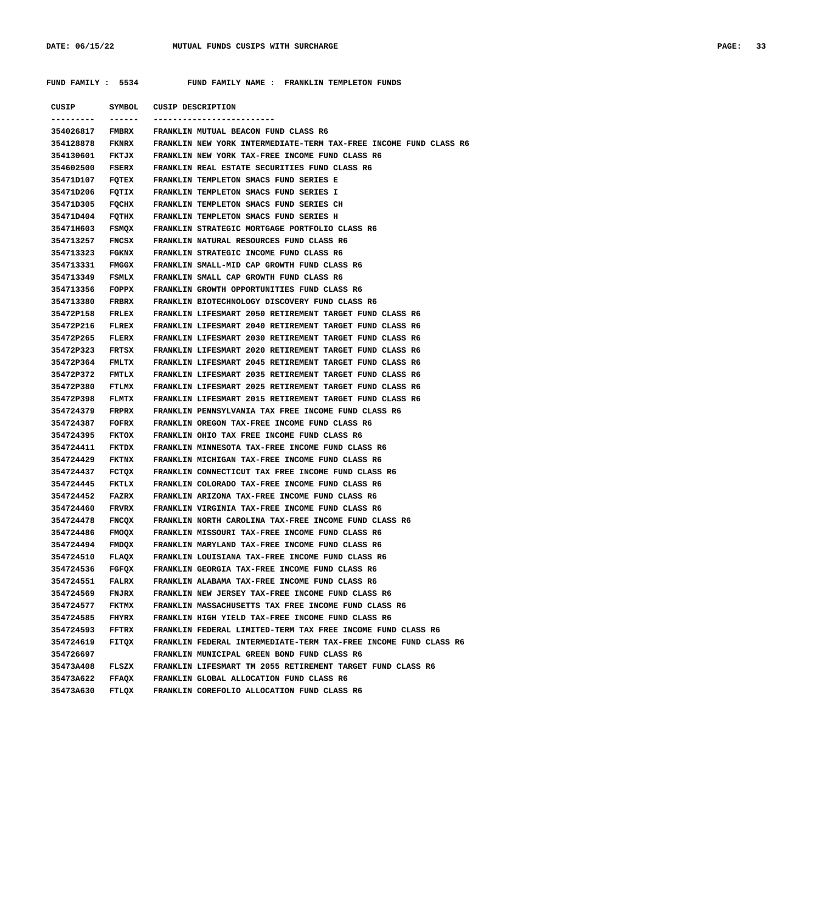FUND FAMILY : 5534 FUND FAMILY NAME : FRANKLIN TEMPLETON FUNDS

| CUSIP | SYMBOL | CUSIP DESCRIPTION |
|---|---|---|
| 354026817 | FMBRX | FRANKLIN MUTUAL BEACON FUND CLASS R6 |
| 354128878 | FKNRX | FRANKLIN NEW YORK INTERMEDIATE-TERM TAX-FREE INCOME FUND CLASS R6 |
| 354130601 | FKTJX | FRANKLIN NEW YORK TAX-FREE INCOME FUND CLASS R6 |
| 354602500 | FSERX | FRANKLIN REAL ESTATE SECURITIES FUND CLASS R6 |
| 35471D107 | FQTEX | FRANKLIN TEMPLETON SMACS FUND SERIES E |
| 35471D206 | FQTIX | FRANKLIN TEMPLETON SMACS FUND SERIES I |
| 35471D305 | FQCHX | FRANKLIN TEMPLETON SMACS FUND SERIES CH |
| 35471D404 | FQTHX | FRANKLIN TEMPLETON SMACS FUND SERIES H |
| 35471H603 | FSMQX | FRANKLIN STRATEGIC MORTGAGE PORTFOLIO CLASS R6 |
| 354713257 | FNCSX | FRANKLIN NATURAL RESOURCES FUND CLASS R6 |
| 354713323 | FGKNX | FRANKLIN STRATEGIC INCOME FUND CLASS R6 |
| 354713331 | FMGGX | FRANKLIN SMALL-MID CAP GROWTH FUND CLASS R6 |
| 354713349 | FSMLX | FRANKLIN SMALL CAP GROWTH FUND CLASS R6 |
| 354713356 | FOPPX | FRANKLIN GROWTH OPPORTUNITIES FUND CLASS R6 |
| 354713380 | FRBRX | FRANKLIN BIOTECHNOLOGY DISCOVERY FUND CLASS R6 |
| 35472P158 | FRLEX | FRANKLIN LIFESMART 2050 RETIREMENT TARGET FUND CLASS R6 |
| 35472P216 | FLREX | FRANKLIN LIFESMART 2040 RETIREMENT TARGET FUND CLASS R6 |
| 35472P265 | FLERX | FRANKLIN LIFESMART 2030 RETIREMENT TARGET FUND CLASS R6 |
| 35472P323 | FRTSX | FRANKLIN LIFESMART 2020 RETIREMENT TARGET FUND CLASS R6 |
| 35472P364 | FMLTX | FRANKLIN LIFESMART 2045 RETIREMENT TARGET FUND CLASS R6 |
| 35472P372 | FMTLX | FRANKLIN LIFESMART 2035 RETIREMENT TARGET FUND CLASS R6 |
| 35472P380 | FTLMX | FRANKLIN LIFESMART 2025 RETIREMENT TARGET FUND CLASS R6 |
| 35472P398 | FLMTX | FRANKLIN LIFESMART 2015 RETIREMENT TARGET FUND CLASS R6 |
| 354724379 | FRPRX | FRANKLIN PENNSYLVANIA TAX FREE INCOME FUND CLASS R6 |
| 354724387 | FOFRX | FRANKLIN OREGON TAX-FREE INCOME FUND CLASS R6 |
| 354724395 | FKTOX | FRANKLIN OHIO TAX FREE INCOME FUND CLASS R6 |
| 354724411 | FKTDX | FRANKLIN MINNESOTA TAX-FREE INCOME FUND CLASS R6 |
| 354724429 | FKTNX | FRANKLIN MICHIGAN TAX-FREE INCOME FUND CLASS R6 |
| 354724437 | FCTQX | FRANKLIN CONNECTICUT TAX FREE INCOME FUND CLASS R6 |
| 354724445 | FKTLX | FRANKLIN COLORADO TAX-FREE INCOME FUND CLASS R6 |
| 354724452 | FAZRX | FRANKLIN ARIZONA TAX-FREE INCOME FUND CLASS R6 |
| 354724460 | FRVRX | FRANKLIN VIRGINIA TAX-FREE INCOME FUND CLASS R6 |
| 354724478 | FNCQX | FRANKLIN NORTH CAROLINA TAX-FREE INCOME FUND CLASS R6 |
| 354724486 | FMOQX | FRANKLIN MISSOURI TAX-FREE INCOME FUND CLASS R6 |
| 354724494 | FMDQX | FRANKLIN MARYLAND TAX-FREE INCOME FUND CLASS R6 |
| 354724510 | FLAQX | FRANKLIN LOUISIANA TAX-FREE INCOME FUND CLASS R6 |
| 354724536 | FGFQX | FRANKLIN GEORGIA TAX-FREE INCOME FUND CLASS R6 |
| 354724551 | FALRX | FRANKLIN ALABAMA TAX-FREE INCOME FUND CLASS R6 |
| 354724569 | FNJRX | FRANKLIN NEW JERSEY TAX-FREE INCOME FUND CLASS R6 |
| 354724577 | FKTMX | FRANKLIN MASSACHUSETTS TAX FREE INCOME FUND CLASS R6 |
| 354724585 | FHYRX | FRANKLIN HIGH YIELD TAX-FREE INCOME FUND CLASS R6 |
| 354724593 | FFTRX | FRANKLIN FEDERAL LIMITED-TERM TAX FREE INCOME FUND CLASS R6 |
| 354724619 | FITQX | FRANKLIN FEDERAL INTERMEDIATE-TERM TAX-FREE INCOME FUND CLASS R6 |
| 354726697 | | FRANKLIN MUNICIPAL GREEN BOND FUND CLASS R6 |
| 35473A408 | FLSZX | FRANKLIN LIFESMART TM 2055 RETIREMENT TARGET FUND CLASS R6 |
| 35473A622 | FFAQX | FRANKLIN GLOBAL ALLOCATION FUND CLASS R6 |
| 35473A630 | FTLQX | FRANKLIN COREFOLIO ALLOCATION FUND CLASS R6 |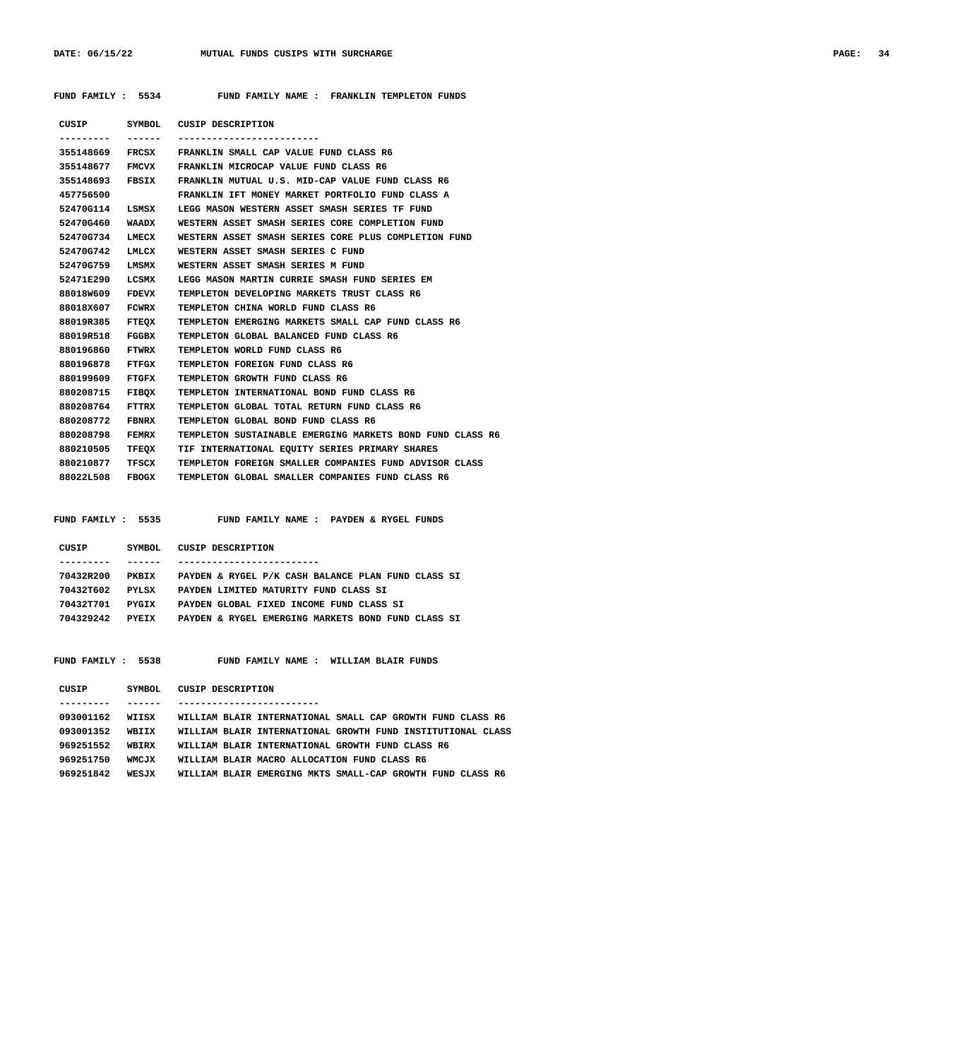**FUND FAMILY : 5534 FUND FAMILY NAME : FRANKLIN TEMPLETON FUNDS**

| CUSIP | SYMBOL | CUSIP DESCRIPTION |
|---|---|---|
| 355148669 | FRCSX | FRANKLIN SMALL CAP VALUE FUND CLASS R6 |
| 355148677 | FMCVX | FRANKLIN MICROCAP VALUE FUND CLASS R6 |
| 355148693 | FBSIX | FRANKLIN MUTUAL U.S. MID-CAP VALUE FUND CLASS R6 |
| 457756500 | | FRANKLIN IFT MONEY MARKET PORTFOLIO FUND CLASS A |
| 52470G114 | LSMSX | LEGG MASON WESTERN ASSET SMASH SERIES TF FUND |
| 52470G460 | WAADX | WESTERN ASSET SMASH SERIES CORE COMPLETION FUND |
| 52470G734 | LMECX | WESTERN ASSET SMASH SERIES CORE PLUS COMPLETION FUND |
| 52470G742 | LMLCX | WESTERN ASSET SMASH SERIES C FUND |
| 52470G759 | LMSMX | WESTERN ASSET SMASH SERIES M FUND |
| 52471E290 | LCSMX | LEGG MASON MARTIN CURRIE SMASH FUND SERIES EM |
| 88018W609 | FDEVX | TEMPLETON DEVELOPING MARKETS TRUST CLASS R6 |
| 88018X607 | FCWRX | TEMPLETON CHINA WORLD FUND CLASS R6 |
| 88019R385 | FTEQX | TEMPLETON EMERGING MARKETS SMALL CAP FUND CLASS R6 |
| 88019R518 | FGGBX | TEMPLETON GLOBAL BALANCED FUND CLASS R6 |
| 880196860 | FTWRX | TEMPLETON WORLD FUND CLASS R6 |
| 880196878 | FTFGX | TEMPLETON FOREIGN FUND CLASS R6 |
| 880199609 | FTGFX | TEMPLETON GROWTH FUND CLASS R6 |
| 880208715 | FIBQX | TEMPLETON INTERNATIONAL BOND FUND CLASS R6 |
| 880208764 | FTTRX | TEMPLETON GLOBAL TOTAL RETURN FUND CLASS R6 |
| 880208772 | FBNRX | TEMPLETON GLOBAL BOND FUND CLASS R6 |
| 880208798 | FEMRX | TEMPLETON SUSTAINABLE EMERGING MARKETS BOND FUND CLASS R6 |
| 880210505 | TFEQX | TIF INTERNATIONAL EQUITY SERIES PRIMARY SHARES |
| 880210877 | TFSCX | TEMPLETON FOREIGN SMALLER COMPANIES FUND ADVISOR CLASS |
| 88022L508 | FBOGX | TEMPLETON GLOBAL SMALLER COMPANIES FUND CLASS R6 |

**FUND FAMILY : 5535 FUND FAMILY NAME : PAYDEN & RYGEL FUNDS**

| CUSIP | SYMBOL | CUSIP DESCRIPTION |
|---|---|---|
| 70432R200 | PKBIX | PAYDEN & RYGEL P/K CASH BALANCE PLAN FUND CLASS SI |
| 70432T602 | PYLSX | PAYDEN LIMITED MATURITY FUND CLASS SI |
| 70432T701 | PYGIX | PAYDEN GLOBAL FIXED INCOME FUND CLASS SI |
| 704329242 | PYEIX | PAYDEN & RYGEL EMERGING MARKETS BOND FUND CLASS SI |

**FUND FAMILY : 5538 FUND FAMILY NAME : WILLIAM BLAIR FUNDS**

| CUSIP | SYMBOL | CUSIP DESCRIPTION |
|---|---|---|
| 093001162 | WIISX | WILLIAM BLAIR INTERNATIONAL SMALL CAP GROWTH FUND CLASS R6 |
| 093001352 | WBIIX | WILLIAM BLAIR INTERNATIONAL GROWTH FUND INSTITUTIONAL CLASS |
| 969251552 | WBIRX | WILLIAM BLAIR INTERNATIONAL GROWTH FUND CLASS R6 |
| 969251750 | WMCJX | WILLIAM BLAIR MACRO ALLOCATION FUND CLASS R6 |
| 969251842 | WESJX | WILLIAM BLAIR EMERGING MKTS SMALL-CAP GROWTH FUND CLASS R6 |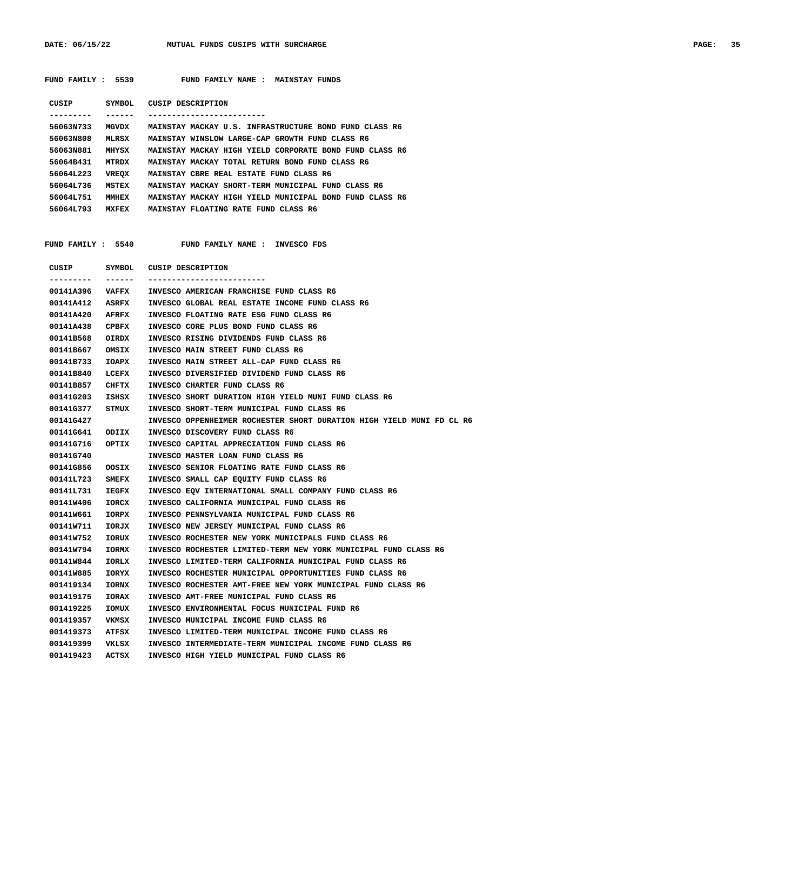FUND FAMILY : 5539 FUND FAMILY NAME : MAINSTAY FUNDS

| CUSIP | SYMBOL | CUSIP DESCRIPTION |
|---|---|---|
| 56063N733 | MGVDX | MAINSTAY MACKAY U.S. INFRASTRUCTURE BOND FUND CLASS R6 |
| 56063N808 | MLRSX | MAINSTAY WINSLOW LARGE-CAP GROWTH FUND CLASS R6 |
| 56063N881 | MHYSX | MAINSTAY MACKAY HIGH YIELD CORPORATE BOND FUND CLASS R6 |
| 56064B431 | MTRDX | MAINSTAY MACKAY TOTAL RETURN BOND FUND CLASS R6 |
| 56064L223 | VREQX | MAINSTAY CBRE REAL ESTATE FUND CLASS R6 |
| 56064L736 | MSTEX | MAINSTAY MACKAY SHORT-TERM MUNICIPAL FUND CLASS R6 |
| 56064L751 | MMHEX | MAINSTAY MACKAY HIGH YIELD MUNICIPAL BOND FUND CLASS R6 |
| 56064L793 | MXFEX | MAINSTAY FLOATING RATE FUND CLASS R6 |

FUND FAMILY : 5540 FUND FAMILY NAME : INVESCO FDS

| CUSIP | SYMBOL | CUSIP DESCRIPTION |
|---|---|---|
| 00141A396 | VAFFX | INVESCO AMERICAN FRANCHISE FUND CLASS R6 |
| 00141A412 | ASRFX | INVESCO GLOBAL REAL ESTATE INCOME FUND CLASS R6 |
| 00141A420 | AFRFX | INVESCO FLOATING RATE ESG FUND CLASS R6 |
| 00141A438 | CPBFX | INVESCO CORE PLUS BOND FUND CLASS R6 |
| 00141B568 | OIRDX | INVESCO RISING DIVIDENDS FUND CLASS R6 |
| 00141B667 | OMSIX | INVESCO MAIN STREET FUND CLASS R6 |
| 00141B733 | IOAPX | INVESCO MAIN STREET ALL-CAP FUND CLASS R6 |
| 00141B840 | LCEFX | INVESCO DIVERSIFIED DIVIDEND FUND CLASS R6 |
| 00141B857 | CHFTX | INVESCO CHARTER FUND CLASS R6 |
| 00141G203 | ISHSX | INVESCO SHORT DURATION HIGH YIELD MUNI FUND CLASS R6 |
| 00141G377 | STMUX | INVESCO SHORT-TERM MUNICIPAL FUND CLASS R6 |
| 00141G427 | | INVESCO OPPENHEIMER ROCHESTER SHORT DURATION HIGH YIELD MUNI FD CL R6 |
| 00141G641 | ODIIX | INVESCO DISCOVERY FUND CLASS R6 |
| 00141G716 | OPTIX | INVESCO CAPITAL APPRECIATION FUND CLASS R6 |
| 00141G740 | | INVESCO MASTER LOAN FUND CLASS R6 |
| 00141G856 | OOSIX | INVESCO SENIOR FLOATING RATE FUND CLASS R6 |
| 00141L723 | SMEFX | INVESCO SMALL CAP EQUITY FUND CLASS R6 |
| 00141L731 | IEGFX | INVESCO EQV INTERNATIONAL SMALL COMPANY FUND CLASS R6 |
| 00141W406 | IORCX | INVESCO CALIFORNIA MUNICIPAL FUND CLASS R6 |
| 00141W661 | IORPX | INVESCO PENNSYLVANIA MUNICIPAL FUND CLASS R6 |
| 00141W711 | IORJX | INVESCO NEW JERSEY MUNICIPAL FUND CLASS R6 |
| 00141W752 | IORUX | INVESCO ROCHESTER NEW YORK MUNICIPALS FUND CLASS R6 |
| 00141W794 | IORMX | INVESCO ROCHESTER LIMITED-TERM NEW YORK MUNICIPAL FUND CLASS R6 |
| 00141W844 | IORLX | INVESCO LIMITED-TERM CALIFORNIA MUNICIPAL FUND CLASS R6 |
| 00141W885 | IORYX | INVESCO ROCHESTER MUNICIPAL OPPORTUNITIES FUND CLASS R6 |
| 001419134 | IORNX | INVESCO ROCHESTER AMT-FREE NEW YORK MUNICIPAL FUND CLASS R6 |
| 001419175 | IORAX | INVESCO AMT-FREE MUNICIPAL FUND CLASS R6 |
| 001419225 | IOMUX | INVESCO ENVIRONMENTAL FOCUS MUNICIPAL FUND R6 |
| 001419357 | VKMSX | INVESCO MUNICIPAL INCOME FUND CLASS R6 |
| 001419373 | ATFSX | INVESCO LIMITED-TERM MUNICIPAL INCOME FUND CLASS R6 |
| 001419399 | VKLSX | INVESCO INTERMEDIATE-TERM MUNICIPAL INCOME FUND CLASS R6 |
| 001419423 | ACTSX | INVESCO HIGH YIELD MUNICIPAL FUND CLASS R6 |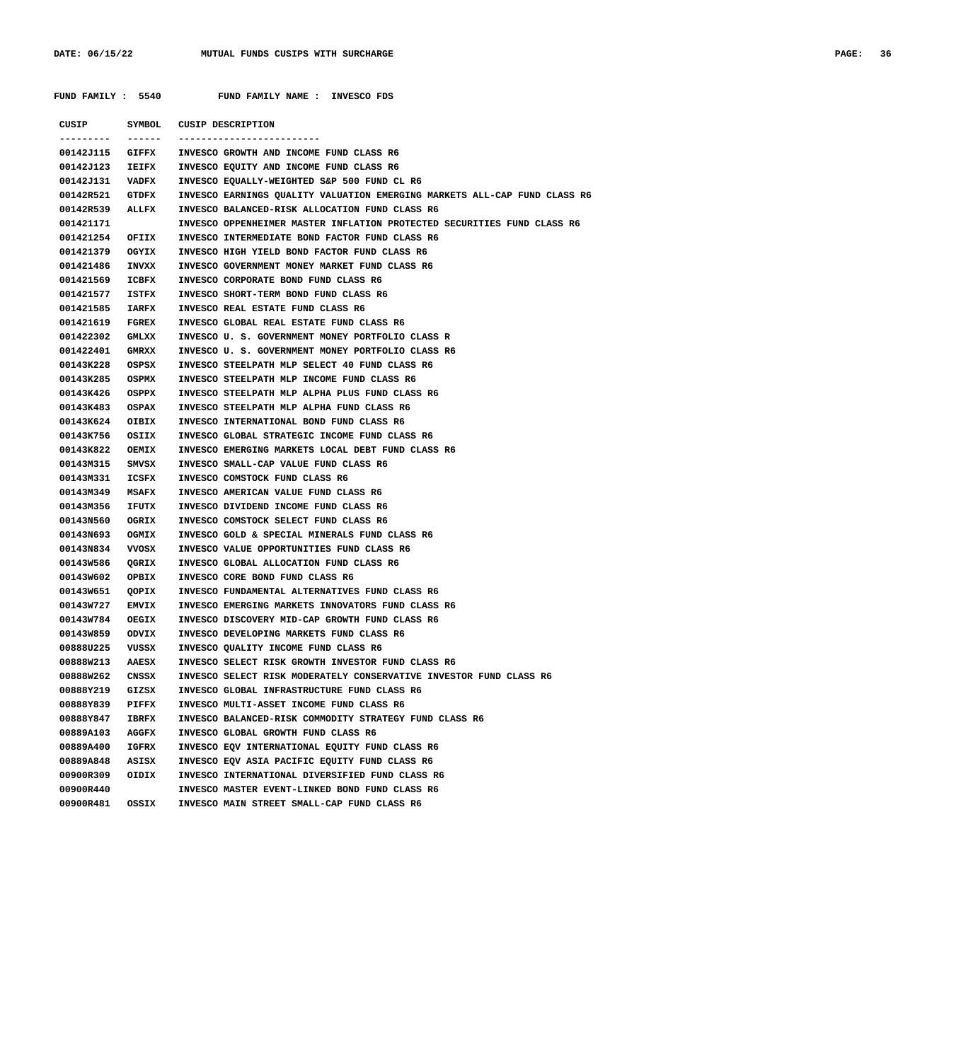FUND FAMILY : 5540 FUND FAMILY NAME : INVESCO FDS

| CUSIP | SYMBOL | CUSIP DESCRIPTION |
|---|---|---|
| 00142J115 | GIFFX | INVESCO GROWTH AND INCOME FUND CLASS R6 |
| 00142J123 | IEIFX | INVESCO EQUITY AND INCOME FUND CLASS R6 |
| 00142J131 | VADFX | INVESCO EQUALLY-WEIGHTED S&P 500 FUND CL R6 |
| 00142R521 | GTDFX | INVESCO EARNINGS QUALITY VALUATION EMERGING MARKETS ALL-CAP FUND CLASS R6 |
| 00142R539 | ALLFX | INVESCO BALANCED-RISK ALLOCATION FUND CLASS R6 |
| 001421171 | | INVESCO OPPENHEIMER MASTER INFLATION PROTECTED SECURITIES FUND CLASS R6 |
| 001421254 | OFIIX | INVESCO INTERMEDIATE BOND FACTOR FUND CLASS R6 |
| 001421379 | OGYIX | INVESCO HIGH YIELD BOND FACTOR FUND CLASS R6 |
| 001421486 | INVXX | INVESCO GOVERNMENT MONEY MARKET FUND CLASS R6 |
| 001421569 | ICBFX | INVESCO CORPORATE BOND FUND CLASS R6 |
| 001421577 | ISTFX | INVESCO SHORT-TERM BOND FUND CLASS R6 |
| 001421585 | IARFX | INVESCO REAL ESTATE FUND CLASS R6 |
| 001421619 | FGREX | INVESCO GLOBAL REAL ESTATE FUND CLASS R6 |
| 001422302 | GMLXX | INVESCO U. S. GOVERNMENT MONEY PORTFOLIO CLASS R |
| 001422401 | GMRXX | INVESCO U. S. GOVERNMENT MONEY PORTFOLIO CLASS R6 |
| 00143K228 | OSPSX | INVESCO STEELPATH MLP SELECT 40 FUND CLASS R6 |
| 00143K285 | OSPMX | INVESCO STEELPATH MLP INCOME FUND CLASS R6 |
| 00143K426 | OSPPX | INVESCO STEELPATH MLP ALPHA PLUS FUND CLASS R6 |
| 00143K483 | OSPAX | INVESCO STEELPATH MLP ALPHA FUND CLASS R6 |
| 00143K624 | OIBIX | INVESCO INTERNATIONAL BOND FUND CLASS R6 |
| 00143K756 | OSIIX | INVESCO GLOBAL STRATEGIC INCOME FUND CLASS R6 |
| 00143K822 | OEMIX | INVESCO EMERGING MARKETS LOCAL DEBT FUND CLASS R6 |
| 00143M315 | SMVSX | INVESCO SMALL-CAP VALUE FUND CLASS R6 |
| 00143M331 | ICSFX | INVESCO COMSTOCK FUND CLASS R6 |
| 00143M349 | MSAFX | INVESCO AMERICAN VALUE FUND CLASS R6 |
| 00143M356 | IFUTX | INVESCO DIVIDEND INCOME FUND CLASS R6 |
| 00143N560 | OGRIX | INVESCO COMSTOCK SELECT FUND CLASS R6 |
| 00143N693 | OGMIX | INVESCO GOLD & SPECIAL MINERALS FUND CLASS R6 |
| 00143N834 | VVOSX | INVESCO VALUE OPPORTUNITIES FUND CLASS R6 |
| 00143W586 | QGRIX | INVESCO GLOBAL ALLOCATION FUND CLASS R6 |
| 00143W602 | OPBIX | INVESCO CORE BOND FUND CLASS R6 |
| 00143W651 | QOPIX | INVESCO FUNDAMENTAL ALTERNATIVES FUND CLASS R6 |
| 00143W727 | EMVIX | INVESCO EMERGING MARKETS INNOVATORS FUND CLASS R6 |
| 00143W784 | OEGIX | INVESCO DISCOVERY MID-CAP GROWTH FUND CLASS R6 |
| 00143W859 | ODVIX | INVESCO DEVELOPING MARKETS FUND CLASS R6 |
| 00888U225 | VUSSX | INVESCO QUALITY INCOME FUND CLASS R6 |
| 00888W213 | AAESX | INVESCO SELECT RISK GROWTH INVESTOR FUND CLASS R6 |
| 00888W262 | CNSSX | INVESCO SELECT RISK MODERATELY CONSERVATIVE INVESTOR FUND CLASS R6 |
| 00888Y219 | GIZSX | INVESCO GLOBAL INFRASTRUCTURE FUND CLASS R6 |
| 00888Y839 | PIFFX | INVESCO MULTI-ASSET INCOME FUND CLASS R6 |
| 00888Y847 | IBRFX | INVESCO BALANCED-RISK COMMODITY STRATEGY FUND CLASS R6 |
| 00889A103 | AGGFX | INVESCO GLOBAL GROWTH FUND CLASS R6 |
| 00889A400 | IGFRX | INVESCO EQV INTERNATIONAL EQUITY FUND CLASS R6 |
| 00889A848 | ASISX | INVESCO EQV ASIA PACIFIC EQUITY FUND CLASS R6 |
| 00900R309 | OIDIX | INVESCO INTERNATIONAL DIVERSIFIED FUND CLASS R6 |
| 00900R440 | | INVESCO MASTER EVENT-LINKED BOND FUND CLASS R6 |
| 00900R481 | OSSIX | INVESCO MAIN STREET SMALL-CAP FUND CLASS R6 |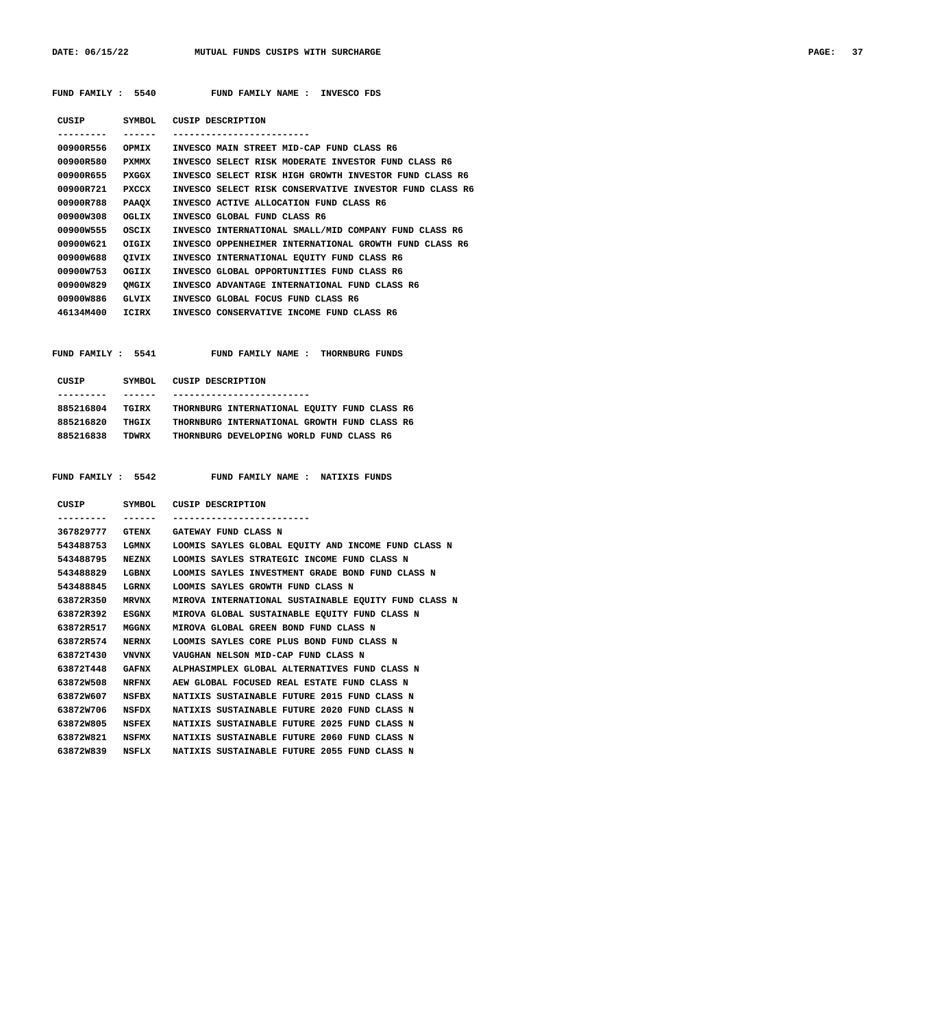FUND FAMILY : 5540 FUND FAMILY NAME : INVESCO FDS

| CUSIP | SYMBOL | CUSIP DESCRIPTION |
|---|---|---|
| 00900R556 | OPMIX | INVESCO MAIN STREET MID-CAP FUND CLASS R6 |
| 00900R580 | PXMMX | INVESCO SELECT RISK MODERATE INVESTOR FUND CLASS R6 |
| 00900R655 | PXGGX | INVESCO SELECT RISK HIGH GROWTH INVESTOR FUND CLASS R6 |
| 00900R721 | PXCCX | INVESCO SELECT RISK CONSERVATIVE INVESTOR FUND CLASS R6 |
| 00900R788 | PAAQX | INVESCO ACTIVE ALLOCATION FUND CLASS R6 |
| 00900W308 | OGLIX | INVESCO GLOBAL FUND CLASS R6 |
| 00900W555 | OSCIX | INVESCO INTERNATIONAL SMALL/MID COMPANY FUND CLASS R6 |
| 00900W621 | OIGIX | INVESCO OPPENHEIMER INTERNATIONAL GROWTH FUND CLASS R6 |
| 00900W688 | QIVIX | INVESCO INTERNATIONAL EQUITY FUND CLASS R6 |
| 00900W753 | OGIIX | INVESCO GLOBAL OPPORTUNITIES FUND CLASS R6 |
| 00900W829 | QMGIX | INVESCO ADVANTAGE INTERNATIONAL FUND CLASS R6 |
| 00900W886 | GLVIX | INVESCO GLOBAL FOCUS FUND CLASS R6 |
| 46134M400 | ICIRX | INVESCO CONSERVATIVE INCOME FUND CLASS R6 |

FUND FAMILY : 5541 FUND FAMILY NAME : THORNBURG FUNDS

| CUSIP | SYMBOL | CUSIP DESCRIPTION |
|---|---|---|
| 885216804 | TGIRX | THORNBURG INTERNATIONAL EQUITY FUND CLASS R6 |
| 885216820 | THGIX | THORNBURG INTERNATIONAL GROWTH FUND CLASS R6 |
| 885216838 | TDWRX | THORNBURG DEVELOPING WORLD FUND CLASS R6 |

FUND FAMILY : 5542 FUND FAMILY NAME : NATIXIS FUNDS

| CUSIP | SYMBOL | CUSIP DESCRIPTION |
|---|---|---|
| 367829777 | GTENX | GATEWAY FUND CLASS N |
| 543488753 | LGMNX | LOOMIS SAYLES GLOBAL EQUITY AND INCOME FUND CLASS N |
| 543488795 | NEZNX | LOOMIS SAYLES STRATEGIC INCOME FUND CLASS N |
| 543488829 | LGBNX | LOOMIS SAYLES INVESTMENT GRADE BOND FUND CLASS N |
| 543488845 | LGRNX | LOOMIS SAYLES GROWTH FUND CLASS N |
| 63872R350 | MRVNX | MIROVA INTERNATIONAL SUSTAINABLE EQUITY FUND CLASS N |
| 63872R392 | ESGNX | MIROVA GLOBAL SUSTAINABLE EQUITY FUND CLASS N |
| 63872R517 | MGGNX | MIROVA GLOBAL GREEN BOND FUND CLASS N |
| 63872R574 | NERNX | LOOMIS SAYLES CORE PLUS BOND FUND CLASS N |
| 63872T430 | VNVNX | VAUGHAN NELSON MID-CAP FUND CLASS N |
| 63872T448 | GAFNX | ALPHASIMPLEX GLOBAL ALTERNATIVES FUND CLASS N |
| 63872W508 | NRFNX | AEW GLOBAL FOCUSED REAL ESTATE FUND CLASS N |
| 63872W607 | NSFBX | NATIXIS SUSTAINABLE FUTURE 2015 FUND CLASS N |
| 63872W706 | NSFDX | NATIXIS SUSTAINABLE FUTURE 2020 FUND CLASS N |
| 63872W805 | NSFEX | NATIXIS SUSTAINABLE FUTURE 2025 FUND CLASS N |
| 63872W821 | NSFMX | NATIXIS SUSTAINABLE FUTURE 2060 FUND CLASS N |
| 63872W839 | NSFLX | NATIXIS SUSTAINABLE FUTURE 2055 FUND CLASS N |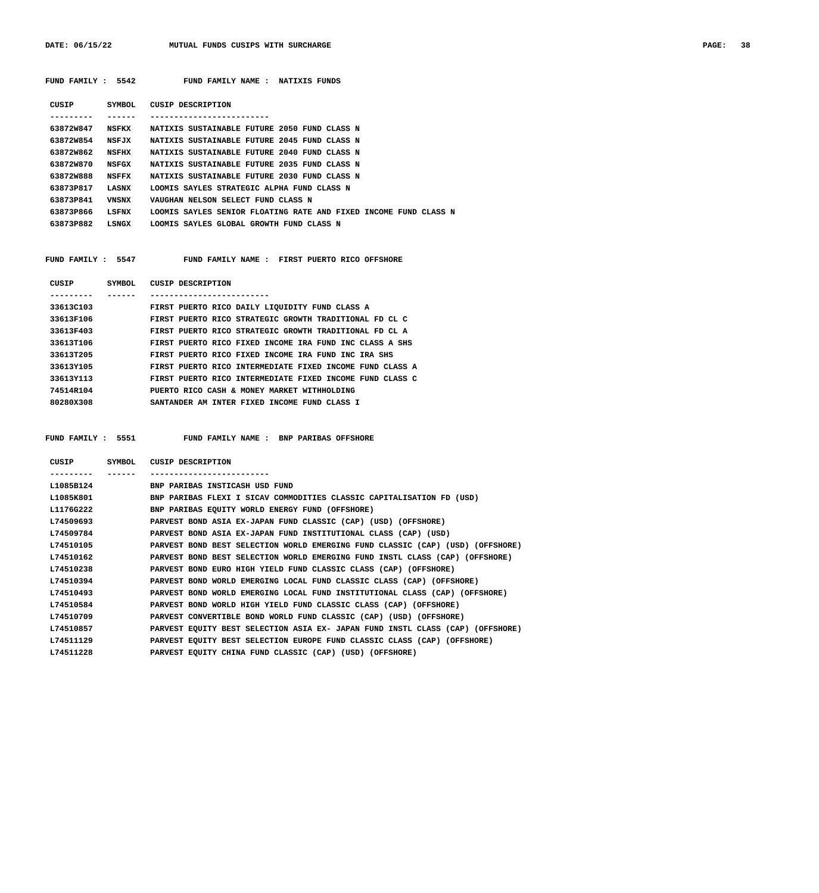**FUND FAMILY : 5542 FUND FAMILY NAME : NATIXIS FUNDS**

| CUSIP | SYMBOL | CUSIP DESCRIPTION |
|---|---|---|
| 63872W847 | NSFKX | NATIXIS SUSTAINABLE FUTURE 2050 FUND CLASS N |
| 63872W854 | NSFJX | NATIXIS SUSTAINABLE FUTURE 2045 FUND CLASS N |
| 63872W862 | NSFHX | NATIXIS SUSTAINABLE FUTURE 2040 FUND CLASS N |
| 63872W870 | NSFGX | NATIXIS SUSTAINABLE FUTURE 2035 FUND CLASS N |
| 63872W888 | NSFFX | NATIXIS SUSTAINABLE FUTURE 2030 FUND CLASS N |
| 63873P817 | LASNX | LOOMIS SAYLES STRATEGIC ALPHA FUND CLASS N |
| 63873P841 | VNSNX | VAUGHAN NELSON SELECT FUND CLASS N |
| 63873P866 | LSFNX | LOOMIS SAYLES SENIOR FLOATING RATE AND FIXED INCOME FUND CLASS N |
| 63873P882 | LSNGX | LOOMIS SAYLES GLOBAL GROWTH FUND CLASS N |

**FUND FAMILY : 5547 FUND FAMILY NAME : FIRST PUERTO RICO OFFSHORE**

| CUSIP | SYMBOL | CUSIP DESCRIPTION |
|---|---|---|
| 33613C103 | | FIRST PUERTO RICO DAILY LIQUIDITY FUND CLASS A |
| 33613F106 | | FIRST PUERTO RICO STRATEGIC GROWTH TRADITIONAL FD CL C |
| 33613F403 | | FIRST PUERTO RICO STRATEGIC GROWTH TRADITIONAL FD CL A |
| 33613T106 | | FIRST PUERTO RICO FIXED INCOME IRA FUND INC CLASS A SHS |
| 33613T205 | | FIRST PUERTO RICO FIXED INCOME IRA FUND INC IRA SHS |
| 33613Y105 | | FIRST PUERTO RICO INTERMEDIATE FIXED INCOME FUND CLASS A |
| 33613Y113 | | FIRST PUERTO RICO INTERMEDIATE FIXED INCOME FUND CLASS C |
| 74514R104 | | PUERTO RICO CASH & MONEY MARKET WITHHOLDING |
| 80280X308 | | SANTANDER AM INTER FIXED INCOME FUND CLASS I |

**FUND FAMILY : 5551 FUND FAMILY NAME : BNP PARIBAS OFFSHORE**

| CUSIP | SYMBOL | CUSIP DESCRIPTION |
|---|---|---|
| L1085B124 | | BNP PARIBAS INSTICASH USD FUND |
| L1085K801 | | BNP PARIBAS FLEXI I SICAV COMMODITIES CLASSIC CAPITALISATION FD (USD) |
| L1176G222 | | BNP PARIBAS EQUITY WORLD ENERGY FUND (OFFSHORE) |
| L74509693 | | PARVEST BOND ASIA EX-JAPAN FUND CLASSIC (CAP) (USD) (OFFSHORE) |
| L74509784 | | PARVEST BOND ASIA EX-JAPAN FUND INSTITUTIONAL CLASS (CAP) (USD) |
| L74510105 | | PARVEST BOND BEST SELECTION WORLD EMERGING FUND CLASSIC (CAP) (USD) (OFFSHORE) |
| L74510162 | | PARVEST BOND BEST SELECTION WORLD EMERGING FUND INSTL CLASS (CAP) (OFFSHORE) |
| L74510238 | | PARVEST BOND EURO HIGH YIELD FUND CLASSIC CLASS (CAP) (OFFSHORE) |
| L74510394 | | PARVEST BOND WORLD EMERGING LOCAL FUND CLASSIC CLASS (CAP) (OFFSHORE) |
| L74510493 | | PARVEST BOND WORLD EMERGING LOCAL FUND INSTITUTIONAL CLASS (CAP) (OFFSHORE) |
| L74510584 | | PARVEST BOND WORLD HIGH YIELD FUND CLASSIC CLASS (CAP) (OFFSHORE) |
| L74510709 | | PARVEST CONVERTIBLE BOND WORLD FUND CLASSIC (CAP) (USD) (OFFSHORE) |
| L74510857 | | PARVEST EQUITY BEST SELECTION ASIA EX- JAPAN FUND INSTL CLASS (CAP) (OFFSHORE) |
| L74511129 | | PARVEST EQUITY BEST SELECTION EUROPE FUND CLASSIC CLASS (CAP) (OFFSHORE) |
| L74511228 | | PARVEST EQUITY CHINA FUND CLASSIC (CAP) (USD) (OFFSHORE) |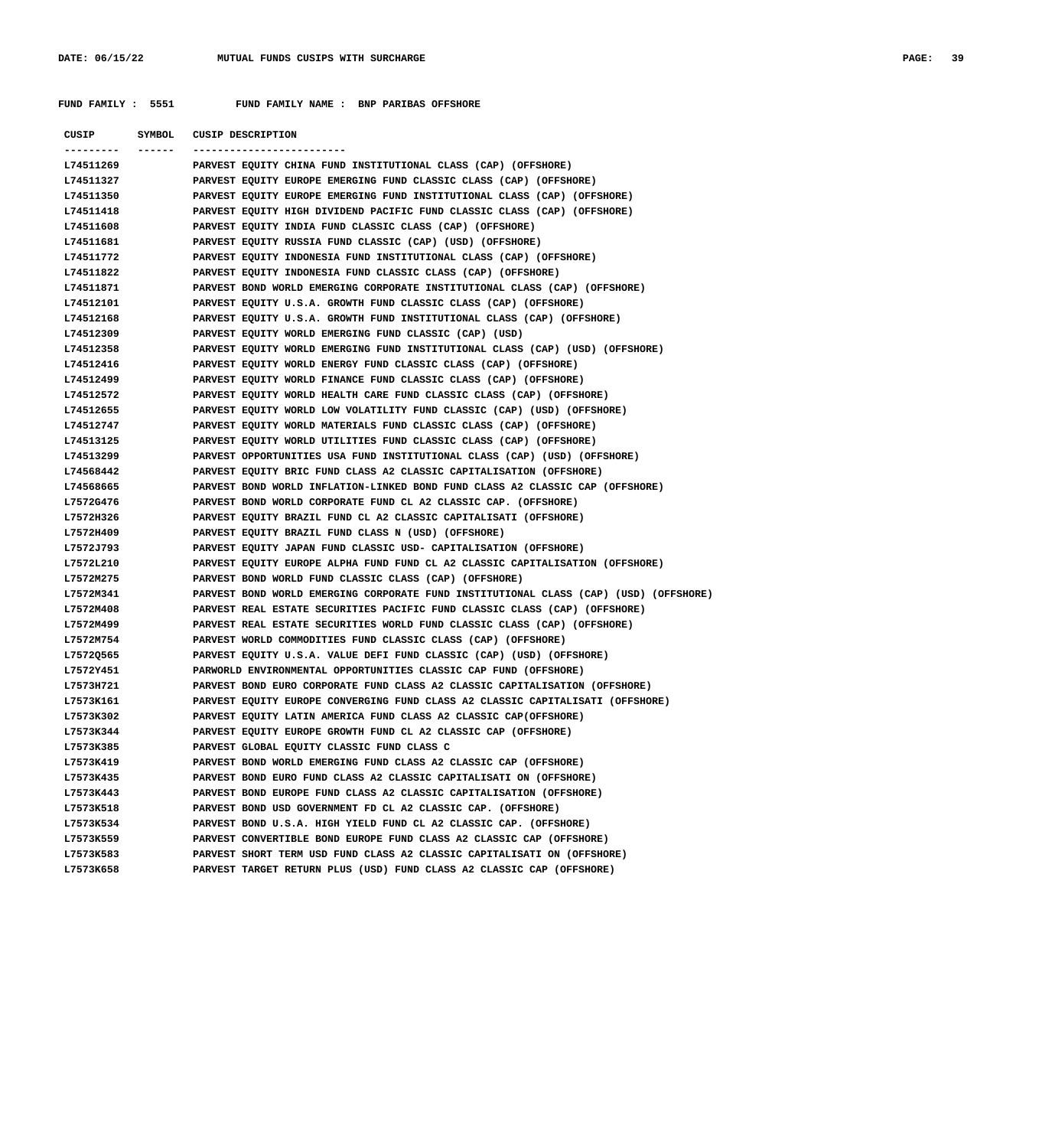FUND FAMILY : 5551 FUND FAMILY NAME : BNP PARIBAS OFFSHORE

| CUSIP | SYMBOL | CUSIP DESCRIPTION |
|---|---|---|
| L74511269 | | PARVEST EQUITY CHINA FUND INSTITUTIONAL CLASS (CAP) (OFFSHORE) |
| L74511327 | | PARVEST EQUITY EUROPE EMERGING FUND CLASSIC CLASS (CAP) (OFFSHORE) |
| L74511350 | | PARVEST EQUITY EUROPE EMERGING FUND INSTITUTIONAL CLASS (CAP) (OFFSHORE) |
| L74511418 | | PARVEST EQUITY HIGH DIVIDEND PACIFIC FUND CLASSIC CLASS (CAP) (OFFSHORE) |
| L74511608 | | PARVEST EQUITY INDIA FUND CLASSIC CLASS (CAP) (OFFSHORE) |
| L74511681 | | PARVEST EQUITY RUSSIA FUND CLASSIC (CAP) (USD) (OFFSHORE) |
| L74511772 | | PARVEST EQUITY INDONESIA FUND INSTITUTIONAL CLASS (CAP) (OFFSHORE) |
| L74511822 | | PARVEST EQUITY INDONESIA FUND CLASSIC CLASS (CAP) (OFFSHORE) |
| L74511871 | | PARVEST BOND WORLD EMERGING CORPORATE INSTITUTIONAL CLASS (CAP) (OFFSHORE) |
| L74512101 | | PARVEST EQUITY U.S.A. GROWTH FUND CLASSIC CLASS (CAP) (OFFSHORE) |
| L74512168 | | PARVEST EQUITY U.S.A. GROWTH FUND INSTITUTIONAL CLASS (CAP) (OFFSHORE) |
| L74512309 | | PARVEST EQUITY WORLD EMERGING FUND CLASSIC (CAP) (USD) |
| L74512358 | | PARVEST EQUITY WORLD EMERGING FUND INSTITUTIONAL CLASS (CAP) (USD) (OFFSHORE) |
| L74512416 | | PARVEST EQUITY WORLD ENERGY FUND CLASSIC CLASS (CAP) (OFFSHORE) |
| L74512499 | | PARVEST EQUITY WORLD FINANCE FUND CLASSIC CLASS (CAP) (OFFSHORE) |
| L74512572 | | PARVEST EQUITY WORLD HEALTH CARE FUND CLASSIC CLASS (CAP) (OFFSHORE) |
| L74512655 | | PARVEST EQUITY WORLD LOW VOLATILITY FUND CLASSIC (CAP) (USD) (OFFSHORE) |
| L74512747 | | PARVEST EQUITY WORLD MATERIALS FUND CLASSIC CLASS (CAP) (OFFSHORE) |
| L74513125 | | PARVEST EQUITY WORLD UTILITIES FUND CLASSIC CLASS (CAP) (OFFSHORE) |
| L74513299 | | PARVEST OPPORTUNITIES USA FUND INSTITUTIONAL CLASS (CAP) (USD) (OFFSHORE) |
| L74568442 | | PARVEST EQUITY BRIC FUND CLASS A2 CLASSIC CAPITALISATION (OFFSHORE) |
| L74568665 | | PARVEST BOND WORLD INFLATION-LINKED BOND FUND CLASS A2 CLASSIC CAP (OFFSHORE) |
| L7572G476 | | PARVEST BOND WORLD CORPORATE FUND CL A2 CLASSIC CAP. (OFFSHORE) |
| L7572H326 | | PARVEST EQUITY BRAZIL FUND CL A2 CLASSIC CAPITALISATI (OFFSHORE) |
| L7572H409 | | PARVEST EQUITY BRAZIL FUND CLASS N (USD) (OFFSHORE) |
| L7572J793 | | PARVEST EQUITY JAPAN FUND CLASSIC USD- CAPITALISATION (OFFSHORE) |
| L7572L210 | | PARVEST EQUITY EUROPE ALPHA FUND FUND CL A2 CLASSIC CAPITALISATION (OFFSHORE) |
| L7572M275 | | PARVEST BOND WORLD FUND CLASSIC CLASS (CAP) (OFFSHORE) |
| L7572M341 | | PARVEST BOND WORLD EMERGING CORPORATE FUND INSTITUTIONAL CLASS (CAP) (USD) (OFFSHORE) |
| L7572M408 | | PARVEST REAL ESTATE SECURITIES PACIFIC FUND CLASSIC CLASS (CAP) (OFFSHORE) |
| L7572M499 | | PARVEST REAL ESTATE SECURITIES WORLD FUND CLASSIC CLASS (CAP) (OFFSHORE) |
| L7572M754 | | PARVEST WORLD COMMODITIES FUND CLASSIC CLASS (CAP) (OFFSHORE) |
| L7572Q565 | | PARVEST EQUITY U.S.A. VALUE DEFI FUND CLASSIC (CAP) (USD) (OFFSHORE) |
| L7572Y451 | | PARWORLD ENVIRONMENTAL OPPORTUNITIES CLASSIC CAP FUND (OFFSHORE) |
| L7573H721 | | PARVEST BOND EURO CORPORATE FUND CLASS A2 CLASSIC CAPITALISATION (OFFSHORE) |
| L7573K161 | | PARVEST EQUITY EUROPE CONVERGING FUND CLASS A2 CLASSIC CAPITALISATI (OFFSHORE) |
| L7573K302 | | PARVEST EQUITY LATIN AMERICA FUND CLASS A2 CLASSIC CAP(OFFSHORE) |
| L7573K344 | | PARVEST EQUITY EUROPE GROWTH FUND CL A2 CLASSIC CAP (OFFSHORE) |
| L7573K385 | | PARVEST GLOBAL EQUITY CLASSIC FUND CLASS C |
| L7573K419 | | PARVEST BOND WORLD EMERGING FUND CLASS A2 CLASSIC CAP (OFFSHORE) |
| L7573K435 | | PARVEST BOND EURO FUND CLASS A2 CLASSIC CAPITALISATI ON (OFFSHORE) |
| L7573K443 | | PARVEST BOND EUROPE FUND CLASS A2 CLASSIC CAPITALISATION (OFFSHORE) |
| L7573K518 | | PARVEST BOND USD GOVERNMENT FD CL A2 CLASSIC CAP. (OFFSHORE) |
| L7573K534 | | PARVEST BOND U.S.A. HIGH YIELD FUND CL A2 CLASSIC CAP. (OFFSHORE) |
| L7573K559 | | PARVEST CONVERTIBLE BOND EUROPE FUND CLASS A2 CLASSIC CAP (OFFSHORE) |
| L7573K583 | | PARVEST SHORT TERM USD FUND CLASS A2 CLASSIC CAPITALISATI ON (OFFSHORE) |
| L7573K658 | | PARVEST TARGET RETURN PLUS (USD) FUND CLASS A2 CLASSIC CAP (OFFSHORE) |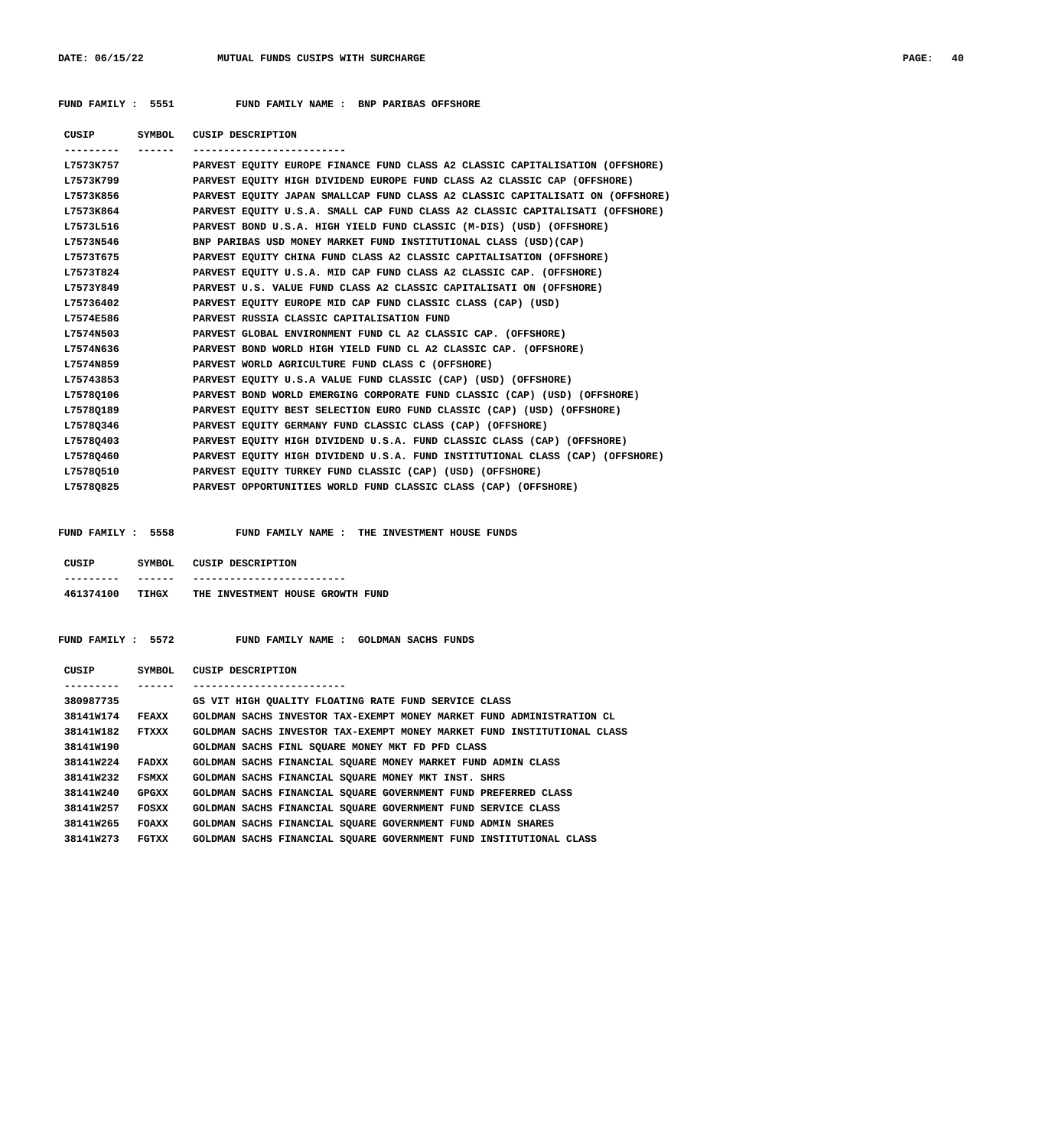FUND FAMILY : 5551 FUND FAMILY NAME : BNP PARIBAS OFFSHORE

| CUSIP | SYMBOL | CUSIP DESCRIPTION |
|---|---|---|
| L7573K757 | | PARVEST EQUITY EUROPE FINANCE FUND CLASS A2 CLASSIC CAPITALISATION (OFFSHORE) |
| L7573K799 | | PARVEST EQUITY HIGH DIVIDEND EUROPE FUND CLASS A2 CLASSIC CAP (OFFSHORE) |
| L7573K856 | | PARVEST EQUITY JAPAN SMALLCAP FUND CLASS A2 CLASSIC CAPITALISATI ON (OFFSHORE) |
| L7573K864 | | PARVEST EQUITY U.S.A. SMALL CAP FUND CLASS A2 CLASSIC CAPITALISATI (OFFSHORE) |
| L7573L516 | | PARVEST BOND U.S.A. HIGH YIELD FUND CLASSIC (M-DIS) (USD) (OFFSHORE) |
| L7573N546 | | BNP PARIBAS USD MONEY MARKET FUND INSTITUTIONAL CLASS (USD)(CAP) |
| L7573T675 | | PARVEST EQUITY CHINA FUND CLASS A2 CLASSIC CAPITALISATION (OFFSHORE) |
| L7573T824 | | PARVEST EQUITY U.S.A. MID CAP FUND CLASS A2 CLASSIC CAP. (OFFSHORE) |
| L7573Y849 | | PARVEST U.S. VALUE FUND CLASS A2 CLASSIC CAPITALISATI ON (OFFSHORE) |
| L75736402 | | PARVEST EQUITY EUROPE MID CAP FUND CLASSIC CLASS (CAP) (USD) |
| L7574E586 | | PARVEST RUSSIA CLASSIC CAPITALISATION FUND |
| L7574N503 | | PARVEST GLOBAL ENVIRONMENT FUND CL A2 CLASSIC CAP. (OFFSHORE) |
| L7574N636 | | PARVEST BOND WORLD HIGH YIELD FUND CL A2 CLASSIC CAP. (OFFSHORE) |
| L7574N859 | | PARVEST WORLD AGRICULTURE FUND CLASS C (OFFSHORE) |
| L75743853 | | PARVEST EQUITY U.S.A VALUE FUND CLASSIC (CAP) (USD) (OFFSHORE) |
| L7578Q106 | | PARVEST BOND WORLD EMERGING CORPORATE FUND CLASSIC (CAP) (USD) (OFFSHORE) |
| L7578Q189 | | PARVEST EQUITY BEST SELECTION EURO FUND CLASSIC (CAP) (USD) (OFFSHORE) |
| L7578Q346 | | PARVEST EQUITY GERMANY FUND CLASSIC CLASS (CAP) (OFFSHORE) |
| L7578Q403 | | PARVEST EQUITY HIGH DIVIDEND U.S.A. FUND CLASSIC CLASS (CAP) (OFFSHORE) |
| L7578Q460 | | PARVEST EQUITY HIGH DIVIDEND U.S.A. FUND INSTITUTIONAL CLASS (CAP) (OFFSHORE) |
| L7578Q510 | | PARVEST EQUITY TURKEY FUND CLASSIC (CAP) (USD) (OFFSHORE) |
| L7578Q825 | | PARVEST OPPORTUNITIES WORLD FUND CLASSIC CLASS (CAP) (OFFSHORE) |

FUND FAMILY : 5558 FUND FAMILY NAME : THE INVESTMENT HOUSE FUNDS

| CUSIP | SYMBOL | CUSIP DESCRIPTION |
|---|---|---|
| 461374100 | TIHGX | THE INVESTMENT HOUSE GROWTH FUND |

FUND FAMILY : 5572 FUND FAMILY NAME : GOLDMAN SACHS FUNDS

| CUSIP | SYMBOL | CUSIP DESCRIPTION |
|---|---|---|
| 380987735 | | GS VIT HIGH QUALITY FLOATING RATE FUND SERVICE CLASS |
| 38141W174 | FEAXX | GOLDMAN SACHS INVESTOR TAX-EXEMPT MONEY MARKET FUND ADMINISTRATION CL |
| 38141W182 | FTXXX | GOLDMAN SACHS INVESTOR TAX-EXEMPT MONEY MARKET FUND INSTITUTIONAL CLASS |
| 38141W190 | | GOLDMAN SACHS FINL SQUARE MONEY MKT FD PFD CLASS |
| 38141W224 | FADXX | GOLDMAN SACHS FINANCIAL SQUARE MONEY MARKET FUND ADMIN CLASS |
| 38141W232 | FSMXX | GOLDMAN SACHS FINANCIAL SQUARE MONEY MKT INST. SHRS |
| 38141W240 | GPGXX | GOLDMAN SACHS FINANCIAL SQUARE GOVERNMENT FUND PREFERRED CLASS |
| 38141W257 | FOSXX | GOLDMAN SACHS FINANCIAL SQUARE GOVERNMENT FUND SERVICE CLASS |
| 38141W265 | FOAXX | GOLDMAN SACHS FINANCIAL SQUARE GOVERNMENT FUND ADMIN SHARES |
| 38141W273 | FGTXX | GOLDMAN SACHS FINANCIAL SQUARE GOVERNMENT FUND INSTITUTIONAL CLASS |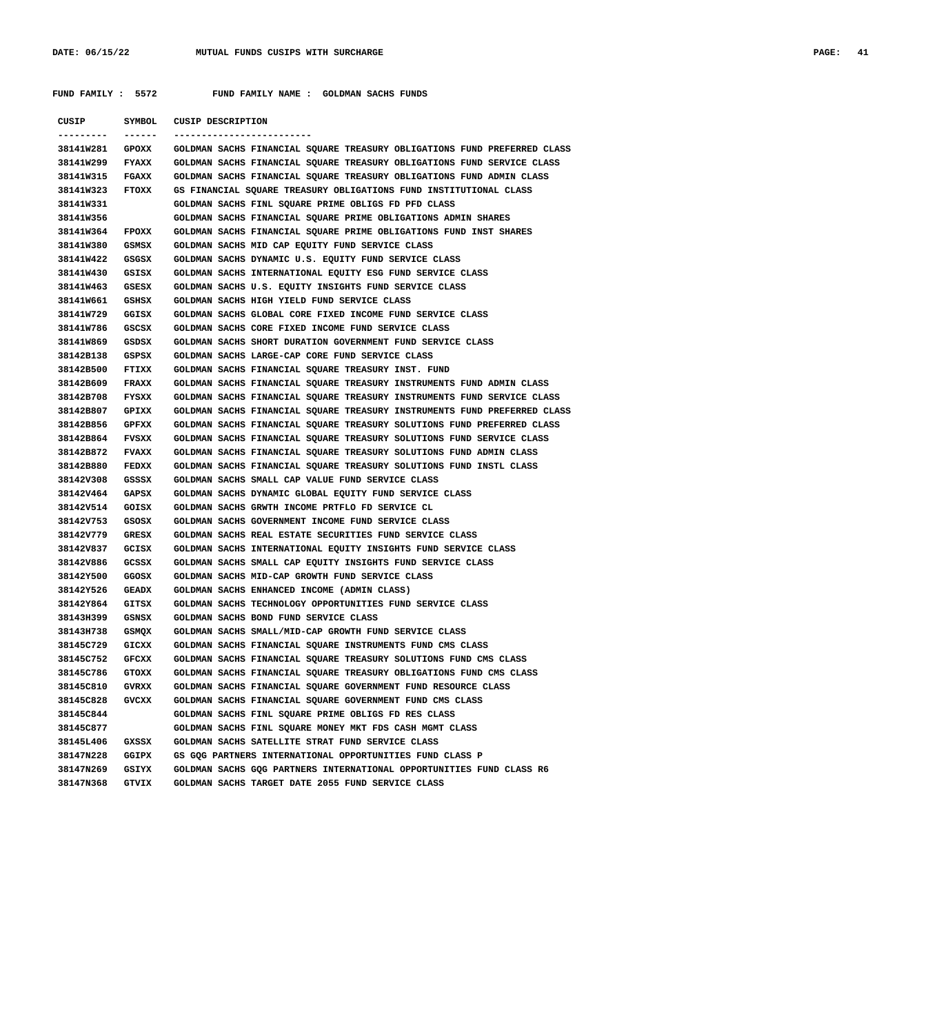FUND FAMILY : 5572 FUND FAMILY NAME : GOLDMAN SACHS FUNDS

| CUSIP | SYMBOL | CUSIP DESCRIPTION |
|---|---|---|
| 38141W281 | GPOXX | GOLDMAN SACHS FINANCIAL SQUARE TREASURY OBLIGATIONS FUND PREFERRED CLASS |
| 38141W299 | FYAXX | GOLDMAN SACHS FINANCIAL SQUARE TREASURY OBLIGATIONS FUND SERVICE CLASS |
| 38141W315 | FGAXX | GOLDMAN SACHS FINANCIAL SQUARE TREASURY OBLIGATIONS FUND ADMIN CLASS |
| 38141W323 | FTOXX | GS FINANCIAL SQUARE TREASURY OBLIGATIONS FUND INSTITUTIONAL CLASS |
| 38141W331 | | GOLDMAN SACHS FINL SQUARE PRIME OBLIGS FD PFD CLASS |
| 38141W356 | | GOLDMAN SACHS FINANCIAL SQUARE PRIME OBLIGATIONS ADMIN SHARES |
| 38141W364 | FPOXX | GOLDMAN SACHS FINANCIAL SQUARE PRIME OBLIGATIONS FUND INST SHARES |
| 38141W380 | GSMSX | GOLDMAN SACHS MID CAP EQUITY FUND SERVICE CLASS |
| 38141W422 | GSGSX | GOLDMAN SACHS DYNAMIC U.S. EQUITY FUND SERVICE CLASS |
| 38141W430 | GSISX | GOLDMAN SACHS INTERNATIONAL EQUITY ESG FUND SERVICE CLASS |
| 38141W463 | GSESX | GOLDMAN SACHS U.S. EQUITY INSIGHTS FUND SERVICE CLASS |
| 38141W661 | GSHSX | GOLDMAN SACHS HIGH YIELD FUND SERVICE CLASS |
| 38141W729 | GGISX | GOLDMAN SACHS GLOBAL CORE FIXED INCOME FUND SERVICE CLASS |
| 38141W786 | GSCSX | GOLDMAN SACHS CORE FIXED INCOME FUND SERVICE CLASS |
| 38141W869 | GSDSX | GOLDMAN SACHS SHORT DURATION GOVERNMENT FUND SERVICE CLASS |
| 38142B138 | GSPSX | GOLDMAN SACHS LARGE-CAP CORE FUND SERVICE CLASS |
| 38142B500 | FTIXX | GOLDMAN SACHS FINANCIAL SQUARE TREASURY INST. FUND |
| 38142B609 | FRAXX | GOLDMAN SACHS FINANCIAL SQUARE TREASURY INSTRUMENTS FUND ADMIN CLASS |
| 38142B708 | FYSXX | GOLDMAN SACHS FINANCIAL SQUARE TREASURY INSTRUMENTS FUND SERVICE CLASS |
| 38142B807 | GPIXX | GOLDMAN SACHS FINANCIAL SQUARE TREASURY INSTRUMENTS FUND PREFERRED CLASS |
| 38142B856 | GPFXX | GOLDMAN SACHS FINANCIAL SQUARE TREASURY SOLUTIONS FUND PREFERRED CLASS |
| 38142B864 | FVSXX | GOLDMAN SACHS FINANCIAL SQUARE TREASURY SOLUTIONS FUND SERVICE CLASS |
| 38142B872 | FVAXX | GOLDMAN SACHS FINANCIAL SQUARE TREASURY SOLUTIONS FUND ADMIN CLASS |
| 38142B880 | FEDXX | GOLDMAN SACHS FINANCIAL SQUARE TREASURY SOLUTIONS FUND INSTL CLASS |
| 38142V308 | GSSSX | GOLDMAN SACHS SMALL CAP VALUE FUND SERVICE CLASS |
| 38142V464 | GAPSX | GOLDMAN SACHS DYNAMIC GLOBAL EQUITY FUND SERVICE CLASS |
| 38142V514 | GOISX | GOLDMAN SACHS GRWTH INCOME PRTFLO FD SERVICE CL |
| 38142V753 | GSOSX | GOLDMAN SACHS GOVERNMENT INCOME FUND SERVICE CLASS |
| 38142V779 | GRESX | GOLDMAN SACHS REAL ESTATE SECURITIES FUND SERVICE CLASS |
| 38142V837 | GCISX | GOLDMAN SACHS INTERNATIONAL EQUITY INSIGHTS FUND SERVICE CLASS |
| 38142V886 | GCSSX | GOLDMAN SACHS SMALL CAP EQUITY INSIGHTS FUND SERVICE CLASS |
| 38142Y500 | GGOSX | GOLDMAN SACHS MID-CAP GROWTH FUND SERVICE CLASS |
| 38142Y526 | GEADX | GOLDMAN SACHS ENHANCED INCOME (ADMIN CLASS) |
| 38142Y864 | GITSX | GOLDMAN SACHS TECHNOLOGY OPPORTUNITIES FUND SERVICE CLASS |
| 38143H399 | GSNSX | GOLDMAN SACHS BOND FUND SERVICE CLASS |
| 38143H738 | GSMQX | GOLDMAN SACHS SMALL/MID-CAP GROWTH FUND SERVICE CLASS |
| 38145C729 | GICXX | GOLDMAN SACHS FINANCIAL SQUARE INSTRUMENTS FUND CMS CLASS |
| 38145C752 | GFCXX | GOLDMAN SACHS FINANCIAL SQUARE TREASURY SOLUTIONS FUND CMS CLASS |
| 38145C786 | GTOXX | GOLDMAN SACHS FINANCIAL SQUARE TREASURY OBLIGATIONS FUND CMS CLASS |
| 38145C810 | GVRXX | GOLDMAN SACHS FINANCIAL SQUARE GOVERNMENT FUND RESOURCE CLASS |
| 38145C828 | GVCXX | GOLDMAN SACHS FINANCIAL SQUARE GOVERNMENT FUND CMS CLASS |
| 38145C844 | | GOLDMAN SACHS FINL SQUARE PRIME OBLIGS FD RES CLASS |
| 38145C877 | | GOLDMAN SACHS FINL SQUARE MONEY MKT FDS CASH MGMT CLASS |
| 38145L406 | GXSSX | GOLDMAN SACHS SATELLITE STRAT FUND SERVICE CLASS |
| 38147N228 | GGIPX | GS GQG PARTNERS INTERNATIONAL OPPORTUNITIES FUND CLASS P |
| 38147N269 | GSIYX | GOLDMAN SACHS GQG PARTNERS INTERNATIONAL OPPORTUNITIES FUND CLASS R6 |
| 38147N368 | GTVIX | GOLDMAN SACHS TARGET DATE 2055 FUND SERVICE CLASS |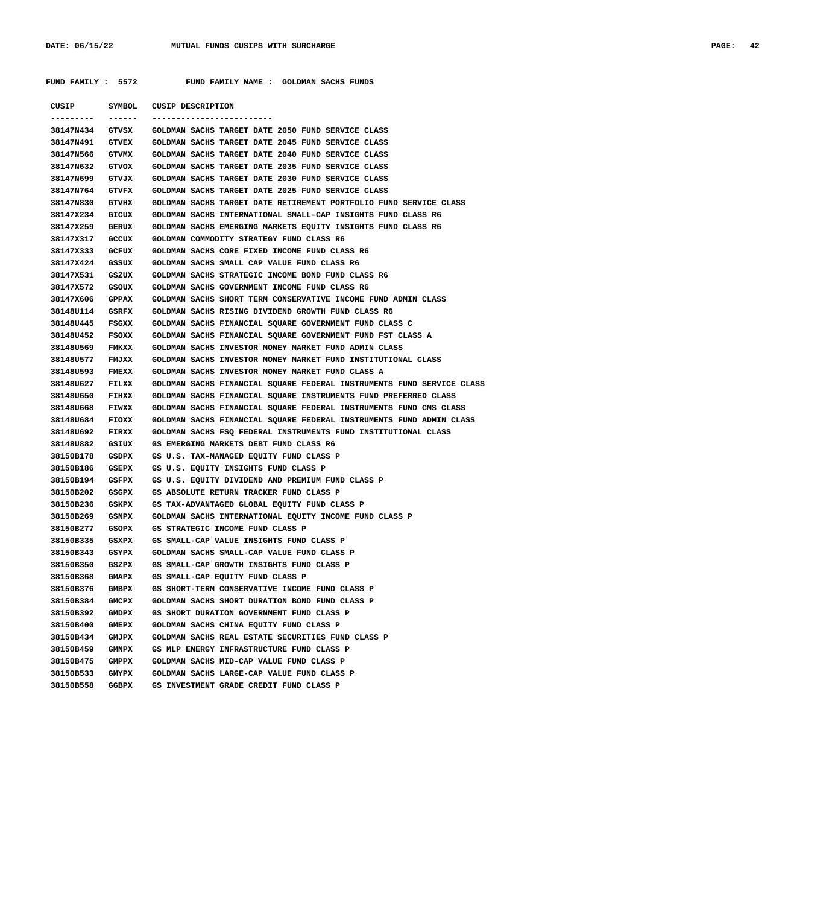FUND FAMILY : 5572 FUND FAMILY NAME : GOLDMAN SACHS FUNDS

| CUSIP | SYMBOL | CUSIP DESCRIPTION |
|---|---|---|
| 38147N434 | GTVSX | GOLDMAN SACHS TARGET DATE 2050 FUND SERVICE CLASS |
| 38147N491 | GTVEX | GOLDMAN SACHS TARGET DATE 2045 FUND SERVICE CLASS |
| 38147N566 | GTVMX | GOLDMAN SACHS TARGET DATE 2040 FUND SERVICE CLASS |
| 38147N632 | GTVOX | GOLDMAN SACHS TARGET DATE 2035 FUND SERVICE CLASS |
| 38147N699 | GTVJX | GOLDMAN SACHS TARGET DATE 2030 FUND SERVICE CLASS |
| 38147N764 | GTVFX | GOLDMAN SACHS TARGET DATE 2025 FUND SERVICE CLASS |
| 38147N830 | GTVHX | GOLDMAN SACHS TARGET DATE RETIREMENT PORTFOLIO FUND SERVICE CLASS |
| 38147X234 | GICUX | GOLDMAN SACHS INTERNATIONAL SMALL-CAP INSIGHTS FUND CLASS R6 |
| 38147X259 | GERUX | GOLDMAN SACHS EMERGING MARKETS EQUITY INSIGHTS FUND CLASS R6 |
| 38147X317 | GCCUX | GOLDMAN COMMODITY STRATEGY FUND CLASS R6 |
| 38147X333 | GCFUX | GOLDMAN SACHS CORE FIXED INCOME FUND CLASS R6 |
| 38147X424 | GSSUX | GOLDMAN SACHS SMALL CAP VALUE FUND CLASS R6 |
| 38147X531 | GSZUX | GOLDMAN SACHS STRATEGIC INCOME BOND FUND CLASS R6 |
| 38147X572 | GSOUX | GOLDMAN SACHS GOVERNMENT INCOME FUND CLASS R6 |
| 38147X606 | GPPAX | GOLDMAN SACHS SHORT TERM CONSERVATIVE INCOME FUND ADMIN CLASS |
| 38148U114 | GSRFX | GOLDMAN SACHS RISING DIVIDEND GROWTH FUND CLASS R6 |
| 38148U445 | FSGXX | GOLDMAN SACHS FINANCIAL SQUARE GOVERNMENT FUND CLASS C |
| 38148U452 | FSOXX | GOLDMAN SACHS FINANCIAL SQUARE GOVERNMENT FUND FST CLASS A |
| 38148U569 | FMKXX | GOLDMAN SACHS INVESTOR MONEY MARKET FUND ADMIN CLASS |
| 38148U577 | FMJXX | GOLDMAN SACHS INVESTOR MONEY MARKET FUND INSTITUTIONAL CLASS |
| 38148U593 | FMEXX | GOLDMAN SACHS INVESTOR MONEY MARKET FUND CLASS A |
| 38148U627 | FILXX | GOLDMAN SACHS FINANCIAL SQUARE FEDERAL INSTRUMENTS FUND SERVICE CLASS |
| 38148U650 | FIHXX | GOLDMAN SACHS FINANCIAL SQUARE INSTRUMENTS FUND PREFERRED CLASS |
| 38148U668 | FIWXX | GOLDMAN SACHS FINANCIAL SQUARE FEDERAL INSTRUMENTS FUND CMS CLASS |
| 38148U684 | FIOXX | GOLDMAN SACHS FINANCIAL SQUARE FEDERAL INSTRUMENTS FUND ADMIN CLASS |
| 38148U692 | FIRXX | GOLDMAN SACHS FSQ FEDERAL INSTRUMENTS FUND INSTITUTIONAL CLASS |
| 38148U882 | GSIUX | GS EMERGING MARKETS DEBT FUND CLASS R6 |
| 38150B178 | GSDPX | GS U.S. TAX-MANAGED EQUITY FUND CLASS P |
| 38150B186 | GSEPX | GS U.S. EQUITY INSIGHTS FUND CLASS P |
| 38150B194 | GSFPX | GS U.S. EQUITY DIVIDEND AND PREMIUM FUND CLASS P |
| 38150B202 | GSGPX | GS ABSOLUTE RETURN TRACKER FUND CLASS P |
| 38150B236 | GSKPX | GS TAX-ADVANTAGED GLOBAL EQUITY FUND CLASS P |
| 38150B269 | GSNPX | GOLDMAN SACHS INTERNATIONAL EQUITY INCOME FUND CLASS P |
| 38150B277 | GSOPX | GS STRATEGIC INCOME FUND CLASS P |
| 38150B335 | GSXPX | GS SMALL-CAP VALUE INSIGHTS FUND CLASS P |
| 38150B343 | GSYPX | GOLDMAN SACHS SMALL-CAP VALUE FUND CLASS P |
| 38150B350 | GSZPX | GS SMALL-CAP GROWTH INSIGHTS FUND CLASS P |
| 38150B368 | GMAPX | GS SMALL-CAP EQUITY FUND CLASS P |
| 38150B376 | GMBPX | GS SHORT-TERM CONSERVATIVE INCOME FUND CLASS P |
| 38150B384 | GMCPX | GOLDMAN SACHS SHORT DURATION BOND FUND CLASS P |
| 38150B392 | GMDPX | GS SHORT DURATION GOVERNMENT FUND CLASS P |
| 38150B400 | GMEPX | GOLDMAN SACHS CHINA EQUITY FUND CLASS P |
| 38150B434 | GMJPX | GOLDMAN SACHS REAL ESTATE SECURITIES FUND CLASS P |
| 38150B459 | GMNPX | GS MLP ENERGY INFRASTRUCTURE FUND CLASS P |
| 38150B475 | GMPPX | GOLDMAN SACHS MID-CAP VALUE FUND CLASS P |
| 38150B533 | GMYPX | GOLDMAN SACHS LARGE-CAP VALUE FUND CLASS P |
| 38150B558 | GGBPX | GS INVESTMENT GRADE CREDIT FUND CLASS P |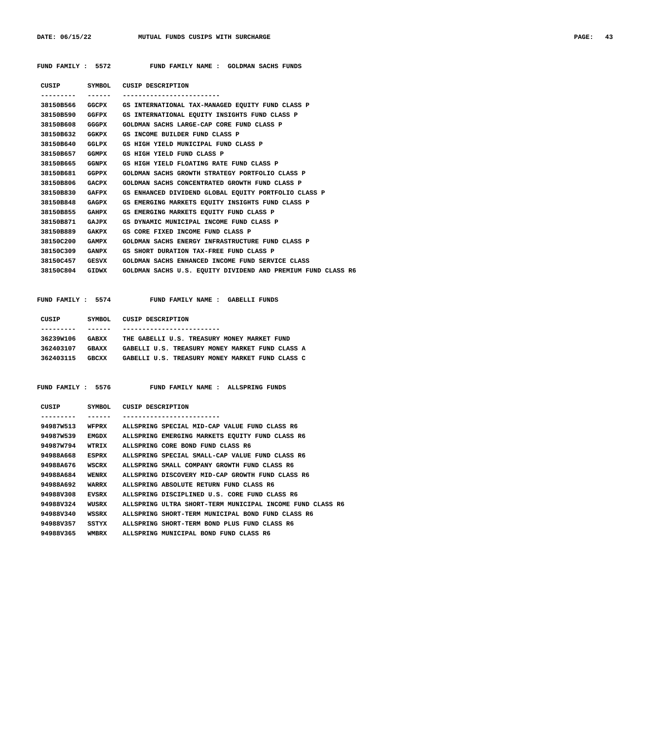MUTUAL FUNDS CUSIPS WITH SURCHARGE

DATE: 06/15/22

**FUND FAMILY : 5572 FUND FAMILY NAME : GOLDMAN SACHS FUNDS**

| CUSIP | SYMBOL | CUSIP DESCRIPTION |
|---|---|---|
| 38150B566 | GGCPX | GS INTERNATIONAL TAX-MANAGED EQUITY FUND CLASS P |
| 38150B590 | GGFPX | GS INTERNATIONAL EQUITY INSIGHTS FUND CLASS P |
| 38150B608 | GGGPX | GOLDMAN SACHS LARGE-CAP CORE FUND CLASS P |
| 38150B632 | GGKPX | GS INCOME BUILDER FUND CLASS P |
| 38150B640 | GGLPX | GS HIGH YIELD MUNICIPAL FUND CLASS P |
| 38150B657 | GGMPX | GS HIGH YIELD FUND CLASS P |
| 38150B665 | GGNPX | GS HIGH YIELD FLOATING RATE FUND CLASS P |
| 38150B681 | GGPPX | GOLDMAN SACHS GROWTH STRATEGY PORTFOLIO CLASS P |
| 38150B806 | GACPX | GOLDMAN SACHS CONCENTRATED GROWTH FUND CLASS P |
| 38150B830 | GAFPX | GS ENHANCED DIVIDEND GLOBAL EQUITY PORTFOLIO CLASS P |
| 38150B848 | GAGPX | GS EMERGING MARKETS EQUITY INSIGHTS FUND CLASS P |
| 38150B855 | GAHPX | GS EMERGING MARKETS EQUITY FUND CLASS P |
| 38150B871 | GAJPX | GS DYNAMIC MUNICIPAL INCOME FUND CLASS P |
| 38150B889 | GAKPX | GS CORE FIXED INCOME FUND CLASS P |
| 38150C200 | GAMPX | GOLDMAN SACHS ENERGY INFRASTRUCTURE FUND CLASS P |
| 38150C309 | GANPX | GS SHORT DURATION TAX-FREE FUND CLASS P |
| 38150C457 | GESVX | GOLDMAN SACHS ENHANCED INCOME FUND SERVICE CLASS |
| 38150C804 | GIDWX | GOLDMAN SACHS U.S. EQUITY DIVIDEND AND PREMIUM FUND CLASS R6 |

**FUND FAMILY : 5574 FUND FAMILY NAME : GABELLI FUNDS**

| CUSIP | SYMBOL | CUSIP DESCRIPTION |
|---|---|---|
| 36239W106 | GABXX | THE GABELLI U.S. TREASURY MONEY MARKET FUND |
| 362403107 | GBAXX | GABELLI U.S. TREASURY MONEY MARKET FUND CLASS A |
| 362403115 | GBCXX | GABELLI U.S. TREASURY MONEY MARKET FUND CLASS C |

**FUND FAMILY : 5576 FUND FAMILY NAME : ALLSPRING FUNDS**

| CUSIP | SYMBOL | CUSIP DESCRIPTION |
|---|---|---|
| 94987W513 | WFPRX | ALLSPRING SPECIAL MID-CAP VALUE FUND CLASS R6 |
| 94987W539 | EMGDX | ALLSPRING EMERGING MARKETS EQUITY FUND CLASS R6 |
| 94987W794 | WTRIX | ALLSPRING CORE BOND FUND CLASS R6 |
| 94988A668 | ESPRX | ALLSPRING SPECIAL SMALL-CAP VALUE FUND CLASS R6 |
| 94988A676 | WSCRX | ALLSPRING SMALL COMPANY GROWTH FUND CLASS R6 |
| 94988A684 | WENRX | ALLSPRING DISCOVERY MID-CAP GROWTH FUND CLASS R6 |
| 94988A692 | WARRX | ALLSPRING ABSOLUTE RETURN FUND CLASS R6 |
| 94988V308 | EVSRX | ALLSPRING DISCIPLINED U.S. CORE FUND CLASS R6 |
| 94988V324 | WUSRX | ALLSPRING ULTRA SHORT-TERM MUNICIPAL INCOME FUND CLASS R6 |
| 94988V340 | WSSRX | ALLSPRING SHORT-TERM MUNICIPAL BOND FUND CLASS R6 |
| 94988V357 | SSTYX | ALLSPRING SHORT-TERM BOND PLUS FUND CLASS R6 |
| 94988V365 | WMBRX | ALLSPRING MUNICIPAL BOND FUND CLASS R6 |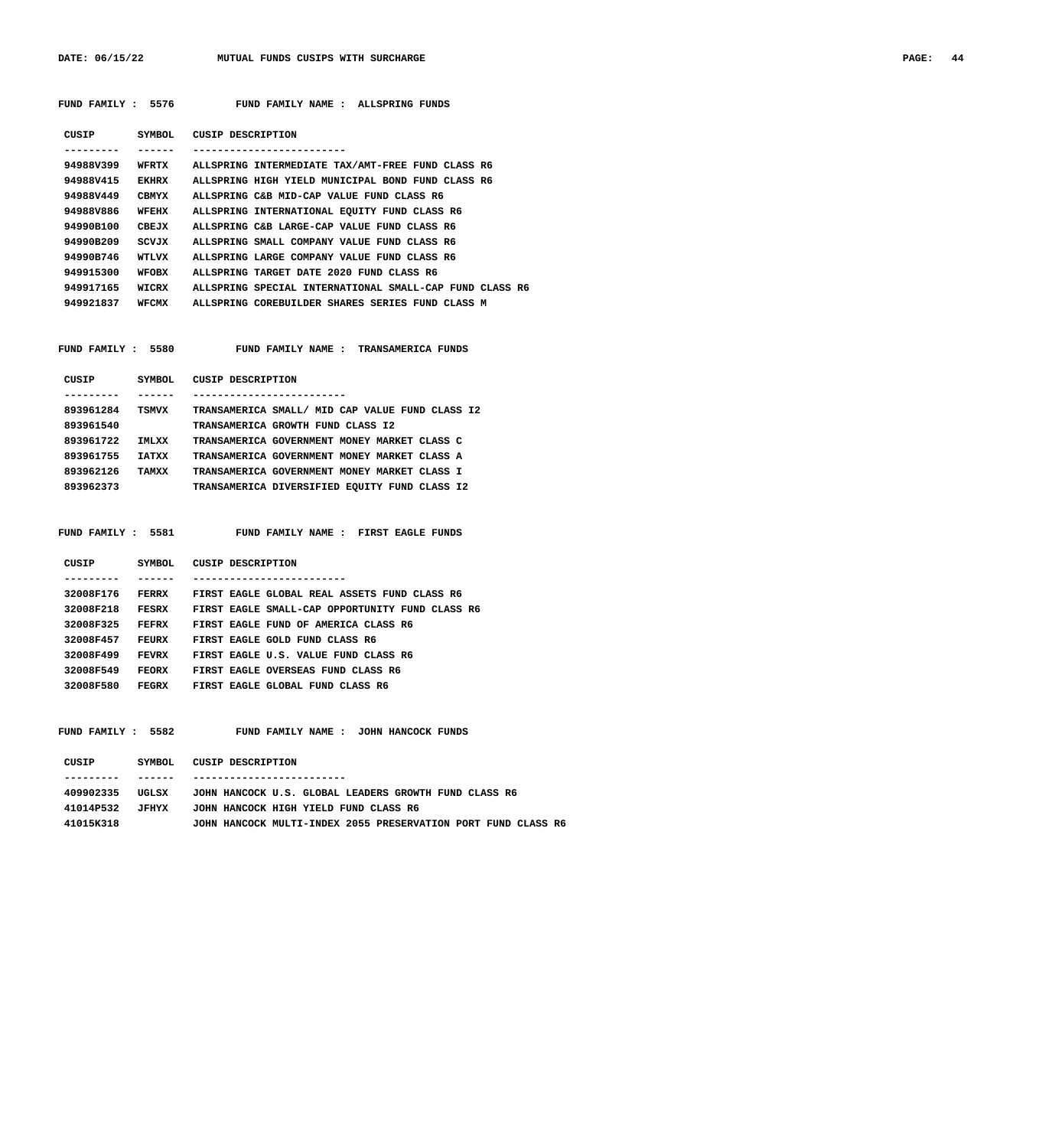**FUND FAMILY : 5576 FUND FAMILY NAME : ALLSPRING FUNDS**

| CUSIP | SYMBOL | CUSIP DESCRIPTION |
| --- | --- | --- |
| 94988V399 | WFRTX | ALLSPRING INTERMEDIATE TAX/AMT-FREE FUND CLASS R6 |
| 94988V415 | EKHRX | ALLSPRING HIGH YIELD MUNICIPAL BOND FUND CLASS R6 |
| 94988V449 | CBMYX | ALLSPRING C&B MID-CAP VALUE FUND CLASS R6 |
| 94988V886 | WFEHX | ALLSPRING INTERNATIONAL EQUITY FUND CLASS R6 |
| 94990B100 | CBEJX | ALLSPRING C&B LARGE-CAP VALUE FUND CLASS R6 |
| 94990B209 | SCVJX | ALLSPRING SMALL COMPANY VALUE FUND CLASS R6 |
| 94990B746 | WTLVX | ALLSPRING LARGE COMPANY VALUE FUND CLASS R6 |
| 949915300 | WFOBX | ALLSPRING TARGET DATE 2020 FUND CLASS R6 |
| 949917165 | WICRX | ALLSPRING SPECIAL INTERNATIONAL SMALL-CAP FUND CLASS R6 |
| 949921837 | WFCMX | ALLSPRING COREBUILDER SHARES SERIES FUND CLASS M |

**FUND FAMILY : 5580 FUND FAMILY NAME : TRANSAMERICA FUNDS**

| CUSIP | SYMBOL | CUSIP DESCRIPTION |
| --- | --- | --- |
| 893961284 | TSMVX | TRANSAMERICA SMALL/ MID CAP VALUE FUND CLASS I2 |
| 893961540 | | TRANSAMERICA GROWTH FUND CLASS I2 |
| 893961722 | IMLXX | TRANSAMERICA GOVERNMENT MONEY MARKET CLASS C |
| 893961755 | IATXX | TRANSAMERICA GOVERNMENT MONEY MARKET CLASS A |
| 893962126 | TAMXX | TRANSAMERICA GOVERNMENT MONEY MARKET CLASS I |
| 893962373 | | TRANSAMERICA DIVERSIFIED EQUITY FUND CLASS I2 |

**FUND FAMILY : 5581 FUND FAMILY NAME : FIRST EAGLE FUNDS**

| CUSIP | SYMBOL | CUSIP DESCRIPTION |
| --- | --- | --- |
| 32008F176 | FERRX | FIRST EAGLE GLOBAL REAL ASSETS FUND CLASS R6 |
| 32008F218 | FESRX | FIRST EAGLE SMALL-CAP OPPORTUNITY FUND CLASS R6 |
| 32008F325 | FEFRX | FIRST EAGLE FUND OF AMERICA CLASS R6 |
| 32008F457 | FEURX | FIRST EAGLE GOLD FUND CLASS R6 |
| 32008F499 | FEVRX | FIRST EAGLE U.S. VALUE FUND CLASS R6 |
| 32008F549 | FEORX | FIRST EAGLE OVERSEAS FUND CLASS R6 |
| 32008F580 | FEGRX | FIRST EAGLE GLOBAL FUND CLASS R6 |

**FUND FAMILY : 5582 FUND FAMILY NAME : JOHN HANCOCK FUNDS**

| CUSIP | SYMBOL | CUSIP DESCRIPTION |
| --- | --- | --- |
| 409902335 | UGLSX | JOHN HANCOCK U.S. GLOBAL LEADERS GROWTH FUND CLASS R6 |
| 41014P532 | JFHYX | JOHN HANCOCK HIGH YIELD FUND CLASS R6 |
| 41015K318 | | JOHN HANCOCK MULTI-INDEX 2055 PRESERVATION PORT FUND CLASS R6 |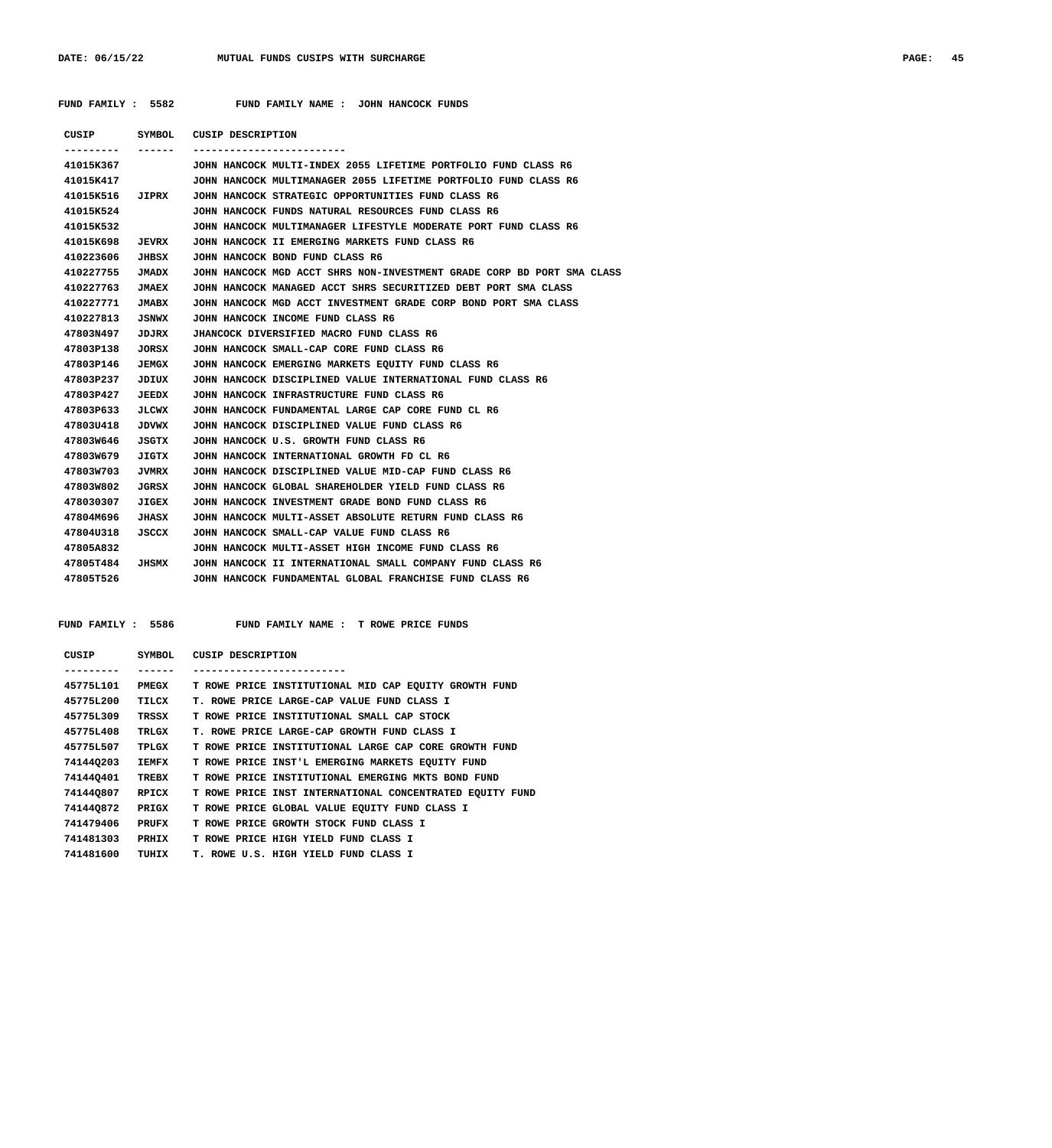FUND FAMILY : 5582 FUND FAMILY NAME : JOHN HANCOCK FUNDS

| CUSIP | SYMBOL | CUSIP DESCRIPTION |
| --- | --- | --- |
| 41015K367 | | JOHN HANCOCK MULTI-INDEX 2055 LIFETIME PORTFOLIO FUND CLASS R6 |
| 41015K417 | | JOHN HANCOCK MULTIMANAGER 2055 LIFETIME PORTFOLIO FUND CLASS R6 |
| 41015K516 | JIPRX | JOHN HANCOCK STRATEGIC OPPORTUNITIES FUND CLASS R6 |
| 41015K524 | | JOHN HANCOCK FUNDS NATURAL RESOURCES FUND CLASS R6 |
| 41015K532 | | JOHN HANCOCK MULTIMANAGER LIFESTYLE MODERATE PORT FUND CLASS R6 |
| 41015K698 | JEVRX | JOHN HANCOCK II EMERGING MARKETS FUND CLASS R6 |
| 410223606 | JHBSX | JOHN HANCOCK BOND FUND CLASS R6 |
| 410227755 | JMADX | JOHN HANCOCK MGD ACCT SHRS NON-INVESTMENT GRADE CORP BD PORT SMA CLASS |
| 410227763 | JMAEX | JOHN HANCOCK MANAGED ACCT SHRS SECURITIZED DEBT PORT SMA CLASS |
| 410227771 | JMABX | JOHN HANCOCK MGD ACCT INVESTMENT GRADE CORP BOND PORT SMA CLASS |
| 410227813 | JSNWX | JOHN HANCOCK INCOME FUND CLASS R6 |
| 47803N497 | JDJRX | JHANCOCK DIVERSIFIED MACRO FUND CLASS R6 |
| 47803P138 | JORSX | JOHN HANCOCK SMALL-CAP CORE FUND CLASS R6 |
| 47803P146 | JEMGX | JOHN HANCOCK EMERGING MARKETS EQUITY FUND CLASS R6 |
| 47803P237 | JDIUX | JOHN HANCOCK DISCIPLINED VALUE INTERNATIONAL FUND CLASS R6 |
| 47803P427 | JEEDX | JOHN HANCOCK INFRASTRUCTURE FUND CLASS R6 |
| 47803P633 | JLCWX | JOHN HANCOCK FUNDAMENTAL LARGE CAP CORE FUND CL R6 |
| 47803U418 | JDVWX | JOHN HANCOCK DISCIPLINED VALUE FUND CLASS R6 |
| 47803W646 | JSGTX | JOHN HANCOCK U.S. GROWTH FUND CLASS R6 |
| 47803W679 | JIGTX | JOHN HANCOCK INTERNATIONAL GROWTH FD CL R6 |
| 47803W703 | JVMRX | JOHN HANCOCK DISCIPLINED VALUE MID-CAP FUND CLASS R6 |
| 47803W802 | JGRSX | JOHN HANCOCK GLOBAL SHAREHOLDER YIELD FUND CLASS R6 |
| 478030307 | JIGEX | JOHN HANCOCK INVESTMENT GRADE BOND FUND CLASS R6 |
| 47804M696 | JHASX | JOHN HANCOCK MULTI-ASSET ABSOLUTE RETURN FUND CLASS R6 |
| 47804U318 | JSCCX | JOHN HANCOCK SMALL-CAP VALUE FUND CLASS R6 |
| 47805A832 | | JOHN HANCOCK MULTI-ASSET HIGH INCOME FUND CLASS R6 |
| 47805T484 | JHSMX | JOHN HANCOCK II INTERNATIONAL SMALL COMPANY FUND CLASS R6 |
| 47805T526 | | JOHN HANCOCK FUNDAMENTAL GLOBAL FRANCHISE FUND CLASS R6 |

FUND FAMILY : 5586 FUND FAMILY NAME : T ROWE PRICE FUNDS

| CUSIP | SYMBOL | CUSIP DESCRIPTION |
| --- | --- | --- |
| 45775L101 | PMEGX | T ROWE PRICE INSTITUTIONAL MID CAP EQUITY GROWTH FUND |
| 45775L200 | TILCX | T. ROWE PRICE LARGE-CAP VALUE FUND CLASS I |
| 45775L309 | TRSSX | T ROWE PRICE INSTITUTIONAL SMALL CAP STOCK |
| 45775L408 | TRLGX | T. ROWE PRICE LARGE-CAP GROWTH FUND CLASS I |
| 45775L507 | TPLGX | T ROWE PRICE INSTITUTIONAL LARGE CAP CORE GROWTH FUND |
| 74144Q203 | IEMFX | T ROWE PRICE INST'L EMERGING MARKETS EQUITY FUND |
| 74144Q401 | TREBX | T ROWE PRICE INSTITUTIONAL EMERGING MKTS BOND FUND |
| 74144Q807 | RPICX | T ROWE PRICE INST INTERNATIONAL CONCENTRATED EQUITY FUND |
| 74144Q872 | PRIGX | T ROWE PRICE GLOBAL VALUE EQUITY FUND CLASS I |
| 741479406 | PRUFX | T ROWE PRICE GROWTH STOCK FUND CLASS I |
| 741481303 | PRHIX | T ROWE PRICE HIGH YIELD FUND CLASS I |
| 741481600 | TUHIX | T. ROWE U.S. HIGH YIELD FUND CLASS I |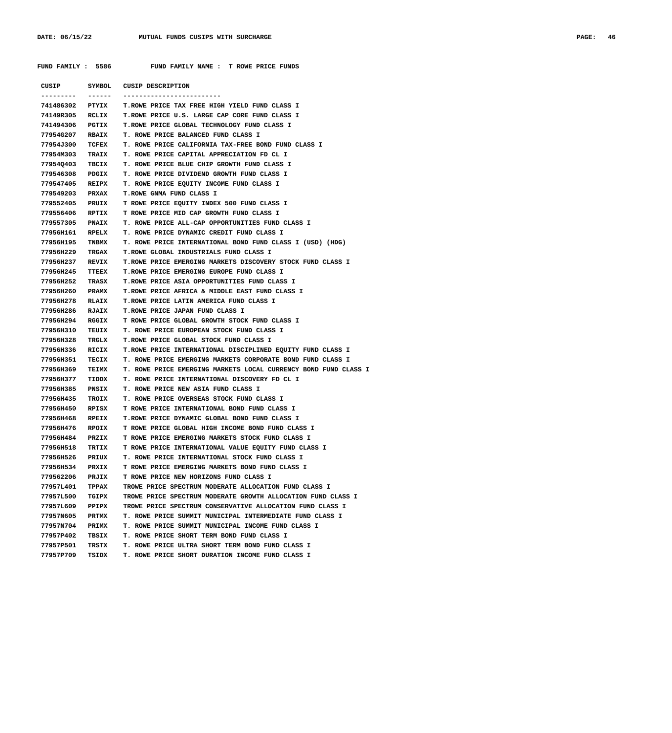FUND FAMILY : 5586 FUND FAMILY NAME : T ROWE PRICE FUNDS

| CUSIP | SYMBOL | CUSIP DESCRIPTION |
| --- | --- | --- |
| 741486302 | PTYIX | T.ROWE PRICE TAX FREE HIGH YIELD FUND CLASS I |
| 74149R305 | RCLIX | T.ROWE PRICE U.S. LARGE CAP CORE FUND CLASS I |
| 741494306 | PGTIX | T.ROWE PRICE GLOBAL TECHNOLOGY FUND CLASS I |
| 77954G207 | RBAIX | T. ROWE PRICE BALANCED FUND CLASS I |
| 77954J300 | TCFEX | T. ROWE PRICE CALIFORNIA TAX-FREE BOND FUND CLASS I |
| 77954M303 | TRAIX | T. ROWE PRICE CAPITAL APPRECIATION FD CL I |
| 77954Q403 | TBCIX | T. ROWE PRICE BLUE CHIP GROWTH FUND CLASS I |
| 779546308 | PDGIX | T. ROWE PRICE DIVIDEND GROWTH FUND CLASS I |
| 779547405 | REIPX | T. ROWE PRICE EQUITY INCOME FUND CLASS I |
| 779549203 | PRXAX | T.ROWE GNMA FUND CLASS I |
| 779552405 | PRUIX | T ROWE PRICE EQUITY INDEX 500 FUND CLASS I |
| 779556406 | RPTIX | T ROWE PRICE MID CAP GROWTH FUND CLASS I |
| 779557305 | PNAIX | T. ROWE PRICE ALL-CAP OPPORTUNITIES FUND CLASS I |
| 77956H161 | RPELX | T. ROWE PRICE DYNAMIC CREDIT FUND CLASS I |
| 77956H195 | TNBMX | T. ROWE PRICE INTERNATIONAL BOND FUND CLASS I (USD) (HDG) |
| 77956H229 | TRGAX | T.ROWE GLOBAL INDUSTRIALS FUND CLASS I |
| 77956H237 | REVIX | T.ROWE PRICE EMERGING MARKETS DISCOVERY STOCK FUND CLASS I |
| 77956H245 | TTEEX | T.ROWE PRICE EMERGING EUROPE FUND CLASS I |
| 77956H252 | TRASX | T.ROWE PRICE ASIA OPPORTUNITIES FUND CLASS I |
| 77956H260 | PRAMX | T.ROWE PRICE AFRICA & MIDDLE EAST FUND CLASS I |
| 77956H278 | RLAIX | T.ROWE PRICE LATIN AMERICA FUND CLASS I |
| 77956H286 | RJAIX | T.ROWE PRICE JAPAN FUND CLASS I |
| 77956H294 | RGGIX | T ROWE PRICE GLOBAL GROWTH STOCK FUND CLASS I |
| 77956H310 | TEUIX | T. ROWE PRICE EUROPEAN STOCK FUND CLASS I |
| 77956H328 | TRGLX | T.ROWE PRICE GLOBAL STOCK FUND CLASS I |
| 77956H336 | RICIX | T.ROWE PRICE INTERNATIONAL DISCIPLINED EQUITY FUND CLASS I |
| 77956H351 | TECIX | T. ROWE PRICE EMERGING MARKETS CORPORATE BOND FUND CLASS I |
| 77956H369 | TEIMX | T. ROWE PRICE EMERGING MARKETS LOCAL CURRENCY BOND FUND CLASS I |
| 77956H377 | TIDDX | T. ROWE PRICE INTERNATIONAL DISCOVERY FD CL I |
| 77956H385 | PNSIX | T. ROWE PRICE NEW ASIA FUND CLASS I |
| 77956H435 | TROIX | T. ROWE PRICE OVERSEAS STOCK FUND CLASS I |
| 77956H450 | RPISX | T ROWE PRICE INTERNATIONAL BOND FUND CLASS I |
| 77956H468 | RPEIX | T.ROWE PRICE DYNAMIC GLOBAL BOND FUND CLASS I |
| 77956H476 | RPOIX | T ROWE PRICE GLOBAL HIGH INCOME BOND FUND CLASS I |
| 77956H484 | PRZIX | T ROWE PRICE EMERGING MARKETS STOCK FUND CLASS I |
| 77956H518 | TRTIX | T ROWE PRICE INTERNATIONAL VALUE EQUITY FUND CLASS I |
| 77956H526 | PRIUX | T. ROWE PRICE INTERNATIONAL STOCK FUND CLASS I |
| 77956H534 | PRXIX | T ROWE PRICE EMERGING MARKETS BOND FUND CLASS I |
| 779562206 | PRJIX | T ROWE PRICE NEW HORIZONS FUND CLASS I |
| 77957L401 | TPPAX | TROWE PRICE SPECTRUM MODERATE ALLOCATION FUND CLASS I |
| 77957L500 | TGIPX | TROWE PRICE SPECTRUM MODERATE GROWTH ALLOCATION FUND CLASS I |
| 77957L609 | PPIPX | TROWE PRICE SPECTRUM CONSERVATIVE ALLOCATION FUND CLASS I |
| 77957N605 | PRTMX | T. ROWE PRICE SUMMIT MUNICIPAL INTERMEDIATE FUND CLASS I |
| 77957N704 | PRIMX | T. ROWE PRICE SUMMIT MUNICIPAL INCOME FUND CLASS I |
| 77957P402 | TBSIX | T. ROWE PRICE SHORT TERM BOND FUND CLASS I |
| 77957P501 | TRSTX | T. ROWE PRICE ULTRA SHORT TERM BOND FUND CLASS I |
| 77957P709 | TSIDX | T. ROWE PRICE SHORT DURATION INCOME FUND CLASS I |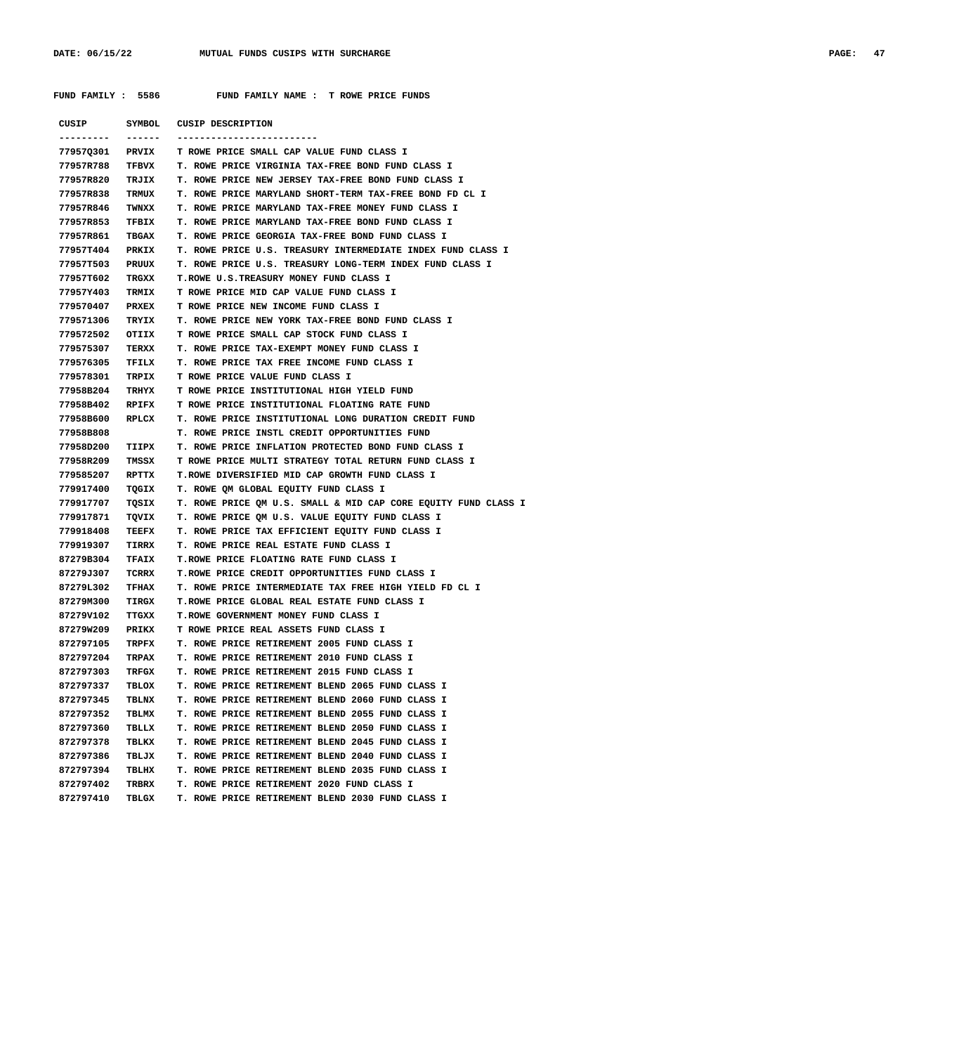FUND FAMILY : 5586 FUND FAMILY NAME : T ROWE PRICE FUNDS

| CUSIP | SYMBOL | CUSIP DESCRIPTION |
|---|---|---|
| 77957Q301 | PRVIX | T ROWE PRICE SMALL CAP VALUE FUND CLASS I |
| 77957R788 | TFBVX | T. ROWE PRICE VIRGINIA TAX-FREE BOND FUND CLASS I |
| 77957R820 | TRJIX | T. ROWE PRICE NEW JERSEY TAX-FREE BOND FUND CLASS I |
| 77957R838 | TRMUX | T. ROWE PRICE MARYLAND SHORT-TERM TAX-FREE BOND FD CL I |
| 77957R846 | TWNXX | T. ROWE PRICE MARYLAND TAX-FREE MONEY FUND CLASS I |
| 77957R853 | TFBIX | T. ROWE PRICE MARYLAND TAX-FREE BOND FUND CLASS I |
| 77957R861 | TBGAX | T. ROWE PRICE GEORGIA TAX-FREE BOND FUND CLASS I |
| 77957T404 | PRKIX | T. ROWE PRICE U.S. TREASURY INTERMEDIATE INDEX FUND CLASS I |
| 77957T503 | PRUUX | T. ROWE PRICE U.S. TREASURY LONG-TERM INDEX FUND CLASS I |
| 77957T602 | TRGXX | T.ROWE U.S.TREASURY MONEY FUND CLASS I |
| 77957Y403 | TRMIX | T ROWE PRICE MID CAP VALUE FUND CLASS I |
| 779570407 | PRXEX | T ROWE PRICE NEW INCOME FUND CLASS I |
| 779571306 | TRYIX | T. ROWE PRICE NEW YORK TAX-FREE BOND FUND CLASS I |
| 779572502 | OTIIX | T ROWE PRICE SMALL CAP STOCK FUND CLASS I |
| 779575307 | TERXX | T. ROWE PRICE TAX-EXEMPT MONEY FUND CLASS I |
| 779576305 | TFILX | T. ROWE PRICE TAX FREE INCOME FUND CLASS I |
| 779578301 | TRPIX | T ROWE PRICE VALUE FUND CLASS I |
| 77958B204 | TRHYX | T ROWE PRICE INSTITUTIONAL HIGH YIELD FUND |
| 77958B402 | RPIFX | T ROWE PRICE INSTITUTIONAL FLOATING RATE FUND |
| 77958B600 | RPLCX | T. ROWE PRICE INSTITUTIONAL LONG DURATION CREDIT FUND |
| 77958B808 | | T. ROWE PRICE INSTL CREDIT OPPORTUNITIES FUND |
| 77958D200 | TIIPX | T. ROWE PRICE INFLATION PROTECTED BOND FUND CLASS I |
| 77958R209 | TMSSX | T ROWE PRICE MULTI STRATEGY TOTAL RETURN FUND CLASS I |
| 779585207 | RPTTX | T.ROWE DIVERSIFIED MID CAP GROWTH FUND CLASS I |
| 779917400 | TQGIX | T. ROWE QM GLOBAL EQUITY FUND CLASS I |
| 779917707 | TQSIX | T. ROWE PRICE QM U.S. SMALL & MID CAP CORE EQUITY FUND CLASS I |
| 779917871 | TQVIX | T. ROWE PRICE QM U.S. VALUE EQUITY FUND CLASS I |
| 779918408 | TEEFX | T. ROWE PRICE TAX EFFICIENT EQUITY FUND CLASS I |
| 779919307 | TIRRX | T. ROWE PRICE REAL ESTATE FUND CLASS I |
| 87279B304 | TFAIX | T.ROWE PRICE FLOATING RATE FUND CLASS I |
| 87279J307 | TCRRX | T.ROWE PRICE CREDIT OPPORTUNITIES FUND CLASS I |
| 87279L302 | TFHAX | T. ROWE PRICE INTERMEDIATE TAX FREE HIGH YIELD FD CL I |
| 87279M300 | TIRGX | T.ROWE PRICE GLOBAL REAL ESTATE FUND CLASS I |
| 87279V102 | TTGXX | T.ROWE GOVERNMENT MONEY FUND CLASS I |
| 87279W209 | PRIKX | T ROWE PRICE REAL ASSETS FUND CLASS I |
| 872797105 | TRPFX | T. ROWE PRICE RETIREMENT 2005 FUND CLASS I |
| 872797204 | TRPAX | T. ROWE PRICE RETIREMENT 2010 FUND CLASS I |
| 872797303 | TRFGX | T. ROWE PRICE RETIREMENT 2015 FUND CLASS I |
| 872797337 | TBLOX | T. ROWE PRICE RETIREMENT BLEND 2065 FUND CLASS I |
| 872797345 | TBLNX | T. ROWE PRICE RETIREMENT BLEND 2060 FUND CLASS I |
| 872797352 | TBLMX | T. ROWE PRICE RETIREMENT BLEND 2055 FUND CLASS I |
| 872797360 | TBLLX | T. ROWE PRICE RETIREMENT BLEND 2050 FUND CLASS I |
| 872797378 | TBLKX | T. ROWE PRICE RETIREMENT BLEND 2045 FUND CLASS I |
| 872797386 | TBLJX | T. ROWE PRICE RETIREMENT BLEND 2040 FUND CLASS I |
| 872797394 | TBLHX | T. ROWE PRICE RETIREMENT BLEND 2035 FUND CLASS I |
| 872797402 | TRBRX | T. ROWE PRICE RETIREMENT 2020 FUND CLASS I |
| 872797410 | TBLGX | T. ROWE PRICE RETIREMENT BLEND 2030 FUND CLASS I |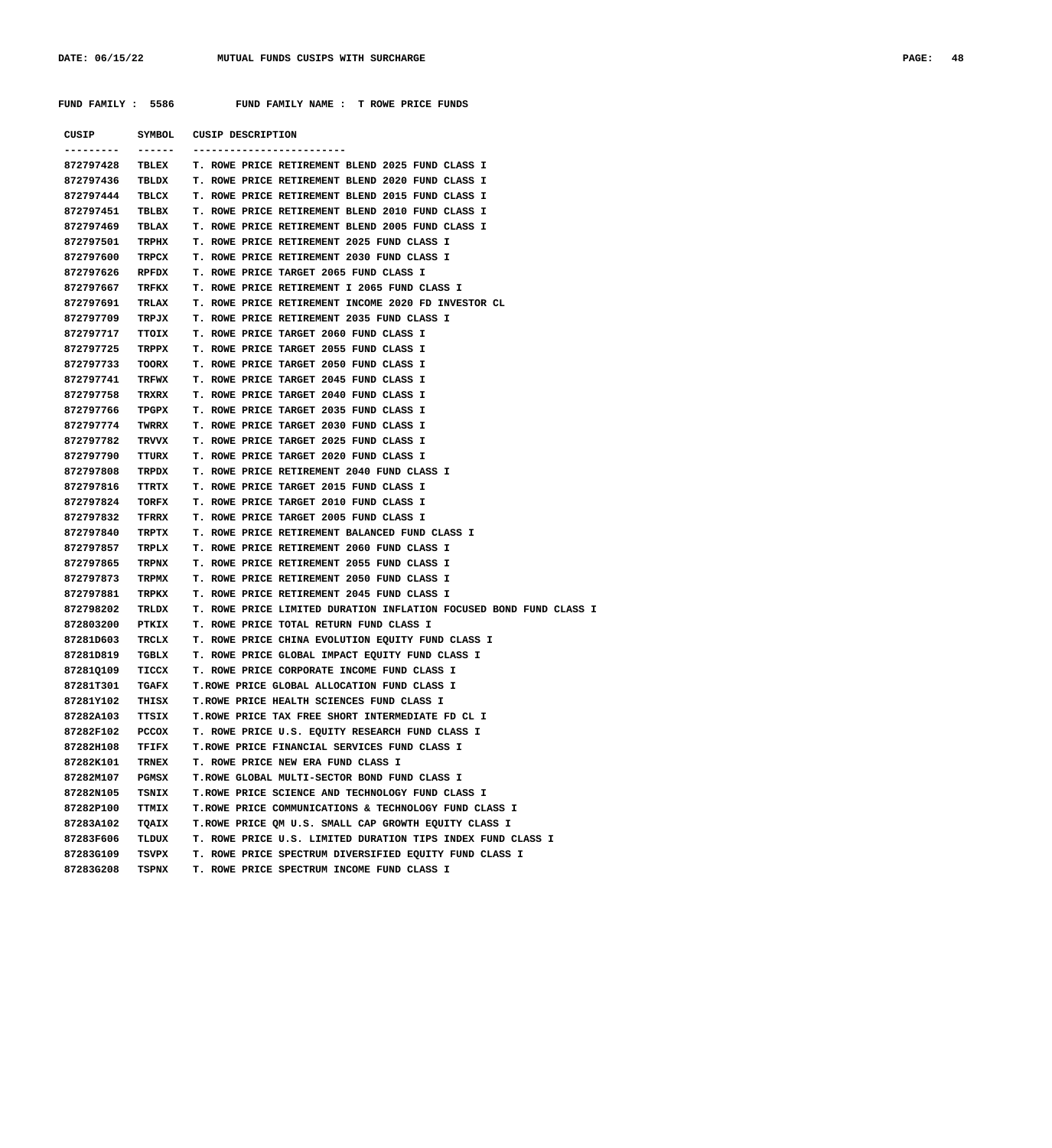FUND FAMILY : 5586 FUND FAMILY NAME : T ROWE PRICE FUNDS

| CUSIP | SYMBOL | CUSIP DESCRIPTION |
|---|---|---|
| 872797428 | TBLEX | T. ROWE PRICE RETIREMENT BLEND 2025 FUND CLASS I |
| 872797436 | TBLDX | T. ROWE PRICE RETIREMENT BLEND 2020 FUND CLASS I |
| 872797444 | TBLCX | T. ROWE PRICE RETIREMENT BLEND 2015 FUND CLASS I |
| 872797451 | TBLBX | T. ROWE PRICE RETIREMENT BLEND 2010 FUND CLASS I |
| 872797469 | TBLAX | T. ROWE PRICE RETIREMENT BLEND 2005 FUND CLASS I |
| 872797501 | TRPHX | T. ROWE PRICE RETIREMENT 2025 FUND CLASS I |
| 872797600 | TRPCX | T. ROWE PRICE RETIREMENT 2030 FUND CLASS I |
| 872797626 | RPFDX | T. ROWE PRICE TARGET 2065 FUND CLASS I |
| 872797667 | TRFKX | T. ROWE PRICE RETIREMENT I 2065 FUND CLASS I |
| 872797691 | TRLAX | T. ROWE PRICE RETIREMENT INCOME 2020 FD INVESTOR CL |
| 872797709 | TRPJX | T. ROWE PRICE RETIREMENT 2035 FUND CLASS I |
| 872797717 | TTOIX | T. ROWE PRICE TARGET 2060 FUND CLASS I |
| 872797725 | TRPPX | T. ROWE PRICE TARGET 2055 FUND CLASS I |
| 872797733 | TOORX | T. ROWE PRICE TARGET 2050 FUND CLASS I |
| 872797741 | TRFWX | T. ROWE PRICE TARGET 2045 FUND CLASS I |
| 872797758 | TRXRX | T. ROWE PRICE TARGET 2040 FUND CLASS I |
| 872797766 | TPGPX | T. ROWE PRICE TARGET 2035 FUND CLASS I |
| 872797774 | TWRRX | T. ROWE PRICE TARGET 2030 FUND CLASS I |
| 872797782 | TRVVX | T. ROWE PRICE TARGET 2025 FUND CLASS I |
| 872797790 | TTURX | T. ROWE PRICE TARGET 2020 FUND CLASS I |
| 872797808 | TRPDX | T. ROWE PRICE RETIREMENT 2040 FUND CLASS I |
| 872797816 | TTRTX | T. ROWE PRICE TARGET 2015 FUND CLASS I |
| 872797824 | TORFX | T. ROWE PRICE TARGET 2010 FUND CLASS I |
| 872797832 | TFRRX | T. ROWE PRICE TARGET 2005 FUND CLASS I |
| 872797840 | TRPTX | T. ROWE PRICE RETIREMENT BALANCED FUND CLASS I |
| 872797857 | TRPLX | T. ROWE PRICE RETIREMENT 2060 FUND CLASS I |
| 872797865 | TRPNX | T. ROWE PRICE RETIREMENT 2055 FUND CLASS I |
| 872797873 | TRPMX | T. ROWE PRICE RETIREMENT 2050 FUND CLASS I |
| 872797881 | TRPKX | T. ROWE PRICE RETIREMENT 2045 FUND CLASS I |
| 872798202 | TRLDX | T. ROWE PRICE LIMITED DURATION INFLATION FOCUSED BOND FUND CLASS I |
| 872803200 | PTKIX | T. ROWE PRICE TOTAL RETURN FUND CLASS I |
| 87281D603 | TRCLX | T. ROWE PRICE CHINA EVOLUTION EQUITY FUND CLASS I |
| 87281D819 | TGBLX | T. ROWE PRICE GLOBAL IMPACT EQUITY FUND CLASS I |
| 87281Q109 | TICCX | T. ROWE PRICE CORPORATE INCOME FUND CLASS I |
| 87281T301 | TGAFX | T.ROWE PRICE GLOBAL ALLOCATION FUND CLASS I |
| 87281Y102 | THISX | T.ROWE PRICE HEALTH SCIENCES FUND CLASS I |
| 87282A103 | TTSIX | T.ROWE PRICE TAX FREE SHORT INTERMEDIATE FD CL I |
| 87282F102 | PCCOX | T. ROWE PRICE U.S. EQUITY RESEARCH FUND CLASS I |
| 87282H108 | TFIFX | T.ROWE PRICE FINANCIAL SERVICES FUND CLASS I |
| 87282K101 | TRNEX | T. ROWE PRICE NEW ERA FUND CLASS I |
| 87282M107 | PGMSX | T.ROWE GLOBAL MULTI-SECTOR BOND FUND CLASS I |
| 87282N105 | TSNIX | T.ROWE PRICE SCIENCE AND TECHNOLOGY FUND CLASS I |
| 87282P100 | TTMIX | T.ROWE PRICE COMMUNICATIONS & TECHNOLOGY FUND CLASS I |
| 87283A102 | TQAIX | T.ROWE PRICE QM U.S. SMALL CAP GROWTH EQUITY CLASS I |
| 87283F606 | TLDUX | T. ROWE PRICE U.S. LIMITED DURATION TIPS INDEX FUND CLASS I |
| 87283G109 | TSVPX | T. ROWE PRICE SPECTRUM DIVERSIFIED EQUITY FUND CLASS I |
| 87283G208 | TSPNX | T. ROWE PRICE SPECTRUM INCOME FUND CLASS I |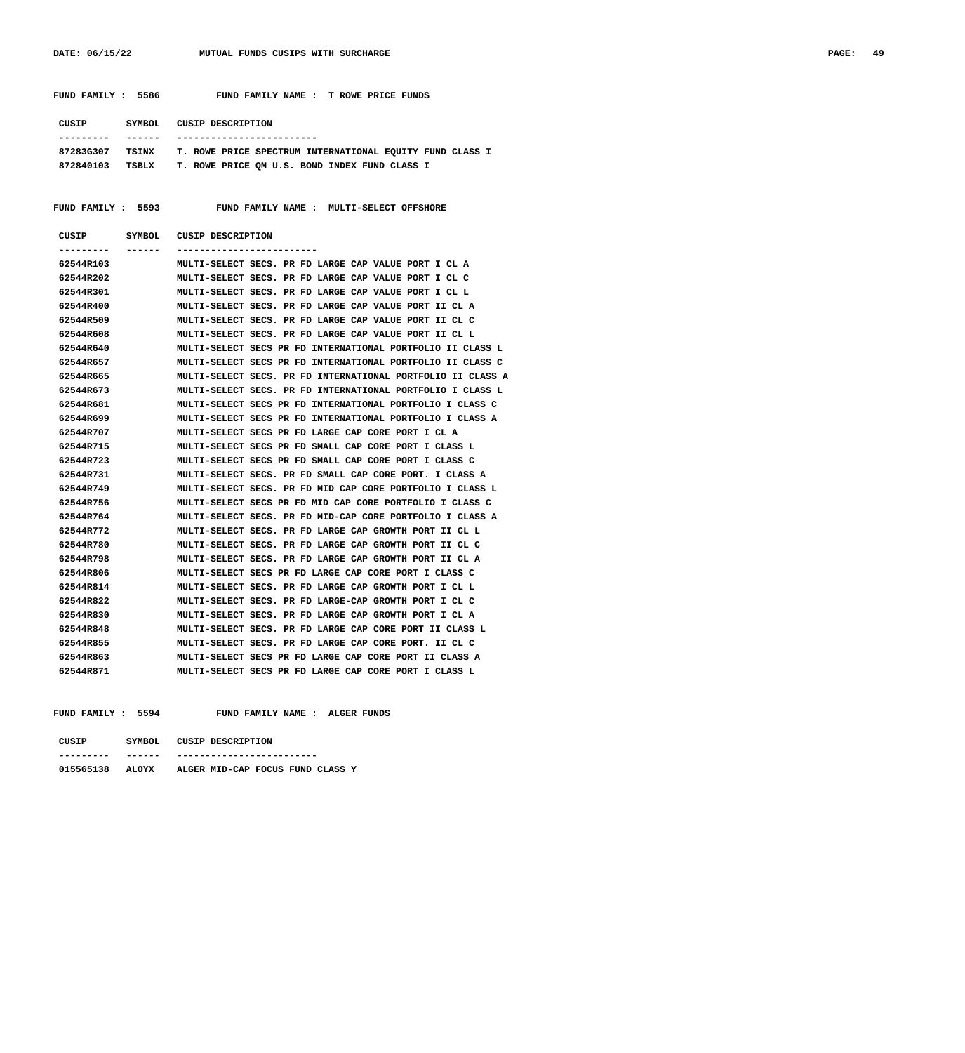**FUND FAMILY : 5586 FUND FAMILY NAME : T ROWE PRICE FUNDS**

| CUSIP | SYMBOL | CUSIP DESCRIPTION |
|---|---|---|
| 87283G307 | TSINX | T. ROWE PRICE SPECTRUM INTERNATIONAL EQUITY FUND CLASS I |
| 872840103 | TSBLX | T. ROWE PRICE QM U.S. BOND INDEX FUND CLASS I |

**FUND FAMILY : 5593 FUND FAMILY NAME : MULTI-SELECT OFFSHORE**

| CUSIP | SYMBOL | CUSIP DESCRIPTION |
|---|---|---|
| 62544R103 | | MULTI-SELECT SECS. PR FD LARGE CAP VALUE PORT I CL A |
| 62544R202 | | MULTI-SELECT SECS. PR FD LARGE CAP VALUE PORT I CL C |
| 62544R301 | | MULTI-SELECT SECS. PR FD LARGE CAP VALUE PORT I CL L |
| 62544R400 | | MULTI-SELECT SECS. PR FD LARGE CAP VALUE PORT II CL A |
| 62544R509 | | MULTI-SELECT SECS. PR FD LARGE CAP VALUE PORT II CL C |
| 62544R608 | | MULTI-SELECT SECS. PR FD LARGE CAP VALUE PORT II CL L |
| 62544R640 | | MULTI-SELECT SECS PR FD INTERNATIONAL PORTFOLIO II CLASS L |
| 62544R657 | | MULTI-SELECT SECS PR FD INTERNATIONAL PORTFOLIO II CLASS C |
| 62544R665 | | MULTI-SELECT SECS. PR FD INTERNATIONAL PORTFOLIO II CLASS A |
| 62544R673 | | MULTI-SELECT SECS. PR FD INTERNATIONAL PORTFOLIO I CLASS L |
| 62544R681 | | MULTI-SELECT SECS PR FD INTERNATIONAL PORTFOLIO I CLASS C |
| 62544R699 | | MULTI-SELECT SECS PR FD INTERNATIONAL PORTFOLIO I CLASS A |
| 62544R707 | | MULTI-SELECT SECS PR FD LARGE CAP CORE PORT I CL A |
| 62544R715 | | MULTI-SELECT SECS PR FD SMALL CAP CORE PORT I CLASS L |
| 62544R723 | | MULTI-SELECT SECS PR FD SMALL CAP CORE PORT I CLASS C |
| 62544R731 | | MULTI-SELECT SECS. PR FD SMALL CAP CORE PORT. I CLASS A |
| 62544R749 | | MULTI-SELECT SECS. PR FD MID CAP CORE PORTFOLIO I CLASS L |
| 62544R756 | | MULTI-SELECT SECS PR FD MID CAP CORE PORTFOLIO I CLASS C |
| 62544R764 | | MULTI-SELECT SECS. PR FD MID-CAP CORE PORTFOLIO I CLASS A |
| 62544R772 | | MULTI-SELECT SECS. PR FD LARGE CAP GROWTH PORT II CL L |
| 62544R780 | | MULTI-SELECT SECS. PR FD LARGE CAP GROWTH PORT II CL C |
| 62544R798 | | MULTI-SELECT SECS. PR FD LARGE CAP GROWTH PORT II CL A |
| 62544R806 | | MULTI-SELECT SECS PR FD LARGE CAP CORE PORT I CLASS C |
| 62544R814 | | MULTI-SELECT SECS. PR FD LARGE CAP GROWTH PORT I CL L |
| 62544R822 | | MULTI-SELECT SECS. PR FD LARGE-CAP GROWTH PORT I CL C |
| 62544R830 | | MULTI-SELECT SECS. PR FD LARGE CAP GROWTH PORT I CL A |
| 62544R848 | | MULTI-SELECT SECS. PR FD LARGE CAP CORE PORT II CLASS L |
| 62544R855 | | MULTI-SELECT SECS. PR FD LARGE CAP CORE PORT. II CL C |
| 62544R863 | | MULTI-SELECT SECS PR FD LARGE CAP CORE PORT II CLASS A |
| 62544R871 | | MULTI-SELECT SECS PR FD LARGE CAP CORE PORT I CLASS L |

**FUND FAMILY : 5594 FUND FAMILY NAME : ALGER FUNDS**

| CUSIP | SYMBOL | CUSIP DESCRIPTION |
|---|---|---|
| 015565138 | ALOYX | ALGER MID-CAP FOCUS FUND CLASS Y |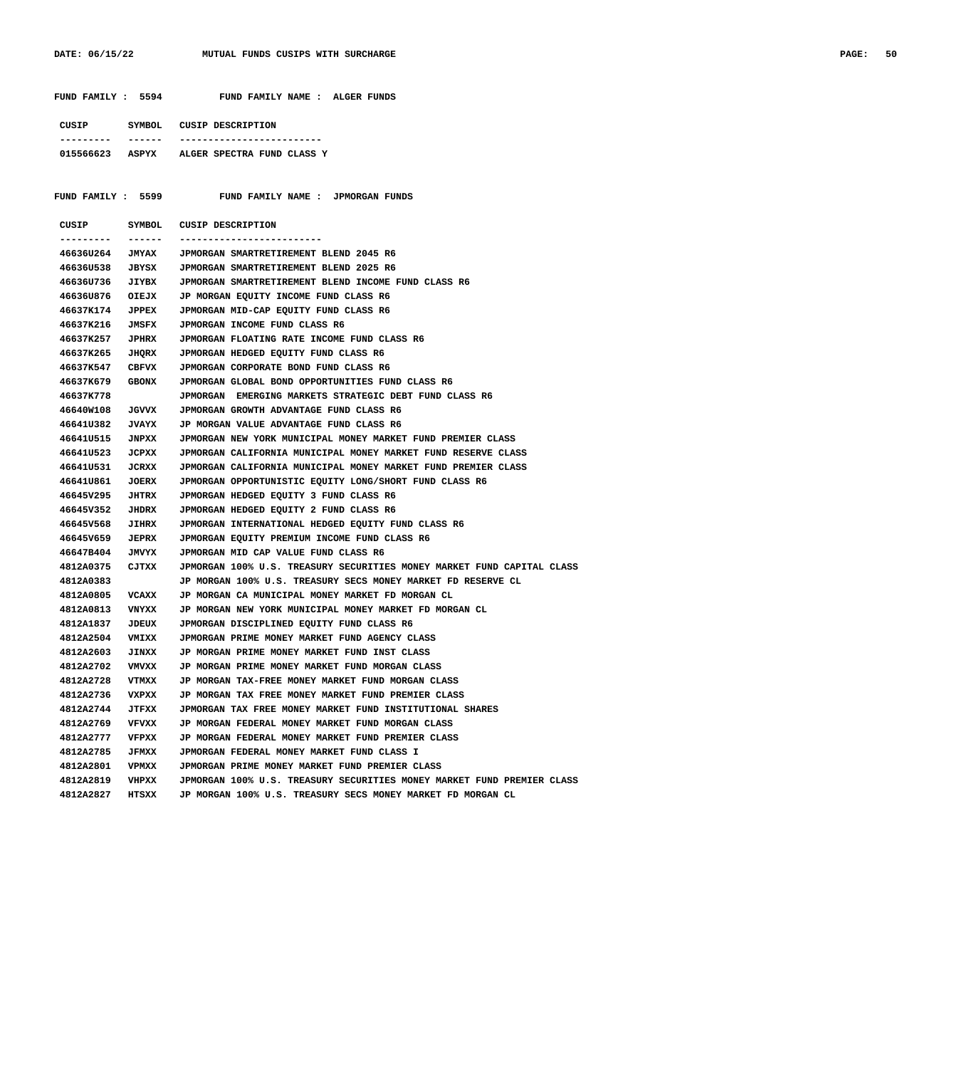FUND FAMILY : 5594 FUND FAMILY NAME : ALGER FUNDS

| CUSIP | SYMBOL | CUSIP DESCRIPTION |
|---|---|---|
| 015566623 | ASPYX | ALGER SPECTRA FUND CLASS Y |

FUND FAMILY : 5599 FUND FAMILY NAME : JPMORGAN FUNDS

| CUSIP | SYMBOL | CUSIP DESCRIPTION |
|---|---|---|
| 46636U264 | JMYAX | JPMORGAN SMARTRETIREMENT BLEND 2045 R6 |
| 46636U538 | JBYSX | JPMORGAN SMARTRETIREMENT BLEND 2025 R6 |
| 46636U736 | JIYBX | JPMORGAN SMARTRETIREMENT BLEND INCOME FUND CLASS R6 |
| 46636U876 | OIEJX | JP MORGAN EQUITY INCOME FUND CLASS R6 |
| 46637K174 | JPPEX | JPMORGAN MID-CAP EQUITY FUND CLASS R6 |
| 46637K216 | JMSFX | JPMORGAN INCOME FUND CLASS R6 |
| 46637K257 | JPHRX | JPMORGAN FLOATING RATE INCOME FUND CLASS R6 |
| 46637K265 | JHQRX | JPMORGAN HEDGED EQUITY FUND CLASS R6 |
| 46637K547 | CBFVX | JPMORGAN CORPORATE BOND FUND CLASS R6 |
| 46637K679 | GBONX | JPMORGAN GLOBAL BOND OPPORTUNITIES FUND CLASS R6 |
| 46637K778 | | JPMORGAN EMERGING MARKETS STRATEGIC DEBT FUND CLASS R6 |
| 46640W108 | JGVVX | JPMORGAN GROWTH ADVANTAGE FUND CLASS R6 |
| 46641U382 | JVAYX | JP MORGAN VALUE ADVANTAGE FUND CLASS R6 |
| 46641U515 | JNPXX | JPMORGAN NEW YORK MUNICIPAL MONEY MARKET FUND PREMIER CLASS |
| 46641U523 | JCPXX | JPMORGAN CALIFORNIA MUNICIPAL MONEY MARKET FUND RESERVE CLASS |
| 46641U531 | JCRXX | JPMORGAN CALIFORNIA MUNICIPAL MONEY MARKET FUND PREMIER CLASS |
| 46641U861 | JOERX | JPMORGAN OPPORTUNISTIC EQUITY LONG/SHORT FUND CLASS R6 |
| 46645V295 | JHTRX | JPMORGAN HEDGED EQUITY 3 FUND CLASS R6 |
| 46645V352 | JHDRX | JPMORGAN HEDGED EQUITY 2 FUND CLASS R6 |
| 46645V568 | JIHRX | JPMORGAN INTERNATIONAL HEDGED EQUITY FUND CLASS R6 |
| 46645V659 | JEPRX | JPMORGAN EQUITY PREMIUM INCOME FUND CLASS R6 |
| 46647B404 | JMVYX | JPMORGAN MID CAP VALUE FUND CLASS R6 |
| 4812A0375 | CJTXX | JPMORGAN 100% U.S. TREASURY SECURITIES MONEY MARKET FUND CAPITAL CLASS |
| 4812A0383 | | JP MORGAN 100% U.S. TREASURY SECS MONEY MARKET FD RESERVE CL |
| 4812A0805 | VCAXX | JP MORGAN CA MUNICIPAL MONEY MARKET FD MORGAN CL |
| 4812A0813 | VNYXX | JP MORGAN NEW YORK MUNICIPAL MONEY MARKET FD MORGAN CL |
| 4812A1837 | JDEUX | JPMORGAN DISCIPLINED EQUITY FUND CLASS R6 |
| 4812A2504 | VMIXX | JPMORGAN PRIME MONEY MARKET FUND AGENCY CLASS |
| 4812A2603 | JINXX | JP MORGAN PRIME MONEY MARKET FUND INST CLASS |
| 4812A2702 | VMVXX | JP MORGAN PRIME MONEY MARKET FUND MORGAN CLASS |
| 4812A2728 | VTMXX | JP MORGAN TAX-FREE MONEY MARKET FUND MORGAN CLASS |
| 4812A2736 | VXPXX | JP MORGAN TAX FREE MONEY MARKET FUND PREMIER CLASS |
| 4812A2744 | JTFXX | JPMORGAN TAX FREE MONEY MARKET FUND INSTITUTIONAL SHARES |
| 4812A2769 | VFVXX | JP MORGAN FEDERAL MONEY MARKET FUND MORGAN CLASS |
| 4812A2777 | VFPXX | JP MORGAN FEDERAL MONEY MARKET FUND PREMIER CLASS |
| 4812A2785 | JFMXX | JPMORGAN FEDERAL MONEY MARKET FUND CLASS I |
| 4812A2801 | VPMXX | JPMORGAN PRIME MONEY MARKET FUND PREMIER CLASS |
| 4812A2819 | VHPXX | JPMORGAN 100% U.S. TREASURY SECURITIES MONEY MARKET FUND PREMIER CLASS |
| 4812A2827 | HTSXX | JP MORGAN 100% U.S. TREASURY SECS MONEY MARKET FD MORGAN CL |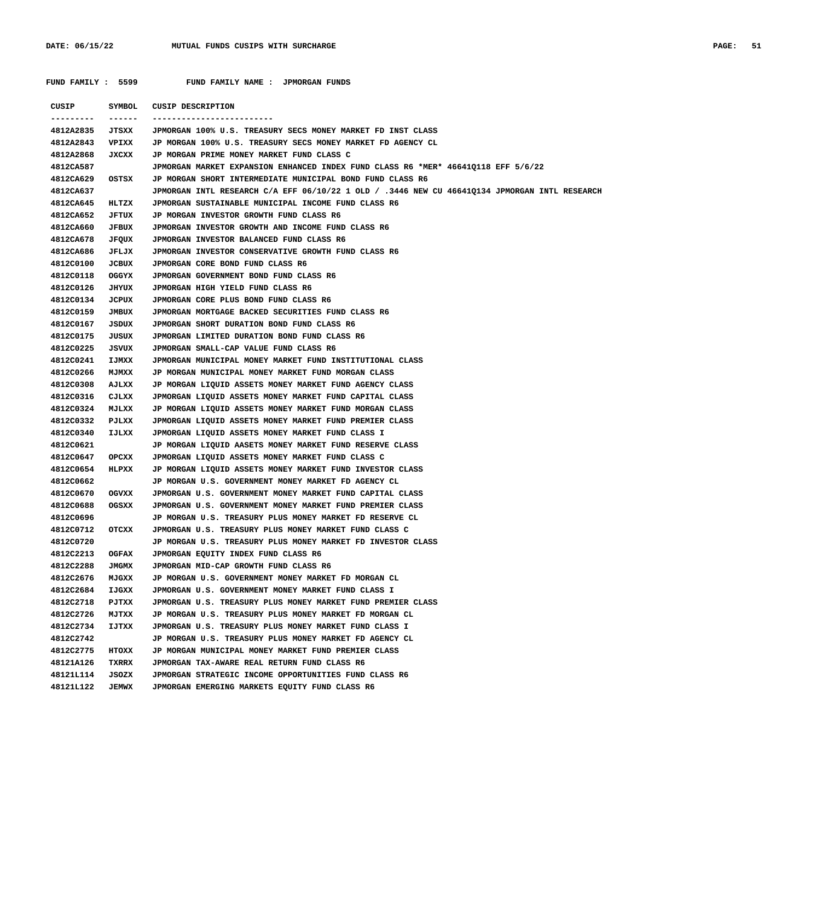MUTUAL FUNDS CUSIPS WITH SURCHARGE

FUND FAMILY : 5599 FUND FAMILY NAME : JPMORGAN FUNDS

| CUSIP | SYMBOL | CUSIP DESCRIPTION |
|---|---|---|
| 4812A2835 | JTSXX | JPMORGAN 100% U.S. TREASURY SECS MONEY MARKET FD INST CLASS |
| 4812A2843 | VPIXX | JP MORGAN 100% U.S. TREASURY SECS MONEY MARKET FD AGENCY CL |
| 4812A2868 | JXCXX | JP MORGAN PRIME MONEY MARKET FUND CLASS C |
| 4812CA587 | | JPMORGAN MARKET EXPANSION ENHANCED INDEX FUND CLASS R6 *MER* 46641Q118 EFF 5/6/22 |
| 4812CA629 | OSTSX | JP MORGAN SHORT INTERMEDIATE MUNICIPAL BOND FUND CLASS R6 |
| 4812CA637 | | JPMORGAN INTL RESEARCH C/A EFF 06/10/22 1 OLD / .3446 NEW CU 46641Q134 JPMORGAN INTL RESEARCH |
| 4812CA645 | HLTZX | JPMORGAN SUSTAINABLE MUNICIPAL INCOME FUND CLASS R6 |
| 4812CA652 | JFTUX | JP MORGAN INVESTOR GROWTH FUND CLASS R6 |
| 4812CA660 | JFBUX | JPMORGAN INVESTOR GROWTH AND INCOME FUND CLASS R6 |
| 4812CA678 | JFQUX | JPMORGAN INVESTOR BALANCED FUND CLASS R6 |
| 4812CA686 | JFLJX | JPMORGAN INVESTOR CONSERVATIVE GROWTH FUND CLASS R6 |
| 4812C0100 | JCBUX | JPMORGAN CORE BOND FUND CLASS R6 |
| 4812C0118 | OGGYX | JPMORGAN GOVERNMENT BOND FUND CLASS R6 |
| 4812C0126 | JHYUX | JPMORGAN HIGH YIELD FUND CLASS R6 |
| 4812C0134 | JCPUX | JPMORGAN CORE PLUS BOND FUND CLASS R6 |
| 4812C0159 | JMBUX | JPMORGAN MORTGAGE BACKED SECURITIES FUND CLASS R6 |
| 4812C0167 | JSDUX | JPMORGAN SHORT DURATION BOND FUND CLASS R6 |
| 4812C0175 | JUSUX | JPMORGAN LIMITED DURATION BOND FUND CLASS R6 |
| 4812C0225 | JSVUX | JPMORGAN SMALL-CAP VALUE FUND CLASS R6 |
| 4812C0241 | IJMXX | JPMORGAN MUNICIPAL MONEY MARKET FUND INSTITUTIONAL CLASS |
| 4812C0266 | MJMXX | JP MORGAN MUNICIPAL MONEY MARKET FUND MORGAN CLASS |
| 4812C0308 | AJLXX | JP MORGAN LIQUID ASSETS MONEY MARKET FUND AGENCY CLASS |
| 4812C0316 | CJLXX | JPMORGAN LIQUID ASSETS MONEY MARKET FUND CAPITAL CLASS |
| 4812C0324 | MJLXX | JP MORGAN LIQUID ASSETS MONEY MARKET FUND MORGAN CLASS |
| 4812C0332 | PJLXX | JPMORGAN LIQUID ASSETS MONEY MARKET FUND PREMIER CLASS |
| 4812C0340 | IJLXX | JPMORGAN LIQUID ASSETS MONEY MARKET FUND CLASS I |
| 4812C0621 | | JP MORGAN LIQUID AASETS MONEY MARKET FUND RESERVE CLASS |
| 4812C0647 | OPCXX | JPMORGAN LIQUID ASSETS MONEY MARKET FUND CLASS C |
| 4812C0654 | HLPXX | JP MORGAN LIQUID ASSETS MONEY MARKET FUND INVESTOR CLASS |
| 4812C0662 | | JP MORGAN U.S. GOVERNMENT MONEY MARKET FD AGENCY CL |
| 4812C0670 | OGVXX | JPMORGAN U.S. GOVERNMENT MONEY MARKET FUND CAPITAL CLASS |
| 4812C0688 | OGSXX | JPMORGAN U.S. GOVERNMENT MONEY MARKET FUND PREMIER CLASS |
| 4812C0696 | | JP MORGAN U.S. TREASURY PLUS MONEY MARKET FD RESERVE CL |
| 4812C0712 | OTCXX | JPMORGAN U.S. TREASURY PLUS MONEY MARKET FUND CLASS C |
| 4812C0720 | | JP MORGAN U.S. TREASURY PLUS MONEY MARKET FD INVESTOR CLASS |
| 4812C2213 | OGFAX | JPMORGAN EQUITY INDEX FUND CLASS R6 |
| 4812C2288 | JMGMX | JPMORGAN MID-CAP GROWTH FUND CLASS R6 |
| 4812C2676 | MJGXX | JP MORGAN U.S. GOVERNMENT MONEY MARKET FD MORGAN CL |
| 4812C2684 | IJGXX | JPMORGAN U.S. GOVERNMENT MONEY MARKET FUND CLASS I |
| 4812C2718 | PJTXX | JPMORGAN U.S. TREASURY PLUS MONEY MARKET FUND PREMIER CLASS |
| 4812C2726 | MJTXX | JP MORGAN U.S. TREASURY PLUS MONEY MARKET FD MORGAN CL |
| 4812C2734 | IJTXX | JPMORGAN U.S. TREASURY PLUS MONEY MARKET FUND CLASS I |
| 4812C2742 | | JP MORGAN U.S. TREASURY PLUS MONEY MARKET FD AGENCY CL |
| 4812C2775 | HTOXX | JP MORGAN MUNICIPAL MONEY MARKET FUND PREMIER CLASS |
| 48121A126 | TXRRX | JPMORGAN TAX-AWARE REAL RETURN FUND CLASS R6 |
| 48121L114 | JSOZX | JPMORGAN STRATEGIC INCOME OPPORTUNITIES FUND CLASS R6 |
| 48121L122 | JEMWX | JPMORGAN EMERGING MARKETS EQUITY FUND CLASS R6 |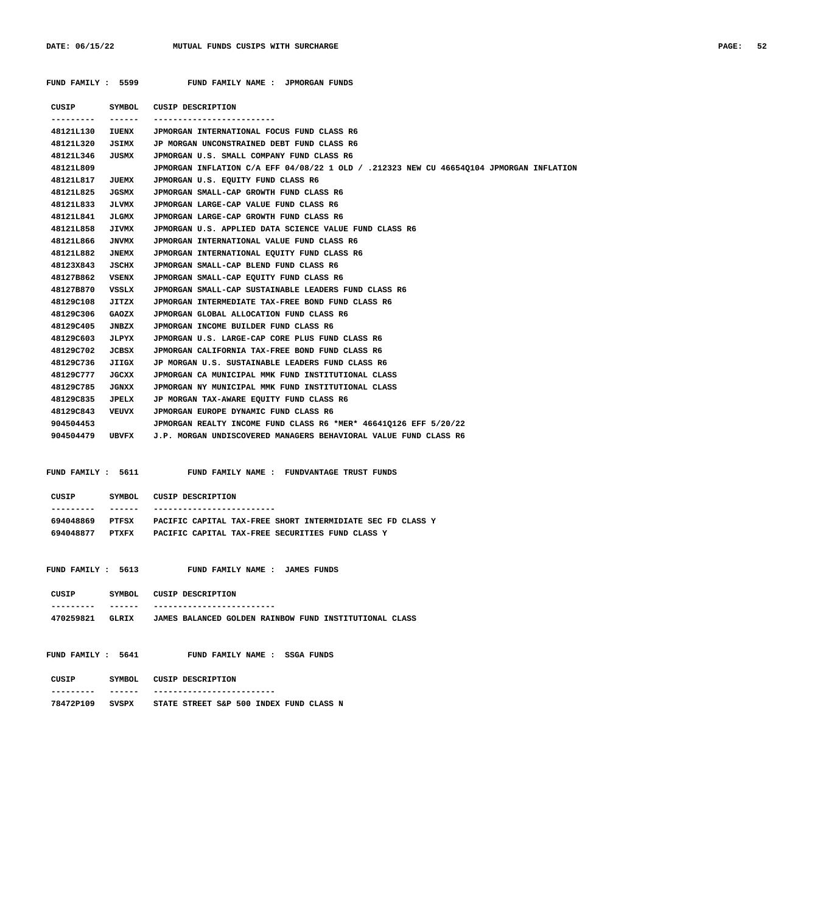FUND FAMILY : 5599 FUND FAMILY NAME : JPMORGAN FUNDS

| CUSIP | SYMBOL | CUSIP DESCRIPTION |
|---|---|---|
| 48121L130 | IUENX | JPMORGAN INTERNATIONAL FOCUS FUND CLASS R6 |
| 48121L320 | JSIMX | JP MORGAN UNCONSTRAINED DEBT FUND CLASS R6 |
| 48121L346 | JUSMX | JPMORGAN U.S. SMALL COMPANY FUND CLASS R6 |
| 48121L809 | | JPMORGAN INFLATION C/A EFF 04/08/22 1 OLD / .212323 NEW CU 46654Q104 JPMORGAN INFLATION |
| 48121L817 | JUEMX | JPMORGAN U.S. EQUITY FUND CLASS R6 |
| 48121L825 | JGSMX | JPMORGAN SMALL-CAP GROWTH FUND CLASS R6 |
| 48121L833 | JLVMX | JPMORGAN LARGE-CAP VALUE FUND CLASS R6 |
| 48121L841 | JLGMX | JPMORGAN LARGE-CAP GROWTH FUND CLASS R6 |
| 48121L858 | JIVMX | JPMORGAN U.S. APPLIED DATA SCIENCE VALUE FUND CLASS R6 |
| 48121L866 | JNVMX | JPMORGAN INTERNATIONAL VALUE FUND CLASS R6 |
| 48121L882 | JNEMX | JPMORGAN INTERNATIONAL EQUITY FUND CLASS R6 |
| 48123X843 | JSCHX | JPMORGAN SMALL-CAP BLEND FUND CLASS R6 |
| 48127B862 | VSENX | JPMORGAN SMALL-CAP EQUITY FUND CLASS R6 |
| 48127B870 | VSSLX | JPMORGAN SMALL-CAP SUSTAINABLE LEADERS FUND CLASS R6 |
| 48129C108 | JITZX | JPMORGAN INTERMEDIATE TAX-FREE BOND FUND CLASS R6 |
| 48129C306 | GAOZX | JPMORGAN GLOBAL ALLOCATION FUND CLASS R6 |
| 48129C405 | JNBZX | JPMORGAN INCOME BUILDER FUND CLASS R6 |
| 48129C603 | JLPYX | JPMORGAN U.S. LARGE-CAP CORE PLUS FUND CLASS R6 |
| 48129C702 | JCBSX | JPMORGAN CALIFORNIA TAX-FREE BOND FUND CLASS R6 |
| 48129C736 | JIIGX | JP MORGAN U.S. SUSTAINABLE LEADERS FUND CLASS R6 |
| 48129C777 | JGCXX | JPMORGAN CA MUNICIPAL MMK FUND INSTITUTIONAL CLASS |
| 48129C785 | JGNXX | JPMORGAN NY MUNICIPAL MMK FUND INSTITUTIONAL CLASS |
| 48129C835 | JPELX | JP MORGAN TAX-AWARE EQUITY FUND CLASS R6 |
| 48129C843 | VEUVX | JPMORGAN EUROPE DYNAMIC FUND CLASS R6 |
| 904504453 | | JPMORGAN REALTY INCOME FUND CLASS R6 *MER* 46641Q126 EFF 5/20/22 |
| 904504479 | UBVFX | J.P. MORGAN UNDISCOVERED MANAGERS BEHAVIORAL VALUE FUND CLASS R6 |

FUND FAMILY : 5611 FUND FAMILY NAME : FUNDVANTAGE TRUST FUNDS

| CUSIP | SYMBOL | CUSIP DESCRIPTION |
|---|---|---|
| 694048869 | PTFSX | PACIFIC CAPITAL TAX-FREE SHORT INTERMIDIATE SEC FD CLASS Y |
| 694048877 | PTXFX | PACIFIC CAPITAL TAX-FREE SECURITIES FUND CLASS Y |

FUND FAMILY : 5613 FUND FAMILY NAME : JAMES FUNDS

| CUSIP | SYMBOL | CUSIP DESCRIPTION |
|---|---|---|
| 470259821 | GLRIX | JAMES BALANCED GOLDEN RAINBOW FUND INSTITUTIONAL CLASS |

FUND FAMILY : 5641 FUND FAMILY NAME : SSGA FUNDS

| CUSIP | SYMBOL | CUSIP DESCRIPTION |
|---|---|---|
| 78472P109 | SVSPX | STATE STREET S&P 500 INDEX FUND CLASS N |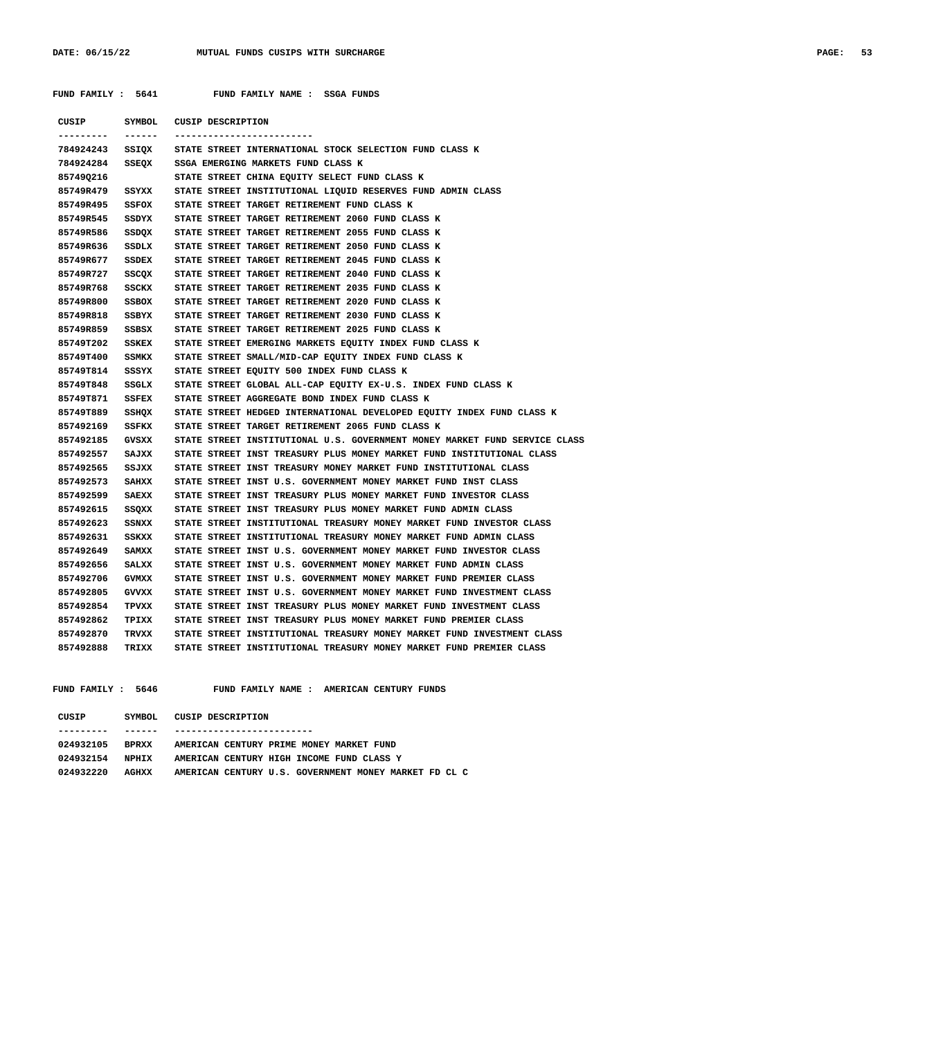FUND FAMILY : 5641    FUND FAMILY NAME : SSGA FUNDS

| CUSIP | SYMBOL | CUSIP DESCRIPTION |
|---|---|---|
| 784924243 | SSIQX | STATE STREET INTERNATIONAL STOCK SELECTION FUND CLASS K |
| 784924284 | SSEQX | SSGA EMERGING MARKETS FUND CLASS K |
| 85749Q216 | | STATE STREET CHINA EQUITY SELECT FUND CLASS K |
| 85749R479 | SSYXX | STATE STREET INSTITUTIONAL LIQUID RESERVES FUND ADMIN CLASS |
| 85749R495 | SSFOX | STATE STREET TARGET RETIREMENT FUND CLASS K |
| 85749R545 | SSDYX | STATE STREET TARGET RETIREMENT 2060 FUND CLASS K |
| 85749R586 | SSDQX | STATE STREET TARGET RETIREMENT 2055 FUND CLASS K |
| 85749R636 | SSDLX | STATE STREET TARGET RETIREMENT 2050 FUND CLASS K |
| 85749R677 | SSDEX | STATE STREET TARGET RETIREMENT 2045 FUND CLASS K |
| 85749R727 | SSCQX | STATE STREET TARGET RETIREMENT 2040 FUND CLASS K |
| 85749R768 | SSCKX | STATE STREET TARGET RETIREMENT 2035 FUND CLASS K |
| 85749R800 | SSBOX | STATE STREET TARGET RETIREMENT 2020 FUND CLASS K |
| 85749R818 | SSBYX | STATE STREET TARGET RETIREMENT 2030 FUND CLASS K |
| 85749R859 | SSBSX | STATE STREET TARGET RETIREMENT 2025 FUND CLASS K |
| 85749T202 | SSKEX | STATE STREET EMERGING MARKETS EQUITY INDEX FUND CLASS K |
| 85749T400 | SSMKX | STATE STREET SMALL/MID-CAP EQUITY INDEX FUND CLASS K |
| 85749T814 | SSSYX | STATE STREET EQUITY 500 INDEX FUND CLASS K |
| 85749T848 | SSGLX | STATE STREET GLOBAL ALL-CAP EQUITY EX-U.S. INDEX FUND CLASS K |
| 85749T871 | SSFEX | STATE STREET AGGREGATE BOND INDEX FUND CLASS K |
| 85749T889 | SSHQX | STATE STREET HEDGED INTERNATIONAL DEVELOPED EQUITY INDEX FUND CLASS K |
| 857492169 | SSFKX | STATE STREET TARGET RETIREMENT 2065 FUND CLASS K |
| 857492185 | GVSXX | STATE STREET INSTITUTIONAL U.S. GOVERNMENT MONEY MARKET FUND SERVICE CLASS |
| 857492557 | SAJXX | STATE STREET INST TREASURY PLUS MONEY MARKET FUND INSTITUTIONAL CLASS |
| 857492565 | SSJXX | STATE STREET INST TREASURY MONEY MARKET FUND INSTITUTIONAL CLASS |
| 857492573 | SAHXX | STATE STREET INST U.S. GOVERNMENT MONEY MARKET FUND INST CLASS |
| 857492599 | SAEXX | STATE STREET INST TREASURY PLUS MONEY MARKET FUND INVESTOR CLASS |
| 857492615 | SSQXX | STATE STREET INST TREASURY PLUS MONEY MARKET FUND ADMIN CLASS |
| 857492623 | SSNXX | STATE STREET INSTITUTIONAL TREASURY MONEY MARKET FUND INVESTOR CLASS |
| 857492631 | SSKXX | STATE STREET INSTITUTIONAL TREASURY MONEY MARKET FUND ADMIN CLASS |
| 857492649 | SAMXX | STATE STREET INST U.S. GOVERNMENT MONEY MARKET FUND INVESTOR CLASS |
| 857492656 | SALXX | STATE STREET INST U.S. GOVERNMENT MONEY MARKET FUND ADMIN CLASS |
| 857492706 | GVMXX | STATE STREET INST U.S. GOVERNMENT MONEY MARKET FUND PREMIER CLASS |
| 857492805 | GVVXX | STATE STREET INST U.S. GOVERNMENT MONEY MARKET FUND INVESTMENT CLASS |
| 857492854 | TPVXX | STATE STREET INST TREASURY PLUS MONEY MARKET FUND INVESTMENT CLASS |
| 857492862 | TPIXX | STATE STREET INST TREASURY PLUS MONEY MARKET FUND PREMIER CLASS |
| 857492870 | TRVXX | STATE STREET INSTITUTIONAL TREASURY MONEY MARKET FUND INVESTMENT CLASS |
| 857492888 | TRIXX | STATE STREET INSTITUTIONAL TREASURY MONEY MARKET FUND PREMIER CLASS |

FUND FAMILY : 5646    FUND FAMILY NAME : AMERICAN CENTURY FUNDS

| CUSIP | SYMBOL | CUSIP DESCRIPTION |
|---|---|---|
| 024932105 | BPRXX | AMERICAN CENTURY PRIME MONEY MARKET FUND |
| 024932154 | NPHIX | AMERICAN CENTURY HIGH INCOME FUND CLASS Y |
| 024932220 | AGHXX | AMERICAN CENTURY U.S. GOVERNMENT MONEY MARKET FD CL C |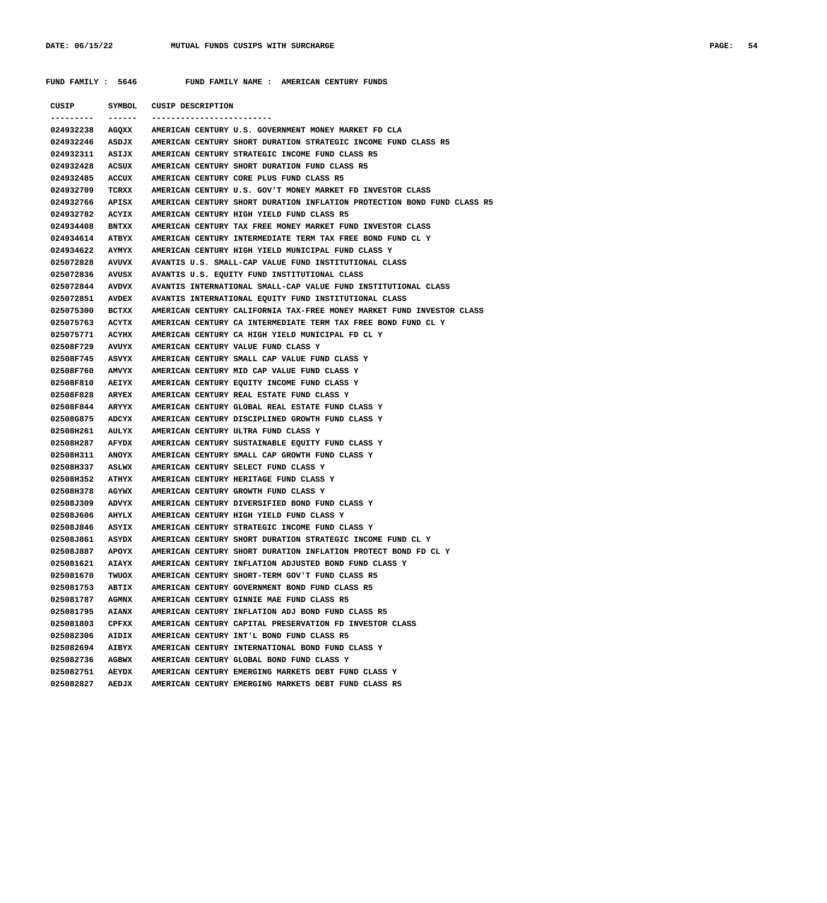FUND FAMILY : 5646 FUND FAMILY NAME : AMERICAN CENTURY FUNDS

| CUSIP | SYMBOL | CUSIP DESCRIPTION |
|---|---|---|
| 024932238 | AGQXX | AMERICAN CENTURY U.S. GOVERNMENT MONEY MARKET FD CLA |
| 024932246 | ASDJX | AMERICAN CENTURY SHORT DURATION STRATEGIC INCOME FUND CLASS R5 |
| 024932311 | ASIJX | AMERICAN CENTURY STRATEGIC INCOME FUND CLASS R5 |
| 024932428 | ACSUX | AMERICAN CENTURY SHORT DURATION FUND CLASS R5 |
| 024932485 | ACCUX | AMERICAN CENTURY CORE PLUS FUND CLASS R5 |
| 024932709 | TCRXX | AMERICAN CENTURY U.S. GOV'T MONEY MARKET FD INVESTOR CLASS |
| 024932766 | APISX | AMERICAN CENTURY SHORT DURATION INFLATION PROTECTION BOND FUND CLASS R5 |
| 024932782 | ACYIX | AMERICAN CENTURY HIGH YIELD FUND CLASS R5 |
| 024934408 | BNTXX | AMERICAN CENTURY TAX FREE MONEY MARKET FUND INVESTOR CLASS |
| 024934614 | ATBYX | AMERICAN CENTURY INTERMEDIATE TERM TAX FREE BOND FUND CL Y |
| 024934622 | AYMYX | AMERICAN CENTURY HIGH YIELD MUNICIPAL FUND CLASS Y |
| 025072828 | AVUVX | AVANTIS U.S. SMALL-CAP VALUE FUND INSTITUTIONAL CLASS |
| 025072836 | AVUSX | AVANTIS U.S. EQUITY FUND INSTITUTIONAL CLASS |
| 025072844 | AVDVX | AVANTIS INTERNATIONAL SMALL-CAP VALUE FUND INSTITUTIONAL CLASS |
| 025072851 | AVDEX | AVANTIS INTERNATIONAL EQUITY FUND INSTITUTIONAL CLASS |
| 025075300 | BCTXX | AMERICAN CENTURY CALIFORNIA TAX-FREE MONEY MARKET FUND INVESTOR CLASS |
| 025075763 | ACYTX | AMERICAN CENTURY CA INTERMEDIATE TERM TAX FREE BOND FUND CL Y |
| 025075771 | ACYHX | AMERICAN CENTURY CA HIGH YIELD MUNICIPAL FD CL Y |
| 02508F729 | AVUYX | AMERICAN CENTURY VALUE FUND CLASS Y |
| 02508F745 | ASVYX | AMERICAN CENTURY SMALL CAP VALUE FUND CLASS Y |
| 02508F760 | AMVYX | AMERICAN CENTURY MID CAP VALUE FUND CLASS Y |
| 02508F810 | AEIYX | AMERICAN CENTURY EQUITY INCOME FUND CLASS Y |
| 02508F828 | ARYEX | AMERICAN CENTURY REAL ESTATE FUND CLASS Y |
| 02508F844 | ARYYX | AMERICAN CENTURY GLOBAL REAL ESTATE FUND CLASS Y |
| 02508G875 | ADCYX | AMERICAN CENTURY DISCIPLINED GROWTH FUND CLASS Y |
| 02508H261 | AULYX | AMERICAN CENTURY ULTRA FUND CLASS Y |
| 02508H287 | AFYDX | AMERICAN CENTURY SUSTAINABLE EQUITY FUND CLASS Y |
| 02508H311 | ANOYX | AMERICAN CENTURY SMALL CAP GROWTH FUND CLASS Y |
| 02508H337 | ASLWX | AMERICAN CENTURY SELECT FUND CLASS Y |
| 02508H352 | ATHYX | AMERICAN CENTURY HERITAGE FUND CLASS Y |
| 02508H378 | AGYWX | AMERICAN CENTURY GROWTH FUND CLASS Y |
| 02508J309 | ADVYX | AMERICAN CENTURY DIVERSIFIED BOND FUND CLASS Y |
| 02508J606 | AHYLX | AMERICAN CENTURY HIGH YIELD FUND CLASS Y |
| 02508J846 | ASYIX | AMERICAN CENTURY STRATEGIC INCOME FUND CLASS Y |
| 02508J861 | ASYDX | AMERICAN CENTURY SHORT DURATION STRATEGIC INCOME FUND CL Y |
| 02508J887 | APOYX | AMERICAN CENTURY SHORT DURATION INFLATION PROTECT BOND FD CL Y |
| 025081621 | AIAYX | AMERICAN CENTURY INFLATION ADJUSTED BOND FUND CLASS Y |
| 025081670 | TWUOX | AMERICAN CENTURY SHORT-TERM GOV'T FUND CLASS R5 |
| 025081753 | ABTIX | AMERICAN CENTURY GOVERNMENT BOND FUND CLASS R5 |
| 025081787 | AGMNX | AMERICAN CENTURY GINNIE MAE FUND CLASS R5 |
| 025081795 | AIANX | AMERICAN CENTURY INFLATION ADJ BOND FUND CLASS R5 |
| 025081803 | CPFXX | AMERICAN CENTURY CAPITAL PRESERVATION FD INVESTOR CLASS |
| 025082306 | AIDIX | AMERICAN CENTURY INT'L BOND FUND CLASS R5 |
| 025082694 | AIBYX | AMERICAN CENTURY INTERNATIONAL BOND FUND CLASS Y |
| 025082736 | AGBWX | AMERICAN CENTURY GLOBAL BOND FUND CLASS Y |
| 025082751 | AEYDX | AMERICAN CENTURY EMERGING MARKETS DEBT FUND CLASS Y |
| 025082827 | AEDJX | AMERICAN CENTURY EMERGING MARKETS DEBT FUND CLASS R5 |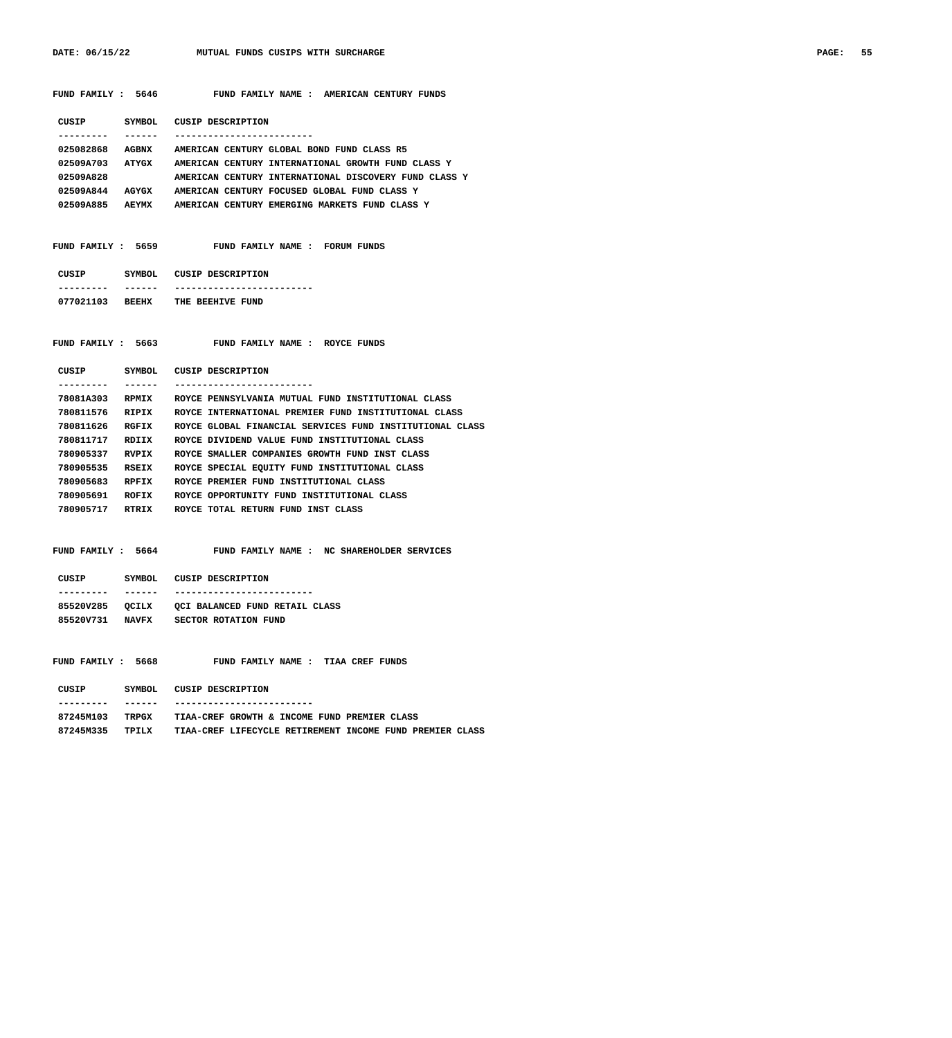**FUND FAMILY : 5646 FUND FAMILY NAME : AMERICAN CENTURY FUNDS**

| CUSIP | SYMBOL | CUSIP DESCRIPTION |
|---|---|---|
| 025082868 | AGBNX | AMERICAN CENTURY GLOBAL BOND FUND CLASS R5 |
| 02509A703 | ATYGX | AMERICAN CENTURY INTERNATIONAL GROWTH FUND CLASS Y |
| 02509A828 | | AMERICAN CENTURY INTERNATIONAL DISCOVERY FUND CLASS Y |
| 02509A844 | AGYGX | AMERICAN CENTURY FOCUSED GLOBAL FUND CLASS Y |
| 02509A885 | AEYMX | AMERICAN CENTURY EMERGING MARKETS FUND CLASS Y |

**FUND FAMILY : 5659 FUND FAMILY NAME : FORUM FUNDS**

| CUSIP | SYMBOL | CUSIP DESCRIPTION |
|---|---|---|
| 077021103 | BEEHX | THE BEEHIVE FUND |

**FUND FAMILY : 5663 FUND FAMILY NAME : ROYCE FUNDS**

| CUSIP | SYMBOL | CUSIP DESCRIPTION |
|---|---|---|
| 78081A303 | RPMIX | ROYCE PENNSYLVANIA MUTUAL FUND INSTITUTIONAL CLASS |
| 780811576 | RIPIX | ROYCE INTERNATIONAL PREMIER FUND INSTITUTIONAL CLASS |
| 780811626 | RGFIX | ROYCE GLOBAL FINANCIAL SERVICES FUND INSTITUTIONAL CLASS |
| 780811717 | RDIIX | ROYCE DIVIDEND VALUE FUND INSTITUTIONAL CLASS |
| 780905337 | RVPIX | ROYCE SMALLER COMPANIES GROWTH FUND INST CLASS |
| 780905535 | RSEIX | ROYCE SPECIAL EQUITY FUND INSTITUTIONAL CLASS |
| 780905683 | RPFIX | ROYCE PREMIER FUND INSTITUTIONAL CLASS |
| 780905691 | ROFIX | ROYCE OPPORTUNITY FUND INSTITUTIONAL CLASS |
| 780905717 | RTRIX | ROYCE TOTAL RETURN FUND INST CLASS |

**FUND FAMILY : 5664 FUND FAMILY NAME : NC SHAREHOLDER SERVICES**

| CUSIP | SYMBOL | CUSIP DESCRIPTION |
|---|---|---|
| 85520V285 | QCILX | QCI BALANCED FUND RETAIL CLASS |
| 85520V731 | NAVFX | SECTOR ROTATION FUND |

**FUND FAMILY : 5668 FUND FAMILY NAME : TIAA CREF FUNDS**

| CUSIP | SYMBOL | CUSIP DESCRIPTION |
|---|---|---|
| 87245M103 | TRPGX | TIAA-CREF GROWTH & INCOME FUND PREMIER CLASS |
| 87245M335 | TPILX | TIAA-CREF LIFECYCLE RETIREMENT INCOME FUND PREMIER CLASS |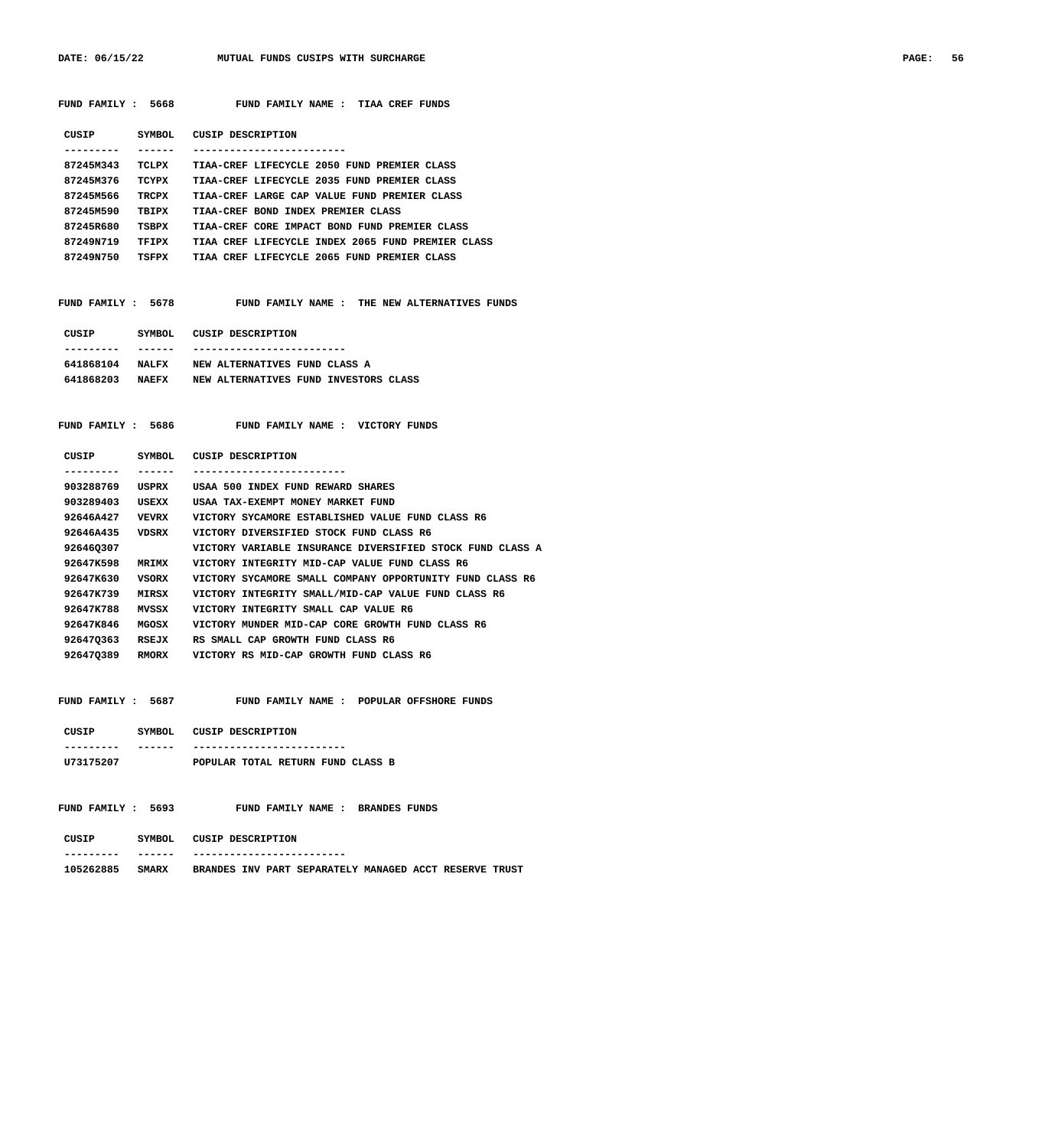**FUND FAMILY : 5668 FUND FAMILY NAME : TIAA CREF FUNDS**

| CUSIP | SYMBOL | CUSIP DESCRIPTION |
|---|---|---|
| 87245M343 | TCLPX | TIAA-CREF LIFECYCLE 2050 FUND PREMIER CLASS |
| 87245M376 | TCYPX | TIAA-CREF LIFECYCLE 2035 FUND PREMIER CLASS |
| 87245M566 | TRCPX | TIAA-CREF LARGE CAP VALUE FUND PREMIER CLASS |
| 87245M590 | TBIPX | TIAA-CREF BOND INDEX PREMIER CLASS |
| 87245R680 | TSBPX | TIAA-CREF CORE IMPACT BOND FUND PREMIER CLASS |
| 87249N719 | TFIPX | TIAA CREF LIFECYCLE INDEX 2065 FUND PREMIER CLASS |
| 87249N750 | TSFPX | TIAA CREF LIFECYCLE 2065 FUND PREMIER CLASS |

**FUND FAMILY : 5678 FUND FAMILY NAME : THE NEW ALTERNATIVES FUNDS**

| CUSIP | SYMBOL | CUSIP DESCRIPTION |
|---|---|---|
| 641868104 | NALFX | NEW ALTERNATIVES FUND CLASS A |
| 641868203 | NAEFX | NEW ALTERNATIVES FUND INVESTORS CLASS |

**FUND FAMILY : 5686 FUND FAMILY NAME : VICTORY FUNDS**

| CUSIP | SYMBOL | CUSIP DESCRIPTION |
|---|---|---|
| 903288769 | USPRX | USAA 500 INDEX FUND REWARD SHARES |
| 903289403 | USEXX | USAA TAX-EXEMPT MONEY MARKET FUND |
| 92646A427 | VEVRX | VICTORY SYCAMORE ESTABLISHED VALUE FUND CLASS R6 |
| 92646A435 | VDSRX | VICTORY DIVERSIFIED STOCK FUND CLASS R6 |
| 92646Q307 | | VICTORY VARIABLE INSURANCE DIVERSIFIED STOCK FUND CLASS A |
| 92647K598 | MRIMX | VICTORY INTEGRITY MID-CAP VALUE FUND CLASS R6 |
| 92647K630 | VSORX | VICTORY SYCAMORE SMALL COMPANY OPPORTUNITY FUND CLASS R6 |
| 92647K739 | MIRSX | VICTORY INTEGRITY SMALL/MID-CAP VALUE FUND CLASS R6 |
| 92647K788 | MVSSX | VICTORY INTEGRITY SMALL CAP VALUE R6 |
| 92647K846 | MGOSX | VICTORY MUNDER MID-CAP CORE GROWTH FUND CLASS R6 |
| 92647Q363 | RSEJX | RS SMALL CAP GROWTH FUND CLASS R6 |
| 92647Q389 | RMORX | VICTORY RS MID-CAP GROWTH FUND CLASS R6 |

**FUND FAMILY : 5687 FUND FAMILY NAME : POPULAR OFFSHORE FUNDS**

| CUSIP | SYMBOL | CUSIP DESCRIPTION |
|---|---|---|
| U73175207 | | POPULAR TOTAL RETURN FUND CLASS B |

**FUND FAMILY : 5693 FUND FAMILY NAME : BRANDES FUNDS**

| CUSIP | SYMBOL | CUSIP DESCRIPTION |
|---|---|---|
| 105262885 | SMARX | BRANDES INV PART SEPARATELY MANAGED ACCT RESERVE TRUST |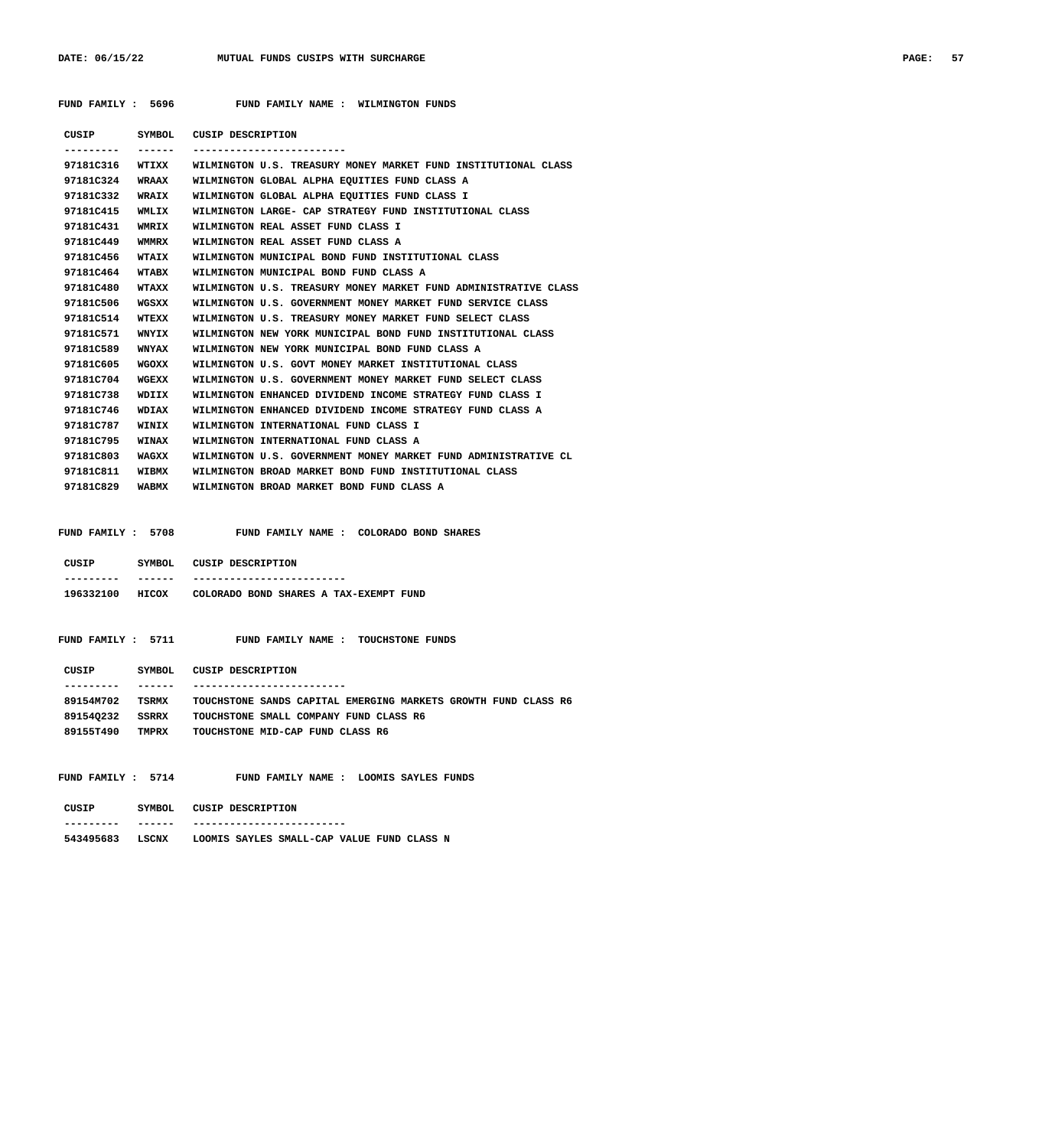**FUND FAMILY : 5696 FUND FAMILY NAME : WILMINGTON FUNDS**

| CUSIP | SYMBOL | CUSIP DESCRIPTION |
|---|---|---|
| 97181C316 | WTIXX | WILMINGTON U.S. TREASURY MONEY MARKET FUND INSTITUTIONAL CLASS |
| 97181C324 | WRAAX | WILMINGTON GLOBAL ALPHA EQUITIES FUND CLASS A |
| 97181C332 | WRAIX | WILMINGTON GLOBAL ALPHA EQUITIES FUND CLASS I |
| 97181C415 | WMLIX | WILMINGTON LARGE- CAP STRATEGY FUND INSTITUTIONAL CLASS |
| 97181C431 | WMRIX | WILMINGTON REAL ASSET FUND CLASS I |
| 97181C449 | WMMRX | WILMINGTON REAL ASSET FUND CLASS A |
| 97181C456 | WTAIX | WILMINGTON MUNICIPAL BOND FUND INSTITUTIONAL CLASS |
| 97181C464 | WTABX | WILMINGTON MUNICIPAL BOND FUND CLASS A |
| 97181C480 | WTAXX | WILMINGTON U.S. TREASURY MONEY MARKET FUND ADMINISTRATIVE CLASS |
| 97181C506 | WGSXX | WILMINGTON U.S. GOVERNMENT MONEY MARKET FUND SERVICE CLASS |
| 97181C514 | WTEXX | WILMINGTON U.S. TREASURY MONEY MARKET FUND SELECT CLASS |
| 97181C571 | WNYIX | WILMINGTON NEW YORK MUNICIPAL BOND FUND INSTITUTIONAL CLASS |
| 97181C589 | WNYAX | WILMINGTON NEW YORK MUNICIPAL BOND FUND CLASS A |
| 97181C605 | WGOXX | WILMINGTON U.S. GOVT MONEY MARKET INSTITUTIONAL CLASS |
| 97181C704 | WGEXX | WILMINGTON U.S. GOVERNMENT MONEY MARKET FUND SELECT CLASS |
| 97181C738 | WDIIX | WILMINGTON ENHANCED DIVIDEND INCOME STRATEGY FUND CLASS I |
| 97181C746 | WDIAX | WILMINGTON ENHANCED DIVIDEND INCOME STRATEGY FUND CLASS A |
| 97181C787 | WINIX | WILMINGTON INTERNATIONAL FUND CLASS I |
| 97181C795 | WINAX | WILMINGTON INTERNATIONAL FUND CLASS A |
| 97181C803 | WAGXX | WILMINGTON U.S. GOVERNMENT MONEY MARKET FUND ADMINISTRATIVE CL |
| 97181C811 | WIBMX | WILMINGTON BROAD MARKET BOND FUND INSTITUTIONAL CLASS |
| 97181C829 | WABMX | WILMINGTON BROAD MARKET BOND FUND CLASS A |

**FUND FAMILY : 5708 FUND FAMILY NAME : COLORADO BOND SHARES**

| CUSIP | SYMBOL | CUSIP DESCRIPTION |
|---|---|---|
| 196332100 | HICOX | COLORADO BOND SHARES A TAX-EXEMPT FUND |

**FUND FAMILY : 5711 FUND FAMILY NAME : TOUCHSTONE FUNDS**

| CUSIP | SYMBOL | CUSIP DESCRIPTION |
|---|---|---|
| 89154M702 | TSRMX | TOUCHSTONE SANDS CAPITAL EMERGING MARKETS GROWTH FUND CLASS R6 |
| 89154Q232 | SSRRX | TOUCHSTONE SMALL COMPANY FUND CLASS R6 |
| 89155T490 | TMPRX | TOUCHSTONE MID-CAP FUND CLASS R6 |

**FUND FAMILY : 5714 FUND FAMILY NAME : LOOMIS SAYLES FUNDS**

| CUSIP | SYMBOL | CUSIP DESCRIPTION |
|---|---|---|
| 543495683 | LSCNX | LOOMIS SAYLES SMALL-CAP VALUE FUND CLASS N |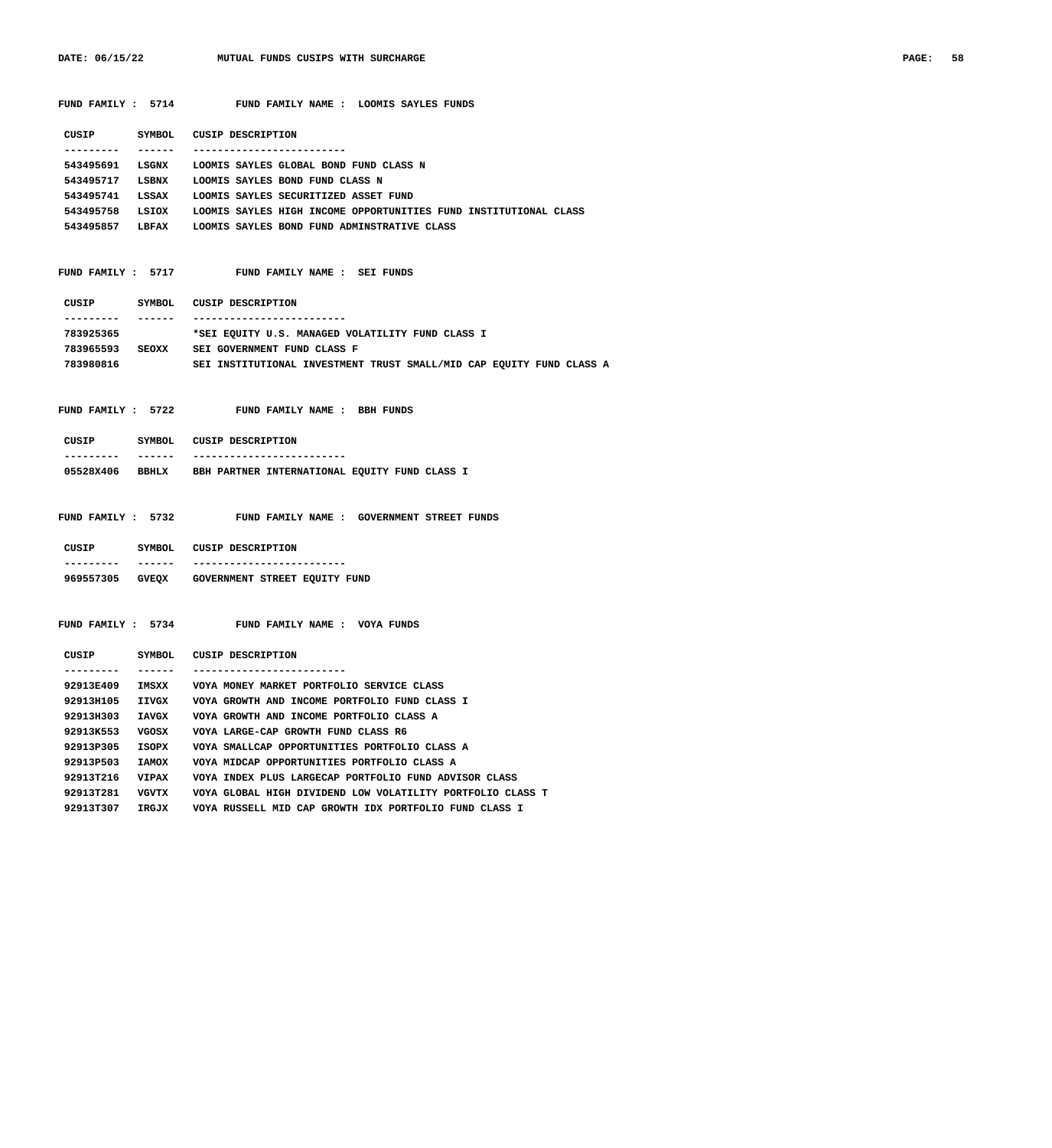**FUND FAMILY : 5714 FUND FAMILY NAME : LOOMIS SAYLES FUNDS**

| CUSIP | SYMBOL | CUSIP DESCRIPTION |
|---|---|---|
| 543495691 | LSGNX | LOOMIS SAYLES GLOBAL BOND FUND CLASS N |
| 543495717 | LSBNX | LOOMIS SAYLES BOND FUND CLASS N |
| 543495741 | LSSAX | LOOMIS SAYLES SECURITIZED ASSET FUND |
| 543495758 | LSIOX | LOOMIS SAYLES HIGH INCOME OPPORTUNITIES FUND INSTITUTIONAL CLASS |
| 543495857 | LBFAX | LOOMIS SAYLES BOND FUND ADMINSTRATIVE CLASS |

**FUND FAMILY : 5717 FUND FAMILY NAME : SEI FUNDS**

| CUSIP | SYMBOL | CUSIP DESCRIPTION |
|---|---|---|
| 783925365 | | *SEI EQUITY U.S. MANAGED VOLATILITY FUND CLASS I |
| 783965593 | SEOXX | SEI GOVERNMENT FUND CLASS F |
| 783980816 | | SEI INSTITUTIONAL INVESTMENT TRUST SMALL/MID CAP EQUITY FUND CLASS A |

**FUND FAMILY : 5722 FUND FAMILY NAME : BBH FUNDS**

| CUSIP | SYMBOL | CUSIP DESCRIPTION |
|---|---|---|
| 05528X406 | BBHLX | BBH PARTNER INTERNATIONAL EQUITY FUND CLASS I |

**FUND FAMILY : 5732 FUND FAMILY NAME : GOVERNMENT STREET FUNDS**

| CUSIP | SYMBOL | CUSIP DESCRIPTION |
|---|---|---|
| 969557305 | GVEQX | GOVERNMENT STREET EQUITY FUND |

**FUND FAMILY : 5734 FUND FAMILY NAME : VOYA FUNDS**

| CUSIP | SYMBOL | CUSIP DESCRIPTION |
|---|---|---|
| 92913E409 | IMSXX | VOYA MONEY MARKET PORTFOLIO SERVICE CLASS |
| 92913H105 | IIVGX | VOYA GROWTH AND INCOME PORTFOLIO FUND CLASS I |
| 92913H303 | IAVGX | VOYA GROWTH AND INCOME PORTFOLIO CLASS A |
| 92913K553 | VGOSX | VOYA LARGE-CAP GROWTH FUND CLASS R6 |
| 92913P305 | ISOPX | VOYA SMALLCAP OPPORTUNITIES PORTFOLIO CLASS A |
| 92913P503 | IAMOX | VOYA MIDCAP OPPORTUNITIES PORTFOLIO CLASS A |
| 92913T216 | VIPAX | VOYA INDEX PLUS LARGECAP PORTFOLIO FUND ADVISOR CLASS |
| 92913T281 | VGVTX | VOYA GLOBAL HIGH DIVIDEND LOW VOLATILITY PORTFOLIO CLASS T |
| 92913T307 | IRGJX | VOYA RUSSELL MID CAP GROWTH IDX PORTFOLIO FUND CLASS I |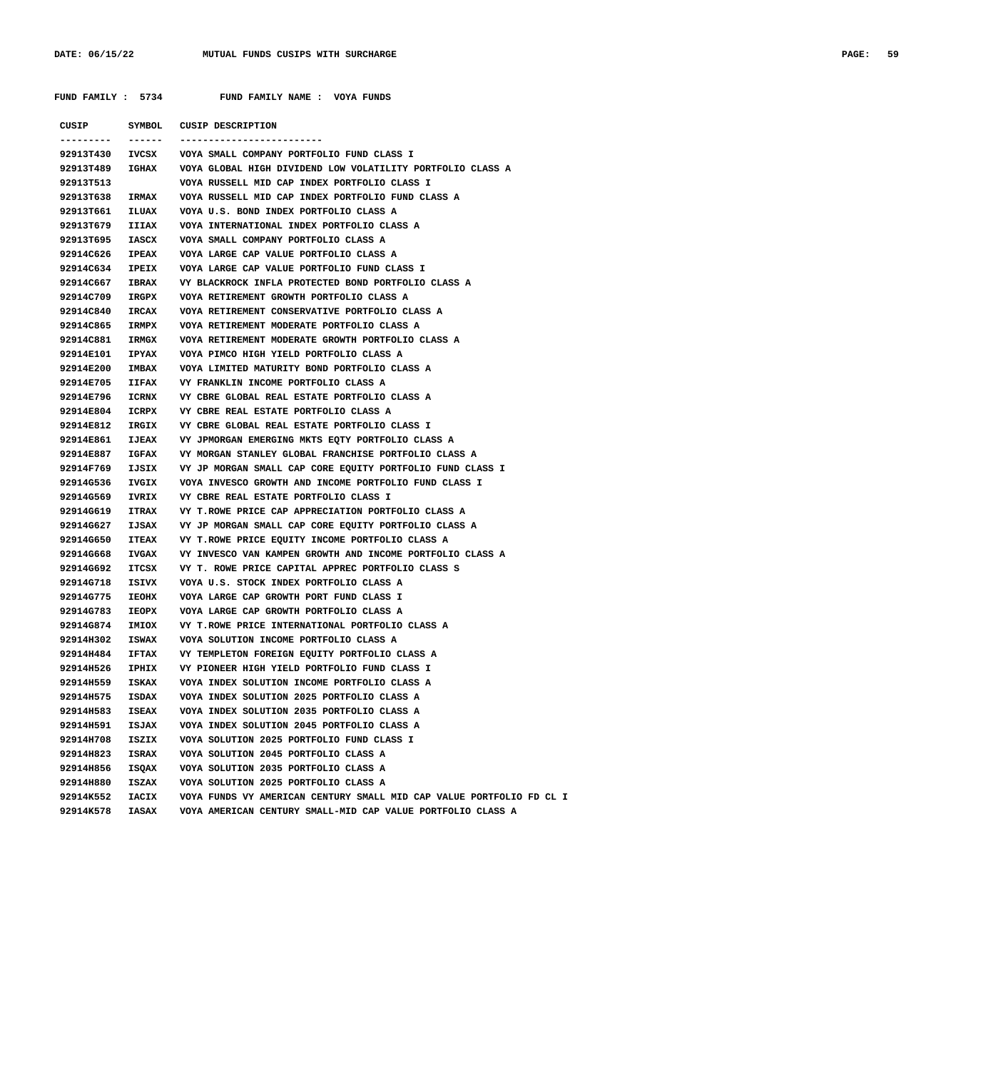**FUND FAMILY : 5734 FUND FAMILY NAME : VOYA FUNDS**

| CUSIP | SYMBOL | CUSIP DESCRIPTION |
|---|---|---|
| 92913T430 | IVCSX | VOYA SMALL COMPANY PORTFOLIO FUND CLASS I |
| 92913T489 | IGHAX | VOYA GLOBAL HIGH DIVIDEND LOW VOLATILITY PORTFOLIO CLASS A |
| 92913T513 | | VOYA RUSSELL MID CAP INDEX PORTFOLIO CLASS I |
| 92913T638 | IRMAX | VOYA RUSSELL MID CAP INDEX PORTFOLIO FUND CLASS A |
| 92913T661 | ILUAX | VOYA U.S. BOND INDEX PORTFOLIO CLASS A |
| 92913T679 | IIIAX | VOYA INTERNATIONAL INDEX PORTFOLIO CLASS A |
| 92913T695 | IASCX | VOYA SMALL COMPANY PORTFOLIO CLASS A |
| 92914C626 | IPEAX | VOYA LARGE CAP VALUE PORTFOLIO CLASS A |
| 92914C634 | IPEIX | VOYA LARGE CAP VALUE PORTFOLIO FUND CLASS I |
| 92914C667 | IBRAX | VY BLACKROCK INFLA PROTECTED BOND PORTFOLIO CLASS A |
| 92914C709 | IRGPX | VOYA RETIREMENT GROWTH PORTFOLIO CLASS A |
| 92914C840 | IRCAX | VOYA RETIREMENT CONSERVATIVE PORTFOLIO CLASS A |
| 92914C865 | IRMPX | VOYA RETIREMENT MODERATE PORTFOLIO CLASS A |
| 92914C881 | IRMGX | VOYA RETIREMENT MODERATE GROWTH PORTFOLIO CLASS A |
| 92914E101 | IPYAX | VOYA PIMCO HIGH YIELD PORTFOLIO CLASS A |
| 92914E200 | IMBAX | VOYA LIMITED MATURITY BOND PORTFOLIO CLASS A |
| 92914E705 | IIFAX | VY FRANKLIN INCOME PORTFOLIO CLASS A |
| 92914E796 | ICRNX | VY CBRE GLOBAL REAL ESTATE PORTFOLIO CLASS A |
| 92914E804 | ICRPX | VY CBRE REAL ESTATE PORTFOLIO CLASS A |
| 92914E812 | IRGIX | VY CBRE GLOBAL REAL ESTATE PORTFOLIO CLASS I |
| 92914E861 | IJEAX | VY JPMORGAN EMERGING MKTS EQTY PORTFOLIO CLASS A |
| 92914E887 | IGFAX | VY MORGAN STANLEY GLOBAL FRANCHISE PORTFOLIO CLASS A |
| 92914F769 | IJSIX | VY JP MORGAN SMALL CAP CORE EQUITY PORTFOLIO FUND CLASS I |
| 92914G536 | IVGIX | VOYA INVESCO GROWTH AND INCOME PORTFOLIO FUND CLASS I |
| 92914G569 | IVRIX | VY CBRE REAL ESTATE PORTFOLIO CLASS I |
| 92914G619 | ITRAX | VY T.ROWE PRICE CAP APPRECIATION PORTFOLIO CLASS A |
| 92914G627 | IJSAX | VY JP MORGAN SMALL CAP CORE EQUITY PORTFOLIO CLASS A |
| 92914G650 | ITEAX | VY T.ROWE PRICE EQUITY INCOME PORTFOLIO CLASS A |
| 92914G668 | IVGAX | VY INVESCO VAN KAMPEN GROWTH AND INCOME PORTFOLIO CLASS A |
| 92914G692 | ITCSX | VY T. ROWE PRICE CAPITAL APPREC PORTFOLIO CLASS S |
| 92914G718 | ISIVX | VOYA U.S. STOCK INDEX PORTFOLIO CLASS A |
| 92914G775 | IEOHX | VOYA LARGE CAP GROWTH PORT FUND CLASS I |
| 92914G783 | IEOPX | VOYA LARGE CAP GROWTH PORTFOLIO CLASS A |
| 92914G874 | IMIOX | VY T.ROWE PRICE INTERNATIONAL PORTFOLIO CLASS A |
| 92914H302 | ISWAX | VOYA SOLUTION INCOME PORTFOLIO CLASS A |
| 92914H484 | IFTAX | VY TEMPLETON FOREIGN EQUITY PORTFOLIO CLASS A |
| 92914H526 | IPHIX | VY PIONEER HIGH YIELD PORTFOLIO FUND CLASS I |
| 92914H559 | ISKAX | VOYA INDEX SOLUTION INCOME PORTFOLIO CLASS A |
| 92914H575 | ISDAX | VOYA INDEX SOLUTION 2025 PORTFOLIO CLASS A |
| 92914H583 | ISEAX | VOYA INDEX SOLUTION 2035 PORTFOLIO CLASS A |
| 92914H591 | ISJAX | VOYA INDEX SOLUTION 2045 PORTFOLIO CLASS A |
| 92914H708 | ISZIX | VOYA SOLUTION 2025 PORTFOLIO FUND CLASS I |
| 92914H823 | ISRAX | VOYA SOLUTION 2045 PORTFOLIO CLASS A |
| 92914H856 | ISQAX | VOYA SOLUTION 2035 PORTFOLIO CLASS A |
| 92914H880 | ISZAX | VOYA SOLUTION 2025 PORTFOLIO CLASS A |
| 92914K552 | IACIX | VOYA FUNDS VY AMERICAN CENTURY SMALL MID CAP VALUE PORTFOLIO FD CL I |
| 92914K578 | IASAX | VOYA AMERICAN CENTURY SMALL-MID CAP VALUE PORTFOLIO CLASS A |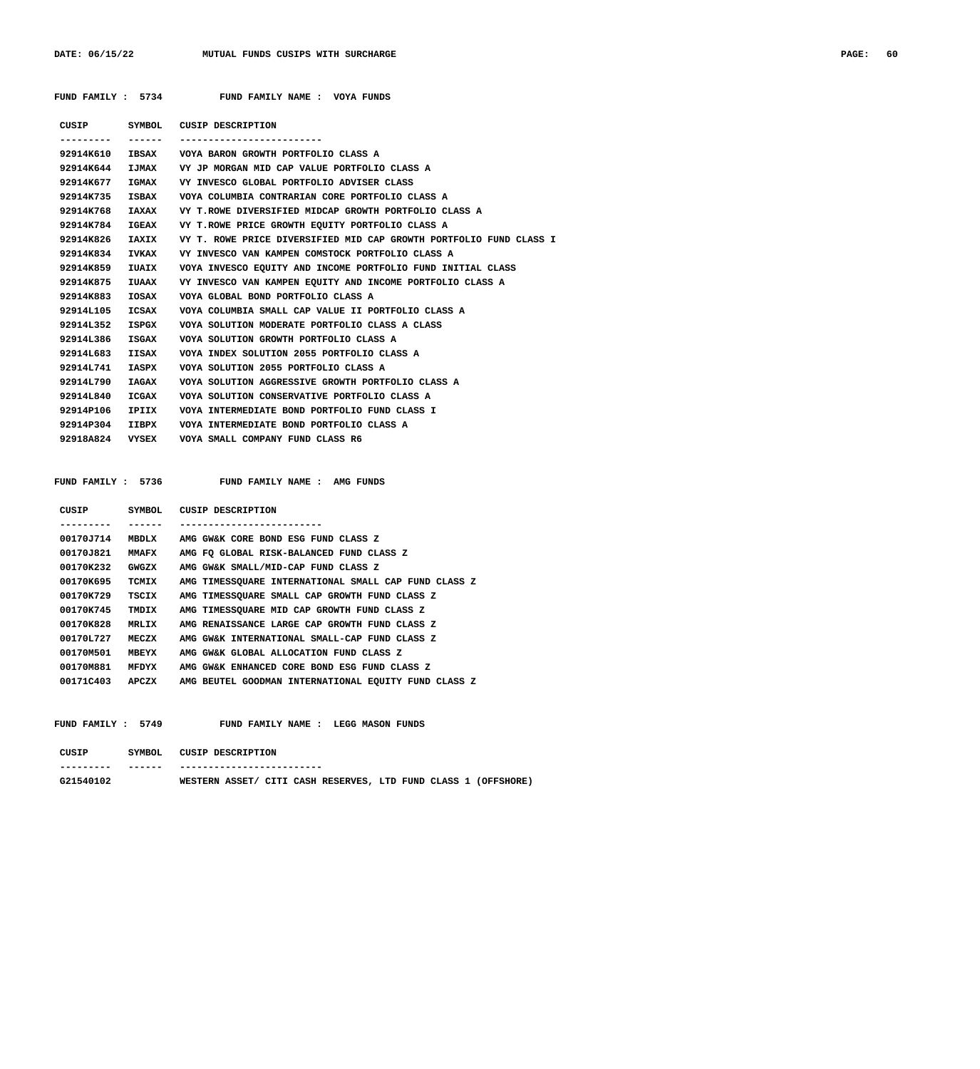**FUND FAMILY : 5734 FUND FAMILY NAME : VOYA FUNDS**

| CUSIP | SYMBOL | CUSIP DESCRIPTION |
|---|---|---|
| 92914K610 | IBSAX | VOYA BARON GROWTH PORTFOLIO CLASS A |
| 92914K644 | IJMAX | VY JP MORGAN MID CAP VALUE PORTFOLIO CLASS A |
| 92914K677 | IGMAX | VY INVESCO GLOBAL PORTFOLIO ADVISER CLASS |
| 92914K735 | ISBAX | VOYA COLUMBIA CONTRARIAN CORE PORTFOLIO CLASS A |
| 92914K768 | IAXAX | VY T.ROWE DIVERSIFIED MIDCAP GROWTH PORTFOLIO CLASS A |
| 92914K784 | IGEAX | VY T.ROWE PRICE GROWTH EQUITY PORTFOLIO CLASS A |
| 92914K826 | IAXIX | VY T. ROWE PRICE DIVERSIFIED MID CAP GROWTH PORTFOLIO FUND CLASS I |
| 92914K834 | IVKAX | VY INVESCO VAN KAMPEN COMSTOCK PORTFOLIO CLASS A |
| 92914K859 | IUAIX | VOYA INVESCO EQUITY AND INCOME PORTFOLIO FUND INITIAL CLASS |
| 92914K875 | IUAAX | VY INVESCO VAN KAMPEN EQUITY AND INCOME PORTFOLIO CLASS A |
| 92914K883 | IOSAX | VOYA GLOBAL BOND PORTFOLIO CLASS A |
| 92914L105 | ICSAX | VOYA COLUMBIA SMALL CAP VALUE II PORTFOLIO CLASS A |
| 92914L352 | ISPGX | VOYA SOLUTION MODERATE PORTFOLIO CLASS A CLASS |
| 92914L386 | ISGAX | VOYA SOLUTION GROWTH PORTFOLIO CLASS A |
| 92914L683 | IISAX | VOYA INDEX SOLUTION 2055 PORTFOLIO CLASS A |
| 92914L741 | IASPX | VOYA SOLUTION 2055 PORTFOLIO CLASS A |
| 92914L790 | IAGAX | VOYA SOLUTION AGGRESSIVE GROWTH PORTFOLIO CLASS A |
| 92914L840 | ICGAX | VOYA SOLUTION CONSERVATIVE PORTFOLIO CLASS A |
| 92914P106 | IPIIX | VOYA INTERMEDIATE BOND PORTFOLIO FUND CLASS I |
| 92914P304 | IIBPX | VOYA INTERMEDIATE BOND PORTFOLIO CLASS A |
| 92918A824 | VYSEX | VOYA SMALL COMPANY FUND CLASS R6 |

**FUND FAMILY : 5736 FUND FAMILY NAME : AMG FUNDS**

| CUSIP | SYMBOL | CUSIP DESCRIPTION |
|---|---|---|
| 00170J714 | MBDLX | AMG GW&K CORE BOND ESG FUND CLASS Z |
| 00170J821 | MMAFX | AMG FQ GLOBAL RISK-BALANCED FUND CLASS Z |
| 00170K232 | GWGZX | AMG GW&K SMALL/MID-CAP FUND CLASS Z |
| 00170K695 | TCMIX | AMG TIMESSQUARE INTERNATIONAL SMALL CAP FUND CLASS Z |
| 00170K729 | TSCIX | AMG TIMESSQUARE SMALL CAP GROWTH FUND CLASS Z |
| 00170K745 | TMDIX | AMG TIMESSQUARE MID CAP GROWTH FUND CLASS Z |
| 00170K828 | MRLIX | AMG RENAISSANCE LARGE CAP GROWTH FUND CLASS Z |
| 00170L727 | MECZX | AMG GW&K INTERNATIONAL SMALL-CAP FUND CLASS Z |
| 00170M501 | MBEYX | AMG GW&K GLOBAL ALLOCATION FUND CLASS Z |
| 00170M881 | MFDYX | AMG GW&K ENHANCED CORE BOND ESG FUND CLASS Z |
| 00171C403 | APCZX | AMG BEUTEL GOODMAN INTERNATIONAL EQUITY FUND CLASS Z |

**FUND FAMILY : 5749 FUND FAMILY NAME : LEGG MASON FUNDS**

| CUSIP | SYMBOL | CUSIP DESCRIPTION |
|---|---|---|
| G21540102 | | WESTERN ASSET/ CITI CASH RESERVES, LTD FUND CLASS 1 (OFFSHORE) |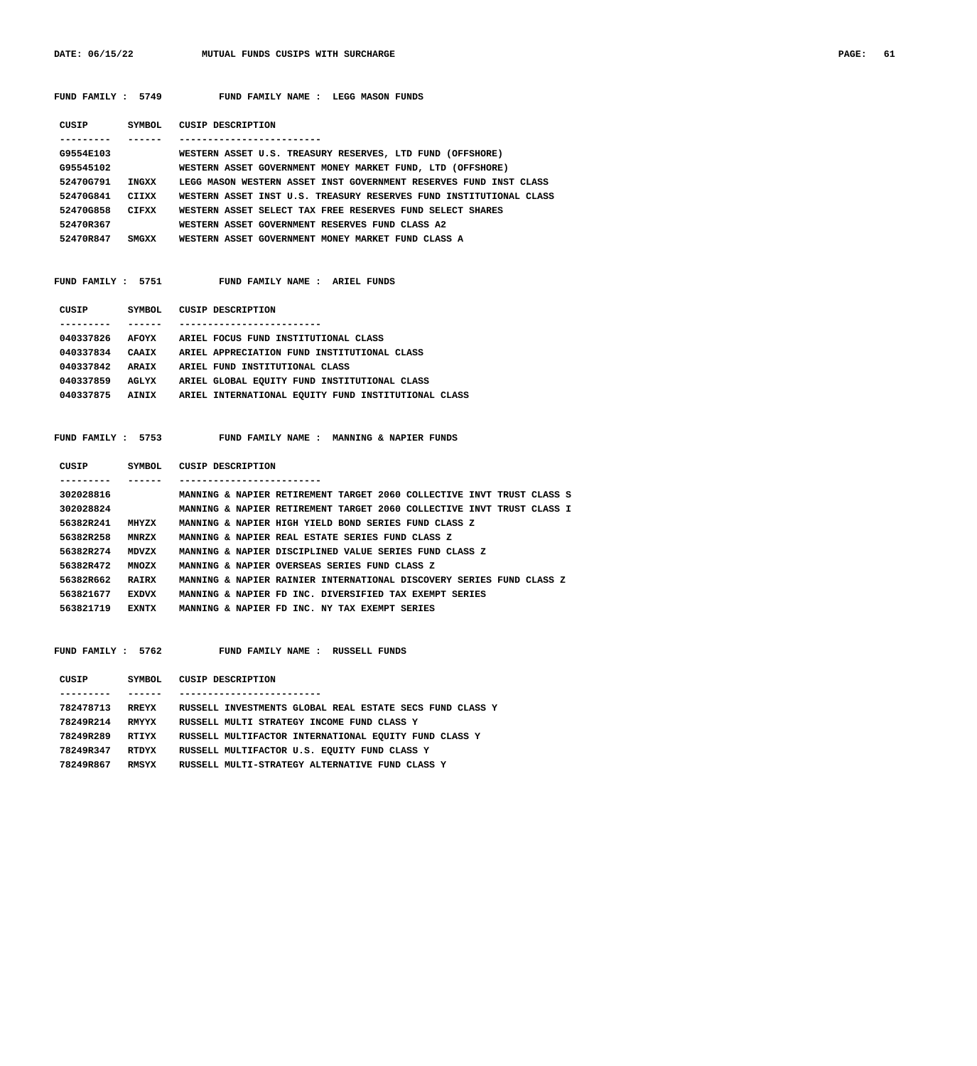**FUND FAMILY : 5749 FUND FAMILY NAME : LEGG MASON FUNDS**

| CUSIP | SYMBOL | CUSIP DESCRIPTION |
|---|---|---|
| G9554E103 | | WESTERN ASSET U.S. TREASURY RESERVES, LTD FUND (OFFSHORE) |
| G95545102 | | WESTERN ASSET GOVERNMENT MONEY MARKET FUND, LTD (OFFSHORE) |
| 52470G791 | INGXX | LEGG MASON WESTERN ASSET INST GOVERNMENT RESERVES FUND INST CLASS |
| 52470G841 | CIIXX | WESTERN ASSET INST U.S. TREASURY RESERVES FUND INSTITUTIONAL CLASS |
| 52470G858 | CIFXX | WESTERN ASSET SELECT TAX FREE RESERVES FUND SELECT SHARES |
| 52470R367 | | WESTERN ASSET GOVERNMENT RESERVES FUND CLASS A2 |
| 52470R847 | SMGXX | WESTERN ASSET GOVERNMENT MONEY MARKET FUND CLASS A |

**FUND FAMILY : 5751 FUND FAMILY NAME : ARIEL FUNDS**

| CUSIP | SYMBOL | CUSIP DESCRIPTION |
|---|---|---|
| 040337826 | AFOYX | ARIEL FOCUS FUND INSTITUTIONAL CLASS |
| 040337834 | CAAIX | ARIEL APPRECIATION FUND INSTITUTIONAL CLASS |
| 040337842 | ARAIX | ARIEL FUND INSTITUTIONAL CLASS |
| 040337859 | AGLYX | ARIEL GLOBAL EQUITY FUND INSTITUTIONAL CLASS |
| 040337875 | AINIX | ARIEL INTERNATIONAL EQUITY FUND INSTITUTIONAL CLASS |

**FUND FAMILY : 5753 FUND FAMILY NAME : MANNING & NAPIER FUNDS**

| CUSIP | SYMBOL | CUSIP DESCRIPTION |
|---|---|---|
| 302028816 | | MANNING & NAPIER RETIREMENT TARGET 2060 COLLECTIVE INVT TRUST CLASS S |
| 302028824 | | MANNING & NAPIER RETIREMENT TARGET 2060 COLLECTIVE INVT TRUST CLASS I |
| 56382R241 | MHYZX | MANNING & NAPIER HIGH YIELD BOND SERIES FUND CLASS Z |
| 56382R258 | MNRZX | MANNING & NAPIER REAL ESTATE SERIES FUND CLASS Z |
| 56382R274 | MDVZX | MANNING & NAPIER DISCIPLINED VALUE SERIES FUND CLASS Z |
| 56382R472 | MNOZX | MANNING & NAPIER OVERSEAS SERIES FUND CLASS Z |
| 56382R662 | RAIRX | MANNING & NAPIER RAINIER INTERNATIONAL DISCOVERY SERIES FUND CLASS Z |
| 563821677 | EXDVX | MANNING & NAPIER FD INC. DIVERSIFIED TAX EXEMPT SERIES |
| 563821719 | EXNTX | MANNING & NAPIER FD INC. NY TAX EXEMPT SERIES |

**FUND FAMILY : 5762 FUND FAMILY NAME : RUSSELL FUNDS**

| CUSIP | SYMBOL | CUSIP DESCRIPTION |
|---|---|---|
| 782478713 | RREYX | RUSSELL INVESTMENTS GLOBAL REAL ESTATE SECS FUND CLASS Y |
| 78249R214 | RMYYX | RUSSELL MULTI STRATEGY INCOME FUND CLASS Y |
| 78249R289 | RTIYX | RUSSELL MULTIFACTOR INTERNATIONAL EQUITY FUND CLASS Y |
| 78249R347 | RTDYX | RUSSELL MULTIFACTOR U.S. EQUITY FUND CLASS Y |
| 78249R867 | RMSYX | RUSSELL MULTI-STRATEGY ALTERNATIVE FUND CLASS Y |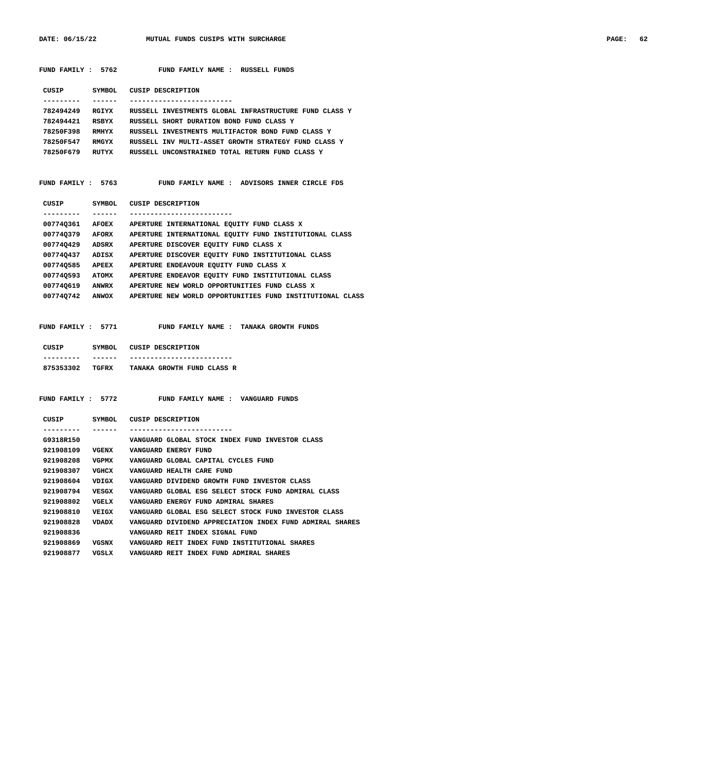FUND FAMILY : 5762 FUND FAMILY NAME : RUSSELL FUNDS

| CUSIP | SYMBOL | CUSIP DESCRIPTION |
|---|---|---|
| 782494249 | RGIYX | RUSSELL INVESTMENTS GLOBAL INFRASTRUCTURE FUND CLASS Y |
| 782494421 | RSBYX | RUSSELL SHORT DURATION BOND FUND CLASS Y |
| 78250F398 | RMHYX | RUSSELL INVESTMENTS MULTIFACTOR BOND FUND CLASS Y |
| 78250F547 | RMGYX | RUSSELL INV MULTI-ASSET GROWTH STRATEGY FUND CLASS Y |
| 78250F679 | RUTYX | RUSSELL UNCONSTRAINED TOTAL RETURN FUND CLASS Y |

FUND FAMILY : 5763 FUND FAMILY NAME : ADVISORS INNER CIRCLE FDS

| CUSIP | SYMBOL | CUSIP DESCRIPTION |
|---|---|---|
| 00774Q361 | AFOEX | APERTURE INTERNATIONAL EQUITY FUND CLASS X |
| 00774Q379 | AFORX | APERTURE INTERNATIONAL EQUITY FUND INSTITUTIONAL CLASS |
| 00774Q429 | ADSRX | APERTURE DISCOVER EQUITY FUND CLASS X |
| 00774Q437 | ADISX | APERTURE DISCOVER EQUITY FUND INSTITUTIONAL CLASS |
| 00774Q585 | APEEX | APERTURE ENDEAVOUR EQUITY FUND CLASS X |
| 00774Q593 | ATOMX | APERTURE ENDEAVOR EQUITY FUND INSTITUTIONAL CLASS |
| 00774Q619 | ANWRX | APERTURE NEW WORLD OPPORTUNITIES FUND CLASS X |
| 00774Q742 | ANWOX | APERTURE NEW WORLD OPPORTUNITIES FUND INSTITUTIONAL CLASS |

FUND FAMILY : 5771 FUND FAMILY NAME : TANAKA GROWTH FUNDS

| CUSIP | SYMBOL | CUSIP DESCRIPTION |
|---|---|---|
| 875353302 | TGFRX | TANAKA GROWTH FUND CLASS R |

FUND FAMILY : 5772 FUND FAMILY NAME : VANGUARD FUNDS

| CUSIP | SYMBOL | CUSIP DESCRIPTION |
|---|---|---|
| G9318R150 | | VANGUARD GLOBAL STOCK INDEX FUND INVESTOR CLASS |
| 921908109 | VGENX | VANGUARD ENERGY FUND |
| 921908208 | VGPMX | VANGUARD GLOBAL CAPITAL CYCLES FUND |
| 921908307 | VGHCX | VANGUARD HEALTH CARE FUND |
| 921908604 | VDIGX | VANGUARD DIVIDEND GROWTH FUND INVESTOR CLASS |
| 921908794 | VESGX | VANGUARD GLOBAL ESG SELECT STOCK FUND ADMIRAL CLASS |
| 921908802 | VGELX | VANGUARD ENERGY FUND ADMIRAL SHARES |
| 921908810 | VEIGX | VANGUARD GLOBAL ESG SELECT STOCK FUND INVESTOR CLASS |
| 921908828 | VDADX | VANGUARD DIVIDEND APPRECIATION INDEX FUND ADMIRAL SHARES |
| 921908836 | | VANGUARD REIT INDEX SIGNAL FUND |
| 921908869 | VGSNX | VANGUARD REIT INDEX FUND INSTITUTIONAL SHARES |
| 921908877 | VGSLX | VANGUARD REIT INDEX FUND ADMIRAL SHARES |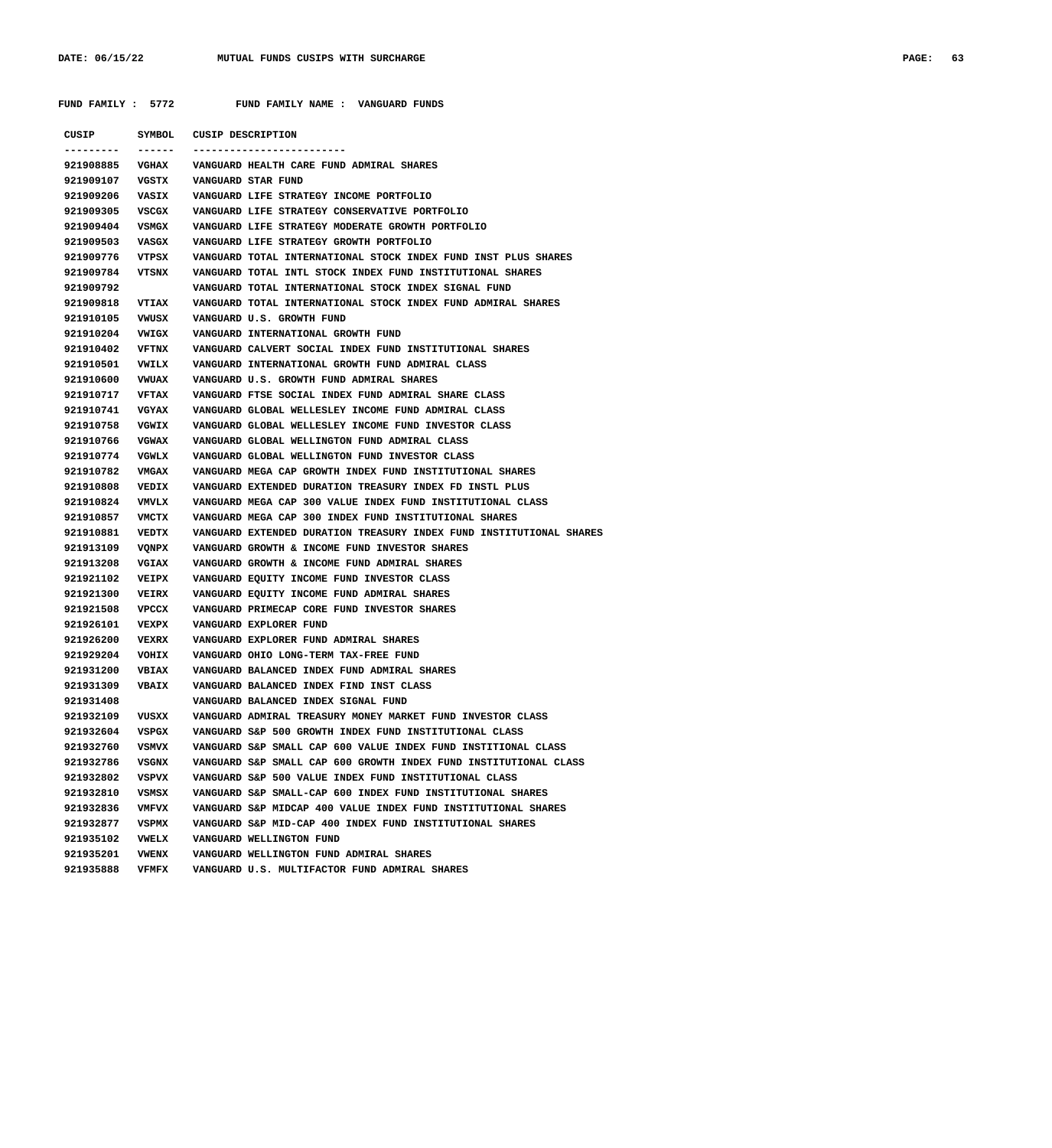FUND FAMILY : 5772 FUND FAMILY NAME : VANGUARD FUNDS

| CUSIP | SYMBOL | CUSIP DESCRIPTION |
|---|---|---|
| 921908885 | VGHAX | VANGUARD HEALTH CARE FUND ADMIRAL SHARES |
| 921909107 | VGSTX | VANGUARD STAR FUND |
| 921909206 | VASIX | VANGUARD LIFE STRATEGY INCOME PORTFOLIO |
| 921909305 | VSCGX | VANGUARD LIFE STRATEGY CONSERVATIVE PORTFOLIO |
| 921909404 | VSMGX | VANGUARD LIFE STRATEGY MODERATE GROWTH PORTFOLIO |
| 921909503 | VASGX | VANGUARD LIFE STRATEGY GROWTH PORTFOLIO |
| 921909776 | VTPSX | VANGUARD TOTAL INTERNATIONAL STOCK INDEX FUND INST PLUS SHARES |
| 921909784 | VTSNX | VANGUARD TOTAL INTL STOCK INDEX FUND INSTITUTIONAL SHARES |
| 921909792 | | VANGUARD TOTAL INTERNATIONAL STOCK INDEX SIGNAL FUND |
| 921909818 | VTIAX | VANGUARD TOTAL INTERNATIONAL STOCK INDEX FUND ADMIRAL SHARES |
| 921910105 | VWUSX | VANGUARD U.S. GROWTH FUND |
| 921910204 | VWIGX | VANGUARD INTERNATIONAL GROWTH FUND |
| 921910402 | VFTNX | VANGUARD CALVERT SOCIAL INDEX FUND INSTITUTIONAL SHARES |
| 921910501 | VWILX | VANGUARD INTERNATIONAL GROWTH FUND ADMIRAL CLASS |
| 921910600 | VWUAX | VANGUARD U.S. GROWTH FUND ADMIRAL SHARES |
| 921910717 | VFTAX | VANGUARD FTSE SOCIAL INDEX FUND ADMIRAL SHARE CLASS |
| 921910741 | VGYAX | VANGUARD GLOBAL WELLESLEY INCOME FUND ADMIRAL CLASS |
| 921910758 | VGWIX | VANGUARD GLOBAL WELLESLEY INCOME FUND INVESTOR CLASS |
| 921910766 | VGWAX | VANGUARD GLOBAL WELLINGTON FUND ADMIRAL CLASS |
| 921910774 | VGWLX | VANGUARD GLOBAL WELLINGTON FUND INVESTOR CLASS |
| 921910782 | VMGAX | VANGUARD MEGA CAP GROWTH INDEX FUND INSTITUTIONAL SHARES |
| 921910808 | VEDIX | VANGUARD EXTENDED DURATION TREASURY INDEX FD INSTL PLUS |
| 921910824 | VMVLX | VANGUARD MEGA CAP 300 VALUE INDEX FUND INSTITUTIONAL CLASS |
| 921910857 | VMCTX | VANGUARD MEGA CAP 300 INDEX FUND INSTITUTIONAL SHARES |
| 921910881 | VEDTX | VANGUARD EXTENDED DURATION TREASURY INDEX FUND INSTITUTIONAL SHARES |
| 921913109 | VQNPX | VANGUARD GROWTH & INCOME FUND INVESTOR SHARES |
| 921913208 | VGIAX | VANGUARD GROWTH & INCOME FUND ADMIRAL SHARES |
| 921921102 | VEIPX | VANGUARD EQUITY INCOME FUND INVESTOR CLASS |
| 921921300 | VEIRX | VANGUARD EQUITY INCOME FUND ADMIRAL SHARES |
| 921921508 | VPCCX | VANGUARD PRIMECAP CORE FUND INVESTOR SHARES |
| 921926101 | VEXPX | VANGUARD EXPLORER FUND |
| 921926200 | VEXRX | VANGUARD EXPLORER FUND ADMIRAL SHARES |
| 921929204 | VOHIX | VANGUARD OHIO LONG-TERM TAX-FREE FUND |
| 921931200 | VBIAX | VANGUARD BALANCED INDEX FUND ADMIRAL SHARES |
| 921931309 | VBAIX | VANGUARD BALANCED INDEX FIND INST CLASS |
| 921931408 | | VANGUARD BALANCED INDEX SIGNAL FUND |
| 921932109 | VUSXX | VANGUARD ADMIRAL TREASURY MONEY MARKET FUND INVESTOR CLASS |
| 921932604 | VSPGX | VANGUARD S&P 500 GROWTH INDEX FUND INSTITUTIONAL CLASS |
| 921932760 | VSMVX | VANGUARD S&P SMALL CAP 600 VALUE INDEX FUND INSTITIONAL CLASS |
| 921932786 | VSGNX | VANGUARD S&P SMALL CAP 600 GROWTH INDEX FUND INSTITUTIONAL CLASS |
| 921932802 | VSPVX | VANGUARD S&P 500 VALUE INDEX FUND INSTITUTIONAL CLASS |
| 921932810 | VSMSX | VANGUARD S&P SMALL-CAP 600 INDEX FUND INSTITUTIONAL SHARES |
| 921932836 | VMFVX | VANGUARD S&P MIDCAP 400 VALUE INDEX FUND INSTITUTIONAL SHARES |
| 921932877 | VSPMX | VANGUARD S&P MID-CAP 400 INDEX FUND INSTITUTIONAL SHARES |
| 921935102 | VWELX | VANGUARD WELLINGTON FUND |
| 921935201 | VWENX | VANGUARD WELLINGTON FUND ADMIRAL SHARES |
| 921935888 | VFMFX | VANGUARD U.S. MULTIFACTOR FUND ADMIRAL SHARES |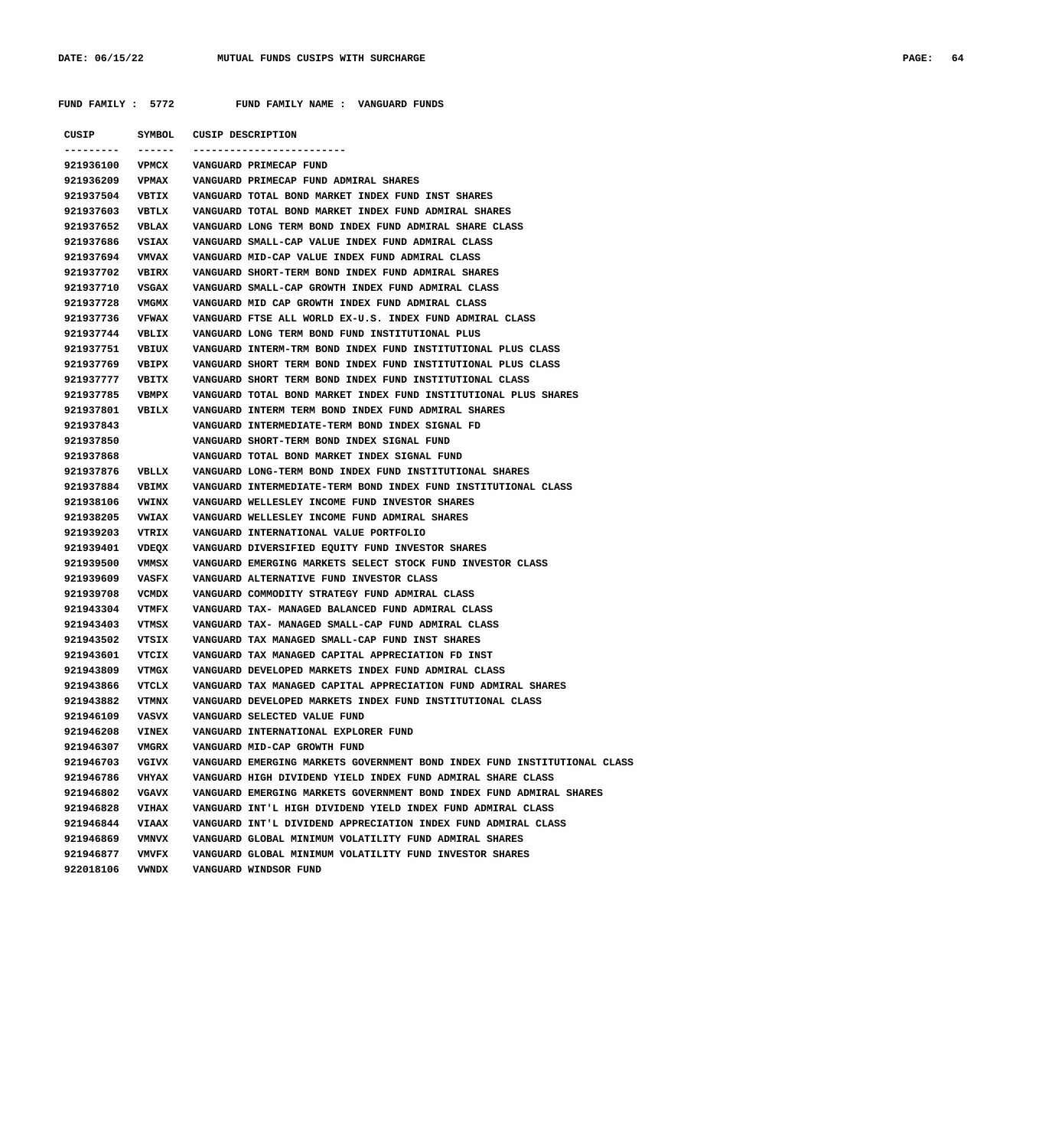FUND FAMILY : 5772 FUND FAMILY NAME : VANGUARD FUNDS

| CUSIP | SYMBOL | CUSIP DESCRIPTION |
|---|---|---|
| 921936100 | VPMCX | VANGUARD PRIMECAP FUND |
| 921936209 | VPMAX | VANGUARD PRIMECAP FUND ADMIRAL SHARES |
| 921937504 | VBTIX | VANGUARD TOTAL BOND MARKET INDEX FUND INST SHARES |
| 921937603 | VBTLX | VANGUARD TOTAL BOND MARKET INDEX FUND ADMIRAL SHARES |
| 921937652 | VBLAX | VANGUARD LONG TERM BOND INDEX FUND ADMIRAL SHARE CLASS |
| 921937686 | VSIAX | VANGUARD SMALL-CAP VALUE INDEX FUND ADMIRAL CLASS |
| 921937694 | VMVAX | VANGUARD MID-CAP VALUE INDEX FUND ADMIRAL CLASS |
| 921937702 | VBIRX | VANGUARD SHORT-TERM BOND INDEX FUND ADMIRAL SHARES |
| 921937710 | VSGAX | VANGUARD SMALL-CAP GROWTH INDEX FUND ADMIRAL CLASS |
| 921937728 | VMGMX | VANGUARD MID CAP GROWTH INDEX FUND ADMIRAL CLASS |
| 921937736 | VFWAX | VANGUARD FTSE ALL WORLD EX-U.S. INDEX FUND ADMIRAL CLASS |
| 921937744 | VBLIX | VANGUARD LONG TERM BOND FUND INSTITUTIONAL PLUS |
| 921937751 | VBIUX | VANGUARD INTERM-TRM BOND INDEX FUND INSTITUTIONAL PLUS CLASS |
| 921937769 | VBIPX | VANGUARD SHORT TERM BOND INDEX FUND INSTITUTIONAL PLUS CLASS |
| 921937777 | VBITX | VANGUARD SHORT TERM BOND INDEX FUND INSTITUTIONAL CLASS |
| 921937785 | VBMPX | VANGUARD TOTAL BOND MARKET INDEX FUND INSTITUTIONAL PLUS SHARES |
| 921937801 | VBILX | VANGUARD INTERM TERM BOND INDEX FUND ADMIRAL SHARES |
| 921937843 | | VANGUARD INTERMEDIATE-TERM BOND INDEX SIGNAL FD |
| 921937850 | | VANGUARD SHORT-TERM BOND INDEX SIGNAL FUND |
| 921937868 | | VANGUARD TOTAL BOND MARKET INDEX SIGNAL FUND |
| 921937876 | VBLLX | VANGUARD LONG-TERM BOND INDEX FUND INSTITUTIONAL SHARES |
| 921937884 | VBIMX | VANGUARD INTERMEDIATE-TERM BOND INDEX FUND INSTITUTIONAL CLASS |
| 921938106 | VWINX | VANGUARD WELLESLEY INCOME FUND INVESTOR SHARES |
| 921938205 | VWIAX | VANGUARD WELLESLEY INCOME FUND ADMIRAL SHARES |
| 921939203 | VTRIX | VANGUARD INTERNATIONAL VALUE PORTFOLIO |
| 921939401 | VDEQX | VANGUARD DIVERSIFIED EQUITY FUND INVESTOR SHARES |
| 921939500 | VMMSX | VANGUARD EMERGING MARKETS SELECT STOCK FUND INVESTOR CLASS |
| 921939609 | VASFX | VANGUARD ALTERNATIVE FUND INVESTOR CLASS |
| 921939708 | VCMDX | VANGUARD COMMODITY STRATEGY FUND ADMIRAL CLASS |
| 921943304 | VTMFX | VANGUARD TAX- MANAGED BALANCED FUND ADMIRAL CLASS |
| 921943403 | VTMSX | VANGUARD TAX- MANAGED SMALL-CAP FUND ADMIRAL CLASS |
| 921943502 | VTSIX | VANGUARD TAX MANAGED SMALL-CAP FUND INST SHARES |
| 921943601 | VTCIX | VANGUARD TAX MANAGED CAPITAL APPRECIATION FD INST |
| 921943809 | VTMGX | VANGUARD DEVELOPED MARKETS INDEX FUND ADMIRAL CLASS |
| 921943866 | VTCLX | VANGUARD TAX MANAGED CAPITAL APPRECIATION FUND ADMIRAL SHARES |
| 921943882 | VTMNX | VANGUARD DEVELOPED MARKETS INDEX FUND INSTITUTIONAL CLASS |
| 921946109 | VASVX | VANGUARD SELECTED VALUE FUND |
| 921946208 | VINEX | VANGUARD INTERNATIONAL EXPLORER FUND |
| 921946307 | VMGRX | VANGUARD MID-CAP GROWTH FUND |
| 921946703 | VGIVX | VANGUARD EMERGING MARKETS GOVERNMENT BOND INDEX FUND INSTITUTIONAL CLASS |
| 921946786 | VHYAX | VANGUARD HIGH DIVIDEND YIELD INDEX FUND ADMIRAL SHARE CLASS |
| 921946802 | VGAVX | VANGUARD EMERGING MARKETS GOVERNMENT BOND INDEX FUND ADMIRAL SHARES |
| 921946828 | VIHAX | VANGUARD INT'L HIGH DIVIDEND YIELD INDEX FUND ADMIRAL CLASS |
| 921946844 | VIAAX | VANGUARD INT'L DIVIDEND APPRECIATION INDEX FUND ADMIRAL CLASS |
| 921946869 | VMNVX | VANGUARD GLOBAL MINIMUM VOLATILITY FUND ADMIRAL SHARES |
| 921946877 | VMVFX | VANGUARD GLOBAL MINIMUM VOLATILITY FUND INVESTOR SHARES |
| 922018106 | VWNDX | VANGUARD WINDSOR FUND |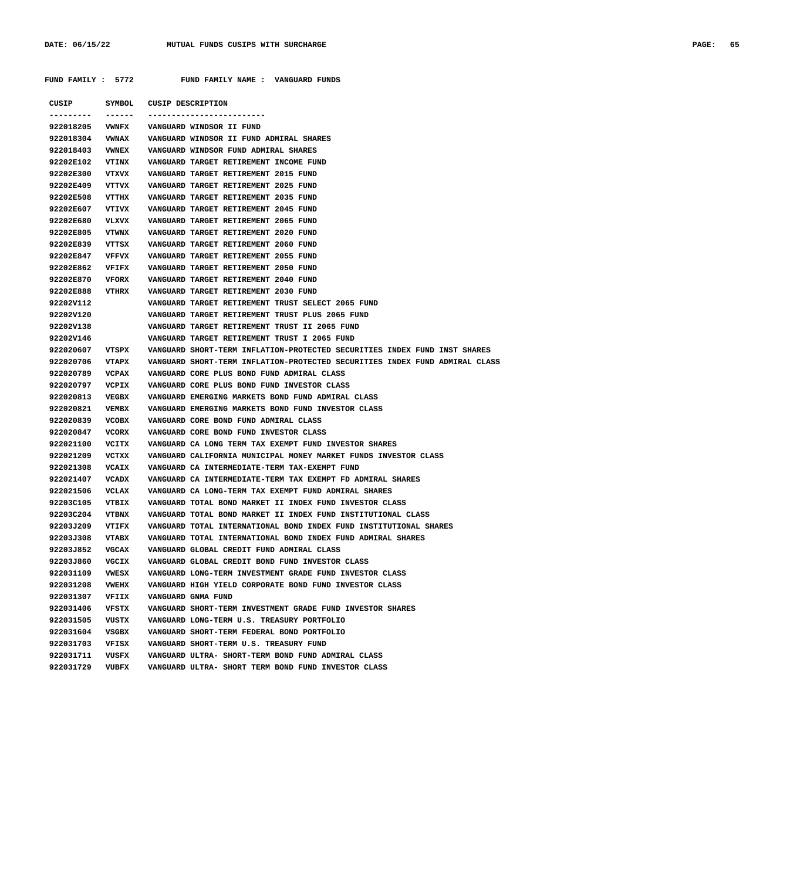FUND FAMILY : 5772 FUND FAMILY NAME : VANGUARD FUNDS

| CUSIP | SYMBOL | CUSIP DESCRIPTION |
|---|---|---|
| 922018205 | VWNFX | VANGUARD WINDSOR II FUND |
| 922018304 | VWNAX | VANGUARD WINDSOR II FUND ADMIRAL SHARES |
| 922018403 | VWNEX | VANGUARD WINDSOR FUND ADMIRAL SHARES |
| 92202E102 | VTINX | VANGUARD TARGET RETIREMENT INCOME FUND |
| 92202E300 | VTXVX | VANGUARD TARGET RETIREMENT 2015 FUND |
| 92202E409 | VTTVX | VANGUARD TARGET RETIREMENT 2025 FUND |
| 92202E508 | VTTHX | VANGUARD TARGET RETIREMENT 2035 FUND |
| 92202E607 | VTIVX | VANGUARD TARGET RETIREMENT 2045 FUND |
| 92202E680 | VLXVX | VANGUARD TARGET RETIREMENT 2065 FUND |
| 92202E805 | VTWNX | VANGUARD TARGET RETIREMENT 2020 FUND |
| 92202E839 | VTTSX | VANGUARD TARGET RETIREMENT 2060 FUND |
| 92202E847 | VFFVX | VANGUARD TARGET RETIREMENT 2055 FUND |
| 92202E862 | VFIFX | VANGUARD TARGET RETIREMENT 2050 FUND |
| 92202E870 | VFORX | VANGUARD TARGET RETIREMENT 2040 FUND |
| 92202E888 | VTHRX | VANGUARD TARGET RETIREMENT 2030 FUND |
| 92202V112 | | VANGUARD TARGET RETIREMENT TRUST SELECT 2065 FUND |
| 92202V120 | | VANGUARD TARGET RETIREMENT TRUST PLUS 2065 FUND |
| 92202V138 | | VANGUARD TARGET RETIREMENT TRUST II 2065 FUND |
| 92202V146 | | VANGUARD TARGET RETIREMENT TRUST I 2065 FUND |
| 922020607 | VTSPX | VANGUARD SHORT-TERM INFLATION-PROTECTED SECURITIES INDEX FUND INST SHARES |
| 922020706 | VTAPX | VANGUARD SHORT-TERM INFLATION-PROTECTED SECURITIES INDEX FUND ADMIRAL CLASS |
| 922020789 | VCPAX | VANGUARD CORE PLUS BOND FUND ADMIRAL CLASS |
| 922020797 | VCPIX | VANGUARD CORE PLUS BOND FUND INVESTOR CLASS |
| 922020813 | VEGBX | VANGUARD EMERGING MARKETS BOND FUND ADMIRAL CLASS |
| 922020821 | VEMBX | VANGUARD EMERGING MARKETS BOND FUND INVESTOR CLASS |
| 922020839 | VCOBX | VANGUARD CORE BOND FUND ADMIRAL CLASS |
| 922020847 | VCORX | VANGUARD CORE BOND FUND INVESTOR CLASS |
| 922021100 | VCITX | VANGUARD CA LONG TERM TAX EXEMPT FUND INVESTOR SHARES |
| 922021209 | VCTXX | VANGUARD CALIFORNIA MUNICIPAL MONEY MARKET FUNDS INVESTOR CLASS |
| 922021308 | VCAIX | VANGUARD CA INTERMEDIATE-TERM TAX-EXEMPT FUND |
| 922021407 | VCADX | VANGUARD CA INTERMEDIATE-TERM TAX EXEMPT FD ADMIRAL SHARES |
| 922021506 | VCLAX | VANGUARD CA LONG-TERM TAX EXEMPT FUND ADMIRAL SHARES |
| 92203C105 | VTBIX | VANGUARD TOTAL BOND MARKET II INDEX FUND INVESTOR CLASS |
| 92203C204 | VTBNX | VANGUARD TOTAL BOND MARKET II INDEX FUND INSTITUTIONAL CLASS |
| 92203J209 | VTIFX | VANGUARD TOTAL INTERNATIONAL BOND INDEX FUND INSTITUTIONAL SHARES |
| 92203J308 | VTABX | VANGUARD TOTAL INTERNATIONAL BOND INDEX FUND ADMIRAL SHARES |
| 92203J852 | VGCAX | VANGUARD GLOBAL CREDIT FUND ADMIRAL CLASS |
| 92203J860 | VGCIX | VANGUARD GLOBAL CREDIT BOND FUND INVESTOR CLASS |
| 922031109 | VWESX | VANGUARD LONG-TERM INVESTMENT GRADE FUND INVESTOR CLASS |
| 922031208 | VWEHX | VANGUARD HIGH YIELD CORPORATE BOND FUND INVESTOR CLASS |
| 922031307 | VFIIX | VANGUARD GNMA FUND |
| 922031406 | VFSTX | VANGUARD SHORT-TERM INVESTMENT GRADE FUND INVESTOR SHARES |
| 922031505 | VUSTX | VANGUARD LONG-TERM U.S. TREASURY PORTFOLIO |
| 922031604 | VSGBX | VANGUARD SHORT-TERM FEDERAL BOND PORTFOLIO |
| 922031703 | VFISX | VANGUARD SHORT-TERM U.S. TREASURY FUND |
| 922031711 | VUSFX | VANGUARD ULTRA- SHORT-TERM BOND FUND ADMIRAL CLASS |
| 922031729 | VUBFX | VANGUARD ULTRA- SHORT TERM BOND FUND INVESTOR CLASS |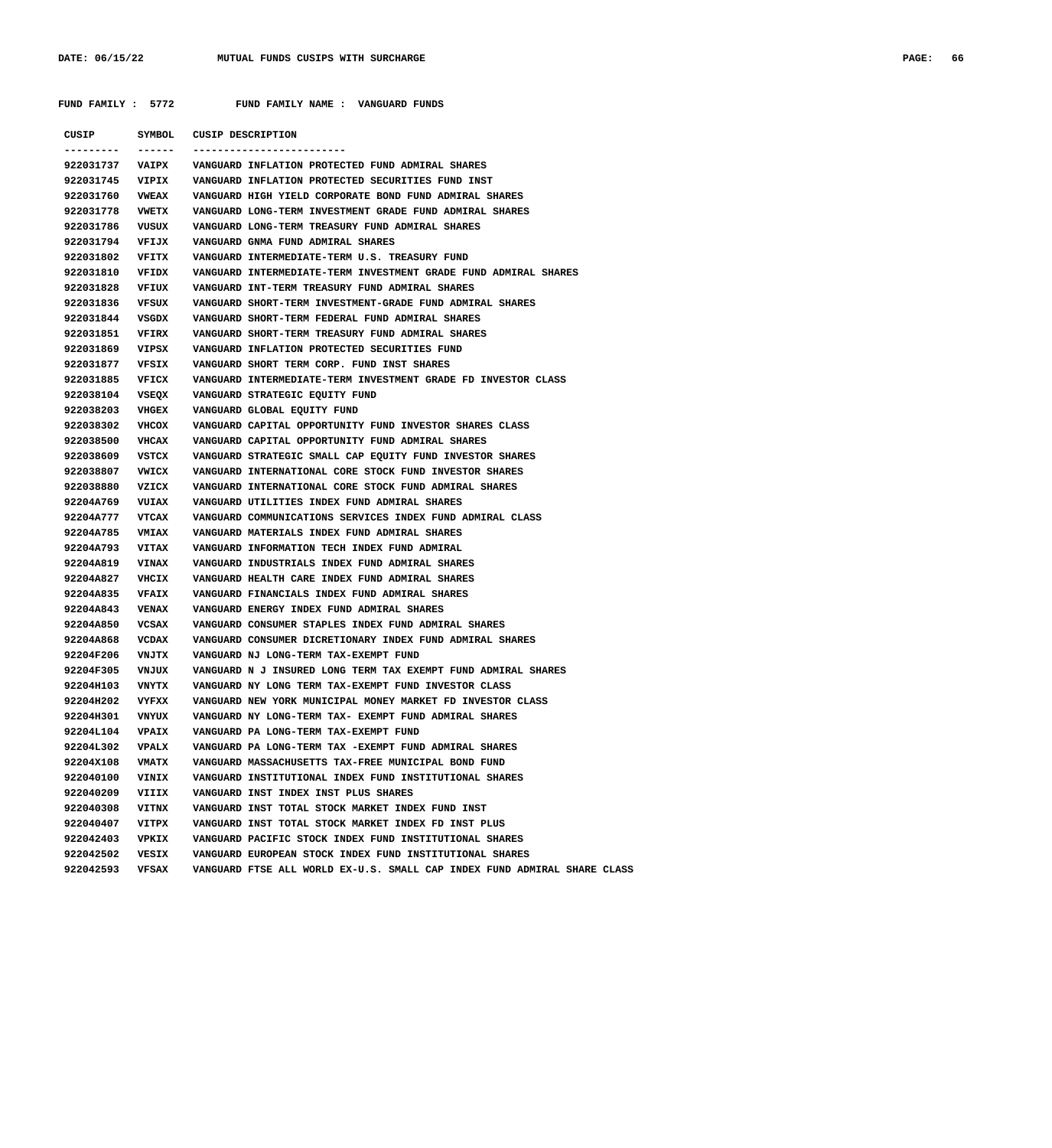**FUND FAMILY : 5772 FUND FAMILY NAME : VANGUARD FUNDS**

| CUSIP | SYMBOL | CUSIP DESCRIPTION |
|---|---|---|
| 922031737 | VAIPX | VANGUARD INFLATION PROTECTED FUND ADMIRAL SHARES |
| 922031745 | VIPIX | VANGUARD INFLATION PROTECTED SECURITIES FUND INST |
| 922031760 | VWEAX | VANGUARD HIGH YIELD CORPORATE BOND FUND ADMIRAL SHARES |
| 922031778 | VWETX | VANGUARD LONG-TERM INVESTMENT GRADE FUND ADMIRAL SHARES |
| 922031786 | VUSUX | VANGUARD LONG-TERM TREASURY FUND ADMIRAL SHARES |
| 922031794 | VFIJX | VANGUARD GNMA FUND ADMIRAL SHARES |
| 922031802 | VFITX | VANGUARD INTERMEDIATE-TERM U.S. TREASURY FUND |
| 922031810 | VFIDX | VANGUARD INTERMEDIATE-TERM INVESTMENT GRADE FUND ADMIRAL SHARES |
| 922031828 | VFIUX | VANGUARD INT-TERM TREASURY FUND ADMIRAL SHARES |
| 922031836 | VFSUX | VANGUARD SHORT-TERM INVESTMENT-GRADE FUND ADMIRAL SHARES |
| 922031844 | VSGDX | VANGUARD SHORT-TERM FEDERAL FUND ADMIRAL SHARES |
| 922031851 | VFIRX | VANGUARD SHORT-TERM TREASURY FUND ADMIRAL SHARES |
| 922031869 | VIPSX | VANGUARD INFLATION PROTECTED SECURITIES FUND |
| 922031877 | VFSIX | VANGUARD SHORT TERM CORP. FUND INST SHARES |
| 922031885 | VFICX | VANGUARD INTERMEDIATE-TERM INVESTMENT GRADE FD INVESTOR CLASS |
| 922038104 | VSEQX | VANGUARD STRATEGIC EQUITY FUND |
| 922038203 | VHGEX | VANGUARD GLOBAL EQUITY FUND |
| 922038302 | VHCOX | VANGUARD CAPITAL OPPORTUNITY FUND INVESTOR SHARES CLASS |
| 922038500 | VHCAX | VANGUARD CAPITAL OPPORTUNITY FUND ADMIRAL SHARES |
| 922038609 | VSTCX | VANGUARD STRATEGIC SMALL CAP EQUITY FUND INVESTOR SHARES |
| 922038807 | VWICX | VANGUARD INTERNATIONAL CORE STOCK FUND INVESTOR SHARES |
| 922038880 | VZICX | VANGUARD INTERNATIONAL CORE STOCK FUND ADMIRAL SHARES |
| 92204A769 | VUIAX | VANGUARD UTILITIES INDEX FUND ADMIRAL SHARES |
| 92204A777 | VTCAX | VANGUARD COMMUNICATIONS SERVICES INDEX FUND ADMIRAL CLASS |
| 92204A785 | VMIAX | VANGUARD MATERIALS INDEX FUND ADMIRAL SHARES |
| 92204A793 | VITAX | VANGUARD INFORMATION TECH INDEX FUND ADMIRAL |
| 92204A819 | VINAX | VANGUARD INDUSTRIALS INDEX FUND ADMIRAL SHARES |
| 92204A827 | VHCIX | VANGUARD HEALTH CARE INDEX FUND ADMIRAL SHARES |
| 92204A835 | VFAIX | VANGUARD FINANCIALS INDEX FUND ADMIRAL SHARES |
| 92204A843 | VENAX | VANGUARD ENERGY INDEX FUND ADMIRAL SHARES |
| 92204A850 | VCSAX | VANGUARD CONSUMER STAPLES INDEX FUND ADMIRAL SHARES |
| 92204A868 | VCDAX | VANGUARD CONSUMER DICRETIONARY INDEX FUND ADMIRAL SHARES |
| 92204F206 | VNJTX | VANGUARD NJ LONG-TERM TAX-EXEMPT FUND |
| 92204F305 | VNJUX | VANGUARD N J INSURED LONG TERM TAX EXEMPT FUND ADMIRAL SHARES |
| 92204H103 | VNYTX | VANGUARD NY LONG TERM TAX-EXEMPT FUND INVESTOR CLASS |
| 92204H202 | VYFXX | VANGUARD NEW YORK MUNICIPAL MONEY MARKET FD INVESTOR CLASS |
| 92204H301 | VNYUX | VANGUARD NY LONG-TERM TAX- EXEMPT FUND ADMIRAL SHARES |
| 92204L104 | VPAIX | VANGUARD PA LONG-TERM TAX-EXEMPT FUND |
| 92204L302 | VPALX | VANGUARD PA LONG-TERM TAX -EXEMPT FUND ADMIRAL SHARES |
| 92204X108 | VMATX | VANGUARD MASSACHUSETTS TAX-FREE MUNICIPAL BOND FUND |
| 922040100 | VINIX | VANGUARD INSTITUTIONAL INDEX FUND INSTITUTIONAL SHARES |
| 922040209 | VIIIX | VANGUARD INST INDEX INST PLUS SHARES |
| 922040308 | VITNX | VANGUARD INST TOTAL STOCK MARKET INDEX FUND INST |
| 922040407 | VITPX | VANGUARD INST TOTAL STOCK MARKET INDEX FD INST PLUS |
| 922042403 | VPKIX | VANGUARD PACIFIC STOCK INDEX FUND INSTITUTIONAL SHARES |
| 922042502 | VESIX | VANGUARD EUROPEAN STOCK INDEX FUND INSTITUTIONAL SHARES |
| 922042593 | VFSAX | VANGUARD FTSE ALL WORLD EX-U.S. SMALL CAP INDEX FUND ADMIRAL SHARE CLASS |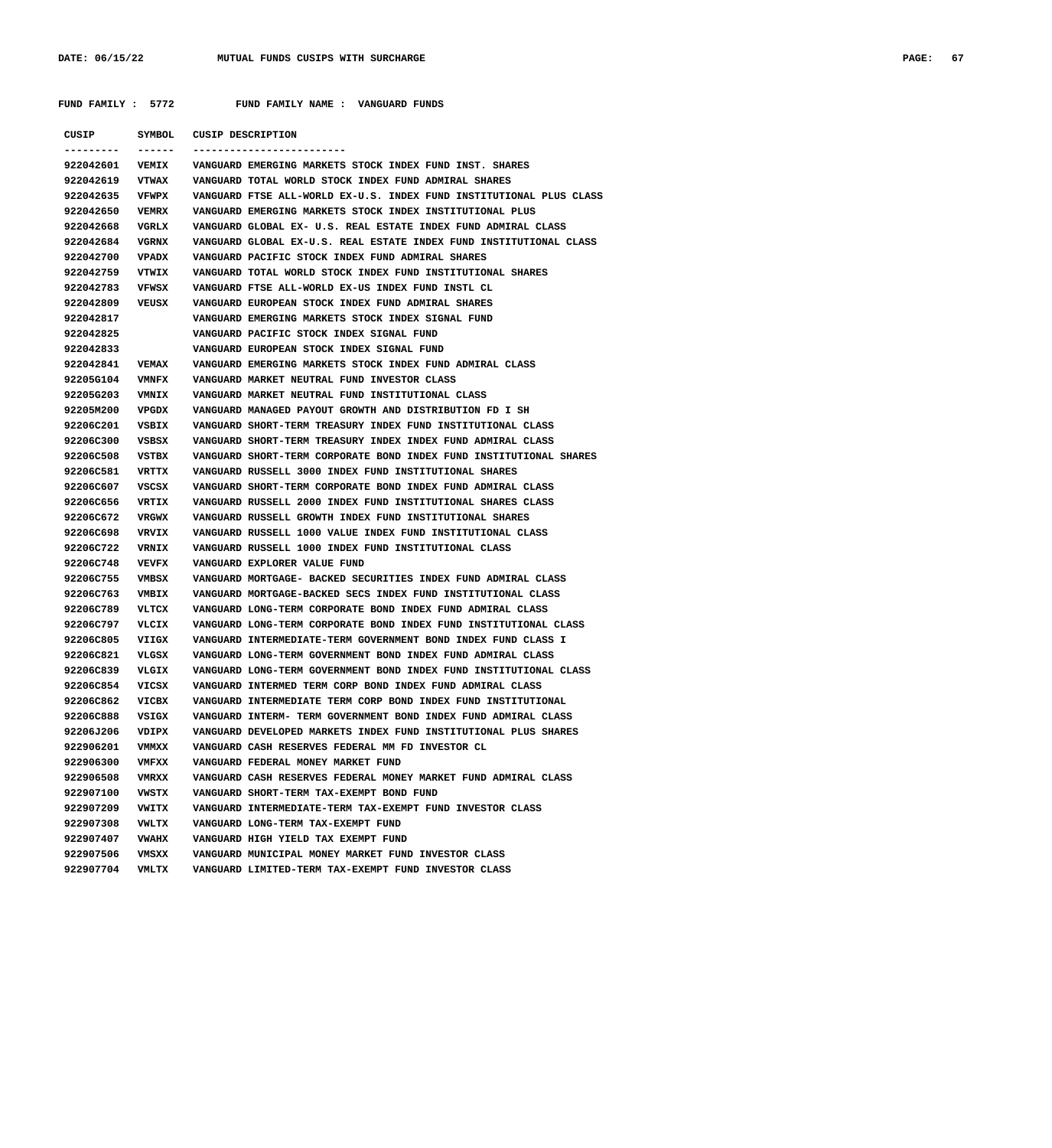FUND FAMILY : 5772          FUND FAMILY NAME : VANGUARD FUNDS

| CUSIP | SYMBOL | CUSIP DESCRIPTION |
|---|---|---|
| 922042601 | VEMIX | VANGUARD EMERGING MARKETS STOCK INDEX FUND INST. SHARES |
| 922042619 | VTWAX | VANGUARD TOTAL WORLD STOCK INDEX FUND ADMIRAL SHARES |
| 922042635 | VFWPX | VANGUARD FTSE ALL-WORLD EX-U.S. INDEX FUND INSTITUTIONAL PLUS CLASS |
| 922042650 | VEMRX | VANGUARD EMERGING MARKETS STOCK INDEX INSTITUTIONAL PLUS |
| 922042668 | VGRLX | VANGUARD GLOBAL EX- U.S. REAL ESTATE INDEX FUND ADMIRAL CLASS |
| 922042684 | VGRNX | VANGUARD GLOBAL EX-U.S. REAL ESTATE INDEX FUND INSTITUTIONAL CLASS |
| 922042700 | VPADX | VANGUARD PACIFIC STOCK INDEX FUND ADMIRAL SHARES |
| 922042759 | VTWIX | VANGUARD TOTAL WORLD STOCK INDEX FUND INSTITUTIONAL SHARES |
| 922042783 | VFWSX | VANGUARD FTSE ALL-WORLD EX-US INDEX FUND INSTL CL |
| 922042809 | VEUSX | VANGUARD EUROPEAN STOCK INDEX FUND ADMIRAL SHARES |
| 922042817 | | VANGUARD EMERGING MARKETS STOCK INDEX SIGNAL FUND |
| 922042825 | | VANGUARD PACIFIC STOCK INDEX SIGNAL FUND |
| 922042833 | | VANGUARD EUROPEAN STOCK INDEX SIGNAL FUND |
| 922042841 | VEMAX | VANGUARD EMERGING MARKETS STOCK INDEX FUND ADMIRAL CLASS |
| 92205G104 | VMNFX | VANGUARD MARKET NEUTRAL FUND INVESTOR CLASS |
| 92205G203 | VMNIX | VANGUARD MARKET NEUTRAL FUND INSTITUTIONAL CLASS |
| 92205M200 | VPGDX | VANGUARD MANAGED PAYOUT GROWTH AND DISTRIBUTION FD I SH |
| 92206C201 | VSBIX | VANGUARD SHORT-TERM TREASURY INDEX FUND INSTITUTIONAL CLASS |
| 92206C300 | VSBSX | VANGUARD SHORT-TERM TREASURY INDEX INDEX FUND ADMIRAL CLASS |
| 92206C508 | VSTBX | VANGUARD SHORT-TERM CORPORATE BOND INDEX FUND INSTITUTIONAL SHARES |
| 92206C581 | VRTTX | VANGUARD RUSSELL 3000 INDEX FUND INSTITUTIONAL SHARES |
| 92206C607 | VSCSX | VANGUARD SHORT-TERM CORPORATE BOND INDEX FUND ADMIRAL CLASS |
| 92206C656 | VRTIX | VANGUARD RUSSELL 2000 INDEX FUND INSTITUTIONAL SHARES CLASS |
| 92206C672 | VRGWX | VANGUARD RUSSELL GROWTH INDEX FUND INSTITUTIONAL SHARES |
| 92206C698 | VRVIX | VANGUARD RUSSELL 1000 VALUE INDEX FUND INSTITUTIONAL CLASS |
| 92206C722 | VRNIX | VANGUARD RUSSELL 1000 INDEX FUND INSTITUTIONAL CLASS |
| 92206C748 | VEVFX | VANGUARD EXPLORER VALUE FUND |
| 92206C755 | VMBSX | VANGUARD MORTGAGE- BACKED SECURITIES INDEX FUND ADMIRAL CLASS |
| 92206C763 | VMBIX | VANGUARD MORTGAGE-BACKED SECS INDEX FUND INSTITUTIONAL CLASS |
| 92206C789 | VLTCX | VANGUARD LONG-TERM CORPORATE BOND INDEX FUND ADMIRAL CLASS |
| 92206C797 | VLCIX | VANGUARD LONG-TERM CORPORATE BOND INDEX FUND INSTITUTIONAL CLASS |
| 92206C805 | VIIGX | VANGUARD INTERMEDIATE-TERM GOVERNMENT BOND INDEX FUND CLASS I |
| 92206C821 | VLGSX | VANGUARD LONG-TERM GOVERNMENT BOND INDEX FUND ADMIRAL CLASS |
| 92206C839 | VLGIX | VANGUARD LONG-TERM GOVERNMENT BOND INDEX FUND INSTITUTIONAL CLASS |
| 92206C854 | VICSX | VANGUARD INTERMED TERM CORP BOND INDEX FUND ADMIRAL CLASS |
| 92206C862 | VICBX | VANGUARD INTERMEDIATE TERM CORP BOND INDEX FUND INSTITUTIONAL |
| 92206C888 | VSIGX | VANGUARD INTERM- TERM GOVERNMENT BOND INDEX FUND ADMIRAL CLASS |
| 92206J206 | VDIPX | VANGUARD DEVELOPED MARKETS INDEX FUND INSTITUTIONAL PLUS SHARES |
| 922906201 | VMMXX | VANGUARD CASH RESERVES FEDERAL MM FD INVESTOR CL |
| 922906300 | VMFXX | VANGUARD FEDERAL MONEY MARKET FUND |
| 922906508 | VMRXX | VANGUARD CASH RESERVES FEDERAL MONEY MARKET FUND ADMIRAL CLASS |
| 922907100 | VWSTX | VANGUARD SHORT-TERM TAX-EXEMPT BOND FUND |
| 922907209 | VWITX | VANGUARD INTERMEDIATE-TERM TAX-EXEMPT FUND INVESTOR CLASS |
| 922907308 | VWLTX | VANGUARD LONG-TERM TAX-EXEMPT FUND |
| 922907407 | VWAHX | VANGUARD HIGH YIELD TAX EXEMPT FUND |
| 922907506 | VMSXX | VANGUARD MUNICIPAL MONEY MARKET FUND INVESTOR CLASS |
| 922907704 | VMLTX | VANGUARD LIMITED-TERM TAX-EXEMPT FUND INVESTOR CLASS |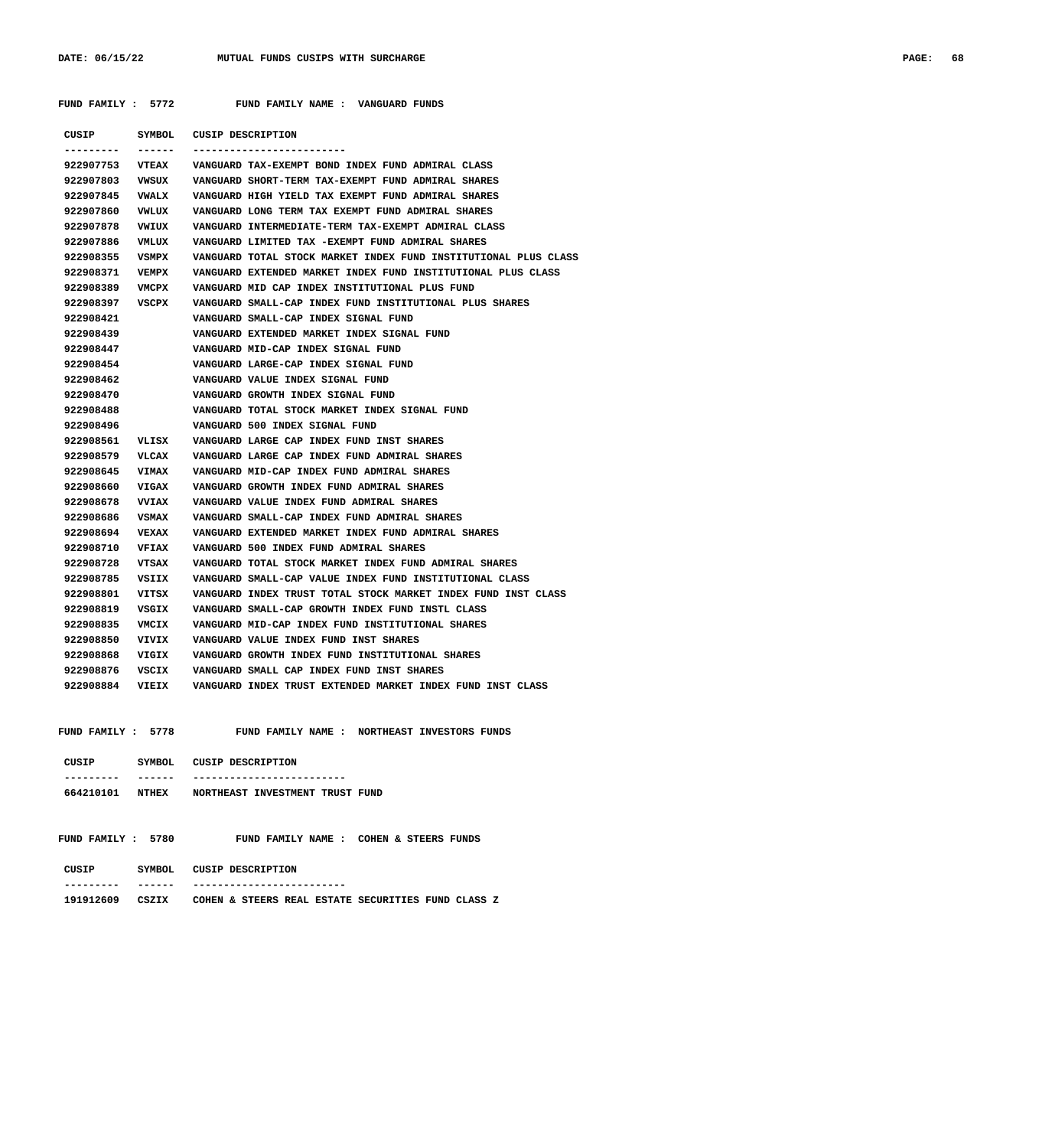FUND FAMILY : 5772 FUND FAMILY NAME : VANGUARD FUNDS

| CUSIP | SYMBOL | CUSIP DESCRIPTION |
|---|---|---|
| 922907753 | VTEAX | VANGUARD TAX-EXEMPT BOND INDEX FUND ADMIRAL CLASS |
| 922907803 | VWSUX | VANGUARD SHORT-TERM TAX-EXEMPT FUND ADMIRAL SHARES |
| 922907845 | VWALX | VANGUARD HIGH YIELD TAX EXEMPT FUND ADMIRAL SHARES |
| 922907860 | VWLUX | VANGUARD LONG TERM TAX EXEMPT FUND ADMIRAL SHARES |
| 922907878 | VWIUX | VANGUARD INTERMEDIATE-TERM TAX-EXEMPT ADMIRAL CLASS |
| 922907886 | VMLUX | VANGUARD LIMITED TAX -EXEMPT FUND ADMIRAL SHARES |
| 922908355 | VSMPX | VANGUARD TOTAL STOCK MARKET INDEX FUND INSTITUTIONAL PLUS CLASS |
| 922908371 | VEMPX | VANGUARD EXTENDED MARKET INDEX FUND INSTITUTIONAL PLUS CLASS |
| 922908389 | VMCPX | VANGUARD MID CAP INDEX INSTITUTIONAL PLUS FUND |
| 922908397 | VSCPX | VANGUARD SMALL-CAP INDEX FUND INSTITUTIONAL PLUS SHARES |
| 922908421 | | VANGUARD SMALL-CAP INDEX SIGNAL FUND |
| 922908439 | | VANGUARD EXTENDED MARKET INDEX SIGNAL FUND |
| 922908447 | | VANGUARD MID-CAP INDEX SIGNAL FUND |
| 922908454 | | VANGUARD LARGE-CAP INDEX SIGNAL FUND |
| 922908462 | | VANGUARD VALUE INDEX SIGNAL FUND |
| 922908470 | | VANGUARD GROWTH INDEX SIGNAL FUND |
| 922908488 | | VANGUARD TOTAL STOCK MARKET INDEX SIGNAL FUND |
| 922908496 | | VANGUARD 500 INDEX SIGNAL FUND |
| 922908561 | VLISX | VANGUARD LARGE CAP INDEX FUND INST SHARES |
| 922908579 | VLCAX | VANGUARD LARGE CAP INDEX FUND ADMIRAL SHARES |
| 922908645 | VIMAX | VANGUARD MID-CAP INDEX FUND ADMIRAL SHARES |
| 922908660 | VIGAX | VANGUARD GROWTH INDEX FUND ADMIRAL SHARES |
| 922908678 | VVIAX | VANGUARD VALUE INDEX FUND ADMIRAL SHARES |
| 922908686 | VSMAX | VANGUARD SMALL-CAP INDEX FUND ADMIRAL SHARES |
| 922908694 | VEXAX | VANGUARD EXTENDED MARKET INDEX FUND ADMIRAL SHARES |
| 922908710 | VFIAX | VANGUARD 500 INDEX FUND ADMIRAL SHARES |
| 922908728 | VTSAX | VANGUARD TOTAL STOCK MARKET INDEX FUND ADMIRAL SHARES |
| 922908785 | VSIIX | VANGUARD SMALL-CAP VALUE INDEX FUND INSTITUTIONAL CLASS |
| 922908801 | VITSX | VANGUARD INDEX TRUST TOTAL STOCK MARKET INDEX FUND INST CLASS |
| 922908819 | VSGIX | VANGUARD SMALL-CAP GROWTH INDEX FUND INSTL CLASS |
| 922908835 | VMCIX | VANGUARD MID-CAP INDEX FUND INSTITUTIONAL SHARES |
| 922908850 | VIVIX | VANGUARD VALUE INDEX FUND INST SHARES |
| 922908868 | VIGIX | VANGUARD GROWTH INDEX FUND INSTITUTIONAL SHARES |
| 922908876 | VSCIX | VANGUARD SMALL CAP INDEX FUND INST SHARES |
| 922908884 | VIEIX | VANGUARD INDEX TRUST EXTENDED MARKET INDEX FUND INST CLASS |

FUND FAMILY : 5778 FUND FAMILY NAME : NORTHEAST INVESTORS FUNDS

| CUSIP | SYMBOL | CUSIP DESCRIPTION |
|---|---|---|
| 664210101 | NTHEX | NORTHEAST INVESTMENT TRUST FUND |

FUND FAMILY : 5780 FUND FAMILY NAME : COHEN & STEERS FUNDS

| CUSIP | SYMBOL | CUSIP DESCRIPTION |
|---|---|---|
| 191912609 | CSZIX | COHEN & STEERS REAL ESTATE SECURITIES FUND CLASS Z |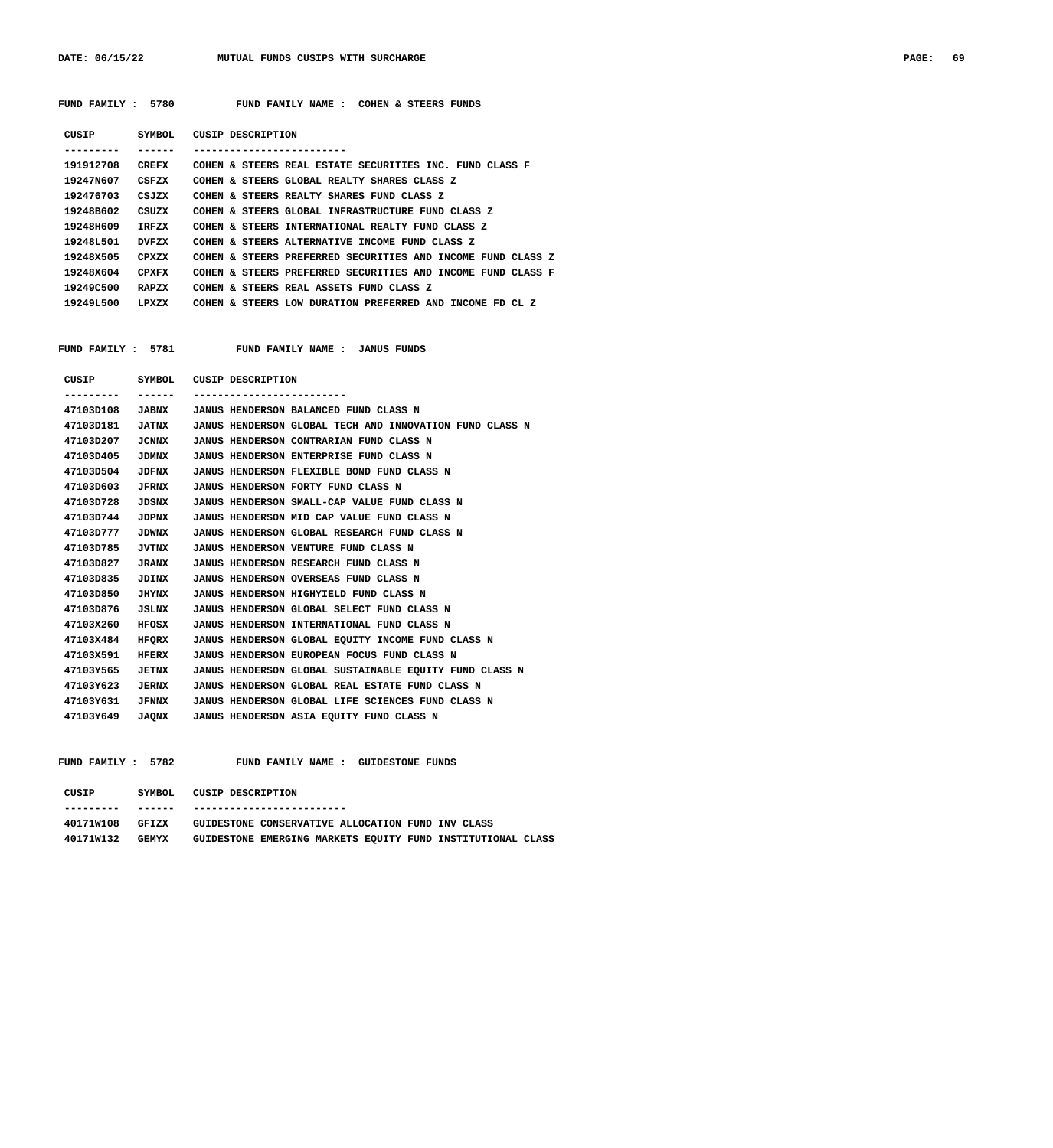**FUND FAMILY : 5780 FUND FAMILY NAME : COHEN & STEERS FUNDS**

| CUSIP | SYMBOL | CUSIP DESCRIPTION |
|---|---|---|
| 191912708 | CREFX | COHEN & STEERS REAL ESTATE SECURITIES INC. FUND CLASS F |
| 19247N607 | CSFZX | COHEN & STEERS GLOBAL REALTY SHARES CLASS Z |
| 192476703 | CSJZX | COHEN & STEERS REALTY SHARES FUND CLASS Z |
| 19248B602 | CSUZX | COHEN & STEERS GLOBAL INFRASTRUCTURE FUND CLASS Z |
| 19248H609 | IRFZX | COHEN & STEERS INTERNATIONAL REALTY FUND CLASS Z |
| 19248L501 | DVFZX | COHEN & STEERS ALTERNATIVE INCOME FUND CLASS Z |
| 19248X505 | CPXZX | COHEN & STEERS PREFERRED SECURITIES AND INCOME FUND CLASS Z |
| 19248X604 | CPXFX | COHEN & STEERS PREFERRED SECURITIES AND INCOME FUND CLASS F |
| 19249C500 | RAPZX | COHEN & STEERS REAL ASSETS FUND CLASS Z |
| 19249L500 | LPXZX | COHEN & STEERS LOW DURATION PREFERRED AND INCOME FD CL Z |

**FUND FAMILY : 5781 FUND FAMILY NAME : JANUS FUNDS**

| CUSIP | SYMBOL | CUSIP DESCRIPTION |
|---|---|---|
| 47103D108 | JABNX | JANUS HENDERSON BALANCED FUND CLASS N |
| 47103D181 | JATNX | JANUS HENDERSON GLOBAL TECH AND INNOVATION FUND CLASS N |
| 47103D207 | JCNNX | JANUS HENDERSON CONTRARIAN FUND CLASS N |
| 47103D405 | JDMNX | JANUS HENDERSON ENTERPRISE FUND CLASS N |
| 47103D504 | JDFNX | JANUS HENDERSON FLEXIBLE BOND FUND CLASS N |
| 47103D603 | JFRNX | JANUS HENDERSON FORTY FUND CLASS N |
| 47103D728 | JDSNX | JANUS HENDERSON SMALL-CAP VALUE FUND CLASS N |
| 47103D744 | JDPNX | JANUS HENDERSON MID CAP VALUE FUND CLASS N |
| 47103D777 | JDWNX | JANUS HENDERSON GLOBAL RESEARCH FUND CLASS N |
| 47103D785 | JVTNX | JANUS HENDERSON VENTURE FUND CLASS N |
| 47103D827 | JRANX | JANUS HENDERSON RESEARCH FUND CLASS N |
| 47103D835 | JDINX | JANUS HENDERSON OVERSEAS FUND CLASS N |
| 47103D850 | JHYNX | JANUS HENDERSON HIGHYIELD FUND CLASS N |
| 47103D876 | JSLNX | JANUS HENDERSON GLOBAL SELECT FUND CLASS N |
| 47103X260 | HFOSX | JANUS HENDERSON INTERNATIONAL FUND CLASS N |
| 47103X484 | HFQRX | JANUS HENDERSON GLOBAL EQUITY INCOME FUND CLASS N |
| 47103X591 | HFERX | JANUS HENDERSON EUROPEAN FOCUS FUND CLASS N |
| 47103Y565 | JETNX | JANUS HENDERSON GLOBAL SUSTAINABLE EQUITY FUND CLASS N |
| 47103Y623 | JERNX | JANUS HENDERSON GLOBAL REAL ESTATE FUND CLASS N |
| 47103Y631 | JFNNX | JANUS HENDERSON GLOBAL LIFE SCIENCES FUND CLASS N |
| 47103Y649 | JAQNX | JANUS HENDERSON ASIA EQUITY FUND CLASS N |

**FUND FAMILY : 5782 FUND FAMILY NAME : GUIDESTONE FUNDS**

| CUSIP | SYMBOL | CUSIP DESCRIPTION |
|---|---|---|
| 40171W108 | GFIZX | GUIDESTONE CONSERVATIVE ALLOCATION FUND INV CLASS |
| 40171W132 | GEMYX | GUIDESTONE EMERGING MARKETS EQUITY FUND INSTITUTIONAL CLASS |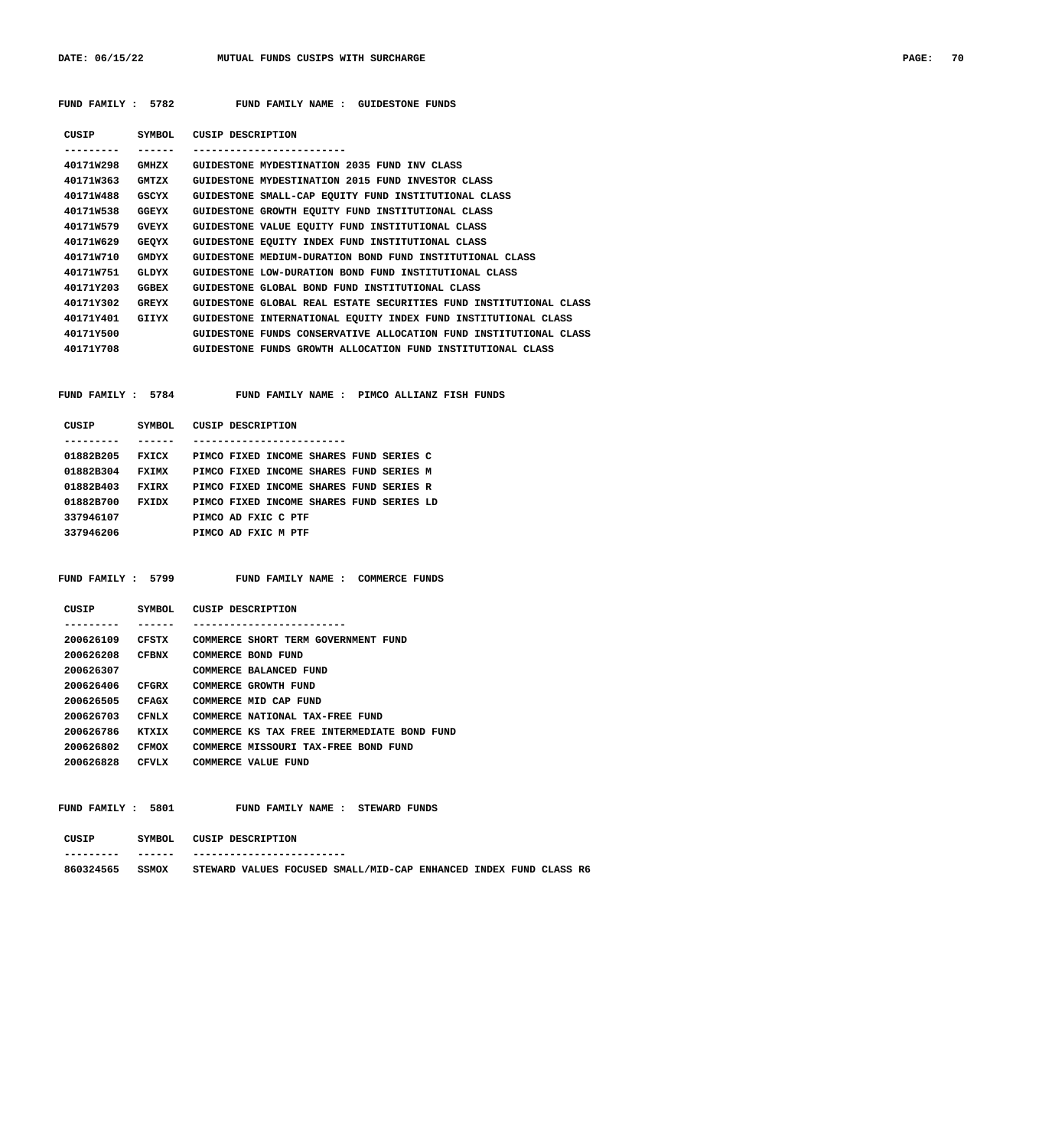**FUND FAMILY : 5782 FUND FAMILY NAME : GUIDESTONE FUNDS**

| CUSIP | SYMBOL | CUSIP DESCRIPTION |
|---|---|---|
| 40171W298 | GMHZX | GUIDESTONE MYDESTINATION 2035 FUND INV CLASS |
| 40171W363 | GMTZX | GUIDESTONE MYDESTINATION 2015 FUND INVESTOR CLASS |
| 40171W488 | GSCYX | GUIDESTONE SMALL-CAP EQUITY FUND INSTITUTIONAL CLASS |
| 40171W538 | GGEYX | GUIDESTONE GROWTH EQUITY FUND INSTITUTIONAL CLASS |
| 40171W579 | GVEYX | GUIDESTONE VALUE EQUITY FUND INSTITUTIONAL CLASS |
| 40171W629 | GEQYX | GUIDESTONE EQUITY INDEX FUND INSTITUTIONAL CLASS |
| 40171W710 | GMDYX | GUIDESTONE MEDIUM-DURATION BOND FUND INSTITUTIONAL CLASS |
| 40171W751 | GLDYX | GUIDESTONE LOW-DURATION BOND FUND INSTITUTIONAL CLASS |
| 40171Y203 | GGBEX | GUIDESTONE GLOBAL BOND FUND INSTITUTIONAL CLASS |
| 40171Y302 | GREYX | GUIDESTONE GLOBAL REAL ESTATE SECURITIES FUND INSTITUTIONAL CLASS |
| 40171Y401 | GIIYX | GUIDESTONE INTERNATIONAL EQUITY INDEX FUND INSTITUTIONAL CLASS |
| 40171Y500 | | GUIDESTONE FUNDS CONSERVATIVE ALLOCATION FUND INSTITUTIONAL CLASS |
| 40171Y708 | | GUIDESTONE FUNDS GROWTH ALLOCATION FUND INSTITUTIONAL CLASS |

**FUND FAMILY : 5784 FUND FAMILY NAME : PIMCO ALLIANZ FISH FUNDS**

| CUSIP | SYMBOL | CUSIP DESCRIPTION |
|---|---|---|
| 01882B205 | FXICX | PIMCO FIXED INCOME SHARES FUND SERIES C |
| 01882B304 | FXIMX | PIMCO FIXED INCOME SHARES FUND SERIES M |
| 01882B403 | FXIRX | PIMCO FIXED INCOME SHARES FUND SERIES R |
| 01882B700 | FXIDX | PIMCO FIXED INCOME SHARES FUND SERIES LD |
| 337946107 | | PIMCO AD FXIC C PTF |
| 337946206 | | PIMCO AD FXIC M PTF |

**FUND FAMILY : 5799 FUND FAMILY NAME : COMMERCE FUNDS**

| CUSIP | SYMBOL | CUSIP DESCRIPTION |
|---|---|---|
| 200626109 | CFSTX | COMMERCE SHORT TERM GOVERNMENT FUND |
| 200626208 | CFBNX | COMMERCE BOND FUND |
| 200626307 | | COMMERCE BALANCED FUND |
| 200626406 | CFGRX | COMMERCE GROWTH FUND |
| 200626505 | CFAGX | COMMERCE MID CAP FUND |
| 200626703 | CFNLX | COMMERCE NATIONAL TAX-FREE FUND |
| 200626786 | KTXIX | COMMERCE KS TAX FREE INTERMEDIATE BOND FUND |
| 200626802 | CFMOX | COMMERCE MISSOURI TAX-FREE BOND FUND |
| 200626828 | CFVLX | COMMERCE VALUE FUND |

**FUND FAMILY : 5801 FUND FAMILY NAME : STEWARD FUNDS**

| CUSIP | SYMBOL | CUSIP DESCRIPTION |
|---|---|---|
| 860324565 | SSMOX | STEWARD VALUES FOCUSED SMALL/MID-CAP ENHANCED INDEX FUND CLASS R6 |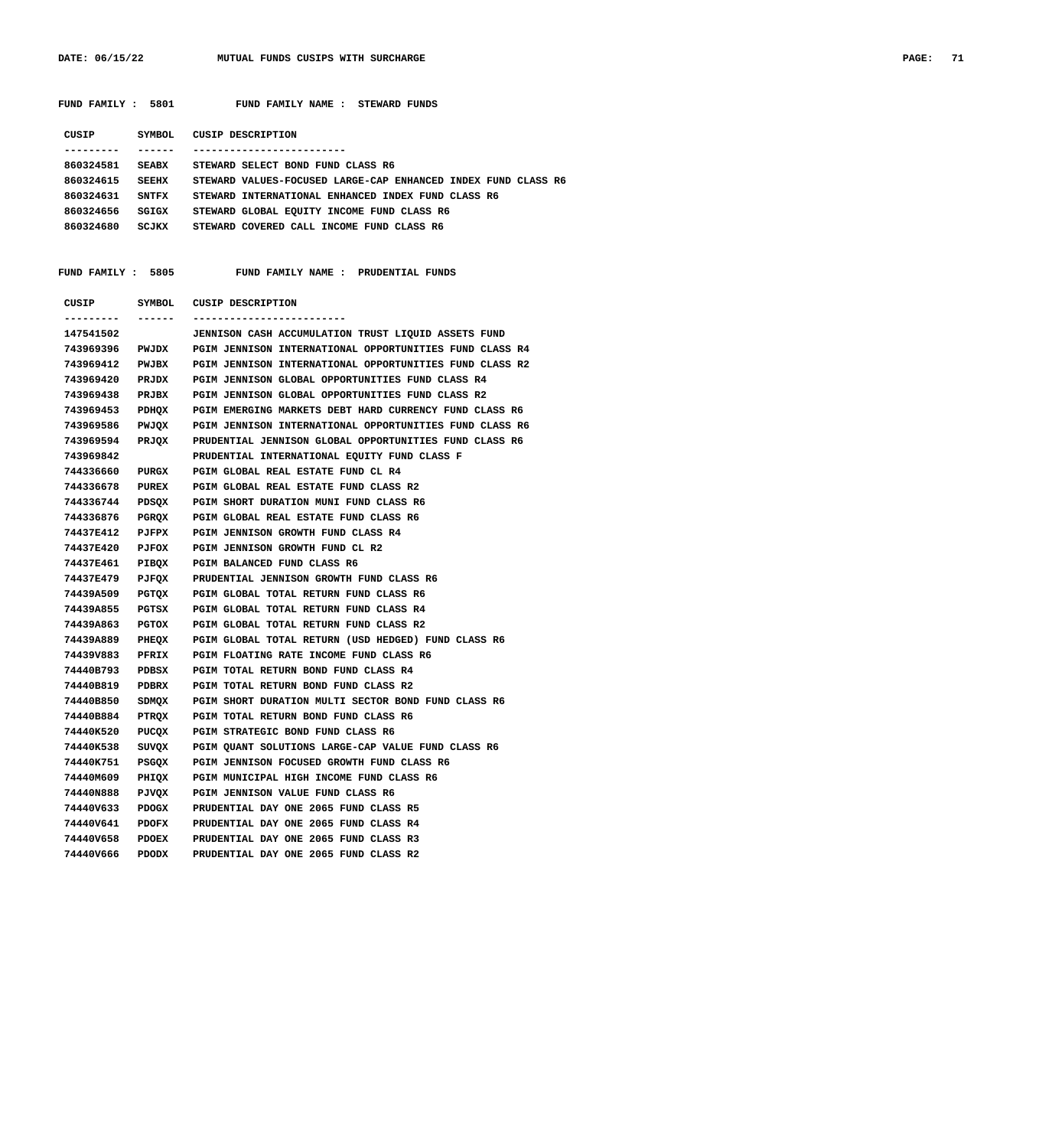**FUND FAMILY : 5801 FUND FAMILY NAME : STEWARD FUNDS**

| CUSIP | SYMBOL | CUSIP DESCRIPTION |
|---|---|---|
| 860324581 | SEABX | STEWARD SELECT BOND FUND CLASS R6 |
| 860324615 | SEEHX | STEWARD VALUES-FOCUSED LARGE-CAP ENHANCED INDEX FUND CLASS R6 |
| 860324631 | SNTFX | STEWARD INTERNATIONAL ENHANCED INDEX FUND CLASS R6 |
| 860324656 | SGIGX | STEWARD GLOBAL EQUITY INCOME FUND CLASS R6 |
| 860324680 | SCJKX | STEWARD COVERED CALL INCOME FUND CLASS R6 |

**FUND FAMILY : 5805 FUND FAMILY NAME : PRUDENTIAL FUNDS**

| CUSIP | SYMBOL | CUSIP DESCRIPTION |
|---|---|---|
| 147541502 | | JENNISON CASH ACCUMULATION TRUST LIQUID ASSETS FUND |
| 743969396 | PWJDX | PGIM JENNISON INTERNATIONAL OPPORTUNITIES FUND CLASS R4 |
| 743969412 | PWJBX | PGIM JENNISON INTERNATIONAL OPPORTUNITIES FUND CLASS R2 |
| 743969420 | PRJDX | PGIM JENNISON GLOBAL OPPORTUNITIES FUND CLASS R4 |
| 743969438 | PRJBX | PGIM JENNISON GLOBAL OPPORTUNITIES FUND CLASS R2 |
| 743969453 | PDHQX | PGIM EMERGING MARKETS DEBT HARD CURRENCY FUND CLASS R6 |
| 743969586 | PWJQX | PGIM JENNISON INTERNATIONAL OPPORTUNITIES FUND CLASS R6 |
| 743969594 | PRJQX | PRUDENTIAL JENNISON GLOBAL OPPORTUNITIES FUND CLASS R6 |
| 743969842 | | PRUDENTIAL INTERNATIONAL EQUITY FUND CLASS F |
| 744336660 | PURGX | PGIM GLOBAL REAL ESTATE FUND CL R4 |
| 744336678 | PUREX | PGIM GLOBAL REAL ESTATE FUND CLASS R2 |
| 744336744 | PDSQX | PGIM SHORT DURATION MUNI FUND CLASS R6 |
| 744336876 | PGRQX | PGIM GLOBAL REAL ESTATE FUND CLASS R6 |
| 74437E412 | PJFPX | PGIM JENNISON GROWTH FUND CLASS R4 |
| 74437E420 | PJFOX | PGIM JENNISON GROWTH FUND CL R2 |
| 74437E461 | PIBQX | PGIM BALANCED FUND CLASS R6 |
| 74437E479 | PJFQX | PRUDENTIAL JENNISON GROWTH FUND CLASS R6 |
| 74439A509 | PGTQX | PGIM GLOBAL TOTAL RETURN FUND CLASS R6 |
| 74439A855 | PGTSX | PGIM GLOBAL TOTAL RETURN FUND CLASS R4 |
| 74439A863 | PGTOX | PGIM GLOBAL TOTAL RETURN FUND CLASS R2 |
| 74439A889 | PHEQX | PGIM GLOBAL TOTAL RETURN (USD HEDGED) FUND CLASS R6 |
| 74439V883 | PFRIX | PGIM FLOATING RATE INCOME FUND CLASS R6 |
| 74440B793 | PDBSX | PGIM TOTAL RETURN BOND FUND CLASS R4 |
| 74440B819 | PDBRX | PGIM TOTAL RETURN BOND FUND CLASS R2 |
| 74440B850 | SDMQX | PGIM SHORT DURATION MULTI SECTOR BOND FUND CLASS R6 |
| 74440B884 | PTRQX | PGIM TOTAL RETURN BOND FUND CLASS R6 |
| 74440K520 | PUCQX | PGIM STRATEGIC BOND FUND CLASS R6 |
| 74440K538 | SUVQX | PGIM QUANT SOLUTIONS LARGE-CAP VALUE FUND CLASS R6 |
| 74440K751 | PSGQX | PGIM JENNISON FOCUSED GROWTH FUND CLASS R6 |
| 74440M609 | PHIQX | PGIM MUNICIPAL HIGH INCOME FUND CLASS R6 |
| 74440N888 | PJVQX | PGIM JENNISON VALUE FUND CLASS R6 |
| 74440V633 | PDOGX | PRUDENTIAL DAY ONE 2065 FUND CLASS R5 |
| 74440V641 | PDOFX | PRUDENTIAL DAY ONE 2065 FUND CLASS R4 |
| 74440V658 | PDOEX | PRUDENTIAL DAY ONE 2065 FUND CLASS R3 |
| 74440V666 | PDODX | PRUDENTIAL DAY ONE 2065 FUND CLASS R2 |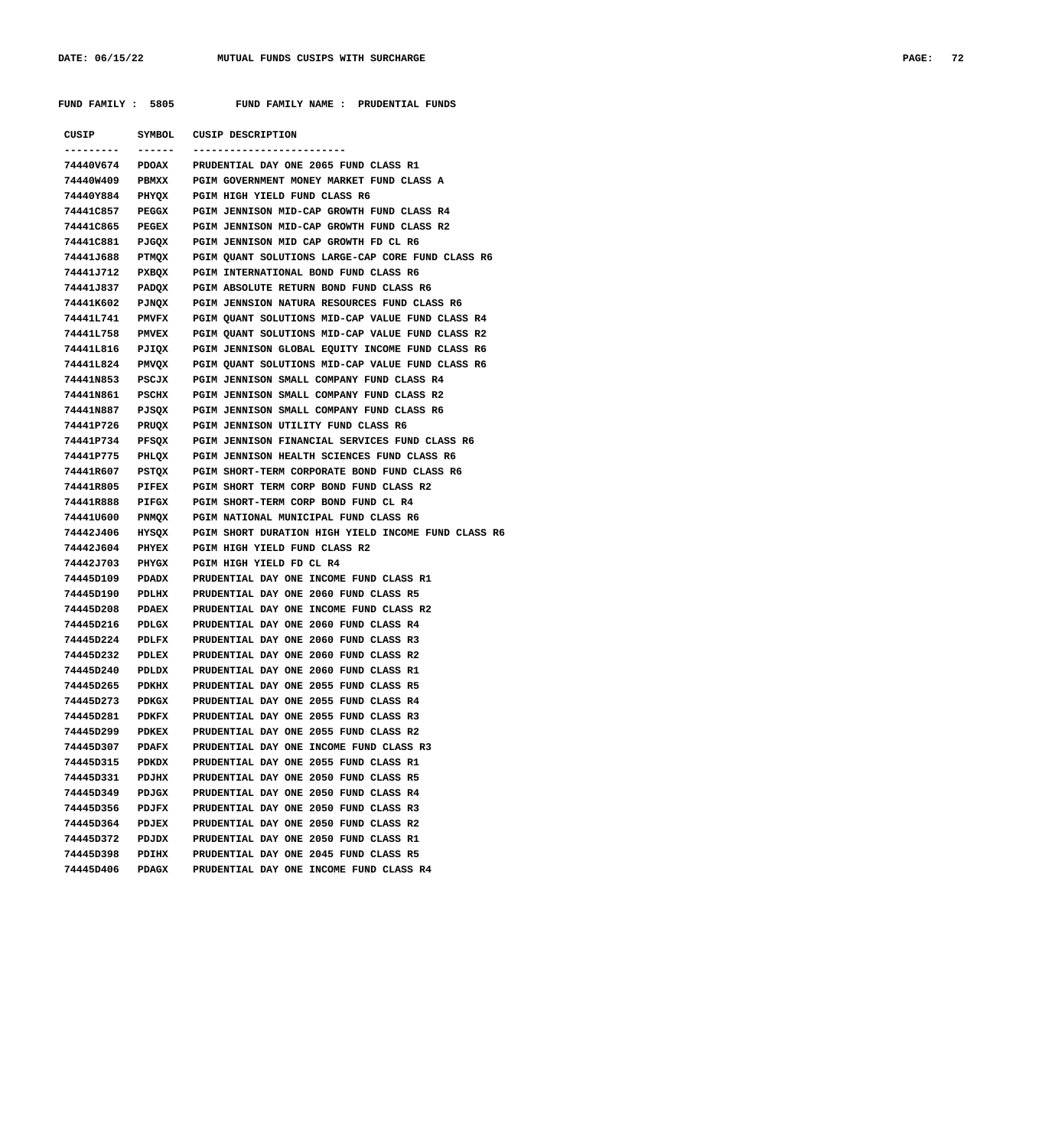FUND FAMILY : 5805 FUND FAMILY NAME : PRUDENTIAL FUNDS

| CUSIP | SYMBOL | CUSIP DESCRIPTION |
|---|---|---|
| 74440V674 | PDOAX | PRUDENTIAL DAY ONE 2065 FUND CLASS R1 |
| 74440W409 | PBMXX | PGIM GOVERNMENT MONEY MARKET FUND CLASS A |
| 74440Y884 | PHYQX | PGIM HIGH YIELD FUND CLASS R6 |
| 74441C857 | PEGGX | PGIM JENNISON MID-CAP GROWTH FUND CLASS R4 |
| 74441C865 | PEGEX | PGIM JENNISON MID-CAP GROWTH FUND CLASS R2 |
| 74441C881 | PJGQX | PGIM JENNISON MID CAP GROWTH FD CL R6 |
| 74441J688 | PTMQX | PGIM QUANT SOLUTIONS LARGE-CAP CORE FUND CLASS R6 |
| 74441J712 | PXBQX | PGIM INTERNATIONAL BOND FUND CLASS R6 |
| 74441J837 | PADQX | PGIM ABSOLUTE RETURN BOND FUND CLASS R6 |
| 74441K602 | PJNQX | PGIM JENNSION NATURA RESOURCES FUND CLASS R6 |
| 74441L741 | PMVFX | PGIM QUANT SOLUTIONS MID-CAP VALUE FUND CLASS R4 |
| 74441L758 | PMVEX | PGIM QUANT SOLUTIONS MID-CAP VALUE FUND CLASS R2 |
| 74441L816 | PJIQX | PGIM JENNISON GLOBAL EQUITY INCOME FUND CLASS R6 |
| 74441L824 | PMVQX | PGIM QUANT SOLUTIONS MID-CAP VALUE FUND CLASS R6 |
| 74441N853 | PSCJX | PGIM JENNISON SMALL COMPANY FUND CLASS R4 |
| 74441N861 | PSCHX | PGIM JENNISON SMALL COMPANY FUND CLASS R2 |
| 74441N887 | PJSQX | PGIM JENNISON SMALL COMPANY FUND CLASS R6 |
| 74441P726 | PRUQX | PGIM JENNISON UTILITY FUND CLASS R6 |
| 74441P734 | PFSQX | PGIM JENNISON FINANCIAL SERVICES FUND CLASS R6 |
| 74441P775 | PHLQX | PGIM JENNISON HEALTH SCIENCES FUND CLASS R6 |
| 74441R607 | PSTQX | PGIM SHORT-TERM CORPORATE BOND FUND CLASS R6 |
| 74441R805 | PIFEX | PGIM SHORT TERM CORP BOND FUND CLASS R2 |
| 74441R888 | PIFGX | PGIM SHORT-TERM CORP BOND FUND CL R4 |
| 74441U600 | PNMQX | PGIM NATIONAL MUNICIPAL FUND CLASS R6 |
| 74442J406 | HYSQX | PGIM SHORT DURATION HIGH YIELD INCOME FUND CLASS R6 |
| 74442J604 | PHYEX | PGIM HIGH YIELD FUND CLASS R2 |
| 74442J703 | PHYGX | PGIM HIGH YIELD FD CL R4 |
| 74445D109 | PDADX | PRUDENTIAL DAY ONE INCOME FUND CLASS R1 |
| 74445D190 | PDLHX | PRUDENTIAL DAY ONE 2060 FUND CLASS R5 |
| 74445D208 | PDAEX | PRUDENTIAL DAY ONE INCOME FUND CLASS R2 |
| 74445D216 | PDLGX | PRUDENTIAL DAY ONE 2060 FUND CLASS R4 |
| 74445D224 | PDLFX | PRUDENTIAL DAY ONE 2060 FUND CLASS R3 |
| 74445D232 | PDLEX | PRUDENTIAL DAY ONE 2060 FUND CLASS R2 |
| 74445D240 | PDLDX | PRUDENTIAL DAY ONE 2060 FUND CLASS R1 |
| 74445D265 | PDKHX | PRUDENTIAL DAY ONE 2055 FUND CLASS R5 |
| 74445D273 | PDKGX | PRUDENTIAL DAY ONE 2055 FUND CLASS R4 |
| 74445D281 | PDKFX | PRUDENTIAL DAY ONE 2055 FUND CLASS R3 |
| 74445D299 | PDKEX | PRUDENTIAL DAY ONE 2055 FUND CLASS R2 |
| 74445D307 | PDAFX | PRUDENTIAL DAY ONE INCOME FUND CLASS R3 |
| 74445D315 | PDKDX | PRUDENTIAL DAY ONE 2055 FUND CLASS R1 |
| 74445D331 | PDJHX | PRUDENTIAL DAY ONE 2050 FUND CLASS R5 |
| 74445D349 | PDJGX | PRUDENTIAL DAY ONE 2050 FUND CLASS R4 |
| 74445D356 | PDJFX | PRUDENTIAL DAY ONE 2050 FUND CLASS R3 |
| 74445D364 | PDJEX | PRUDENTIAL DAY ONE 2050 FUND CLASS R2 |
| 74445D372 | PDJDX | PRUDENTIAL DAY ONE 2050 FUND CLASS R1 |
| 74445D398 | PDIHX | PRUDENTIAL DAY ONE 2045 FUND CLASS R5 |
| 74445D406 | PDAGX | PRUDENTIAL DAY ONE INCOME FUND CLASS R4 |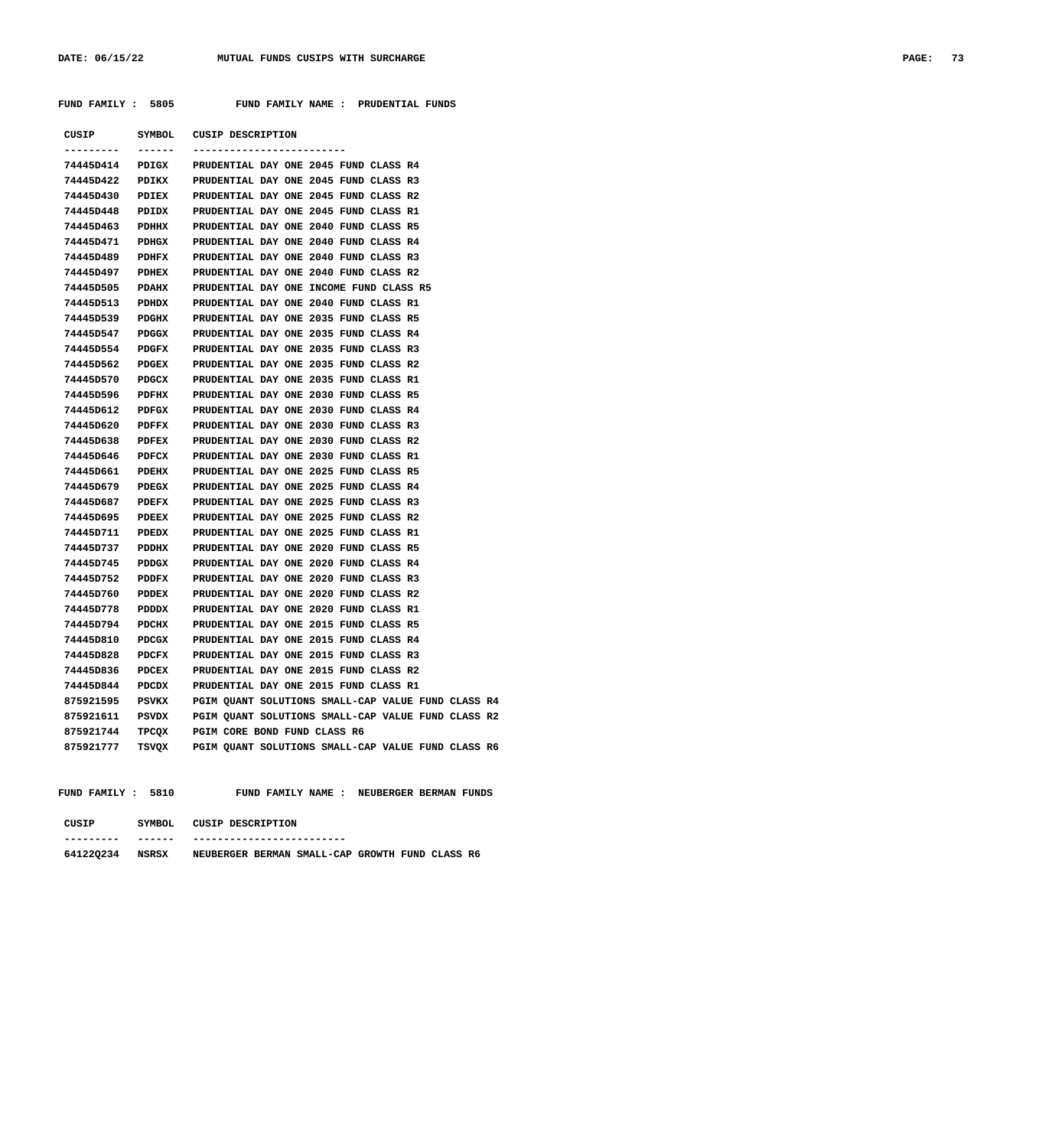**FUND FAMILY : 5805 FUND FAMILY NAME : PRUDENTIAL FUNDS**

| CUSIP | SYMBOL | CUSIP DESCRIPTION |
|---|---|---|
| 74445D414 | PDIGX | PRUDENTIAL DAY ONE 2045 FUND CLASS R4 |
| 74445D422 | PDIKX | PRUDENTIAL DAY ONE 2045 FUND CLASS R3 |
| 74445D430 | PDIEX | PRUDENTIAL DAY ONE 2045 FUND CLASS R2 |
| 74445D448 | PDIDX | PRUDENTIAL DAY ONE 2045 FUND CLASS R1 |
| 74445D463 | PDHHX | PRUDENTIAL DAY ONE 2040 FUND CLASS R5 |
| 74445D471 | PDHGX | PRUDENTIAL DAY ONE 2040 FUND CLASS R4 |
| 74445D489 | PDHFX | PRUDENTIAL DAY ONE 2040 FUND CLASS R3 |
| 74445D497 | PDHEX | PRUDENTIAL DAY ONE 2040 FUND CLASS R2 |
| 74445D505 | PDAHX | PRUDENTIAL DAY ONE INCOME FUND CLASS R5 |
| 74445D513 | PDHDX | PRUDENTIAL DAY ONE 2040 FUND CLASS R1 |
| 74445D539 | PDGHX | PRUDENTIAL DAY ONE 2035 FUND CLASS R5 |
| 74445D547 | PDGGX | PRUDENTIAL DAY ONE 2035 FUND CLASS R4 |
| 74445D554 | PDGFX | PRUDENTIAL DAY ONE 2035 FUND CLASS R3 |
| 74445D562 | PDGEX | PRUDENTIAL DAY ONE 2035 FUND CLASS R2 |
| 74445D570 | PDGCX | PRUDENTIAL DAY ONE 2035 FUND CLASS R1 |
| 74445D596 | PDFHX | PRUDENTIAL DAY ONE 2030 FUND CLASS R5 |
| 74445D612 | PDFGX | PRUDENTIAL DAY ONE 2030 FUND CLASS R4 |
| 74445D620 | PDFFX | PRUDENTIAL DAY ONE 2030 FUND CLASS R3 |
| 74445D638 | PDFEX | PRUDENTIAL DAY ONE 2030 FUND CLASS R2 |
| 74445D646 | PDFCX | PRUDENTIAL DAY ONE 2030 FUND CLASS R1 |
| 74445D661 | PDEHX | PRUDENTIAL DAY ONE 2025 FUND CLASS R5 |
| 74445D679 | PDEGX | PRUDENTIAL DAY ONE 2025 FUND CLASS R4 |
| 74445D687 | PDEFX | PRUDENTIAL DAY ONE 2025 FUND CLASS R3 |
| 74445D695 | PDEEX | PRUDENTIAL DAY ONE 2025 FUND CLASS R2 |
| 74445D711 | PDEDX | PRUDENTIAL DAY ONE 2025 FUND CLASS R1 |
| 74445D737 | PDDHX | PRUDENTIAL DAY ONE 2020 FUND CLASS R5 |
| 74445D745 | PDDGX | PRUDENTIAL DAY ONE 2020 FUND CLASS R4 |
| 74445D752 | PDDFX | PRUDENTIAL DAY ONE 2020 FUND CLASS R3 |
| 74445D760 | PDDEX | PRUDENTIAL DAY ONE 2020 FUND CLASS R2 |
| 74445D778 | PDDDX | PRUDENTIAL DAY ONE 2020 FUND CLASS R1 |
| 74445D794 | PDCHX | PRUDENTIAL DAY ONE 2015 FUND CLASS R5 |
| 74445D810 | PDCGX | PRUDENTIAL DAY ONE 2015 FUND CLASS R4 |
| 74445D828 | PDCFX | PRUDENTIAL DAY ONE 2015 FUND CLASS R3 |
| 74445D836 | PDCEX | PRUDENTIAL DAY ONE 2015 FUND CLASS R2 |
| 74445D844 | PDCDX | PRUDENTIAL DAY ONE 2015 FUND CLASS R1 |
| 875921595 | PSVKX | PGIM QUANT SOLUTIONS SMALL-CAP VALUE FUND CLASS R4 |
| 875921611 | PSVDX | PGIM QUANT SOLUTIONS SMALL-CAP VALUE FUND CLASS R2 |
| 875921744 | TPCQX | PGIM CORE BOND FUND CLASS R6 |
| 875921777 | TSVQX | PGIM QUANT SOLUTIONS SMALL-CAP VALUE FUND CLASS R6 |

**FUND FAMILY : 5810 FUND FAMILY NAME : NEUBERGER BERMAN FUNDS**

| CUSIP | SYMBOL | CUSIP DESCRIPTION |
|---|---|---|
| 64122Q234 | NSRSX | NEUBERGER BERMAN SMALL-CAP GROWTH FUND CLASS R6 |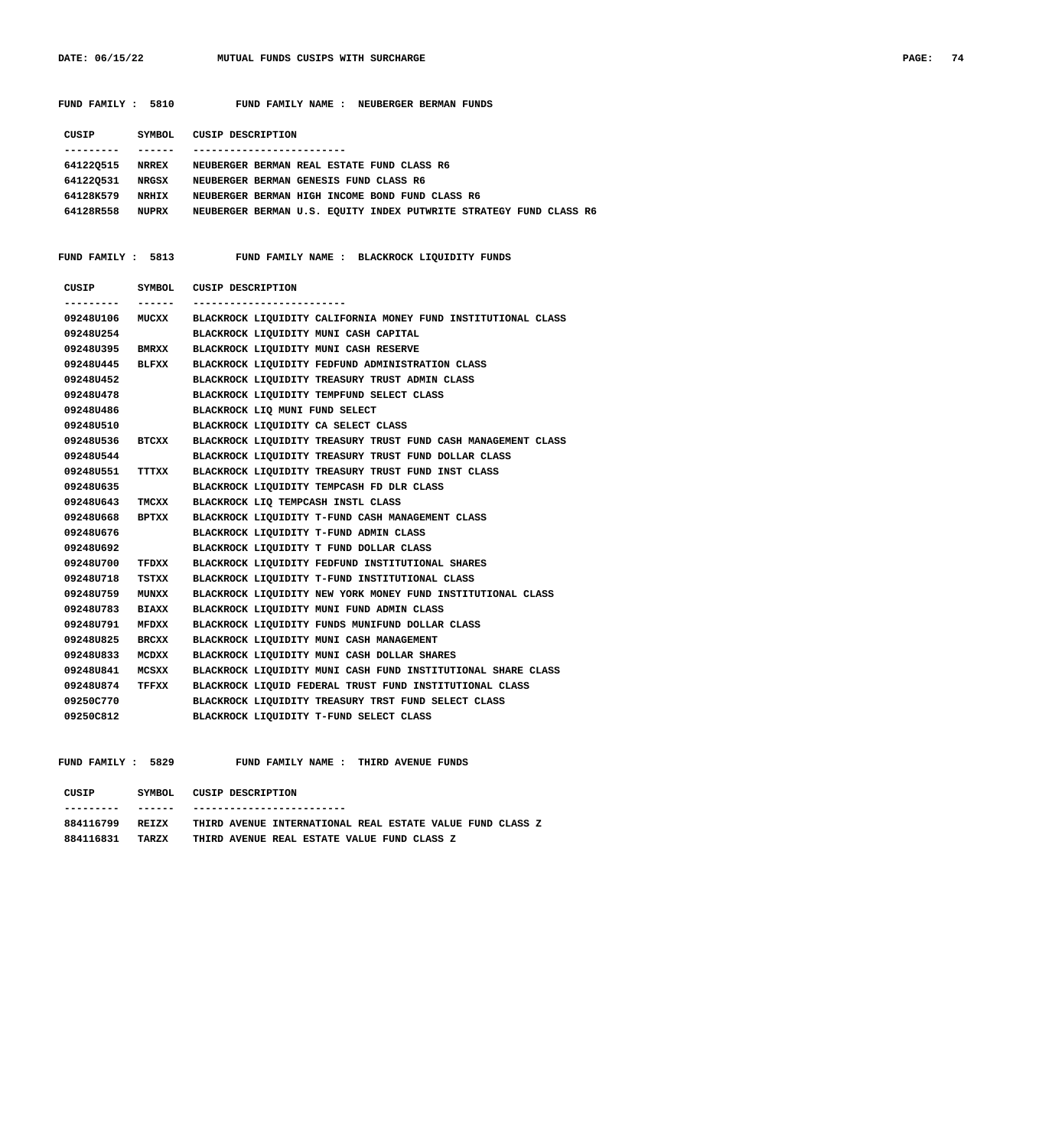FUND FAMILY : 5810 FUND FAMILY NAME : NEUBERGER BERMAN FUNDS

| CUSIP | SYMBOL | CUSIP DESCRIPTION |
|---|---|---|
| 64122Q515 | NRREX | NEUBERGER BERMAN REAL ESTATE FUND CLASS R6 |
| 64122Q531 | NRGSX | NEUBERGER BERMAN GENESIS FUND CLASS R6 |
| 64128K579 | NRHIX | NEUBERGER BERMAN HIGH INCOME BOND FUND CLASS R6 |
| 64128R558 | NUPRX | NEUBERGER BERMAN U.S. EQUITY INDEX PUTWRITE STRATEGY FUND CLASS R6 |

FUND FAMILY : 5813 FUND FAMILY NAME : BLACKROCK LIQUIDITY FUNDS

| CUSIP | SYMBOL | CUSIP DESCRIPTION |
|---|---|---|
| 09248U106 | MUCXX | BLACKROCK LIQUIDITY CALIFORNIA MONEY FUND INSTITUTIONAL CLASS |
| 09248U254 | | BLACKROCK LIQUIDITY MUNI CASH CAPITAL |
| 09248U395 | BMRXX | BLACKROCK LIQUIDITY MUNI CASH RESERVE |
| 09248U445 | BLFXX | BLACKROCK LIQUIDITY FEDFUND ADMINISTRATION CLASS |
| 09248U452 | | BLACKROCK LIQUIDITY TREASURY TRUST ADMIN CLASS |
| 09248U478 | | BLACKROCK LIQUIDITY TEMPFUND SELECT CLASS |
| 09248U486 | | BLACKROCK LIQ MUNI FUND SELECT |
| 09248U510 | | BLACKROCK LIQUIDITY CA SELECT CLASS |
| 09248U536 | BTCXX | BLACKROCK LIQUIDITY TREASURY TRUST FUND CASH MANAGEMENT CLASS |
| 09248U544 | | BLACKROCK LIQUIDITY TREASURY TRUST FUND DOLLAR CLASS |
| 09248U551 | TTTXX | BLACKROCK LIQUIDITY TREASURY TRUST FUND INST CLASS |
| 09248U635 | | BLACKROCK LIQUIDITY TEMPCASH FD DLR CLASS |
| 09248U643 | TMCXX | BLACKROCK LIQ TEMPCASH INSTL CLASS |
| 09248U668 | BPTXX | BLACKROCK LIQUIDITY T-FUND CASH MANAGEMENT CLASS |
| 09248U676 | | BLACKROCK LIQUIDITY T-FUND ADMIN CLASS |
| 09248U692 | | BLACKROCK LIQUIDITY T FUND DOLLAR CLASS |
| 09248U700 | TFDXX | BLACKROCK LIQUIDITY FEDFUND INSTITUTIONAL SHARES |
| 09248U718 | TSTXX | BLACKROCK LIQUIDITY T-FUND INSTITUTIONAL CLASS |
| 09248U759 | MUNXX | BLACKROCK LIQUIDITY NEW YORK MONEY FUND INSTITUTIONAL CLASS |
| 09248U783 | BIAXX | BLACKROCK LIQUIDITY MUNI FUND ADMIN CLASS |
| 09248U791 | MFDXX | BLACKROCK LIQUIDITY FUNDS MUNIFUND DOLLAR CLASS |
| 09248U825 | BRCXX | BLACKROCK LIQUIDITY MUNI CASH MANAGEMENT |
| 09248U833 | MCDXX | BLACKROCK LIQUIDITY MUNI CASH DOLLAR SHARES |
| 09248U841 | MCSXX | BLACKROCK LIQUIDITY MUNI CASH FUND INSTITUTIONAL SHARE CLASS |
| 09248U874 | TFFXX | BLACKROCK LIQUID FEDERAL TRUST FUND INSTITUTIONAL CLASS |
| 09250C770 | | BLACKROCK LIQUIDITY TREASURY TRST FUND SELECT CLASS |
| 09250C812 | | BLACKROCK LIQUIDITY T-FUND SELECT CLASS |

FUND FAMILY : 5829 FUND FAMILY NAME : THIRD AVENUE FUNDS

| CUSIP | SYMBOL | CUSIP DESCRIPTION |
|---|---|---|
| 884116799 | REIZX | THIRD AVENUE INTERNATIONAL REAL ESTATE VALUE FUND CLASS Z |
| 884116831 | TARZX | THIRD AVENUE REAL ESTATE VALUE FUND CLASS Z |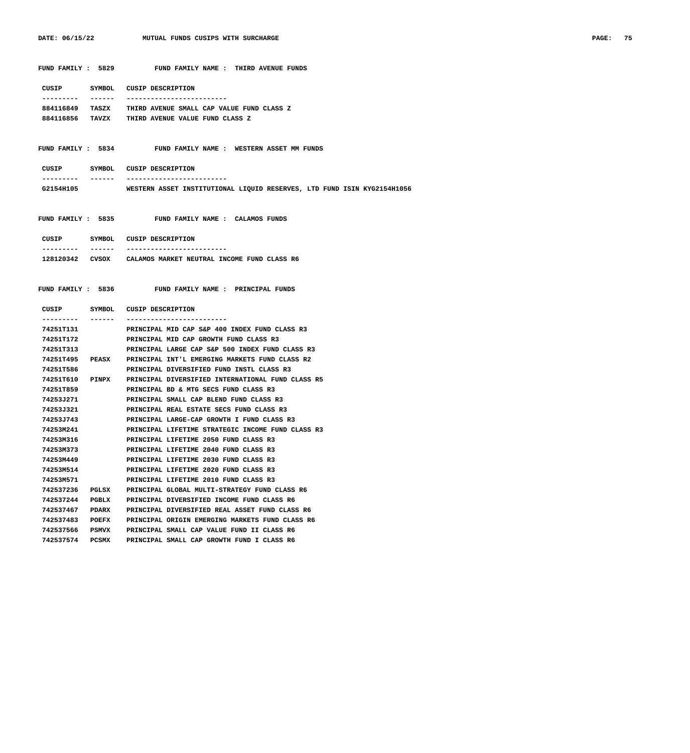**FUND FAMILY : 5829 FUND FAMILY NAME : THIRD AVENUE FUNDS**

| CUSIP | SYMBOL | CUSIP DESCRIPTION |
|---|---|---|
| 884116849 | TASZX | THIRD AVENUE SMALL CAP VALUE FUND CLASS Z |
| 884116856 | TAVZX | THIRD AVENUE VALUE FUND CLASS Z |

**FUND FAMILY : 5834 FUND FAMILY NAME : WESTERN ASSET MM FUNDS**

| CUSIP | SYMBOL | CUSIP DESCRIPTION |
|---|---|---|
| G2154H105 | | WESTERN ASSET INSTITUTIONAL LIQUID RESERVES, LTD FUND ISIN KYG2154H1056 |

**FUND FAMILY : 5835 FUND FAMILY NAME : CALAMOS FUNDS**

| CUSIP | SYMBOL | CUSIP DESCRIPTION |
|---|---|---|
| 128120342 | CVSOX | CALAMOS MARKET NEUTRAL INCOME FUND CLASS R6 |

**FUND FAMILY : 5836 FUND FAMILY NAME : PRINCIPAL FUNDS**

| CUSIP | SYMBOL | CUSIP DESCRIPTION |
|---|---|---|
| 74251T131 | | PRINCIPAL MID CAP S&P 400 INDEX FUND CLASS R3 |
| 74251T172 | | PRINCIPAL MID CAP GROWTH FUND CLASS R3 |
| 74251T313 | | PRINCIPAL LARGE CAP S&P 500 INDEX FUND CLASS R3 |
| 74251T495 | PEASX | PRINCIPAL INT'L EMERGING MARKETS FUND CLASS R2 |
| 74251T586 | | PRINCIPAL DIVERSIFIED FUND INSTL CLASS R3 |
| 74251T610 | PINPX | PRINCIPAL DIVERSIFIED INTERNATIONAL FUND CLASS R5 |
| 74251T859 | | PRINCIPAL BD & MTG SECS FUND CLASS R3 |
| 74253J271 | | PRINCIPAL SMALL CAP BLEND FUND CLASS R3 |
| 74253J321 | | PRINCIPAL REAL ESTATE SECS FUND CLASS R3 |
| 74253J743 | | PRINCIPAL LARGE-CAP GROWTH I FUND CLASS R3 |
| 74253M241 | | PRINCIPAL LIFETIME STRATEGIC INCOME FUND CLASS R3 |
| 74253M316 | | PRINCIPAL LIFETIME 2050 FUND CLASS R3 |
| 74253M373 | | PRINCIPAL LIFETIME 2040 FUND CLASS R3 |
| 74253M449 | | PRINCIPAL LIFETIME 2030 FUND CLASS R3 |
| 74253M514 | | PRINCIPAL LIFETIME 2020 FUND CLASS R3 |
| 74253M571 | | PRINCIPAL LIFETIME 2010 FUND CLASS R3 |
| 742537236 | PGLSX | PRINCIPAL GLOBAL MULTI-STRATEGY FUND CLASS R6 |
| 742537244 | PGBLX | PRINCIPAL DIVERSIFIED INCOME FUND CLASS R6 |
| 742537467 | PDARX | PRINCIPAL DIVERSIFIED REAL ASSET FUND CLASS R6 |
| 742537483 | POEFX | PRINCIPAL ORIGIN EMERGING MARKETS FUND CLASS R6 |
| 742537566 | PSMVX | PRINCIPAL SMALL CAP VALUE FUND II CLASS R6 |
| 742537574 | PCSMX | PRINCIPAL SMALL CAP GROWTH FUND I CLASS R6 |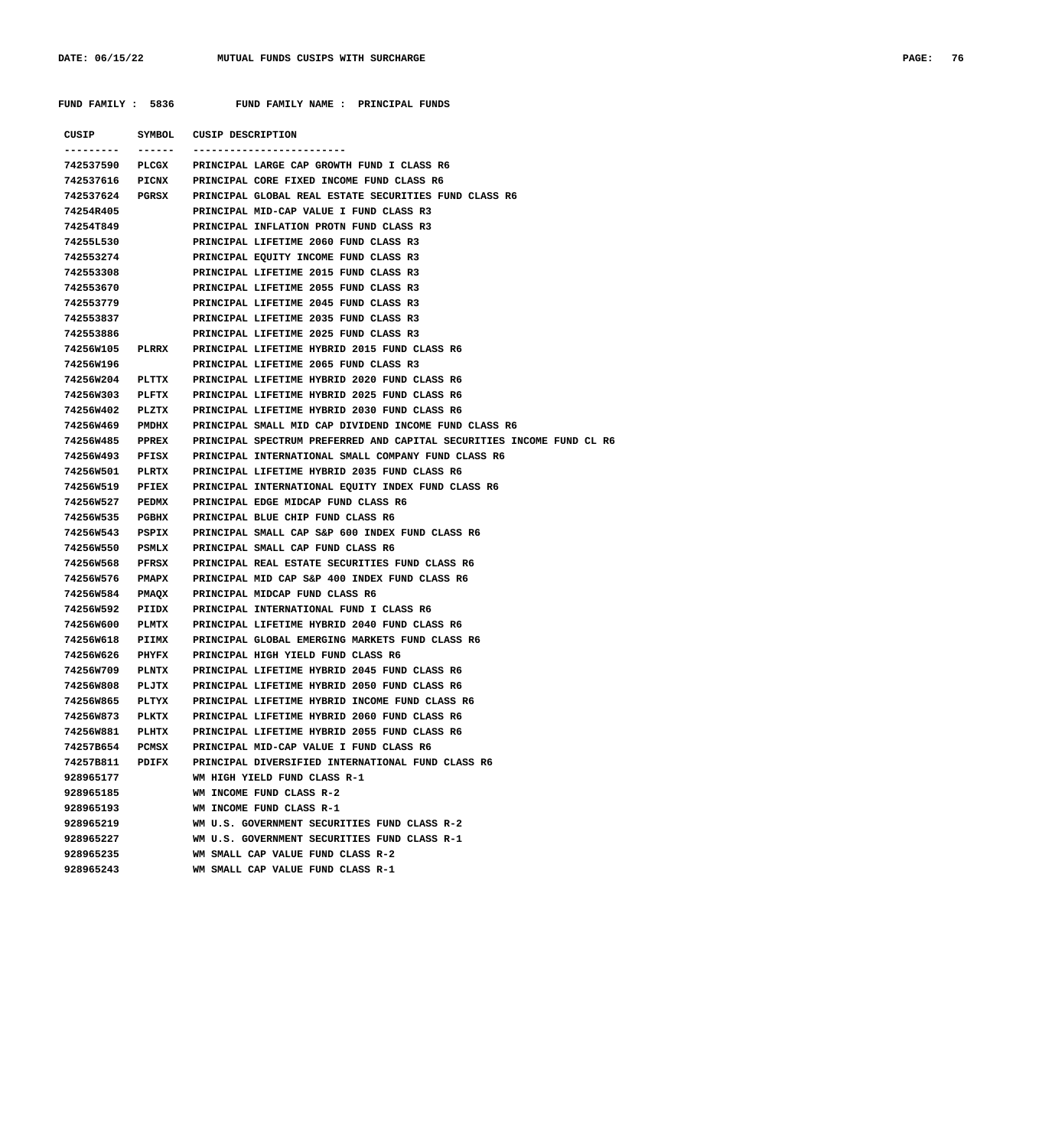FUND FAMILY : 5836 FUND FAMILY NAME : PRINCIPAL FUNDS

| CUSIP | SYMBOL | CUSIP DESCRIPTION |
|---|---|---|
| 742537590 | PLCGX | PRINCIPAL LARGE CAP GROWTH FUND I CLASS R6 |
| 742537616 | PICNX | PRINCIPAL CORE FIXED INCOME FUND CLASS R6 |
| 742537624 | PGRSX | PRINCIPAL GLOBAL REAL ESTATE SECURITIES FUND CLASS R6 |
| 74254R405 | | PRINCIPAL MID-CAP VALUE I FUND CLASS R3 |
| 74254T849 | | PRINCIPAL INFLATION PROTN FUND CLASS R3 |
| 74255L530 | | PRINCIPAL LIFETIME 2060 FUND CLASS R3 |
| 742553274 | | PRINCIPAL EQUITY INCOME FUND CLASS R3 |
| 742553308 | | PRINCIPAL LIFETIME 2015 FUND CLASS R3 |
| 742553670 | | PRINCIPAL LIFETIME 2055 FUND CLASS R3 |
| 742553779 | | PRINCIPAL LIFETIME 2045 FUND CLASS R3 |
| 742553837 | | PRINCIPAL LIFETIME 2035 FUND CLASS R3 |
| 742553886 | | PRINCIPAL LIFETIME 2025 FUND CLASS R3 |
| 74256W105 | PLRRX | PRINCIPAL LIFETIME HYBRID 2015 FUND CLASS R6 |
| 74256W196 | | PRINCIPAL LIFETIME 2065 FUND CLASS R3 |
| 74256W204 | PLTTX | PRINCIPAL LIFETIME HYBRID 2020 FUND CLASS R6 |
| 74256W303 | PLFTX | PRINCIPAL LIFETIME HYBRID 2025 FUND CLASS R6 |
| 74256W402 | PLZTX | PRINCIPAL LIFETIME HYBRID 2030 FUND CLASS R6 |
| 74256W469 | PMDHX | PRINCIPAL SMALL MID CAP DIVIDEND INCOME FUND CLASS R6 |
| 74256W485 | PPREX | PRINCIPAL SPECTRUM PREFERRED AND CAPITAL SECURITIES INCOME FUND CL R6 |
| 74256W493 | PFISX | PRINCIPAL INTERNATIONAL SMALL COMPANY FUND CLASS R6 |
| 74256W501 | PLRTX | PRINCIPAL LIFETIME HYBRID 2035 FUND CLASS R6 |
| 74256W519 | PFIEX | PRINCIPAL INTERNATIONAL EQUITY INDEX FUND CLASS R6 |
| 74256W527 | PEDMX | PRINCIPAL EDGE MIDCAP FUND CLASS R6 |
| 74256W535 | PGBHX | PRINCIPAL BLUE CHIP FUND CLASS R6 |
| 74256W543 | PSPIX | PRINCIPAL SMALL CAP S&P 600 INDEX FUND CLASS R6 |
| 74256W550 | PSMLX | PRINCIPAL SMALL CAP FUND CLASS R6 |
| 74256W568 | PFRSX | PRINCIPAL REAL ESTATE SECURITIES FUND CLASS R6 |
| 74256W576 | PMAPX | PRINCIPAL MID CAP S&P 400 INDEX FUND CLASS R6 |
| 74256W584 | PMAQX | PRINCIPAL MIDCAP FUND CLASS R6 |
| 74256W592 | PIIDX | PRINCIPAL INTERNATIONAL FUND I CLASS R6 |
| 74256W600 | PLMTX | PRINCIPAL LIFETIME HYBRID 2040 FUND CLASS R6 |
| 74256W618 | PIIMX | PRINCIPAL GLOBAL EMERGING MARKETS FUND CLASS R6 |
| 74256W626 | PHYFX | PRINCIPAL HIGH YIELD FUND CLASS R6 |
| 74256W709 | PLNTX | PRINCIPAL LIFETIME HYBRID 2045 FUND CLASS R6 |
| 74256W808 | PLJTX | PRINCIPAL LIFETIME HYBRID 2050 FUND CLASS R6 |
| 74256W865 | PLTYX | PRINCIPAL LIFETIME HYBRID INCOME FUND CLASS R6 |
| 74256W873 | PLKTX | PRINCIPAL LIFETIME HYBRID 2060 FUND CLASS R6 |
| 74256W881 | PLHTX | PRINCIPAL LIFETIME HYBRID 2055 FUND CLASS R6 |
| 74257B654 | PCMSX | PRINCIPAL MID-CAP VALUE I FUND CLASS R6 |
| 74257B811 | PDIFX | PRINCIPAL DIVERSIFIED INTERNATIONAL FUND CLASS R6 |
| 928965177 | | WM HIGH YIELD FUND CLASS R-1 |
| 928965185 | | WM INCOME FUND CLASS R-2 |
| 928965193 | | WM INCOME FUND CLASS R-1 |
| 928965219 | | WM U.S. GOVERNMENT SECURITIES FUND CLASS R-2 |
| 928965227 | | WM U.S. GOVERNMENT SECURITIES FUND CLASS R-1 |
| 928965235 | | WM SMALL CAP VALUE FUND CLASS R-2 |
| 928965243 | | WM SMALL CAP VALUE FUND CLASS R-1 |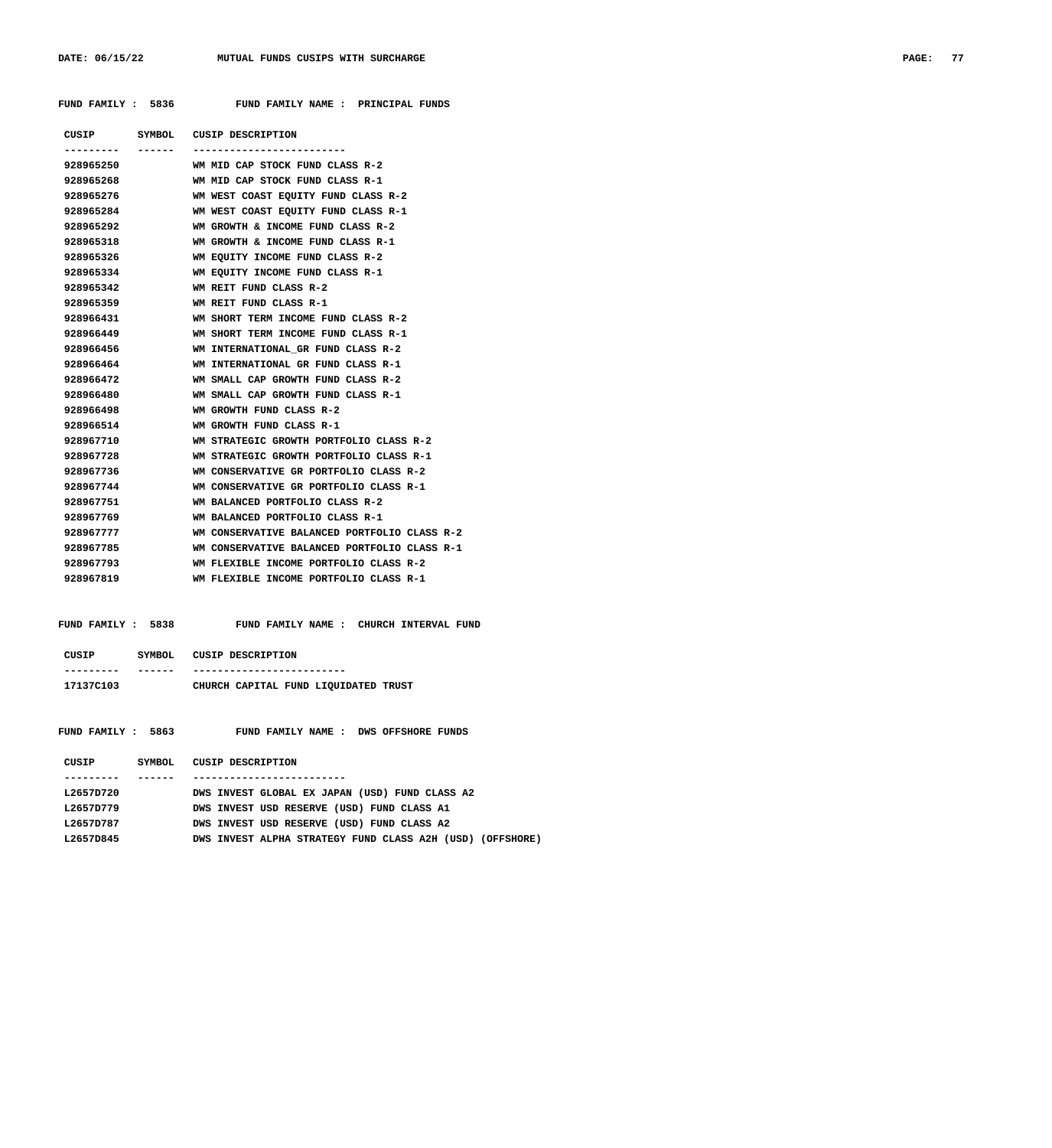**FUND FAMILY : 5836 FUND FAMILY NAME : PRINCIPAL FUNDS**

| CUSIP | SYMBOL | CUSIP DESCRIPTION |
|---|---|---|
| 928965250 | | WM MID CAP STOCK FUND CLASS R-2 |
| 928965268 | | WM MID CAP STOCK FUND CLASS R-1 |
| 928965276 | | WM WEST COAST EQUITY FUND CLASS R-2 |
| 928965284 | | WM WEST COAST EQUITY FUND CLASS R-1 |
| 928965292 | | WM GROWTH & INCOME FUND CLASS R-2 |
| 928965318 | | WM GROWTH & INCOME FUND CLASS R-1 |
| 928965326 | | WM EQUITY INCOME FUND CLASS R-2 |
| 928965334 | | WM EQUITY INCOME FUND CLASS R-1 |
| 928965342 | | WM REIT FUND CLASS R-2 |
| 928965359 | | WM REIT FUND CLASS R-1 |
| 928966431 | | WM SHORT TERM INCOME FUND CLASS R-2 |
| 928966449 | | WM SHORT TERM INCOME FUND CLASS R-1 |
| 928966456 | | WM INTERNATIONAL_GR FUND CLASS R-2 |
| 928966464 | | WM INTERNATIONAL GR FUND CLASS R-1 |
| 928966472 | | WM SMALL CAP GROWTH FUND CLASS R-2 |
| 928966480 | | WM SMALL CAP GROWTH FUND CLASS R-1 |
| 928966498 | | WM GROWTH FUND CLASS R-2 |
| 928966514 | | WM GROWTH FUND CLASS R-1 |
| 928967710 | | WM STRATEGIC GROWTH PORTFOLIO CLASS R-2 |
| 928967728 | | WM STRATEGIC GROWTH PORTFOLIO CLASS R-1 |
| 928967736 | | WM CONSERVATIVE GR PORTFOLIO CLASS R-2 |
| 928967744 | | WM CONSERVATIVE GR PORTFOLIO CLASS R-1 |
| 928967751 | | WM BALANCED PORTFOLIO CLASS R-2 |
| 928967769 | | WM BALANCED PORTFOLIO CLASS R-1 |
| 928967777 | | WM CONSERVATIVE BALANCED PORTFOLIO CLASS R-2 |
| 928967785 | | WM CONSERVATIVE BALANCED PORTFOLIO CLASS R-1 |
| 928967793 | | WM FLEXIBLE INCOME PORTFOLIO CLASS R-2 |
| 928967819 | | WM FLEXIBLE INCOME PORTFOLIO CLASS R-1 |

**FUND FAMILY : 5838 FUND FAMILY NAME : CHURCH INTERVAL FUND**

| CUSIP | SYMBOL | CUSIP DESCRIPTION |
|---|---|---|
| 17137C103 | | CHURCH CAPITAL FUND LIQUIDATED TRUST |

**FUND FAMILY : 5863 FUND FAMILY NAME : DWS OFFSHORE FUNDS**

| CUSIP | SYMBOL | CUSIP DESCRIPTION |
|---|---|---|
| L2657D720 | | DWS INVEST GLOBAL EX JAPAN (USD) FUND CLASS A2 |
| L2657D779 | | DWS INVEST USD RESERVE (USD) FUND CLASS A1 |
| L2657D787 | | DWS INVEST USD RESERVE (USD) FUND CLASS A2 |
| L2657D845 | | DWS INVEST ALPHA STRATEGY FUND CLASS A2H (USD) (OFFSHORE) |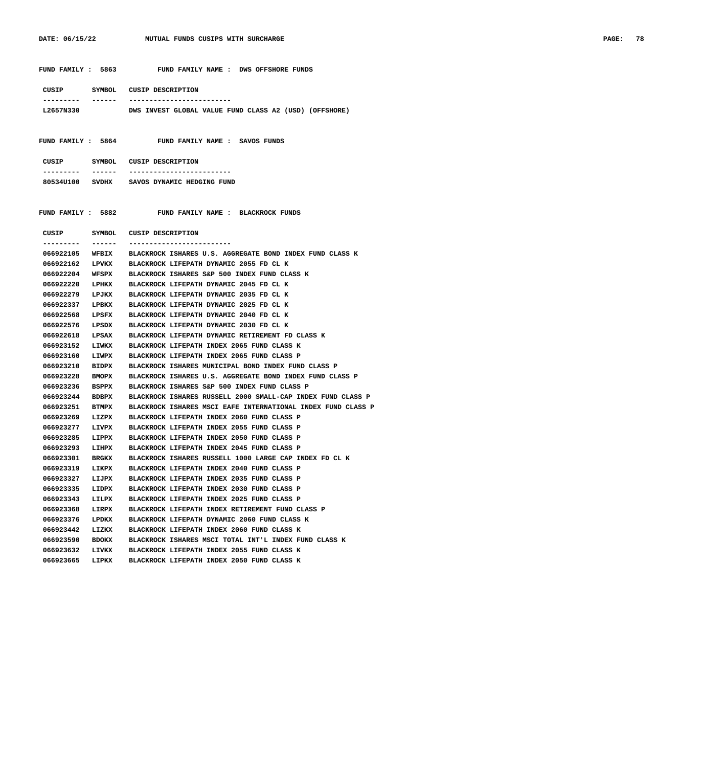**FUND FAMILY : 5863 FUND FAMILY NAME : DWS OFFSHORE FUNDS**

| CUSIP | SYMBOL | CUSIP DESCRIPTION |
|---|---|---|
| L2657N330 | | DWS INVEST GLOBAL VALUE FUND CLASS A2 (USD) (OFFSHORE) |

**FUND FAMILY : 5864 FUND FAMILY NAME : SAVOS FUNDS**

| CUSIP | SYMBOL | CUSIP DESCRIPTION |
|---|---|---|
| 80534U100 | SVDHX | SAVOS DYNAMIC HEDGING FUND |

**FUND FAMILY : 5882 FUND FAMILY NAME : BLACKROCK FUNDS**

| CUSIP | SYMBOL | CUSIP DESCRIPTION |
|---|---|---|
| 066922105 | WFBIX | BLACKROCK ISHARES U.S. AGGREGATE BOND INDEX FUND CLASS K |
| 066922162 | LPVKX | BLACKROCK LIFEPATH DYNAMIC 2055 FD CL K |
| 066922204 | WFSPX | BLACKROCK ISHARES S&P 500 INDEX FUND CLASS K |
| 066922220 | LPHKX | BLACKROCK LIFEPATH DYNAMIC 2045 FD CL K |
| 066922279 | LPJKX | BLACKROCK LIFEPATH DYNAMIC 2035 FD CL K |
| 066922337 | LPBKX | BLACKROCK LIFEPATH DYNAMIC 2025 FD CL K |
| 066922568 | LPSFX | BLACKROCK LIFEPATH DYNAMIC 2040 FD CL K |
| 066922576 | LPSDX | BLACKROCK LIFEPATH DYNAMIC 2030 FD CL K |
| 066922618 | LPSAX | BLACKROCK LIFEPATH DYNAMIC RETIREMENT FD CLASS K |
| 066923152 | LIWKX | BLACKROCK LIFEPATH INDEX 2065 FUND CLASS K |
| 066923160 | LIWPX | BLACKROCK LIFEPATH INDEX 2065 FUND CLASS P |
| 066923210 | BIDPX | BLACKROCK ISHARES MUNICIPAL BOND INDEX FUND CLASS P |
| 066923228 | BMOPX | BLACKROCK ISHARES U.S. AGGREGATE BOND INDEX FUND CLASS P |
| 066923236 | BSPPX | BLACKROCK ISHARES S&P 500 INDEX FUND CLASS P |
| 066923244 | BDBPX | BLACKROCK ISHARES RUSSELL 2000 SMALL-CAP INDEX FUND CLASS P |
| 066923251 | BTMPX | BLACKROCK ISHARES MSCI EAFE INTERNATIONAL INDEX FUND CLASS P |
| 066923269 | LIZPX | BLACKROCK LIFEPATH INDEX 2060 FUND CLASS P |
| 066923277 | LIVPX | BLACKROCK LIFEPATH INDEX 2055 FUND CLASS P |
| 066923285 | LIPPX | BLACKROCK LIFEPATH INDEX 2050 FUND CLASS P |
| 066923293 | LIHPX | BLACKROCK LIFEPATH INDEX 2045 FUND CLASS P |
| 066923301 | BRGKX | BLACKROCK ISHARES RUSSELL 1000 LARGE CAP INDEX FD CL K |
| 066923319 | LIKPX | BLACKROCK LIFEPATH INDEX 2040 FUND CLASS P |
| 066923327 | LIJPX | BLACKROCK LIFEPATH INDEX 2035 FUND CLASS P |
| 066923335 | LIDPX | BLACKROCK LIFEPATH INDEX 2030 FUND CLASS P |
| 066923343 | LILPX | BLACKROCK LIFEPATH INDEX 2025 FUND CLASS P |
| 066923368 | LIRPX | BLACKROCK LIFEPATH INDEX RETIREMENT FUND CLASS P |
| 066923376 | LPDKX | BLACKROCK LIFEPATH DYNAMIC 2060 FUND CLASS K |
| 066923442 | LIZKX | BLACKROCK LIFEPATH INDEX 2060 FUND CLASS K |
| 066923590 | BDOKX | BLACKROCK ISHARES MSCI TOTAL INT'L INDEX FUND CLASS K |
| 066923632 | LIVKX | BLACKROCK LIFEPATH INDEX 2055 FUND CLASS K |
| 066923665 | LIPKX | BLACKROCK LIFEPATH INDEX 2050 FUND CLASS K |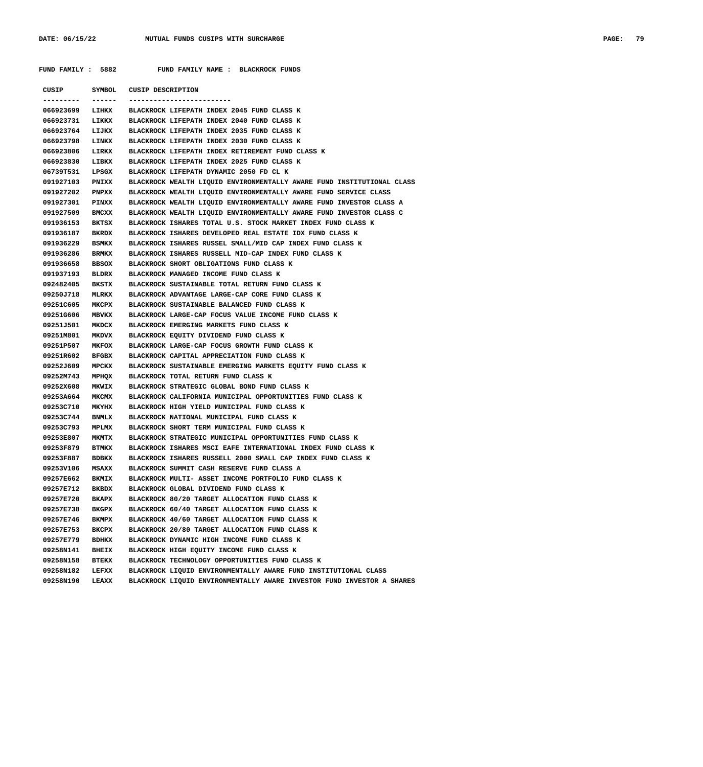FUND FAMILY : 5882 FUND FAMILY NAME : BLACKROCK FUNDS

| CUSIP | SYMBOL | CUSIP DESCRIPTION |
|---|---|---|
| 066923699 | LIHKX | BLACKROCK LIFEPATH INDEX 2045 FUND CLASS K |
| 066923731 | LIKKX | BLACKROCK LIFEPATH INDEX 2040 FUND CLASS K |
| 066923764 | LIJKX | BLACKROCK LIFEPATH INDEX 2035 FUND CLASS K |
| 066923798 | LINKX | BLACKROCK LIFEPATH INDEX 2030 FUND CLASS K |
| 066923806 | LIRKX | BLACKROCK LIFEPATH INDEX RETIREMENT FUND CLASS K |
| 066923830 | LIBKX | BLACKROCK LIFEPATH INDEX 2025 FUND CLASS K |
| 06739T531 | LPSGX | BLACKROCK LIFEPATH DYNAMIC 2050 FD CL K |
| 091927103 | PNIXX | BLACKROCK WEALTH LIQUID ENVIRONMENTALLY AWARE FUND INSTITUTIONAL CLASS |
| 091927202 | PNPXX | BLACKROCK WEALTH LIQUID ENVIRONMENTALLY AWARE FUND SERVICE CLASS |
| 091927301 | PINXX | BLACKROCK WEALTH LIQUID ENVIRONMENTALLY AWARE FUND INVESTOR CLASS A |
| 091927509 | BMCXX | BLACKROCK WEALTH LIQUID ENVIRONMENTALLY AWARE FUND INVESTOR CLASS C |
| 091936153 | BKTSX | BLACKROCK ISHARES TOTAL U.S. STOCK MARKET INDEX FUND CLASS K |
| 091936187 | BKRDX | BLACKROCK ISHARES DEVELOPED REAL ESTATE IDX FUND CLASS K |
| 091936229 | BSMKX | BLACKROCK ISHARES RUSSEL SMALL/MID CAP INDEX FUND CLASS K |
| 091936286 | BRMKX | BLACKROCK ISHARES RUSSELL MID-CAP INDEX FUND CLASS K |
| 091936658 | BBSOX | BLACKROCK SHORT OBLIGATIONS FUND CLASS K |
| 091937193 | BLDRX | BLACKROCK MANAGED INCOME FUND CLASS K |
| 092482405 | BKSTX | BLACKROCK SUSTAINABLE TOTAL RETURN FUND CLASS K |
| 09250J718 | MLRKX | BLACKROCK ADVANTAGE LARGE-CAP CORE FUND CLASS K |
| 09251C605 | MKCPX | BLACKROCK SUSTAINABLE BALANCED FUND CLASS K |
| 09251G606 | MBVKX | BLACKROCK LARGE-CAP FOCUS VALUE INCOME FUND CLASS K |
| 09251J501 | MKDCX | BLACKROCK EMERGING MARKETS FUND CLASS K |
| 09251M801 | MKDVX | BLACKROCK EQUITY DIVIDEND FUND CLASS K |
| 09251P507 | MKFOX | BLACKROCK LARGE-CAP FOCUS GROWTH FUND CLASS K |
| 09251R602 | BFGBX | BLACKROCK CAPITAL APPRECIATION FUND CLASS K |
| 09252J609 | MPCKX | BLACKROCK SUSTAINABLE EMERGING MARKETS EQUITY FUND CLASS K |
| 09252M743 | MPHQX | BLACKROCK TOTAL RETURN FUND CLASS K |
| 09252X608 | MKWIX | BLACKROCK STRATEGIC GLOBAL BOND FUND CLASS K |
| 09253A664 | MKCMX | BLACKROCK CALIFORNIA MUNICIPAL OPPORTUNITIES FUND CLASS K |
| 09253C710 | MKYHX | BLACKROCK HIGH YIELD MUNICIPAL FUND CLASS K |
| 09253C744 | BNMLX | BLACKROCK NATIONAL MUNICIPAL FUND CLASS K |
| 09253C793 | MPLMX | BLACKROCK SHORT TERM MUNICIPAL FUND CLASS K |
| 09253E807 | MKMTX | BLACKROCK STRATEGIC MUNICIPAL OPPORTUNITIES FUND CLASS K |
| 09253F879 | BTMKX | BLACKROCK ISHARES MSCI EAFE INTERNATIONAL INDEX FUND CLASS K |
| 09253F887 | BDBKX | BLACKROCK ISHARES RUSSELL 2000 SMALL CAP INDEX FUND CLASS K |
| 09253V106 | MSAXX | BLACKROCK SUMMIT CASH RESERVE FUND CLASS A |
| 09257E662 | BKMIX | BLACKROCK MULTI- ASSET INCOME PORTFOLIO FUND CLASS K |
| 09257E712 | BKBDX | BLACKROCK GLOBAL DIVIDEND FUND CLASS K |
| 09257E720 | BKAPX | BLACKROCK 80/20 TARGET ALLOCATION FUND CLASS K |
| 09257E738 | BKGPX | BLACKROCK 60/40 TARGET ALLOCATION FUND CLASS K |
| 09257E746 | BKMPX | BLACKROCK 40/60 TARGET ALLOCATION FUND CLASS K |
| 09257E753 | BKCPX | BLACKROCK 20/80 TARGET ALLOCATION FUND CLASS K |
| 09257E779 | BDHKX | BLACKROCK DYNAMIC HIGH INCOME FUND CLASS K |
| 09258N141 | BHEIX | BLACKROCK HIGH EQUITY INCOME FUND CLASS K |
| 09258N158 | BTEKX | BLACKROCK TECHNOLOGY OPPORTUNITIES FUND CLASS K |
| 09258N182 | LEFXX | BLACKROCK LIQUID ENVIRONMENTALLY AWARE FUND INSTITUTIONAL CLASS |
| 09258N190 | LEAXX | BLACKROCK LIQUID ENVIRONMENTALLY AWARE INVESTOR FUND INVESTOR A SHARES |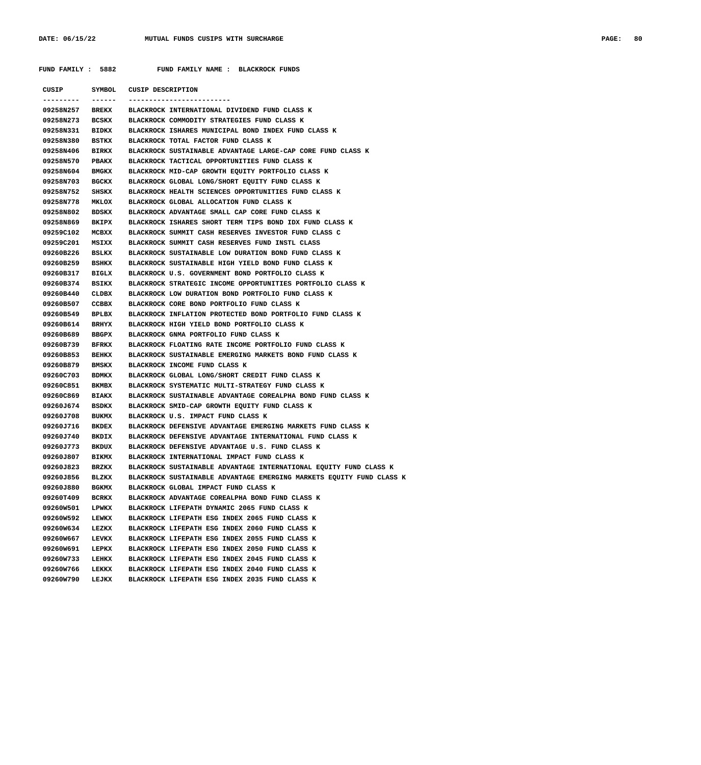FUND FAMILY : 5882 FUND FAMILY NAME : BLACKROCK FUNDS

| CUSIP | SYMBOL | CUSIP DESCRIPTION |
|---|---|---|
| 09258N257 | BREKX | BLACKROCK INTERNATIONAL DIVIDEND FUND CLASS K |
| 09258N273 | BCSKX | BLACKROCK COMMODITY STRATEGIES FUND CLASS K |
| 09258N331 | BIDKX | BLACKROCK ISHARES MUNICIPAL BOND INDEX FUND CLASS K |
| 09258N380 | BSTKX | BLACKROCK TOTAL FACTOR FUND CLASS K |
| 09258N406 | BIRKX | BLACKROCK SUSTAINABLE ADVANTAGE LARGE-CAP CORE FUND CLASS K |
| 09258N570 | PBAKX | BLACKROCK TACTICAL OPPORTUNITIES FUND CLASS K |
| 09258N604 | BMGKX | BLACKROCK MID-CAP GROWTH EQUITY PORTFOLIO CLASS K |
| 09258N703 | BGCKX | BLACKROCK GLOBAL LONG/SHORT EQUITY FUND CLASS K |
| 09258N752 | SHSKX | BLACKROCK HEALTH SCIENCES OPPORTUNITIES FUND CLASS K |
| 09258N778 | MKLOX | BLACKROCK GLOBAL ALLOCATION FUND CLASS K |
| 09258N802 | BDSKX | BLACKROCK ADVANTAGE SMALL CAP CORE FUND CLASS K |
| 09258N869 | BKIPX | BLACKROCK ISHARES SHORT TERM TIPS BOND IDX FUND CLASS K |
| 09259C102 | MCBXX | BLACKROCK SUMMIT CASH RESERVES INVESTOR FUND CLASS C |
| 09259C201 | MSIXX | BLACKROCK SUMMIT CASH RESERVES FUND INSTL CLASS |
| 09260B226 | BSLKX | BLACKROCK SUSTAINABLE LOW DURATION BOND FUND CLASS K |
| 09260B259 | BSHKX | BLACKROCK SUSTAINABLE HIGH YIELD BOND FUND CLASS K |
| 09260B317 | BIGLX | BLACKROCK U.S. GOVERNMENT BOND PORTFOLIO CLASS K |
| 09260B374 | BSIKX | BLACKROCK STRATEGIC INCOME OPPORTUNITIES PORTFOLIO CLASS K |
| 09260B440 | CLDBX | BLACKROCK LOW DURATION BOND PORTFOLIO FUND CLASS K |
| 09260B507 | CCBBX | BLACKROCK CORE BOND PORTFOLIO FUND CLASS K |
| 09260B549 | BPLBX | BLACKROCK INFLATION PROTECTED BOND PORTFOLIO FUND CLASS K |
| 09260B614 | BRHYX | BLACKROCK HIGH YIELD BOND PORTFOLIO CLASS K |
| 09260B689 | BBGPX | BLACKROCK GNMA PORTFOLIO CLASS K |
| 09260B739 | BFRKX | BLACKROCK FLOATING RATE INCOME PORTFOLIO FUND CLASS K |
| 09260B853 | BEHKX | BLACKROCK SUSTAINABLE EMERGING MARKETS BOND FUND CLASS K |
| 09260B879 | BMSKX | BLACKROCK INCOME FUND CLASS K |
| 09260C703 | BDMKX | BLACKROCK GLOBAL LONG/SHORT CREDIT FUND CLASS K |
| 09260C851 | BKMBX | BLACKROCK SYSTEMATIC MULTI-STRATEGY FUND CLASS K |
| 09260C869 | BIAKX | BLACKROCK SUSTAINABLE ADVANTAGE COREALPHA BOND FUND CLASS K |
| 09260J674 | BSDKX | BLACKROCK SMID-CAP GROWTH EQUITY FUND CLASS K |
| 09260J708 | BUKMX | BLACKROCK U.S. IMPACT FUND CLASS K |
| 09260J716 | BKDEX | BLACKROCK DEFENSIVE ADVANTAGE EMERGING MARKETS FUND CLASS K |
| 09260J740 | BKDIX | BLACKROCK DEFENSIVE ADVANTAGE INTERNATIONAL FUND CLASS K |
| 09260J773 | BKDUX | BLACKROCK DEFENSIVE ADVANTAGE U.S. FUND CLASS K |
| 09260J807 | BIKMX | BLACKROCK INTERNATIONAL IMPACT FUND CLASS K |
| 09260J823 | BRZKX | BLACKROCK SUSTAINABLE ADVANTAGE INTERNATIONAL EQUITY FUND CLASS K |
| 09260J856 | BLZKX | BLACKROCK SUSTAINABLE ADVANTAGE EMERGING MARKETS EQUITY FUND CLASS K |
| 09260J880 | BGKMX | BLACKROCK GLOBAL IMPACT FUND CLASS K |
| 09260T409 | BCRKX | BLACKROCK ADVANTAGE COREALPHA BOND FUND CLASS K |
| 09260W501 | LPWKX | BLACKROCK LIFEPATH DYNAMIC 2065 FUND CLASS K |
| 09260W592 | LEWKX | BLACKROCK LIFEPATH ESG INDEX 2065 FUND CLASS K |
| 09260W634 | LEZKX | BLACKROCK LIFEPATH ESG INDEX 2060 FUND CLASS K |
| 09260W667 | LEVKX | BLACKROCK LIFEPATH ESG INDEX 2055 FUND CLASS K |
| 09260W691 | LEPKX | BLACKROCK LIFEPATH ESG INDEX 2050 FUND CLASS K |
| 09260W733 | LEHKX | BLACKROCK LIFEPATH ESG INDEX 2045 FUND CLASS K |
| 09260W766 | LEKKX | BLACKROCK LIFEPATH ESG INDEX 2040 FUND CLASS K |
| 09260W790 | LEJKX | BLACKROCK LIFEPATH ESG INDEX 2035 FUND CLASS K |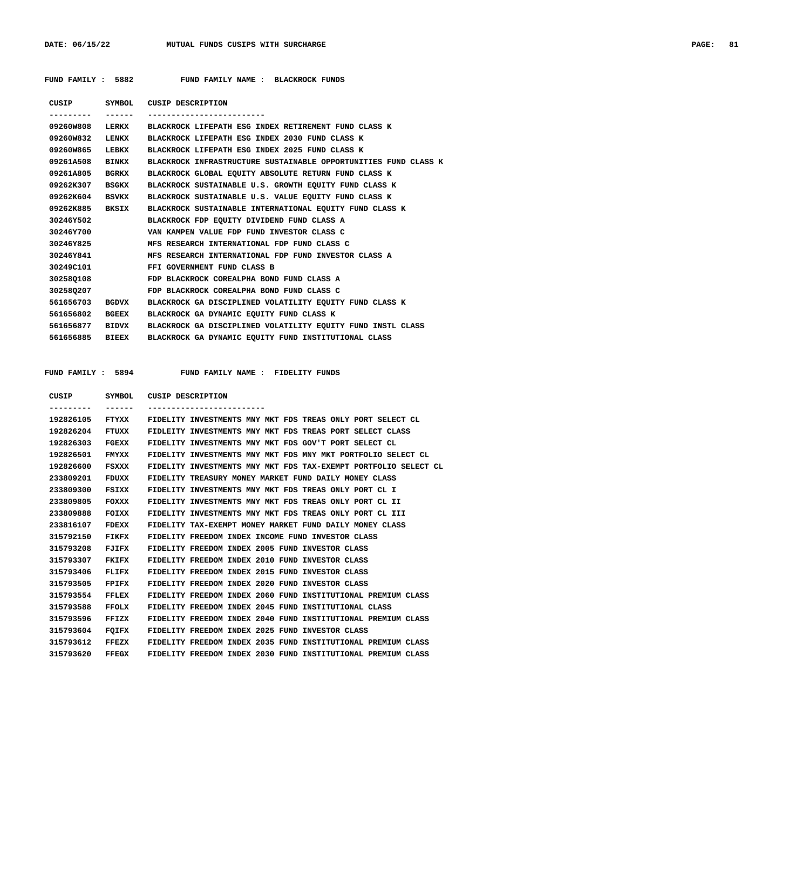**FUND FAMILY : 5882 FUND FAMILY NAME : BLACKROCK FUNDS**

| CUSIP | SYMBOL | CUSIP DESCRIPTION |
|---|---|---|
| 09260W808 | LERKX | BLACKROCK LIFEPATH ESG INDEX RETIREMENT FUND CLASS K |
| 09260W832 | LENKX | BLACKROCK LIFEPATH ESG INDEX 2030 FUND CLASS K |
| 09260W865 | LEBKX | BLACKROCK LIFEPATH ESG INDEX 2025 FUND CLASS K |
| 09261A508 | BINKX | BLACKROCK INFRASTRUCTURE SUSTAINABLE OPPORTUNITIES FUND CLASS K |
| 09261A805 | BGRKX | BLACKROCK GLOBAL EQUITY ABSOLUTE RETURN FUND CLASS K |
| 09262K307 | BSGKX | BLACKROCK SUSTAINABLE U.S. GROWTH EQUITY FUND CLASS K |
| 09262K604 | BSVKX | BLACKROCK SUSTAINABLE U.S. VALUE EQUITY FUND CLASS K |
| 09262K885 | BKSIX | BLACKROCK SUSTAINABLE INTERNATIONAL EQUITY FUND CLASS K |
| 30246Y502 | | BLACKROCK FDP EQUITY DIVIDEND FUND CLASS A |
| 30246Y700 | | VAN KAMPEN VALUE FDP FUND INVESTOR CLASS C |
| 30246Y825 | | MFS RESEARCH INTERNATIONAL FDP FUND CLASS C |
| 30246Y841 | | MFS RESEARCH INTERNATIONAL FDP FUND INVESTOR CLASS A |
| 30249C101 | | FFI GOVERNMENT FUND CLASS B |
| 30258Q108 | | FDP BLACKROCK COREALPHA BOND FUND CLASS A |
| 30258Q207 | | FDP BLACKROCK COREALPHA BOND FUND CLASS C |
| 561656703 | BGDVX | BLACKROCK GA DISCIPLINED VOLATILITY EQUITY FUND CLASS K |
| 561656802 | BGEEX | BLACKROCK GA DYNAMIC EQUITY FUND CLASS K |
| 561656877 | BIDVX | BLACKROCK GA DISCIPLINED VOLATILITY EQUITY FUND INSTL CLASS |
| 561656885 | BIEEX | BLACKROCK GA DYNAMIC EQUITY FUND INSTITUTIONAL CLASS |

**FUND FAMILY : 5894 FUND FAMILY NAME : FIDELITY FUNDS**

| CUSIP | SYMBOL | CUSIP DESCRIPTION |
|---|---|---|
| 192826105 | FTYXX | FIDELITY INVESTMENTS MNY MKT FDS TREAS ONLY PORT SELECT CL |
| 192826204 | FTUXX | FIDLEITY INVESTMENTS MNY MKT FDS TREAS PORT SELECT CLASS |
| 192826303 | FGEXX | FIDELITY INVESTMENTS MNY MKT FDS GOV'T PORT SELECT CL |
| 192826501 | FMYXX | FIDELITY INVESTMENTS MNY MKT FDS MNY MKT PORTFOLIO SELECT CL |
| 192826600 | FSXXX | FIDELITY INVESTMENTS MNY MKT FDS TAX-EXEMPT PORTFOLIO SELECT CL |
| 233809201 | FDUXX | FIDELITY TREASURY MONEY MARKET FUND DAILY MONEY CLASS |
| 233809300 | FSIXX | FIDELITY INVESTMENTS MNY MKT FDS TREAS ONLY PORT CL I |
| 233809805 | FOXXX | FIDELITY INVESTMENTS MNY MKT FDS TREAS ONLY PORT CL II |
| 233809888 | FOIXX | FIDELITY INVESTMENTS MNY MKT FDS TREAS ONLY PORT CL III |
| 233816107 | FDEXX | FIDELITY TAX-EXEMPT MONEY MARKET FUND DAILY MONEY CLASS |
| 315792150 | FIKFX | FIDELITY FREEDOM INDEX INCOME FUND INVESTOR CLASS |
| 315793208 | FJIFX | FIDELITY FREEDOM INDEX 2005 FUND INVESTOR CLASS |
| 315793307 | FKIFX | FIDELITY FREEDOM INDEX 2010 FUND INVESTOR CLASS |
| 315793406 | FLIFX | FIDELITY FREEDOM INDEX 2015 FUND INVESTOR CLASS |
| 315793505 | FPIFX | FIDELITY FREEDOM INDEX 2020 FUND INVESTOR CLASS |
| 315793554 | FFLEX | FIDELITY FREEDOM INDEX 2060 FUND INSTITUTIONAL PREMIUM CLASS |
| 315793588 | FFOLX | FIDELITY FREEDOM INDEX 2045 FUND INSTITUTIONAL CLASS |
| 315793596 | FFIZX | FIDELITY FREEDOM INDEX 2040 FUND INSTITUTIONAL PREMIUM CLASS |
| 315793604 | FQIFX | FIDELITY FREEDOM INDEX 2025 FUND INVESTOR CLASS |
| 315793612 | FFEZX | FIDELITY FREEDOM INDEX 2035 FUND INSTITUTIONAL PREMIUM CLASS |
| 315793620 | FFEGX | FIDELITY FREEDOM INDEX 2030 FUND INSTITUTIONAL PREMIUM CLASS |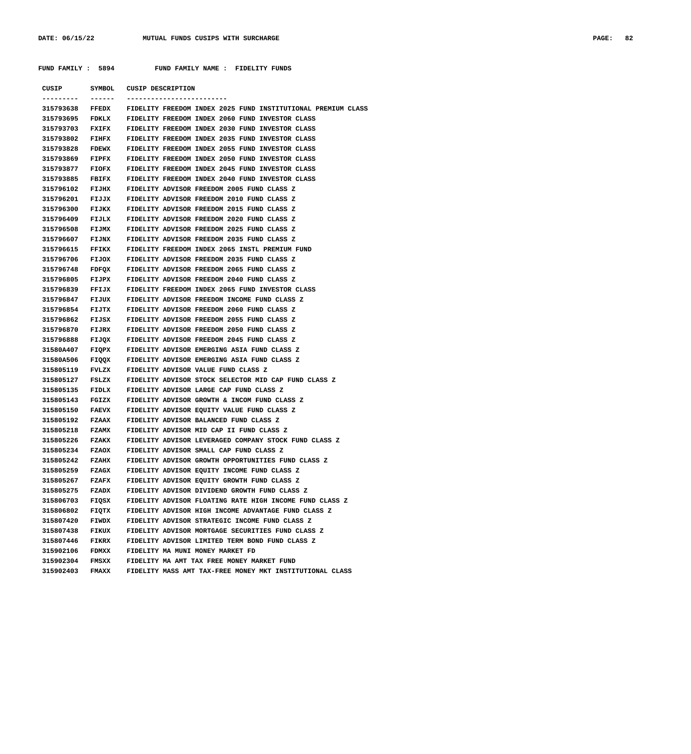MUTUAL FUNDS CUSIPS WITH SURCHARGE

FUND FAMILY : 5894 FUND FAMILY NAME : FIDELITY FUNDS

| CUSIP | SYMBOL | CUSIP DESCRIPTION |
|---|---|---|
| 315793638 | FFEDX | FIDELITY FREEDOM INDEX 2025 FUND INSTITUTIONAL PREMIUM CLASS |
| 315793695 | FDKLX | FIDELITY FREEDOM INDEX 2060 FUND INVESTOR CLASS |
| 315793703 | FXIFX | FIDELITY FREEDOM INDEX 2030 FUND INVESTOR CLASS |
| 315793802 | FIHFX | FIDELITY FREEDOM INDEX 2035 FUND INVESTOR CLASS |
| 315793828 | FDEWX | FIDELITY FREEDOM INDEX 2055 FUND INVESTOR CLASS |
| 315793869 | FIPFX | FIDELITY FREEDOM INDEX 2050 FUND INVESTOR CLASS |
| 315793877 | FIOFX | FIDELITY FREEDOM INDEX 2045 FUND INVESTOR CLASS |
| 315793885 | FBIFX | FIDELITY FREEDOM INDEX 2040 FUND INVESTOR CLASS |
| 315796102 | FIJHX | FIDELITY ADVISOR FREEDOM 2005 FUND CLASS Z |
| 315796201 | FIJJX | FIDELITY ADVISOR FREEDOM 2010 FUND CLASS Z |
| 315796300 | FIJKX | FIDELITY ADVISOR FREEDOM 2015 FUND CLASS Z |
| 315796409 | FIJLX | FIDELITY ADVISOR FREEDOM 2020 FUND CLASS Z |
| 315796508 | FIJMX | FIDELITY ADVISOR FREEDOM 2025 FUND CLASS Z |
| 315796607 | FIJNX | FIDELITY ADVISOR FREEDOM 2035 FUND CLASS Z |
| 315796615 | FFIKX | FIDELITY FREEDOM INDEX 2065 INSTL PREMIUM FUND |
| 315796706 | FIJOX | FIDELITY ADVISOR FREEDOM 2035 FUND CLASS Z |
| 315796748 | FDFQX | FIDELITY ADVISOR FREEDOM 2065 FUND CLASS Z |
| 315796805 | FIJPX | FIDELITY ADVISOR FREEDOM 2040 FUND CLASS Z |
| 315796839 | FFIJX | FIDELITY FREEDOM INDEX 2065 FUND INVESTOR CLASS |
| 315796847 | FIJUX | FIDELITY ADVISOR FREEDOM INCOME FUND CLASS Z |
| 315796854 | FIJTX | FIDELITY ADVISOR FREEDOM 2060 FUND CLASS Z |
| 315796862 | FIJSX | FIDELITY ADVISOR FREEDOM 2055 FUND CLASS Z |
| 315796870 | FIJRX | FIDELITY ADVISOR FREEDOM 2050 FUND CLASS Z |
| 315796888 | FIJQX | FIDELITY ADVISOR FREEDOM 2045 FUND CLASS Z |
| 31580A407 | FIQPX | FIDELITY ADVISOR EMERGING ASIA FUND CLASS Z |
| 31580A506 | FIQQX | FIDELITY ADVISOR EMERGING ASIA FUND CLASS Z |
| 315805119 | FVLZX | FIDELITY ADVISOR VALUE FUND CLASS Z |
| 315805127 | FSLZX | FIDELITY ADVISOR STOCK SELECTOR MID CAP FUND CLASS Z |
| 315805135 | FIDLX | FIDELITY ADVISOR LARGE CAP FUND CLASS Z |
| 315805143 | FGIZX | FIDELITY ADVISOR GROWTH & INCOM FUND CLASS Z |
| 315805150 | FAEVX | FIDELITY ADVISOR EQUITY VALUE FUND CLASS Z |
| 315805192 | FZAAX | FIDELITY ADVISOR BALANCED FUND CLASS Z |
| 315805218 | FZAMX | FIDELITY ADVISOR MID CAP II FUND CLASS Z |
| 315805226 | FZAKX | FIDELITY ADVISOR LEVERAGED COMPANY STOCK FUND CLASS Z |
| 315805234 | FZAOX | FIDELITY ADVISOR SMALL CAP FUND CLASS Z |
| 315805242 | FZAHX | FIDELITY ADVISOR GROWTH OPPORTUNITIES FUND CLASS Z |
| 315805259 | FZAGX | FIDELITY ADVISOR EQUITY INCOME FUND CLASS Z |
| 315805267 | FZAFX | FIDELITY ADVISOR EQUITY GROWTH FUND CLASS Z |
| 315805275 | FZADX | FIDELITY ADVISOR DIVIDEND GROWTH FUND CLASS Z |
| 315806703 | FIQSX | FIDELITY ADVISOR FLOATING RATE HIGH INCOME FUND CLASS Z |
| 315806802 | FIQTX | FIDELITY ADVISOR HIGH INCOME ADVANTAGE FUND CLASS Z |
| 315807420 | FIWDX | FIDELITY ADVISOR STRATEGIC INCOME FUND CLASS Z |
| 315807438 | FIKUX | FIDELITY ADVISOR MORTGAGE SECURITIES FUND CLASS Z |
| 315807446 | FIKRX | FIDELITY ADVISOR LIMITED TERM BOND FUND CLASS Z |
| 315902106 | FDMXX | FIDELITY MA MUNI MONEY MARKET FD |
| 315902304 | FMSXX | FIDELITY MA AMT TAX FREE MONEY MARKET FUND |
| 315902403 | FMAXX | FIDELITY MASS AMT TAX-FREE MONEY MKT INSTITUTIONAL CLASS |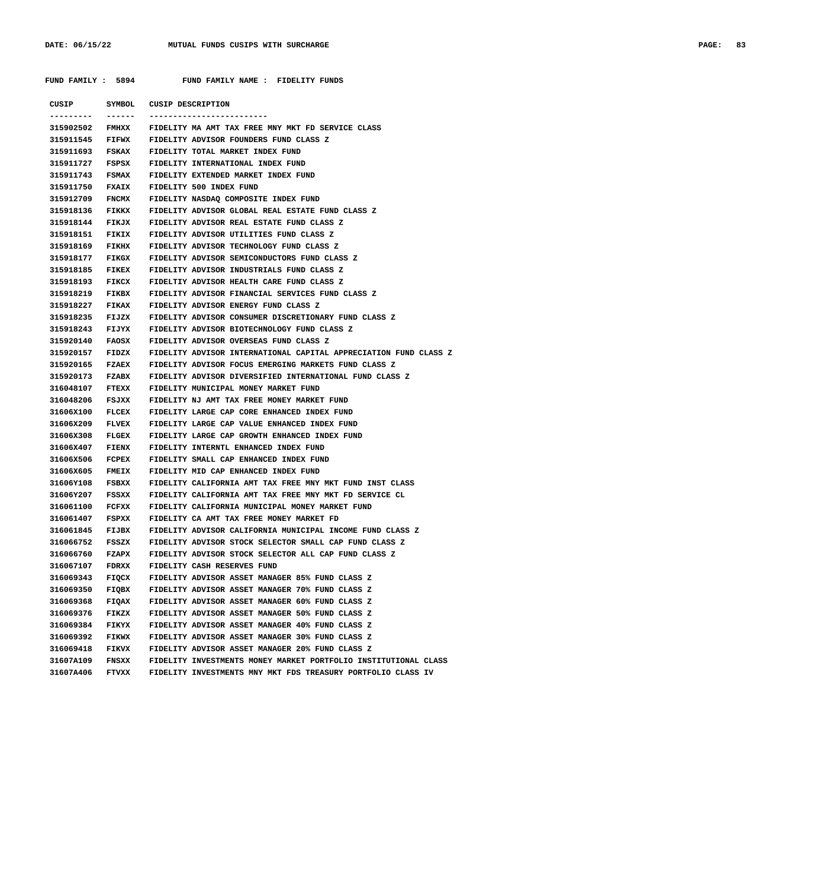**FUND FAMILY : 5894 FUND FAMILY NAME : FIDELITY FUNDS**

| CUSIP | SYMBOL | CUSIP DESCRIPTION |
|---|---|---|
| 315902502 | FMHXX | FIDELITY MA AMT TAX FREE MNY MKT FD SERVICE CLASS |
| 315911545 | FIFWX | FIDELITY ADVISOR FOUNDERS FUND CLASS Z |
| 315911693 | FSKAX | FIDELITY TOTAL MARKET INDEX FUND |
| 315911727 | FSPSX | FIDELITY INTERNATIONAL INDEX FUND |
| 315911743 | FSMAX | FIDELITY EXTENDED MARKET INDEX FUND |
| 315911750 | FXAIX | FIDELITY 500 INDEX FUND |
| 315912709 | FNCMX | FIDELITY NASDAQ COMPOSITE INDEX FUND |
| 315918136 | FIKKX | FIDELITY ADVISOR GLOBAL REAL ESTATE FUND CLASS Z |
| 315918144 | FIKJX | FIDELITY ADVISOR REAL ESTATE FUND CLASS Z |
| 315918151 | FIKIX | FIDELITY ADVISOR UTILITIES FUND CLASS Z |
| 315918169 | FIKHX | FIDELITY ADVISOR TECHNOLOGY FUND CLASS Z |
| 315918177 | FIKGX | FIDELITY ADVISOR SEMICONDUCTORS FUND CLASS Z |
| 315918185 | FIKEX | FIDELITY ADVISOR INDUSTRIALS FUND CLASS Z |
| 315918193 | FIKCX | FIDELTIY ADVISOR HEALTH CARE FUND CLASS Z |
| 315918219 | FIKBX | FIDELITY ADVISOR FINANCIAL SERVICES FUND CLASS Z |
| 315918227 | FIKAX | FIDELITY ADVISOR ENERGY FUND CLASS Z |
| 315918235 | FIJZX | FIDELITY ADVISOR CONSUMER DISCRETIONARY FUND CLASS Z |
| 315918243 | FIJYX | FIDELITY ADVISOR BIOTECHNOLOGY FUND CLASS Z |
| 315920140 | FAOSX | FIDELITY ADVISOR OVERSEAS FUND CLASS Z |
| 315920157 | FIDZX | FIDELITY ADVISOR INTERNATIONAL CAPITAL APPRECIATION FUND CLASS Z |
| 315920165 | FZAEX | FIDELITY ADVISOR FOCUS EMERGING MARKETS FUND CLASS Z |
| 315920173 | FZABX | FIDELITY ADVISOR DIVERSIFIED INTERNATIONAL FUND CLASS Z |
| 316048107 | FTEXX | FIDELITY MUNICIPAL MONEY MARKET FUND |
| 316048206 | FSJXX | FIDELITY NJ AMT TAX FREE MONEY MARKET FUND |
| 31606X100 | FLCEX | FIDELITY LARGE CAP CORE ENHANCED INDEX FUND |
| 31606X209 | FLVEX | FIDELITY LARGE CAP VALUE ENHANCED INDEX FUND |
| 31606X308 | FLGEX | FIDELITY LARGE CAP GROWTH ENHANCED INDEX FUND |
| 31606X407 | FIENX | FIDELITY INTERNTL ENHANCED INDEX FUND |
| 31606X506 | FCPEX | FIDELITY SMALL CAP ENHANCED INDEX FUND |
| 31606X605 | FMEIX | FIDELITY MID CAP ENHANCED INDEX FUND |
| 31606Y108 | FSBXX | FIDELITY CALIFORNIA AMT TAX FREE MNY MKT FUND INST CLASS |
| 31606Y207 | FSSXX | FIDELITY CALIFORNIA AMT TAX FREE MNY MKT FD SERVICE CL |
| 316061100 | FCFXX | FIDELITY CALIFORNIA MUNICIPAL MONEY MARKET FUND |
| 316061407 | FSPXX | FIDELITY CA AMT TAX FREE MONEY MARKET FD |
| 316061845 | FIJBX | FIDELITY ADVISOR CALIFORNIA MUNICIPAL INCOME FUND CLASS Z |
| 316066752 | FSSZX | FIDELITY ADVISOR STOCK SELECTOR SMALL CAP FUND CLASS Z |
| 316066760 | FZAPX | FIDELITY ADVISOR STOCK SELECTOR ALL CAP FUND CLASS Z |
| 316067107 | FDRXX | FIDELITY CASH RESERVES FUND |
| 316069343 | FIQCX | FIDELITY ADVISOR ASSET MANAGER 85% FUND CLASS Z |
| 316069350 | FIQBX | FIDELITY ADVISOR ASSET MANAGER 70% FUND CLASS Z |
| 316069368 | FIQAX | FIDELITY ADVISOR ASSET MANAGER 60% FUND CLASS Z |
| 316069376 | FIKZX | FIDELITY ADVISOR ASSET MANAGER 50% FUND CLASS Z |
| 316069384 | FIKYX | FIDELITY ADVISOR ASSET MANAGER 40% FUND CLASS Z |
| 316069392 | FIKWX | FIDELITY ADVISOR ASSET MANAGER 30% FUND CLASS Z |
| 316069418 | FIKVX | FIDELITY ADVISOR ASSET MANAGER 20% FUND CLASS Z |
| 31607A109 | FNSXX | FIDELITY INVESTMENTS MONEY MARKET PORTFOLIO INSTITUTIONAL CLASS |
| 31607A406 | FTVXX | FIDELITY INVESTMENTS MNY MKT FDS TREASURY PORTFOLIO CLASS IV |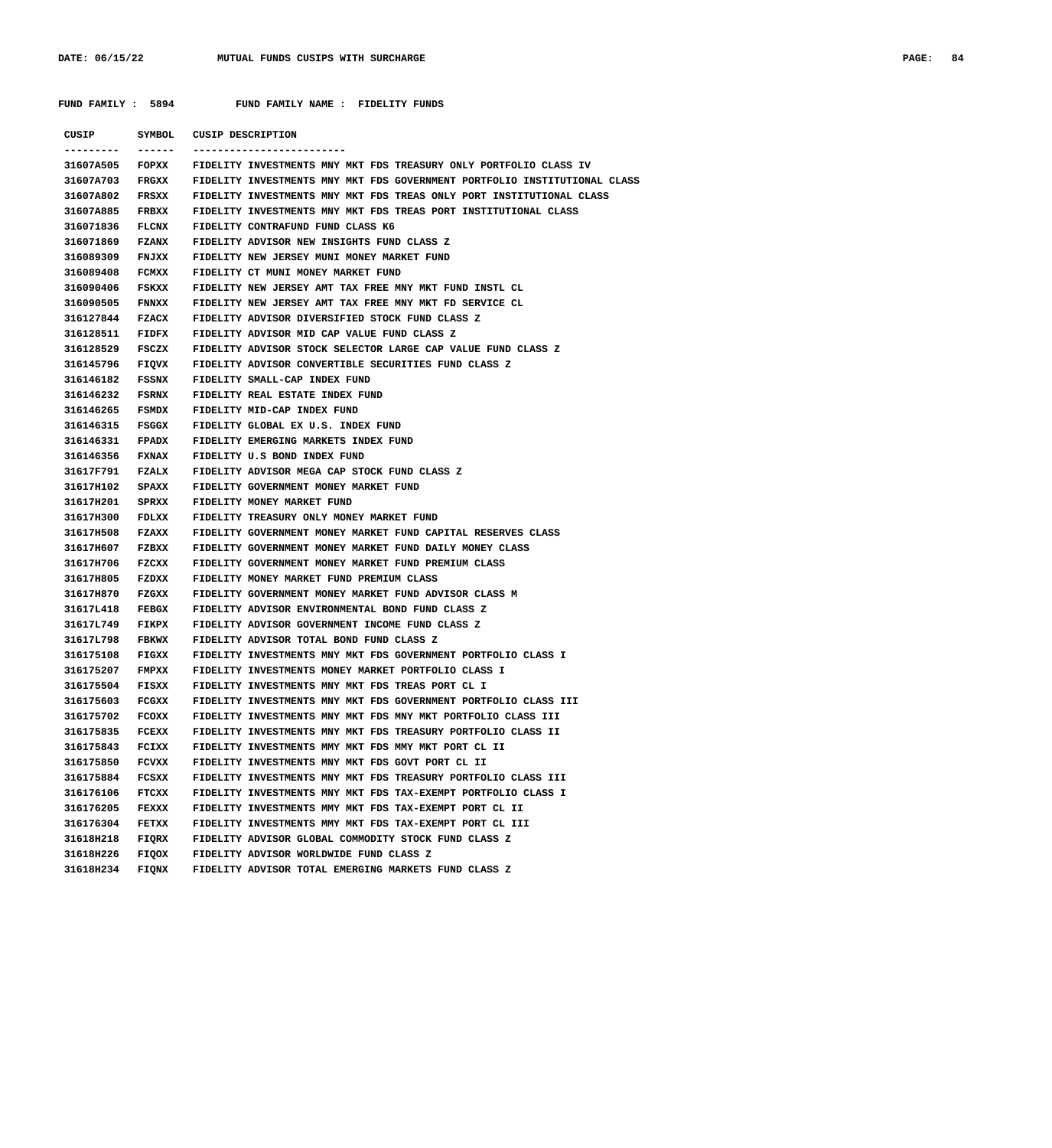FUND FAMILY : 5894 FUND FAMILY NAME : FIDELITY FUNDS

| CUSIP | SYMBOL | CUSIP DESCRIPTION |
|---|---|---|
| 31607A505 | FOPXX | FIDELITY INVESTMENTS MNY MKT FDS TREASURY ONLY PORTFOLIO CLASS IV |
| 31607A703 | FRGXX | FIDELITY INVESTMENTS MNY MKT FDS GOVERNMENT PORTFOLIO INSTITUTIONAL CLASS |
| 31607A802 | FRSXX | FIDELITY INVESTMENTS MNY MKT FDS TREAS ONLY PORT INSTITUTIONAL CLASS |
| 31607A885 | FRBXX | FIDELITY INVESTMENTS MNY MKT FDS TREAS PORT INSTITUTIONAL CLASS |
| 316071836 | FLCNX | FIDELITY CONTRAFUND FUND CLASS K6 |
| 316071869 | FZANX | FIDELITY ADVISOR NEW INSIGHTS FUND CLASS Z |
| 316089309 | FNJXX | FIDELITY NEW JERSEY MUNI MONEY MARKET FUND |
| 316089408 | FCMXX | FIDELITY CT MUNI MONEY MARKET FUND |
| 316090406 | FSKXX | FIDELITY NEW JERSEY AMT TAX FREE MNY MKT FUND INSTL CL |
| 316090505 | FNNXX | FIDELITY NEW JERSEY AMT TAX FREE MNY MKT FD SERVICE CL |
| 316127844 | FZACX | FIDELITY ADVISOR DIVERSIFIED STOCK FUND CLASS Z |
| 316128511 | FIDFX | FIDELITY ADVISOR MID CAP VALUE FUND CLASS Z |
| 316128529 | FSCZX | FIDELITY ADVISOR STOCK SELECTOR LARGE CAP VALUE FUND CLASS Z |
| 316145796 | FIQVX | FIDELITY ADVISOR CONVERTIBLE SECURITIES FUND CLASS Z |
| 316146182 | FSSNX | FIDELITY SMALL-CAP INDEX FUND |
| 316146232 | FSRNX | FIDELITY REAL ESTATE INDEX FUND |
| 316146265 | FSMDX | FIDELITY MID-CAP INDEX FUND |
| 316146315 | FSGGX | FIDELITY GLOBAL EX U.S. INDEX FUND |
| 316146331 | FPADX | FIDELITY EMERGING MARKETS INDEX FUND |
| 316146356 | FXNAX | FIDELITY U.S BOND INDEX FUND |
| 31617F791 | FZALX | FIDELITY ADVISOR MEGA CAP STOCK FUND CLASS Z |
| 31617H102 | SPAXX | FIDELITY GOVERNMENT MONEY MARKET FUND |
| 31617H201 | SPRXX | FIDELITY MONEY MARKET FUND |
| 31617H300 | FDLXX | FIDELITY TREASURY ONLY MONEY MARKET FUND |
| 31617H508 | FZAXX | FIDELITY GOVERNMENT MONEY MARKET FUND CAPITAL RESERVES CLASS |
| 31617H607 | FZBXX | FIDELITY GOVERNMENT MONEY MARKET FUND DAILY MONEY CLASS |
| 31617H706 | FZCXX | FIDELITY GOVERNMENT MONEY MARKET FUND PREMIUM CLASS |
| 31617H805 | FZDXX | FIDELITY MONEY MARKET FUND PREMIUM CLASS |
| 31617H870 | FZGXX | FIDELITY GOVERNMENT MONEY MARKET FUND ADVISOR CLASS M |
| 31617L418 | FEBGX | FIDELITY ADVISOR ENVIRONMENTAL BOND FUND CLASS Z |
| 31617L749 | FIKPX | FIDELITY ADVISOR GOVERNMENT INCOME FUND CLASS Z |
| 31617L798 | FBKWX | FIDELITY ADVISOR TOTAL BOND FUND CLASS Z |
| 316175108 | FIGXX | FIDELITY INVESTMENTS MNY MKT FDS GOVERNMENT PORTFOLIO CLASS I |
| 316175207 | FMPXX | FIDELITY INVESTMENTS MONEY MARKET PORTFOLIO CLASS I |
| 316175504 | FISXX | FIDELITY INVESTMENTS MNY MKT FDS TREAS PORT CL I |
| 316175603 | FCGXX | FIDELITY INVESTMENTS MNY MKT FDS GOVERNMENT PORTFOLIO CLASS III |
| 316175702 | FCOXX | FIDELITY INVESTMENTS MNY MKT FDS MNY MKT PORTFOLIO CLASS III |
| 316175835 | FCEXX | FIDELITY INVESTMENTS MNY MKT FDS TREASURY PORTFOLIO CLASS II |
| 316175843 | FCIXX | FIDELITY INVESTMENTS MMY MKT FDS MMY MKT PORT CL II |
| 316175850 | FCVXX | FIDELITY INVESTMENTS MNY MKT FDS GOVT PORT CL II |
| 316175884 | FCSXX | FIDELITY INVESTMENTS MNY MKT FDS TREASURY PORTFOLIO CLASS III |
| 316176106 | FTCXX | FIDELITY INVESTMENTS MNY MKT FDS TAX-EXEMPT PORTFOLIO CLASS I |
| 316176205 | FEXXX | FIDELITY INVESTMENTS MMY MKT FDS TAX-EXEMPT PORT CL II |
| 316176304 | FETXX | FIDELITY INVESTMENTS MMY MKT FDS TAX-EXEMPT PORT CL III |
| 31618H218 | FIQRX | FIDELITY ADVISOR GLOBAL COMMODITY STOCK FUND CLASS Z |
| 31618H226 | FIQOX | FIDELITY ADVISOR WORLDWIDE FUND CLASS Z |
| 31618H234 | FIQNX | FIDELITY ADVISOR TOTAL EMERGING MARKETS FUND CLASS Z |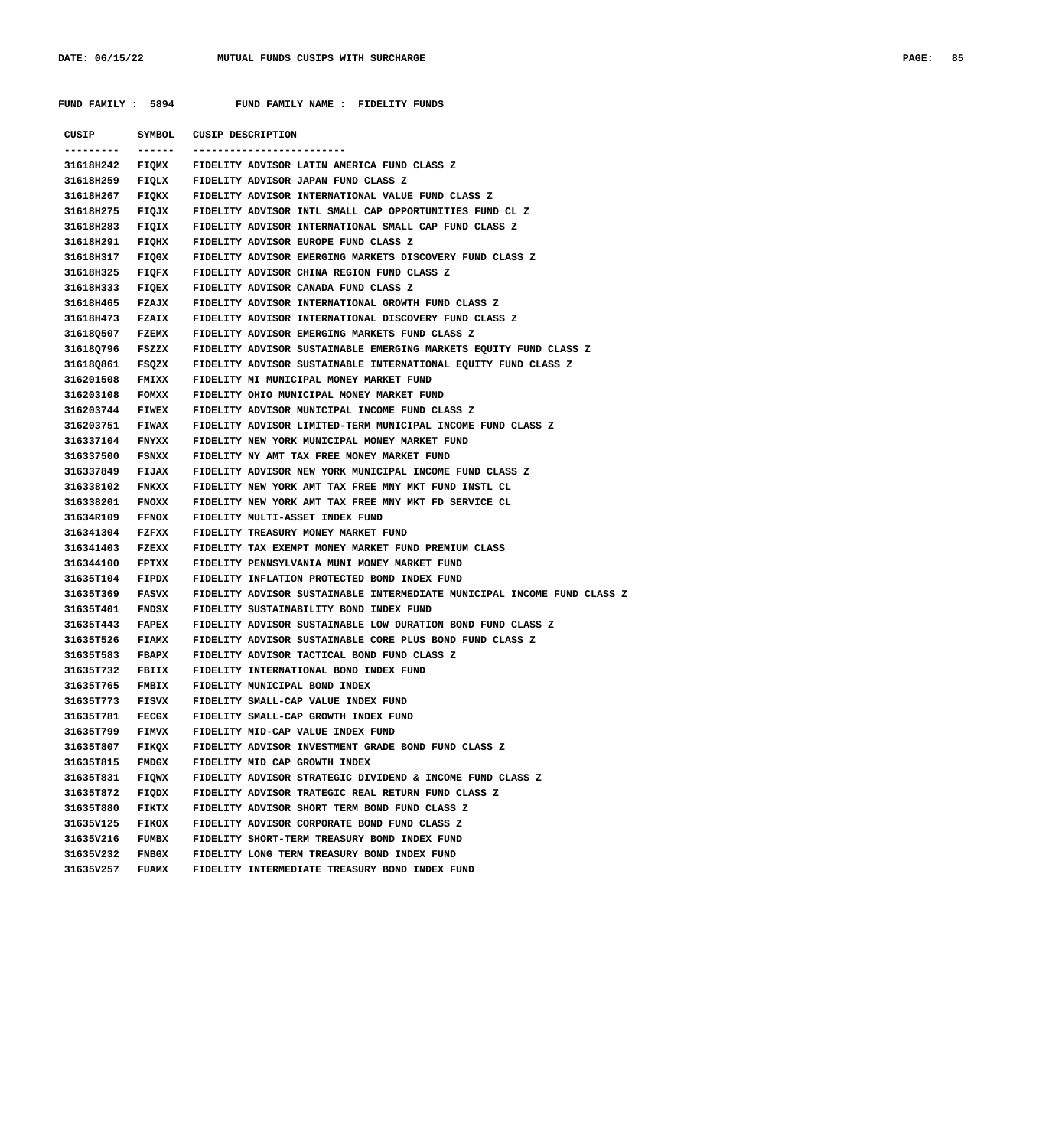FUND FAMILY : 5894 FUND FAMILY NAME : FIDELITY FUNDS

| CUSIP | SYMBOL | CUSIP DESCRIPTION |
|---|---|---|
| 31618H242 | FIQMX | FIDELITY ADVISOR LATIN AMERICA FUND CLASS Z |
| 31618H259 | FIQLX | FIDELITY ADVISOR JAPAN FUND CLASS Z |
| 31618H267 | FIQKX | FIDELITY ADVISOR INTERNATIONAL VALUE FUND CLASS Z |
| 31618H275 | FIQJX | FIDELITY ADVISOR INTL SMALL CAP OPPORTUNITIES FUND CL Z |
| 31618H283 | FIQIX | FIDELITY ADVISOR INTERNATIONAL SMALL CAP FUND CLASS Z |
| 31618H291 | FIQHX | FIDELITY ADVISOR EUROPE FUND CLASS Z |
| 31618H317 | FIQGX | FIDELITY ADVISOR EMERGING MARKETS DISCOVERY FUND CLASS Z |
| 31618H325 | FIQFX | FIDELITY ADVISOR CHINA REGION FUND CLASS Z |
| 31618H333 | FIQEX | FIDELITY ADVISOR CANADA FUND CLASS Z |
| 31618H465 | FZAJX | FIDELITY ADVISOR INTERNATIONAL GROWTH FUND CLASS Z |
| 31618H473 | FZAIX | FIDELITY ADVISOR INTERNATIONAL DISCOVERY FUND CLASS Z |
| 31618Q507 | FZEMX | FIDELITY ADVISOR EMERGING MARKETS FUND CLASS Z |
| 31618Q796 | FSZZX | FIDELITY ADVISOR SUSTAINABLE EMERGING MARKETS EQUITY FUND CLASS Z |
| 31618Q861 | FSQZX | FIDELITY ADVISOR SUSTAINABLE INTERNATIONAL EQUITY FUND CLASS Z |
| 316201508 | FMIXX | FIDELITY MI MUNICIPAL MONEY MARKET FUND |
| 316203108 | FOMXX | FIDELITY OHIO MUNICIPAL MONEY MARKET FUND |
| 316203744 | FIWEX | FIDELITY ADVISOR MUNICIPAL INCOME FUND CLASS Z |
| 316203751 | FIWAX | FIDELITY ADVISOR LIMITED-TERM MUNICIPAL INCOME FUND CLASS Z |
| 316337104 | FNYXX | FIDELITY NEW YORK MUNICIPAL MONEY MARKET FUND |
| 316337500 | FSNXX | FIDELITY NY AMT TAX FREE MONEY MARKET FUND |
| 316337849 | FIJAX | FIDELITY ADVISOR NEW YORK MUNICIPAL INCOME FUND CLASS Z |
| 316338102 | FNKXX | FIDELITY NEW YORK AMT TAX FREE MNY MKT FUND INSTL CL |
| 316338201 | FNOXX | FIDELITY NEW YORK AMT TAX FREE MNY MKT FD SERVICE CL |
| 31634R109 | FFNOX | FIDELITY MULTI-ASSET INDEX FUND |
| 316341304 | FZFXX | FIDELITY TREASURY MONEY MARKET FUND |
| 316341403 | FZEXX | FIDELITY TAX EXEMPT MONEY MARKET FUND PREMIUM CLASS |
| 316344100 | FPTXX | FIDELITY PENNSYLVANIA MUNI MONEY MARKET FUND |
| 31635T104 | FIPDX | FIDELITY INFLATION PROTECTED BOND INDEX FUND |
| 31635T369 | FASVX | FIDELITY ADVISOR SUSTAINABLE INTERMEDIATE MUNICIPAL INCOME FUND CLASS Z |
| 31635T401 | FNDSX | FIDELITY SUSTAINABILITY BOND INDEX FUND |
| 31635T443 | FAPEX | FIDELITY ADVISOR SUSTAINABLE LOW DURATION BOND FUND CLASS Z |
| 31635T526 | FIAMX | FIDELITY ADVISOR SUSTAINABLE CORE PLUS BOND FUND CLASS Z |
| 31635T583 | FBAPX | FIDELITY ADVISOR TACTICAL BOND FUND CLASS Z |
| 31635T732 | FBIIX | FIDELITY INTERNATIONAL BOND INDEX FUND |
| 31635T765 | FMBIX | FIDELITY MUNICIPAL BOND INDEX |
| 31635T773 | FISVX | FIDELITY SMALL-CAP VALUE INDEX FUND |
| 31635T781 | FECGX | FIDELITY SMALL-CAP GROWTH INDEX FUND |
| 31635T799 | FIMVX | FIDELITY MID-CAP VALUE INDEX FUND |
| 31635T807 | FIKQX | FIDELITY ADVISOR INVESTMENT GRADE BOND FUND CLASS Z |
| 31635T815 | FMDGX | FIDELITY MID CAP GROWTH INDEX |
| 31635T831 | FIQWX | FIDELITY ADVISOR STRATEGIC DIVIDEND & INCOME FUND CLASS Z |
| 31635T872 | FIQDX | FIDELITY ADVISOR TRATEGIC REAL RETURN FUND CLASS Z |
| 31635T880 | FIKTX | FIDELITY ADVISOR SHORT TERM BOND FUND CLASS Z |
| 31635V125 | FIKOX | FIDELITY ADVISOR CORPORATE BOND FUND CLASS Z |
| 31635V216 | FUMBX | FIDELITY SHORT-TERM TREASURY BOND INDEX FUND |
| 31635V232 | FNBGX | FIDELITY LONG TERM TREASURY BOND INDEX FUND |
| 31635V257 | FUAMX | FIDELITY INTERMEDIATE TREASURY BOND INDEX FUND |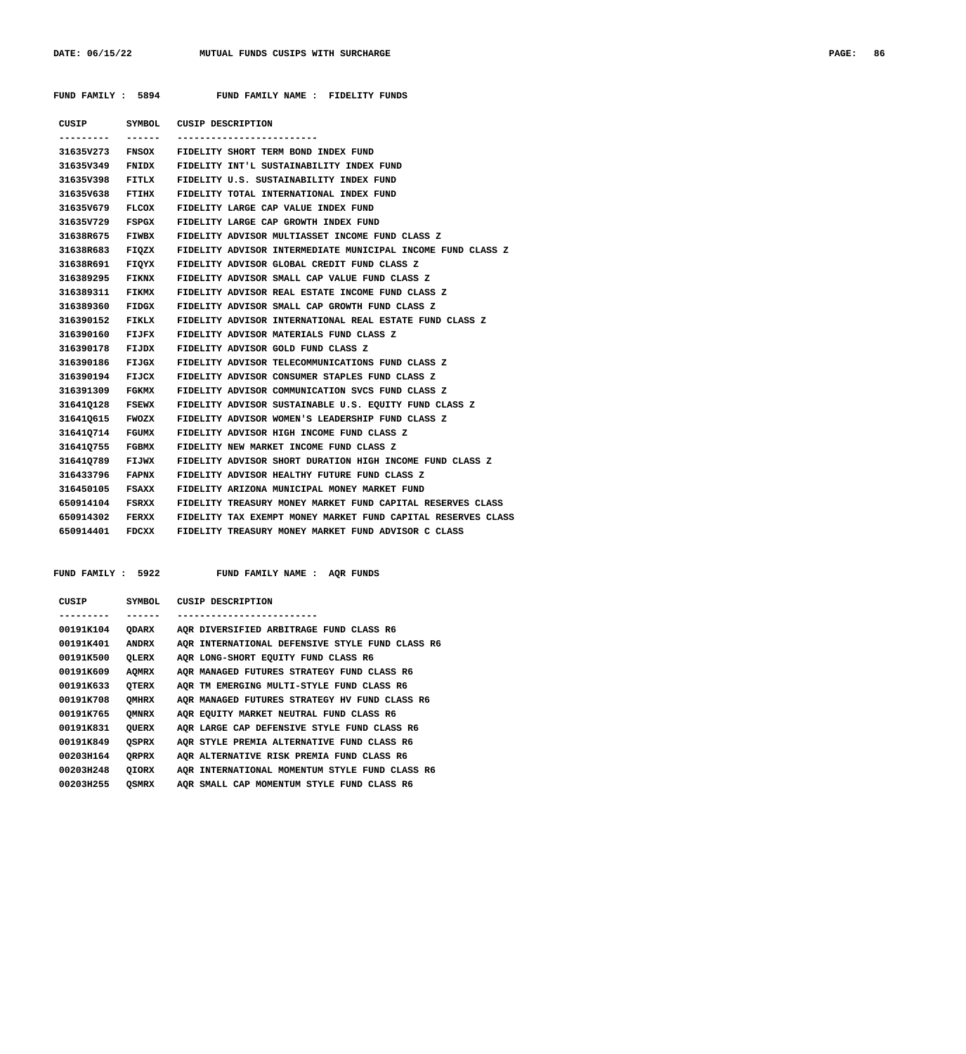FUND FAMILY : 5894 FUND FAMILY NAME : FIDELITY FUNDS

| CUSIP | SYMBOL | CUSIP DESCRIPTION |
|---|---|---|
| 31635V273 | FNSOX | FIDELITY SHORT TERM BOND INDEX FUND |
| 31635V349 | FNIDX | FIDELITY INT'L SUSTAINABILITY INDEX FUND |
| 31635V398 | FITLX | FIDELITY U.S. SUSTAINABILITY INDEX FUND |
| 31635V638 | FTIHX | FIDELITY TOTAL INTERNATIONAL INDEX FUND |
| 31635V679 | FLCOX | FIDELITY LARGE CAP VALUE INDEX FUND |
| 31635V729 | FSPGX | FIDELITY LARGE CAP GROWTH INDEX FUND |
| 31638R675 | FIWBX | FIDELITY ADVISOR MULTIASSET INCOME FUND CLASS Z |
| 31638R683 | FIQZX | FIDELITY ADVISOR INTERMEDIATE MUNICIPAL INCOME FUND CLASS Z |
| 31638R691 | FIQYX | FIDELITY ADVISOR GLOBAL CREDIT FUND CLASS Z |
| 316389295 | FIKNX | FIDELITY ADVISOR SMALL CAP VALUE FUND CLASS Z |
| 316389311 | FIKMX | FIDELITY ADVISOR REAL ESTATE INCOME FUND CLASS Z |
| 316389360 | FIDGX | FIDELITY ADVISOR SMALL CAP GROWTH FUND CLASS Z |
| 316390152 | FIKLX | FIDELITY ADVISOR INTERNATIONAL REAL ESTATE FUND CLASS Z |
| 316390160 | FIJFX | FIDELITY ADVISOR MATERIALS FUND CLASS Z |
| 316390178 | FIJDX | FIDELITY ADVISOR GOLD FUND CLASS Z |
| 316390186 | FIJGX | FIDELITY ADVISOR TELECOMMUNICATIONS FUND CLASS Z |
| 316390194 | FIJCX | FIDELITY ADVISOR CONSUMER STAPLES FUND CLASS Z |
| 316391309 | FGKMX | FIDELITY ADVISOR COMMUNICATION SVCS FUND CLASS Z |
| 31641Q128 | FSEWX | FIDELITY ADVISOR SUSTAINABLE U.S. EQUITY FUND CLASS Z |
| 31641Q615 | FWOZX | FIDELITY ADVISOR WOMEN'S LEADERSHIP FUND CLASS Z |
| 31641Q714 | FGUMX | FIDELITY ADVISOR HIGH INCOME FUND CLASS Z |
| 31641Q755 | FGBMX | FIDELITY NEW MARKET INCOME FUND CLASS Z |
| 31641Q789 | FIJWX | FIDELITY ADVISOR SHORT DURATION HIGH INCOME FUND CLASS Z |
| 316433796 | FAPNX | FIDELITY ADVISOR HEALTHY FUTURE FUND CLASS Z |
| 316450105 | FSAXX | FIDELITY ARIZONA MUNICIPAL MONEY MARKET FUND |
| 650914104 | FSRXX | FIDELITY TREASURY MONEY MARKET FUND CAPITAL RESERVES CLASS |
| 650914302 | FERXX | FIDELITY TAX EXEMPT MONEY MARKET FUND CAPITAL RESERVES CLASS |
| 650914401 | FDCXX | FIDELITY TREASURY MONEY MARKET FUND ADVISOR C CLASS |

FUND FAMILY : 5922 FUND FAMILY NAME : AQR FUNDS

| CUSIP | SYMBOL | CUSIP DESCRIPTION |
|---|---|---|
| 00191K104 | QDARX | AQR DIVERSIFIED ARBITRAGE FUND CLASS R6 |
| 00191K401 | ANDRX | AQR INTERNATIONAL DEFENSIVE STYLE FUND CLASS R6 |
| 00191K500 | QLERX | AQR LONG-SHORT EQUITY FUND CLASS R6 |
| 00191K609 | AQMRX | AQR MANAGED FUTURES STRATEGY FUND CLASS R6 |
| 00191K633 | QTERX | AQR TM EMERGING MULTI-STYLE FUND CLASS R6 |
| 00191K708 | QMHRX | AQR MANAGED FUTURES STRATEGY HV FUND CLASS R6 |
| 00191K765 | QMNRX | AQR EQUITY MARKET NEUTRAL FUND CLASS R6 |
| 00191K831 | QUERX | AQR LARGE CAP DEFENSIVE STYLE FUND CLASS R6 |
| 00191K849 | QSPRX | AQR STYLE PREMIA ALTERNATIVE FUND CLASS R6 |
| 00203H164 | QRPRX | AQR ALTERNATIVE RISK PREMIA FUND CLASS R6 |
| 00203H248 | QIORX | AQR INTERNATIONAL MOMENTUM STYLE FUND CLASS R6 |
| 00203H255 | QSMRX | AQR SMALL CAP MOMENTUM STYLE FUND CLASS R6 |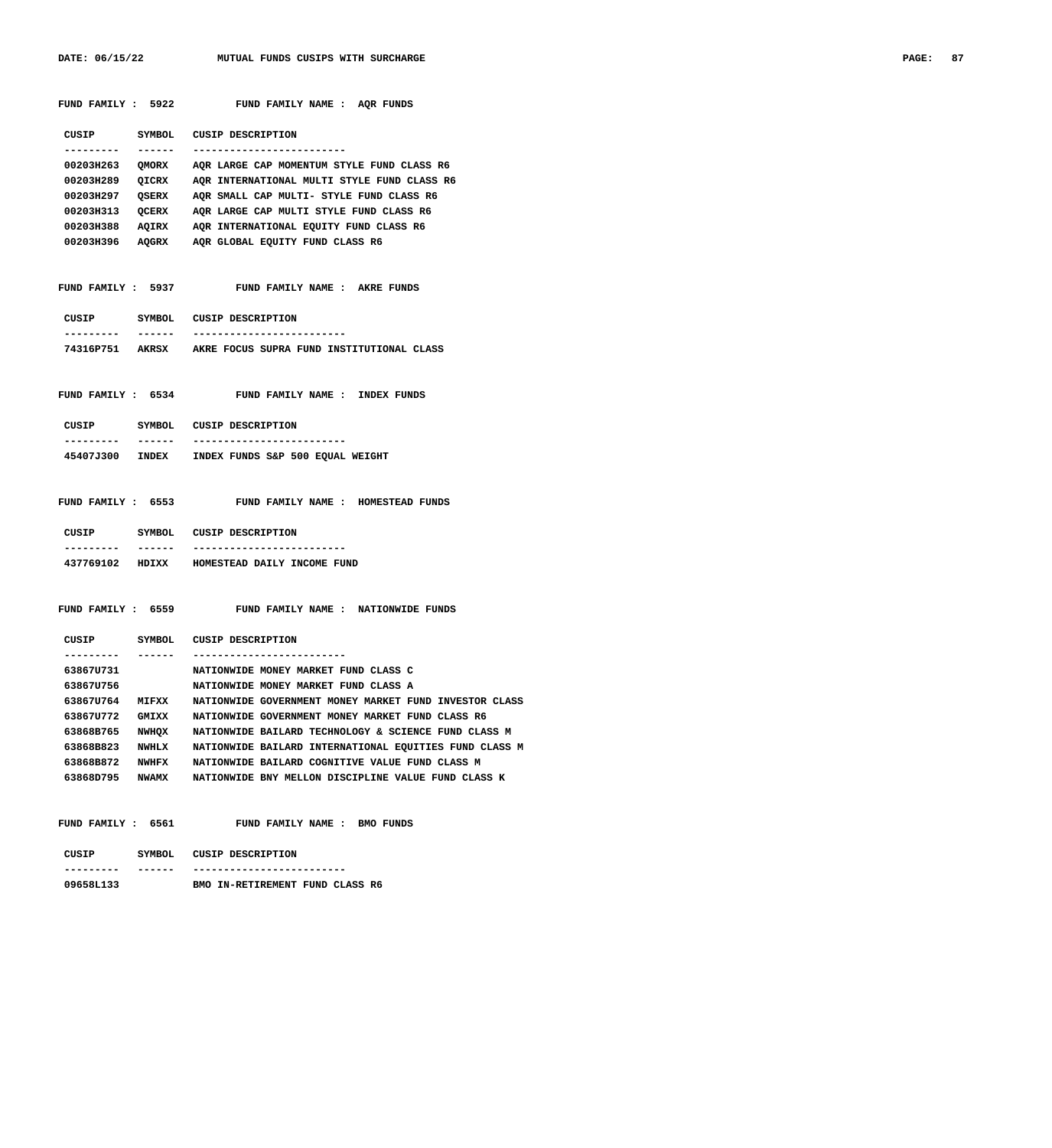**FUND FAMILY : 5922 FUND FAMILY NAME : AQR FUNDS**

| CUSIP | SYMBOL | CUSIP DESCRIPTION |
|---|---|---|
| 00203H263 | QMORX | AQR LARGE CAP MOMENTUM STYLE FUND CLASS R6 |
| 00203H289 | QICRX | AQR INTERNATIONAL MULTI STYLE FUND CLASS R6 |
| 00203H297 | QSERX | AQR SMALL CAP MULTI- STYLE FUND CLASS R6 |
| 00203H313 | QCERX | AQR LARGE CAP MULTI STYLE FUND CLASS R6 |
| 00203H388 | AQIRX | AQR INTERNATIONAL EQUITY FUND CLASS R6 |
| 00203H396 | AQGRX | AQR GLOBAL EQUITY FUND CLASS R6 |

**FUND FAMILY : 5937 FUND FAMILY NAME : AKRE FUNDS**

| CUSIP | SYMBOL | CUSIP DESCRIPTION |
|---|---|---|
| 74316P751 | AKRSX | AKRE FOCUS SUPRA FUND INSTITUTIONAL CLASS |

**FUND FAMILY : 6534 FUND FAMILY NAME : INDEX FUNDS**

| CUSIP | SYMBOL | CUSIP DESCRIPTION |
|---|---|---|
| 45407J300 | INDEX | INDEX FUNDS S&P 500 EQUAL WEIGHT |

**FUND FAMILY : 6553 FUND FAMILY NAME : HOMESTEAD FUNDS**

| CUSIP | SYMBOL | CUSIP DESCRIPTION |
|---|---|---|
| 437769102 | HDIXX | HOMESTEAD DAILY INCOME FUND |

**FUND FAMILY : 6559 FUND FAMILY NAME : NATIONWIDE FUNDS**

| CUSIP | SYMBOL | CUSIP DESCRIPTION |
|---|---|---|
| 63867U731 | | NATIONWIDE MONEY MARKET FUND CLASS C |
| 63867U756 | | NATIONWIDE MONEY MARKET FUND CLASS A |
| 63867U764 | MIFXX | NATIONWIDE GOVERNMENT MONEY MARKET FUND INVESTOR CLASS |
| 63867U772 | GMIXX | NATIONWIDE GOVERNMENT MONEY MARKET FUND CLASS R6 |
| 63868B765 | NWHQX | NATIONWIDE BAILARD TECHNOLOGY & SCIENCE FUND CLASS M |
| 63868B823 | NWHLX | NATIONWIDE BAILARD INTERNATIONAL EQUITIES FUND CLASS M |
| 63868B872 | NWHFX | NATIONWIDE BAILARD COGNITIVE VALUE FUND CLASS M |
| 63868D795 | NWAMX | NATIONWIDE BNY MELLON DISCIPLINE VALUE FUND CLASS K |

**FUND FAMILY : 6561 FUND FAMILY NAME : BMO FUNDS**

| CUSIP | SYMBOL | CUSIP DESCRIPTION |
|---|---|---|
| 09658L133 | | BMO IN-RETIREMENT FUND CLASS R6 |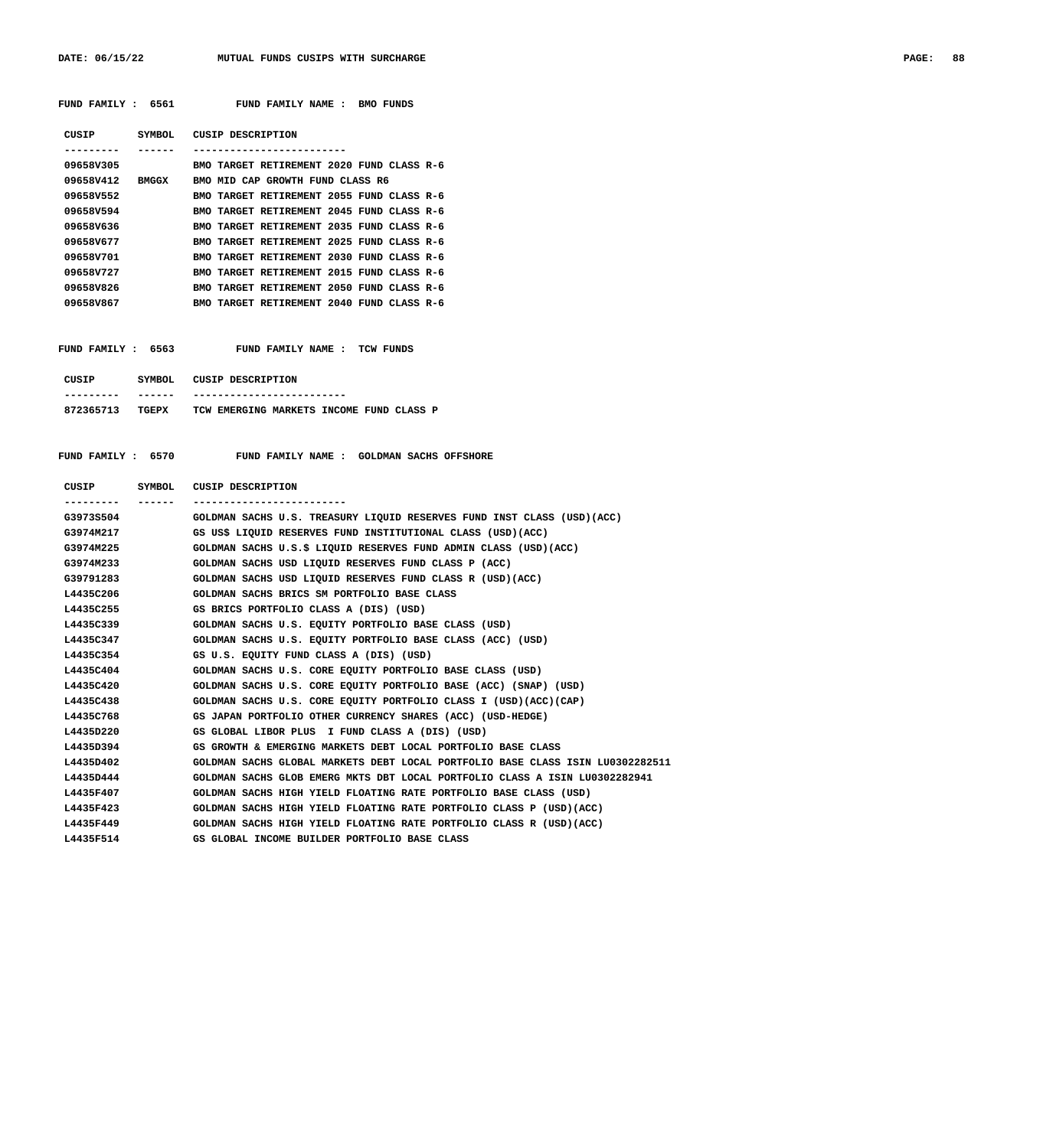FUND FAMILY : 6561 FUND FAMILY NAME : BMO FUNDS

| CUSIP | SYMBOL | CUSIP DESCRIPTION |
| --- | --- | --- |
| 09658V305 | | BMO TARGET RETIREMENT 2020 FUND CLASS R-6 |
| 09658V412 | BMGGX | BMO MID CAP GROWTH FUND CLASS R6 |
| 09658V552 | | BMO TARGET RETIREMENT 2055 FUND CLASS R-6 |
| 09658V594 | | BMO TARGET RETIREMENT 2045 FUND CLASS R-6 |
| 09658V636 | | BMO TARGET RETIREMENT 2035 FUND CLASS R-6 |
| 09658V677 | | BMO TARGET RETIREMENT 2025 FUND CLASS R-6 |
| 09658V701 | | BMO TARGET RETIREMENT 2030 FUND CLASS R-6 |
| 09658V727 | | BMO TARGET RETIREMENT 2015 FUND CLASS R-6 |
| 09658V826 | | BMO TARGET RETIREMENT 2050 FUND CLASS R-6 |
| 09658V867 | | BMO TARGET RETIREMENT 2040 FUND CLASS R-6 |

FUND FAMILY : 6563 FUND FAMILY NAME : TCW FUNDS

| CUSIP | SYMBOL | CUSIP DESCRIPTION |
| --- | --- | --- |
| 872365713 | TGEPX | TCW EMERGING MARKETS INCOME FUND CLASS P |

FUND FAMILY : 6570 FUND FAMILY NAME : GOLDMAN SACHS OFFSHORE

| CUSIP | SYMBOL | CUSIP DESCRIPTION |
| --- | --- | --- |
| G3973S504 | | GOLDMAN SACHS U.S. TREASURY LIQUID RESERVES FUND INST CLASS (USD)(ACC) |
| G3974M217 | | GS US$ LIQUID RESERVES FUND INSTITUTIONAL CLASS (USD)(ACC) |
| G3974M225 | | GOLDMAN SACHS U.S.$ LIQUID RESERVES FUND ADMIN CLASS (USD)(ACC) |
| G3974M233 | | GOLDMAN SACHS USD LIQUID RESERVES FUND CLASS P (ACC) |
| G39791283 | | GOLDMAN SACHS USD LIQUID RESERVES FUND CLASS R (USD)(ACC) |
| L4435C206 | | GOLDMAN SACHS BRICS SM PORTFOLIO BASE CLASS |
| L4435C255 | | GS BRICS PORTFOLIO CLASS A (DIS) (USD) |
| L4435C339 | | GOLDMAN SACHS U.S. EQUITY PORTFOLIO BASE CLASS (USD) |
| L4435C347 | | GOLDMAN SACHS U.S. EQUITY PORTFOLIO BASE CLASS (ACC) (USD) |
| L4435C354 | | GS U.S. EQUITY FUND CLASS A (DIS) (USD) |
| L4435C404 | | GOLDMAN SACHS U.S. CORE EQUITY PORTFOLIO BASE CLASS (USD) |
| L4435C420 | | GOLDMAN SACHS U.S. CORE EQUITY PORTFOLIO BASE (ACC) (SNAP) (USD) |
| L4435C438 | | GOLDMAN SACHS U.S. CORE EQUITY PORTFOLIO CLASS I (USD)(ACC)(CAP) |
| L4435C768 | | GS JAPAN PORTFOLIO OTHER CURRENCY SHARES (ACC) (USD-HEDGE) |
| L4435D220 | | GS GLOBAL LIBOR PLUS I FUND CLASS A (DIS) (USD) |
| L4435D394 | | GS GROWTH & EMERGING MARKETS DEBT LOCAL PORTFOLIO BASE CLASS |
| L4435D402 | | GOLDMAN SACHS GLOBAL MARKETS DEBT LOCAL PORTFOLIO BASE CLASS ISIN LU0302282511 |
| L4435D444 | | GOLDMAN SACHS GLOB EMERG MKTS DBT LOCAL PORTFOLIO CLASS A ISIN LU0302282941 |
| L4435F407 | | GOLDMAN SACHS HIGH YIELD FLOATING RATE PORTFOLIO BASE CLASS (USD) |
| L4435F423 | | GOLDMAN SACHS HIGH YIELD FLOATING RATE PORTFOLIO CLASS P (USD)(ACC) |
| L4435F449 | | GOLDMAN SACHS HIGH YIELD FLOATING RATE PORTFOLIO CLASS R (USD)(ACC) |
| L4435F514 | | GS GLOBAL INCOME BUILDER PORTFOLIO BASE CLASS |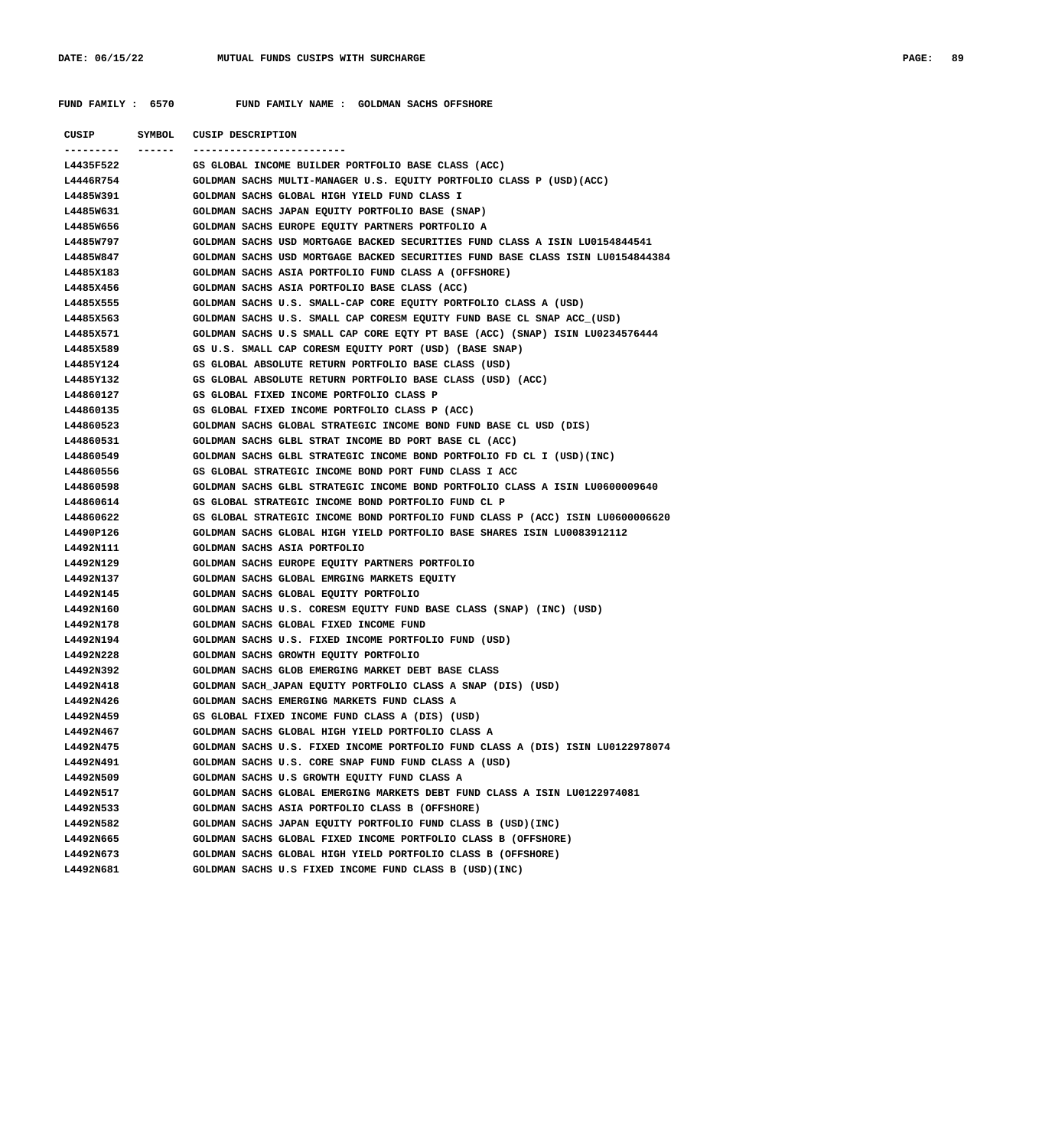**FUND FAMILY : 6570 FUND FAMILY NAME : GOLDMAN SACHS OFFSHORE**

| CUSIP | SYMBOL | CUSIP DESCRIPTION |
|---|---|---|
| L4435F522 | | GS GLOBAL INCOME BUILDER PORTFOLIO BASE CLASS (ACC) |
| L4446R754 | | GOLDMAN SACHS MULTI-MANAGER U.S. EQUITY PORTFOLIO CLASS P (USD)(ACC) |
| L4485W391 | | GOLDMAN SACHS GLOBAL HIGH YIELD FUND CLASS I |
| L4485W631 | | GOLDMAN SACHS JAPAN EQUITY PORTFOLIO BASE (SNAP) |
| L4485W656 | | GOLDMAN SACHS EUROPE EQUITY PARTNERS PORTFOLIO A |
| L4485W797 | | GOLDMAN SACHS USD MORTGAGE BACKED SECURITIES FUND CLASS A ISIN LU0154844541 |
| L4485W847 | | GOLDMAN SACHS USD MORTGAGE BACKED SECURITIES FUND BASE CLASS ISIN LU0154844384 |
| L4485X183 | | GOLDMAN SACHS ASIA PORTFOLIO FUND CLASS A (OFFSHORE) |
| L4485X456 | | GOLDMAN SACHS ASIA PORTFOLIO BASE CLASS (ACC) |
| L4485X555 | | GOLDMAN SACHS U.S. SMALL-CAP CORE EQUITY PORTFOLIO CLASS A (USD) |
| L4485X563 | | GOLDMAN SACHS U.S. SMALL CAP CORESM EQUITY FUND BASE CL SNAP ACC_(USD) |
| L4485X571 | | GOLDMAN SACHS U.S SMALL CAP CORE EQTY PT BASE (ACC) (SNAP) ISIN LU0234576444 |
| L4485X589 | | GS U.S. SMALL CAP CORESM EQUITY PORT (USD) (BASE SNAP) |
| L4485Y124 | | GS GLOBAL ABSOLUTE RETURN PORTFOLIO BASE CLASS (USD) |
| L4485Y132 | | GS GLOBAL ABSOLUTE RETURN PORTFOLIO BASE CLASS (USD) (ACC) |
| L44860127 | | GS GLOBAL FIXED INCOME PORTFOLIO CLASS P |
| L44860135 | | GS GLOBAL FIXED INCOME PORTFOLIO CLASS P (ACC) |
| L44860523 | | GOLDMAN SACHS GLOBAL STRATEGIC INCOME BOND FUND BASE CL USD (DIS) |
| L44860531 | | GOLDMAN SACHS GLBL STRAT INCOME BD PORT BASE CL (ACC) |
| L44860549 | | GOLDMAN SACHS GLBL STRATEGIC INCOME BOND PORTFOLIO FD CL I (USD)(INC) |
| L44860556 | | GS GLOBAL STRATEGIC INCOME BOND PORT FUND CLASS I ACC |
| L44860598 | | GOLDMAN SACHS GLBL STRATEGIC INCOME BOND PORTFOLIO CLASS A ISIN LU0600009640 |
| L44860614 | | GS GLOBAL STRATEGIC INCOME BOND PORTFOLIO FUND CL P |
| L44860622 | | GS GLOBAL STRATEGIC INCOME BOND PORTFOLIO FUND CLASS P (ACC) ISIN LU0600006620 |
| L4490P126 | | GOLDMAN SACHS GLOBAL HIGH YIELD PORTFOLIO BASE SHARES ISIN LU0083912112 |
| L4492N111 | | GOLDMAN SACHS ASIA PORTFOLIO |
| L4492N129 | | GOLDMAN SACHS EUROPE EQUITY PARTNERS PORTFOLIO |
| L4492N137 | | GOLDMAN SACHS GLOBAL EMRGING MARKETS EQUITY |
| L4492N145 | | GOLDMAN SACHS GLOBAL EQUITY PORTFOLIO |
| L4492N160 | | GOLDMAN SACHS U.S. CORESM EQUITY FUND BASE CLASS (SNAP) (INC) (USD) |
| L4492N178 | | GOLDMAN SACHS GLOBAL FIXED INCOME FUND |
| L4492N194 | | GOLDMAN SACHS U.S. FIXED INCOME PORTFOLIO FUND (USD) |
| L4492N228 | | GOLDMAN SACHS GROWTH EQUITY PORTFOLIO |
| L4492N392 | | GOLDMAN SACHS GLOB EMERGING MARKET DEBT BASE CLASS |
| L4492N418 | | GOLDMAN SACH_JAPAN EQUITY PORTFOLIO CLASS A SNAP (DIS) (USD) |
| L4492N426 | | GOLDMAN SACHS EMERGING MARKETS FUND CLASS A |
| L4492N459 | | GS GLOBAL FIXED INCOME FUND CLASS A (DIS) (USD) |
| L4492N467 | | GOLDMAN SACHS GLOBAL HIGH YIELD PORTFOLIO CLASS A |
| L4492N475 | | GOLDMAN SACHS U.S. FIXED INCOME PORTFOLIO FUND CLASS A (DIS) ISIN LU0122978074 |
| L4492N491 | | GOLDMAN SACHS U.S. CORE SNAP FUND FUND CLASS A (USD) |
| L4492N509 | | GOLDMAN SACHS U.S GROWTH EQUITY FUND CLASS A |
| L4492N517 | | GOLDMAN SACHS GLOBAL EMERGING MARKETS DEBT FUND CLASS A ISIN LU0122974081 |
| L4492N533 | | GOLDMAN SACHS ASIA PORTFOLIO CLASS B (OFFSHORE) |
| L4492N582 | | GOLDMAN SACHS JAPAN EQUITY PORTFOLIO FUND CLASS B (USD)(INC) |
| L4492N665 | | GOLDMAN SACHS GLOBAL FIXED INCOME PORTFOLIO CLASS B (OFFSHORE) |
| L4492N673 | | GOLDMAN SACHS GLOBAL HIGH YIELD PORTFOLIO CLASS B (OFFSHORE) |
| L4492N681 | | GOLDMAN SACHS U.S FIXED INCOME FUND CLASS B (USD)(INC) |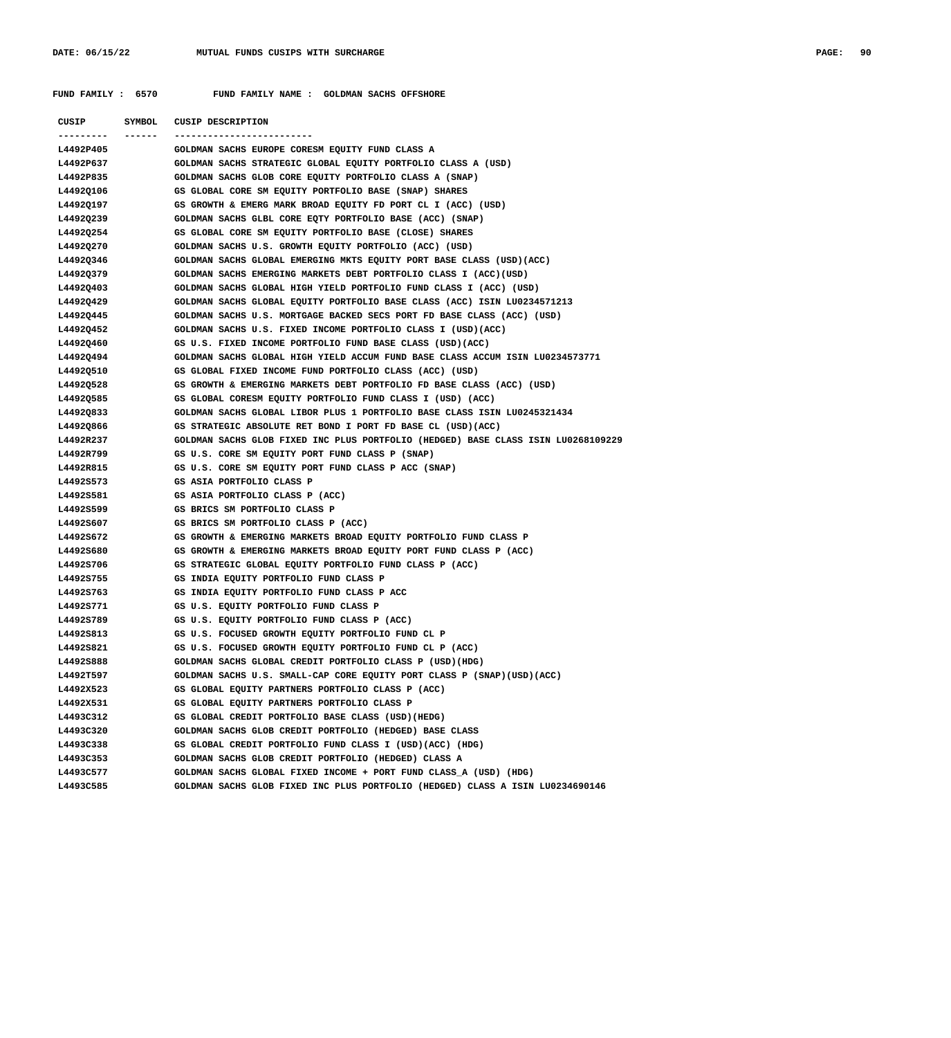FUND FAMILY : 6570 FUND FAMILY NAME : GOLDMAN SACHS OFFSHORE

| CUSIP | SYMBOL | CUSIP DESCRIPTION |
|---|---|---|
| L4492P405 | | GOLDMAN SACHS EUROPE CORESM EQUITY FUND CLASS A |
| L4492P637 | | GOLDMAN SACHS STRATEGIC GLOBAL EQUITY PORTFOLIO CLASS A (USD) |
| L4492P835 | | GOLDMAN SACHS GLOB CORE EQUITY PORTFOLIO CLASS A (SNAP) |
| L4492Q106 | | GS GLOBAL CORE SM EQUITY PORTFOLIO BASE (SNAP) SHARES |
| L4492Q197 | | GS GROWTH & EMERG MARK BROAD EQUITY FD PORT CL I (ACC) (USD) |
| L4492Q239 | | GOLDMAN SACHS GLBL CORE EQTY PORTFOLIO BASE (ACC) (SNAP) |
| L4492Q254 | | GS GLOBAL CORE SM EQUITY PORTFOLIO BASE (CLOSE) SHARES |
| L4492Q270 | | GOLDMAN SACHS U.S. GROWTH EQUITY PORTFOLIO (ACC) (USD) |
| L4492Q346 | | GOLDMAN SACHS GLOBAL EMERGING MKTS EQUITY PORT BASE CLASS (USD)(ACC) |
| L4492Q379 | | GOLDMAN SACHS EMERGING MARKETS DEBT PORTFOLIO CLASS I (ACC)(USD) |
| L4492Q403 | | GOLDMAN SACHS GLOBAL HIGH YIELD PORTFOLIO FUND CLASS I (ACC) (USD) |
| L4492Q429 | | GOLDMAN SACHS GLOBAL EQUITY PORTFOLIO BASE CLASS (ACC) ISIN LU0234571213 |
| L4492Q445 | | GOLDMAN SACHS U.S. MORTGAGE BACKED SECS PORT FD BASE CLASS (ACC) (USD) |
| L4492Q452 | | GOLDMAN SACHS U.S. FIXED INCOME PORTFOLIO CLASS I (USD)(ACC) |
| L4492Q460 | | GS U.S. FIXED INCOME PORTFOLIO FUND BASE CLASS (USD)(ACC) |
| L4492Q494 | | GOLDMAN SACHS GLOBAL HIGH YIELD ACCUM FUND BASE CLASS ACCUM ISIN LU0234573771 |
| L4492Q510 | | GS GLOBAL FIXED INCOME FUND PORTFOLIO CLASS (ACC) (USD) |
| L4492Q528 | | GS GROWTH & EMERGING MARKETS DEBT PORTFOLIO FD BASE CLASS (ACC) (USD) |
| L4492Q585 | | GS GLOBAL CORESM EQUITY PORTFOLIO FUND CLASS I (USD) (ACC) |
| L4492Q833 | | GOLDMAN SACHS GLOBAL LIBOR PLUS 1 PORTFOLIO BASE CLASS ISIN LU0245321434 |
| L4492Q866 | | GS STRATEGIC ABSOLUTE RET BOND I PORT FD BASE CL (USD)(ACC) |
| L4492R237 | | GOLDMAN SACHS GLOB FIXED INC PLUS PORTFOLIO (HEDGED) BASE CLASS ISIN LU0268109229 |
| L4492R799 | | GS U.S. CORE SM EQUITY PORT FUND CLASS P (SNAP) |
| L4492R815 | | GS U.S. CORE SM EQUITY PORT FUND CLASS P ACC (SNAP) |
| L4492S573 | | GS ASIA PORTFOLIO CLASS P |
| L4492S581 | | GS ASIA PORTFOLIO CLASS P (ACC) |
| L4492S599 | | GS BRICS SM PORTFOLIO CLASS P |
| L4492S607 | | GS BRICS SM PORTFOLIO CLASS P (ACC) |
| L4492S672 | | GS GROWTH & EMERGING MARKETS BROAD EQUITY PORTFOLIO FUND CLASS P |
| L4492S680 | | GS GROWTH & EMERGING MARKETS BROAD EQUITY PORT FUND CLASS P (ACC) |
| L4492S706 | | GS STRATEGIC GLOBAL EQUITY PORTFOLIO FUND CLASS P (ACC) |
| L4492S755 | | GS INDIA EQUITY PORTFOLIO FUND CLASS P |
| L4492S763 | | GS INDIA EQUITY PORTFOLIO FUND CLASS P ACC |
| L4492S771 | | GS U.S. EQUITY PORTFOLIO FUND CLASS P |
| L4492S789 | | GS U.S. EQUITY PORTFOLIO FUND CLASS P (ACC) |
| L4492S813 | | GS U.S. FOCUSED GROWTH EQUITY PORTFOLIO FUND CL P |
| L4492S821 | | GS U.S. FOCUSED GROWTH EQUITY PORTFOLIO FUND CL P (ACC) |
| L4492S888 | | GOLDMAN SACHS GLOBAL CREDIT PORTFOLIO CLASS P (USD)(HDG) |
| L4492T597 | | GOLDMAN SACHS U.S. SMALL-CAP CORE EQUITY PORT CLASS P (SNAP)(USD)(ACC) |
| L4492X523 | | GS GLOBAL EQUITY PARTNERS PORTFOLIO CLASS P (ACC) |
| L4492X531 | | GS GLOBAL EQUITY PARTNERS PORTFOLIO CLASS P |
| L4493C312 | | GS GLOBAL CREDIT PORTFOLIO BASE CLASS (USD)(HEDG) |
| L4493C320 | | GOLDMAN SACHS GLOB CREDIT PORTFOLIO (HEDGED) BASE CLASS |
| L4493C338 | | GS GLOBAL CREDIT PORTFOLIO FUND CLASS I (USD)(ACC) (HDG) |
| L4493C353 | | GOLDMAN SACHS GLOB CREDIT PORTFOLIO (HEDGED) CLASS A |
| L4493C577 | | GOLDMAN SACHS GLOBAL FIXED INCOME + PORT FUND CLASS_A (USD) (HDG) |
| L4493C585 | | GOLDMAN SACHS GLOB FIXED INC PLUS PORTFOLIO (HEDGED) CLASS A ISIN LU0234690146 |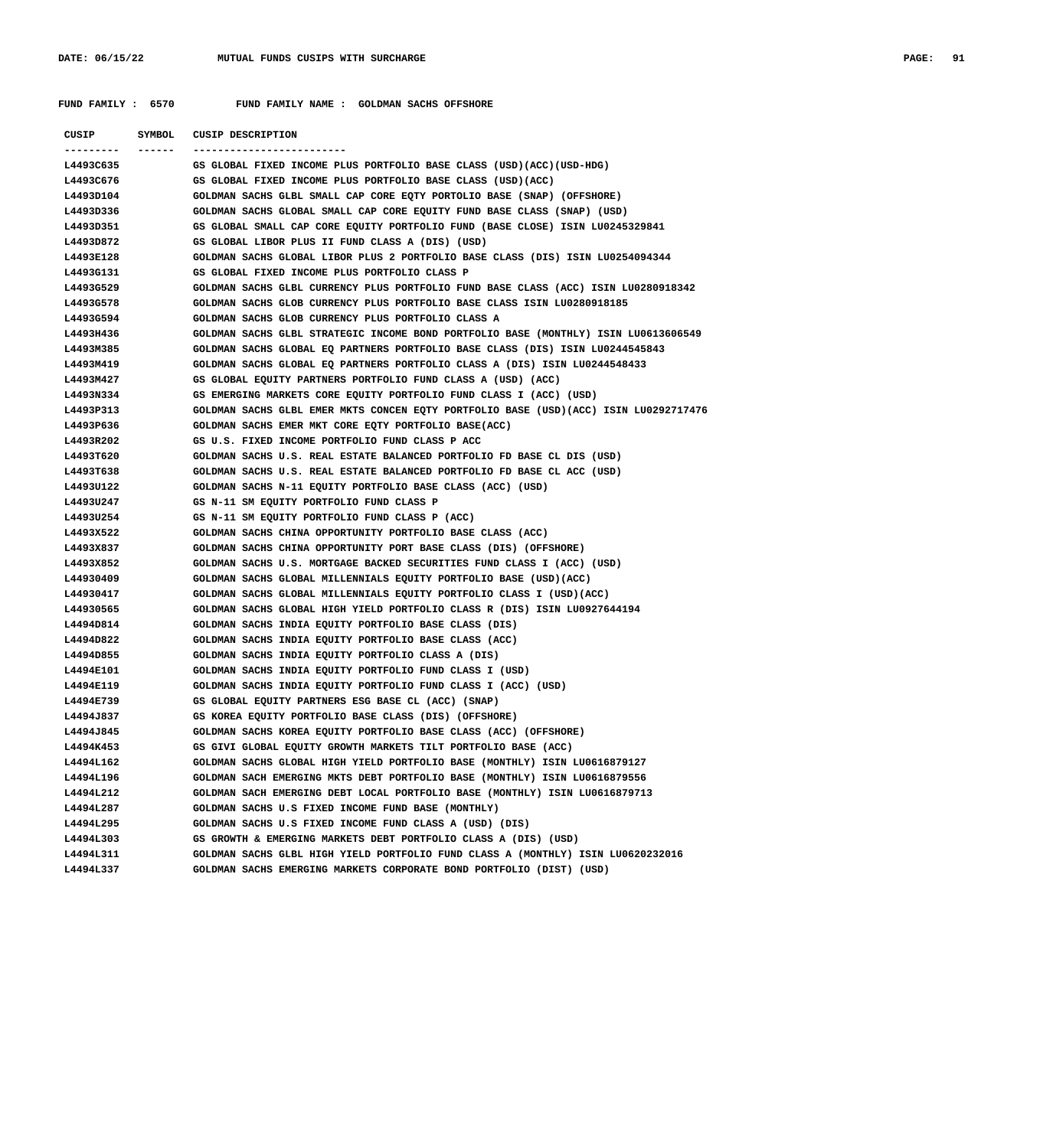FUND FAMILY : 6570 FUND FAMILY NAME : GOLDMAN SACHS OFFSHORE

| CUSIP | SYMBOL | CUSIP DESCRIPTION |
|---|---|---|
| L4493C635 | | GS GLOBAL FIXED INCOME PLUS PORTFOLIO BASE CLASS (USD)(ACC)(USD-HDG) |
| L4493C676 | | GS GLOBAL FIXED INCOME PLUS PORTFOLIO BASE CLASS (USD)(ACC) |
| L4493D104 | | GOLDMAN SACHS GLBL SMALL CAP CORE EQTY PORTOLIO BASE (SNAP) (OFFSHORE) |
| L4493D336 | | GOLDMAN SACHS GLOBAL SMALL CAP CORE EQUITY FUND BASE CLASS (SNAP) (USD) |
| L4493D351 | | GS GLOBAL SMALL CAP CORE EQUITY PORTFOLIO FUND (BASE CLOSE) ISIN LU0245329841 |
| L4493D872 | | GS GLOBAL LIBOR PLUS II FUND CLASS A (DIS) (USD) |
| L4493E128 | | GOLDMAN SACHS GLOBAL LIBOR PLUS 2 PORTFOLIO BASE CLASS (DIS) ISIN LU0254094344 |
| L4493G131 | | GS GLOBAL FIXED INCOME PLUS PORTFOLIO CLASS P |
| L4493G529 | | GOLDMAN SACHS GLBL CURRENCY PLUS PORTFOLIO FUND BASE CLASS (ACC) ISIN LU0280918342 |
| L4493G578 | | GOLDMAN SACHS GLOB CURRENCY PLUS PORTFOLIO BASE CLASS ISIN LU0280918185 |
| L4493G594 | | GOLDMAN SACHS GLOB CURRENCY PLUS PORTFOLIO CLASS A |
| L4493H436 | | GOLDMAN SACHS GLBL STRATEGIC INCOME BOND PORTFOLIO BASE (MONTHLY) ISIN LU0613606549 |
| L4493M385 | | GOLDMAN SACHS GLOBAL EQ PARTNERS PORTFOLIO BASE CLASS (DIS) ISIN LU0244545843 |
| L4493M419 | | GOLDMAN SACHS GLOBAL EQ PARTNERS PORTFOLIO CLASS A (DIS) ISIN LU0244548433 |
| L4493M427 | | GS GLOBAL EQUITY PARTNERS PORTFOLIO FUND CLASS A (USD) (ACC) |
| L4493N334 | | GS EMERGING MARKETS CORE EQUITY PORTFOLIO FUND CLASS I (ACC) (USD) |
| L4493P313 | | GOLDMAN SACHS GLBL EMER MKTS CONCEN EQTY PORTFOLIO BASE (USD)(ACC) ISIN LU0292717476 |
| L4493P636 | | GOLDMAN SACHS EMER MKT CORE EQTY PORTFOLIO BASE(ACC) |
| L4493R202 | | GS U.S. FIXED INCOME PORTFOLIO FUND CLASS P ACC |
| L4493T620 | | GOLDMAN SACHS U.S. REAL ESTATE BALANCED PORTFOLIO FD BASE CL DIS (USD) |
| L4493T638 | | GOLDMAN SACHS U.S. REAL ESTATE BALANCED PORTFOLIO FD BASE CL ACC (USD) |
| L4493U122 | | GOLDMAN SACHS N-11 EQUITY PORTFOLIO BASE CLASS (ACC) (USD) |
| L4493U247 | | GS N-11 SM EQUITY PORTFOLIO FUND CLASS P |
| L4493U254 | | GS N-11 SM EQUITY PORTFOLIO FUND CLASS P (ACC) |
| L4493X522 | | GOLDMAN SACHS CHINA OPPORTUNITY PORTFOLIO BASE CLASS (ACC) |
| L4493X837 | | GOLDMAN SACHS CHINA OPPORTUNITY PORT BASE CLASS (DIS) (OFFSHORE) |
| L4493X852 | | GOLDMAN SACHS U.S. MORTGAGE BACKED SECURITIES FUND CLASS I (ACC) (USD) |
| L44930409 | | GOLDMAN SACHS GLOBAL MILLENNIALS EQUITY PORTFOLIO BASE (USD)(ACC) |
| L44930417 | | GOLDMAN SACHS GLOBAL MILLENNIALS EQUITY PORTFOLIO CLASS I (USD)(ACC) |
| L44930565 | | GOLDMAN SACHS GLOBAL HIGH YIELD PORTFOLIO CLASS R (DIS) ISIN LU0927644194 |
| L4494D814 | | GOLDMAN SACHS INDIA EQUITY PORTFOLIO BASE CLASS (DIS) |
| L4494D822 | | GOLDMAN SACHS INDIA EQUITY PORTFOLIO BASE CLASS (ACC) |
| L4494D855 | | GOLDMAN SACHS INDIA EQUITY PORTFOLIO CLASS A (DIS) |
| L4494E101 | | GOLDMAN SACHS INDIA EQUITY PORTFOLIO FUND CLASS I (USD) |
| L4494E119 | | GOLDMAN SACHS INDIA EQUITY PORTFOLIO FUND CLASS I (ACC) (USD) |
| L4494E739 | | GS GLOBAL EQUITY PARTNERS ESG BASE CL (ACC) (SNAP) |
| L4494J837 | | GS KOREA EQUITY PORTFOLIO BASE CLASS (DIS) (OFFSHORE) |
| L4494J845 | | GOLDMAN SACHS KOREA EQUITY PORTFOLIO BASE CLASS (ACC) (OFFSHORE) |
| L4494K453 | | GS GIVI GLOBAL EQUITY GROWTH MARKETS TILT PORTFOLIO BASE (ACC) |
| L4494L162 | | GOLDMAN SACHS GLOBAL HIGH YIELD PORTFOLIO BASE (MONTHLY) ISIN LU0616879127 |
| L4494L196 | | GOLDMAN SACH EMERGING MKTS DEBT PORTFOLIO BASE (MONTHLY) ISIN LU0616879556 |
| L4494L212 | | GOLDMAN SACH EMERGING DEBT LOCAL PORTFOLIO BASE (MONTHLY) ISIN LU0616879713 |
| L4494L287 | | GOLDMAN SACHS U.S FIXED INCOME FUND BASE (MONTHLY) |
| L4494L295 | | GOLDMAN SACHS U.S FIXED INCOME FUND CLASS A (USD) (DIS) |
| L4494L303 | | GS GROWTH & EMERGING MARKETS DEBT PORTFOLIO CLASS A (DIS) (USD) |
| L4494L311 | | GOLDMAN SACHS GLBL HIGH YIELD PORTFOLIO FUND CLASS A (MONTHLY) ISIN LU0620232016 |
| L4494L337 | | GOLDMAN SACHS EMERGING MARKETS CORPORATE BOND PORTFOLIO (DIST) (USD) |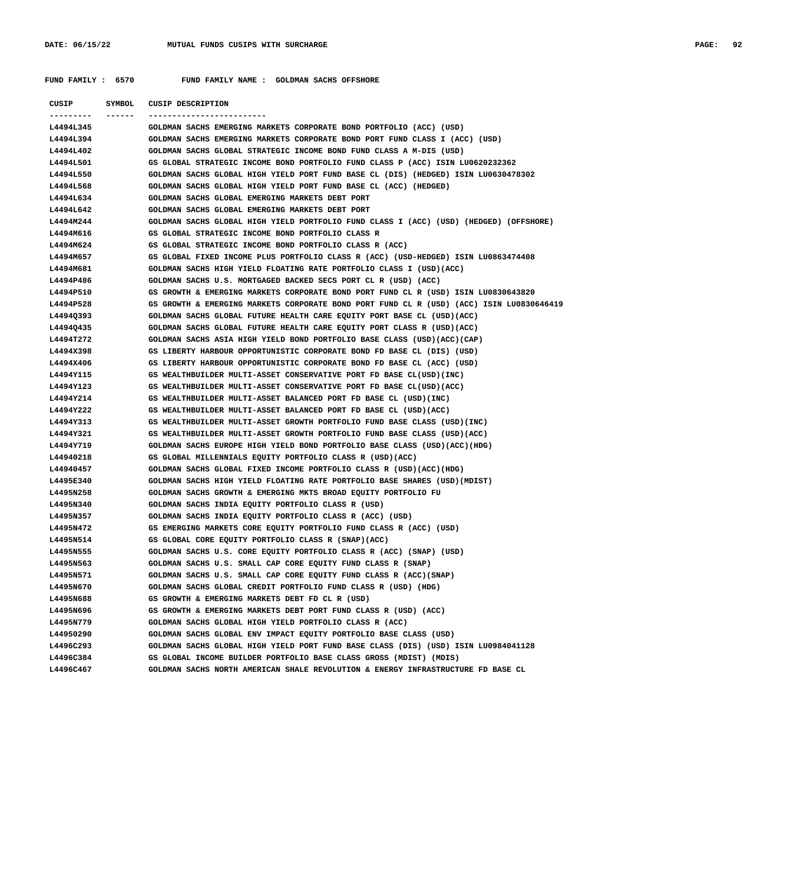FUND FAMILY : 6570 FUND FAMILY NAME : GOLDMAN SACHS OFFSHORE

| CUSIP | SYMBOL | CUSIP DESCRIPTION |
|---|---|---|
| L4494L345 | | GOLDMAN SACHS EMERGING MARKETS CORPORATE BOND PORTFOLIO (ACC) (USD) |
| L4494L394 | | GOLDMAN SACHS EMERGING MARKETS CORPORATE BOND PORT FUND CLASS I (ACC) (USD) |
| L4494L402 | | GOLDMAN SACHS GLOBAL STRATEGIC INCOME BOND FUND CLASS A M-DIS (USD) |
| L4494L501 | | GS GLOBAL STRATEGIC INCOME BOND PORTFOLIO FUND CLASS P (ACC) ISIN LU0620232362 |
| L4494L550 | | GOLDMAN SACHS GLOBAL HIGH YIELD PORT FUND BASE CL (DIS) (HEDGED) ISIN LU0630478302 |
| L4494L568 | | GOLDMAN SACHS GLOBAL HIGH YIELD PORT FUND BASE CL (ACC) (HEDGED) |
| L4494L634 | | GOLDMAN SACHS GLOBAL EMERGING MARKETS DEBT PORT |
| L4494L642 | | GOLDMAN SACHS GLOBAL EMERGING MARKETS DEBT PORT |
| L4494M244 | | GOLDMAN SACHS GLOBAL HIGH YIELD PORTFOLIO FUND CLASS I (ACC) (USD) (HEDGED) (OFFSHORE) |
| L4494M616 | | GS GLOBAL STRATEGIC INCOME BOND PORTFOLIO CLASS R |
| L4494M624 | | GS GLOBAL STRATEGIC INCOME BOND PORTFOLIO CLASS R (ACC) |
| L4494M657 | | GS GLOBAL FIXED INCOME PLUS PORTFOLIO CLASS R (ACC) (USD-HEDGED) ISIN LU0863474408 |
| L4494M681 | | GOLDMAN SACHS HIGH YIELD FLOATING RATE PORTFOLIO CLASS I (USD)(ACC) |
| L4494P486 | | GOLDMAN SACHS U.S. MORTGAGED BACKED SECS PORT CL R (USD) (ACC) |
| L4494P510 | | GS GROWTH & EMERGING MARKETS CORPORATE BOND PORT FUND CL R (USD) ISIN LU0830643820 |
| L4494P528 | | GS GROWTH & EMERGING MARKETS CORPORATE BOND PORT FUND CL R (USD) (ACC) ISIN LU0830646419 |
| L4494Q393 | | GOLDMAN SACHS GLOBAL FUTURE HEALTH CARE EQUITY PORT BASE CL (USD)(ACC) |
| L4494Q435 | | GOLDMAN SACHS GLOBAL FUTURE HEALTH CARE EQUITY PORT CLASS R (USD)(ACC) |
| L4494T272 | | GOLDMAN SACHS ASIA HIGH YIELD BOND PORTFOLIO BASE CLASS (USD)(ACC)(CAP) |
| L4494X398 | | GS LIBERTY HARBOUR OPPORTUNISTIC CORPORATE BOND FD BASE CL (DIS) (USD) |
| L4494X406 | | GS LIBERTY HARBOUR OPPORTUNISTIC CORPORATE BOND FD BASE CL (ACC) (USD) |
| L4494Y115 | | GS WEALTHBUILDER MULTI-ASSET CONSERVATIVE PORT FD BASE CL(USD)(INC) |
| L4494Y123 | | GS WEALTHBUILDER MULTI-ASSET CONSERVATIVE PORT FD BASE CL(USD)(ACC) |
| L4494Y214 | | GS WEALTHBUILDER MULTI-ASSET BALANCED PORT FD BASE CL (USD)(INC) |
| L4494Y222 | | GS WEALTHBUILDER MULTI-ASSET BALANCED PORT FD BASE CL (USD)(ACC) |
| L4494Y313 | | GS WEALTHBUILDER MULTI-ASSET GROWTH PORTFOLIO FUND BASE CLASS (USD)(INC) |
| L4494Y321 | | GS WEALTHBUILDER MULTI-ASSET GROWTH PORTFOLIO FUND BASE CLASS (USD)(ACC) |
| L4494Y719 | | GOLDMAN SACHS EUROPE HIGH YIELD BOND PORTFOLIO BASE CLASS (USD)(ACC)(HDG) |
| L44940218 | | GS GLOBAL MILLENNIALS EQUITY PORTFOLIO CLASS R (USD)(ACC) |
| L44940457 | | GOLDMAN SACHS GLOBAL FIXED INCOME PORTFOLIO CLASS R (USD)(ACC)(HDG) |
| L4495E340 | | GOLDMAN SACHS HIGH YIELD FLOATING RATE PORTFOLIO BASE SHARES (USD)(MDIST) |
| L4495N258 | | GOLDMAN SACHS GROWTH & EMERGING MKTS BROAD EQUITY PORTFOLIO FU |
| L4495N340 | | GOLDMAN SACHS INDIA EQUITY PORTFOLIO CLASS R (USD) |
| L4495N357 | | GOLDMAN SACHS INDIA EQUITY PORTFOLIO CLASS R (ACC) (USD) |
| L4495N472 | | GS EMERGING MARKETS CORE EQUITY PORTFOLIO FUND CLASS R (ACC) (USD) |
| L4495N514 | | GS GLOBAL CORE EQUITY PORTFOLIO CLASS R (SNAP)(ACC) |
| L4495N555 | | GOLDMAN SACHS U.S. CORE EQUITY PORTFOLIO CLASS R (ACC) (SNAP) (USD) |
| L4495N563 | | GOLDMAN SACHS U.S. SMALL CAP CORE EQUITY FUND CLASS R (SNAP) |
| L4495N571 | | GOLDMAN SACHS U.S. SMALL CAP CORE EQUITY FUND CLASS R (ACC)(SNAP) |
| L4495N670 | | GOLDMAN SACHS GLOBAL CREDIT PORTFOLIO FUND CLASS R (USD) (HDG) |
| L4495N688 | | GS GROWTH & EMERGING MARKETS DEBT FD CL R (USD) |
| L4495N696 | | GS GROWTH & EMERGING MARKETS DEBT PORT FUND CLASS R (USD) (ACC) |
| L4495N779 | | GOLDMAN SACHS GLOBAL HIGH YIELD PORTFOLIO CLASS R (ACC) |
| L44950290 | | GOLDMAN SACHS GLOBAL ENV IMPACT EQUITY PORTFOLIO BASE CLASS (USD) |
| L4496C293 | | GOLDMAN SACHS GLOBAL HIGH YIELD PORT FUND BASE CLASS (DIS) (USD) ISIN LU0984041128 |
| L4496C384 | | GS GLOBAL INCOME BUILDER PORTFOLIO BASE CLASS GROSS (MDIST) (MDIS) |
| L4496C467 | | GOLDMAN SACHS NORTH AMERICAN SHALE REVOLUTION & ENERGY INFRASTRUCTURE FD BASE CL |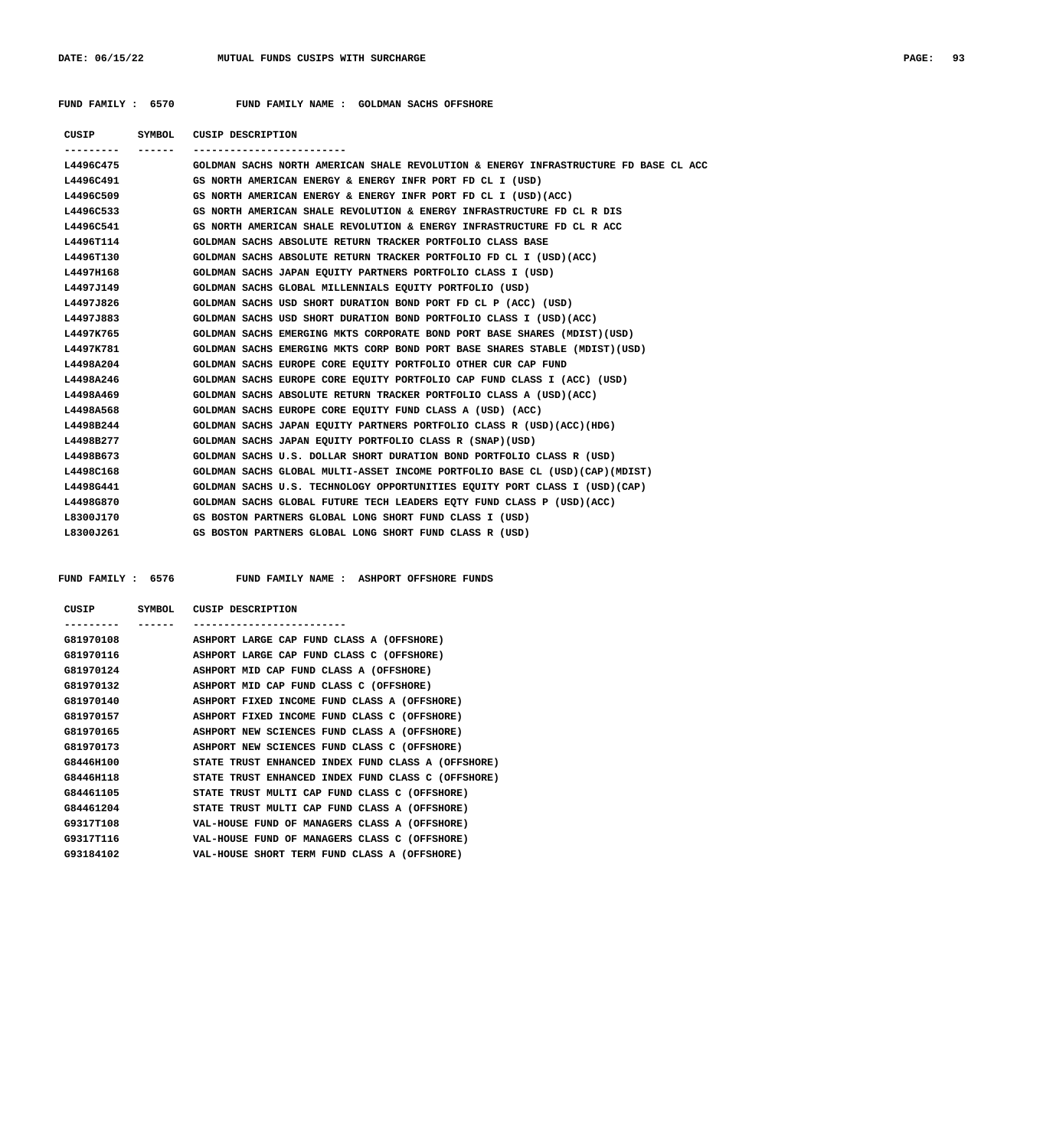**FUND FAMILY : 6570 FUND FAMILY NAME : GOLDMAN SACHS OFFSHORE**

| CUSIP | SYMBOL | CUSIP DESCRIPTION |
| --- | --- | --- |
| L4496C475 | | GOLDMAN SACHS NORTH AMERICAN SHALE REVOLUTION & ENERGY INFRASTRUCTURE FD BASE CL ACC |
| L4496C491 | | GS NORTH AMERICAN ENERGY & ENERGY INFR PORT FD CL I (USD) |
| L4496C509 | | GS NORTH AMERICAN ENERGY & ENERGY INFR PORT FD CL I (USD)(ACC) |
| L4496C533 | | GS NORTH AMERICAN SHALE REVOLUTION & ENERGY INFRASTRUCTURE FD CL R DIS |
| L4496C541 | | GS NORTH AMERICAN SHALE REVOLUTION & ENERGY INFRASTRUCTURE FD CL R ACC |
| L4496T114 | | GOLDMAN SACHS ABSOLUTE RETURN TRACKER PORTFOLIO CLASS BASE |
| L4496T130 | | GOLDMAN SACHS ABSOLUTE RETURN TRACKER PORTFOLIO FD CL I (USD)(ACC) |
| L4497H168 | | GOLDMAN SACHS JAPAN EQUITY PARTNERS PORTFOLIO CLASS I (USD) |
| L4497J149 | | GOLDMAN SACHS GLOBAL MILLENNIALS EQUITY PORTFOLIO (USD) |
| L4497J826 | | GOLDMAN SACHS USD SHORT DURATION BOND PORT FD CL P (ACC) (USD) |
| L4497J883 | | GOLDMAN SACHS USD SHORT DURATION BOND PORTFOLIO CLASS I (USD)(ACC) |
| L4497K765 | | GOLDMAN SACHS EMERGING MKTS CORPORATE BOND PORT BASE SHARES (MDIST)(USD) |
| L4497K781 | | GOLDMAN SACHS EMERGING MKTS CORP BOND PORT BASE SHARES STABLE (MDIST)(USD) |
| L4498A204 | | GOLDMAN SACHS EUROPE CORE EQUITY PORTFOLIO OTHER CUR CAP FUND |
| L4498A246 | | GOLDMAN SACHS EUROPE CORE EQUITY PORTFOLIO CAP FUND CLASS I (ACC) (USD) |
| L4498A469 | | GOLDMAN SACHS ABSOLUTE RETURN TRACKER PORTFOLIO CLASS A (USD)(ACC) |
| L4498A568 | | GOLDMAN SACHS EUROPE CORE EQUITY FUND CLASS A (USD) (ACC) |
| L4498B244 | | GOLDMAN SACHS JAPAN EQUITY PARTNERS PORTFOLIO CLASS R (USD)(ACC)(HDG) |
| L4498B277 | | GOLDMAN SACHS JAPAN EQUITY PORTFOLIO CLASS R (SNAP)(USD) |
| L4498B673 | | GOLDMAN SACHS U.S. DOLLAR SHORT DURATION BOND PORTFOLIO CLASS R (USD) |
| L4498C168 | | GOLDMAN SACHS GLOBAL MULTI-ASSET INCOME PORTFOLIO BASE CL (USD)(CAP)(MDIST) |
| L4498G441 | | GOLDMAN SACHS U.S. TECHNOLOGY OPPORTUNITIES EQUITY PORT CLASS I (USD)(CAP) |
| L4498G870 | | GOLDMAN SACHS GLOBAL FUTURE TECH LEADERS EQTY FUND CLASS P (USD)(ACC) |
| L8300J170 | | GS BOSTON PARTNERS GLOBAL LONG SHORT FUND CLASS I (USD) |
| L8300J261 | | GS BOSTON PARTNERS GLOBAL LONG SHORT FUND CLASS R (USD) |

**FUND FAMILY : 6576 FUND FAMILY NAME : ASHPORT OFFSHORE FUNDS**

| CUSIP | SYMBOL | CUSIP DESCRIPTION |
| --- | --- | --- |
| G81970108 | | ASHPORT LARGE CAP FUND CLASS A (OFFSHORE) |
| G81970116 | | ASHPORT LARGE CAP FUND CLASS C (OFFSHORE) |
| G81970124 | | ASHPORT MID CAP FUND CLASS A (OFFSHORE) |
| G81970132 | | ASHPORT MID CAP FUND CLASS C (OFFSHORE) |
| G81970140 | | ASHPORT FIXED INCOME FUND CLASS A (OFFSHORE) |
| G81970157 | | ASHPORT FIXED INCOME FUND CLASS C (OFFSHORE) |
| G81970165 | | ASHPORT NEW SCIENCES FUND CLASS A (OFFSHORE) |
| G81970173 | | ASHPORT NEW SCIENCES FUND CLASS C (OFFSHORE) |
| G8446H100 | | STATE TRUST ENHANCED INDEX FUND CLASS A (OFFSHORE) |
| G8446H118 | | STATE TRUST ENHANCED INDEX FUND CLASS C (OFFSHORE) |
| G84461105 | | STATE TRUST MULTI CAP FUND CLASS C (OFFSHORE) |
| G84461204 | | STATE TRUST MULTI CAP FUND CLASS A (OFFSHORE) |
| G9317T108 | | VAL-HOUSE FUND OF MANAGERS CLASS A (OFFSHORE) |
| G9317T116 | | VAL-HOUSE FUND OF MANAGERS CLASS C (OFFSHORE) |
| G93184102 | | VAL-HOUSE SHORT TERM FUND CLASS A (OFFSHORE) |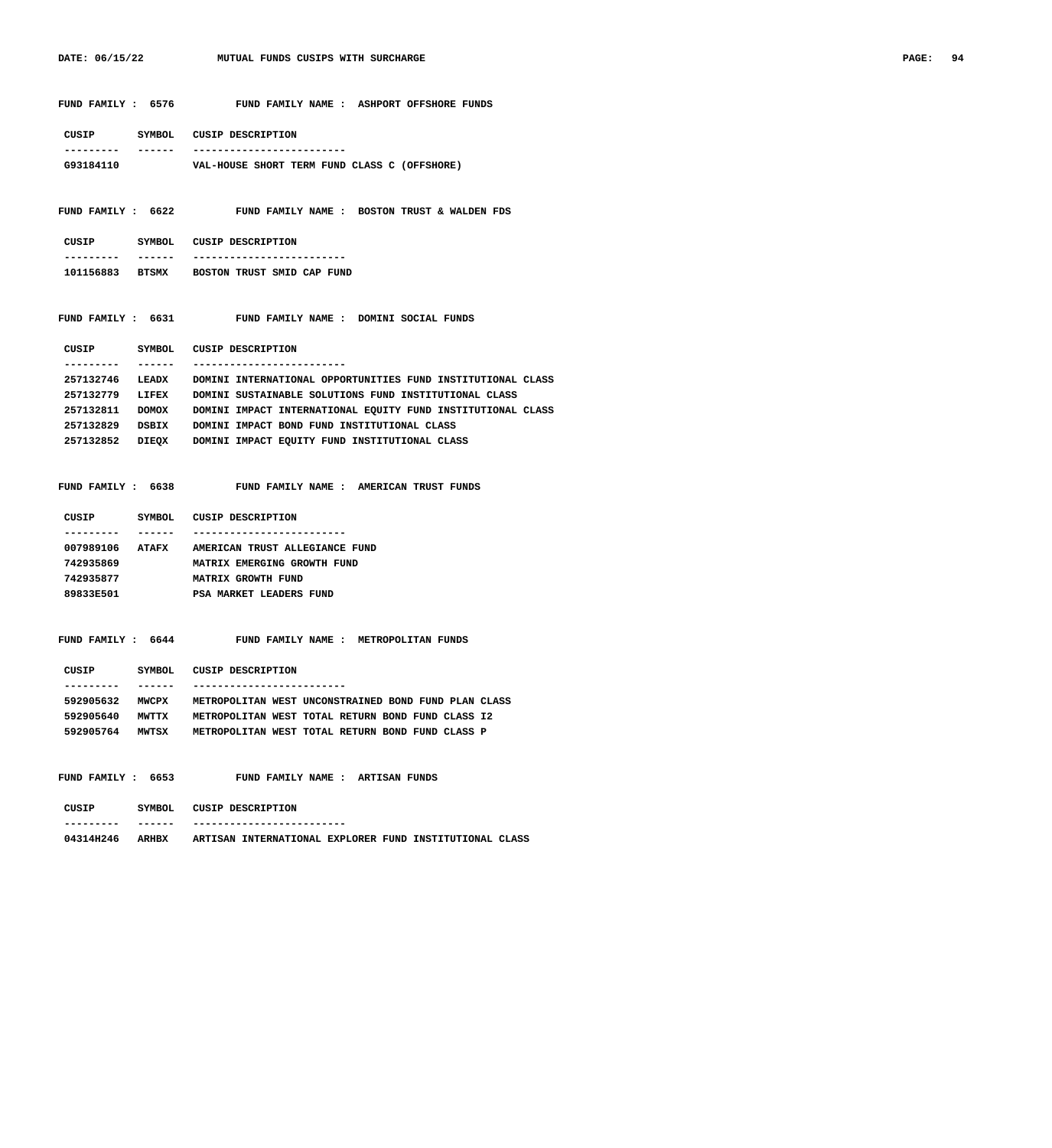FUND FAMILY : 6576 FUND FAMILY NAME : ASHPORT OFFSHORE FUNDS

| CUSIP | SYMBOL | CUSIP DESCRIPTION |
|---|---|---|
| G93184110 | | VAL-HOUSE SHORT TERM FUND CLASS C (OFFSHORE) |

FUND FAMILY : 6622 FUND FAMILY NAME : BOSTON TRUST & WALDEN FDS

| CUSIP | SYMBOL | CUSIP DESCRIPTION |
|---|---|---|
| 101156883 | BTSMX | BOSTON TRUST SMID CAP FUND |

FUND FAMILY : 6631 FUND FAMILY NAME : DOMINI SOCIAL FUNDS

| CUSIP | SYMBOL | CUSIP DESCRIPTION |
|---|---|---|
| 257132746 | LEADX | DOMINI INTERNATIONAL OPPORTUNITIES FUND INSTITUTIONAL CLASS |
| 257132779 | LIFEX | DOMINI SUSTAINABLE SOLUTIONS FUND INSTITUTIONAL CLASS |
| 257132811 | DOMOX | DOMINI IMPACT INTERNATIONAL EQUITY FUND INSTITUTIONAL CLASS |
| 257132829 | DSBIX | DOMINI IMPACT BOND FUND INSTITUTIONAL CLASS |
| 257132852 | DIEQX | DOMINI IMPACT EQUITY FUND INSTITUTIONAL CLASS |

FUND FAMILY : 6638 FUND FAMILY NAME : AMERICAN TRUST FUNDS

| CUSIP | SYMBOL | CUSIP DESCRIPTION |
|---|---|---|
| 007989106 | ATAFX | AMERICAN TRUST ALLEGIANCE FUND |
| 742935869 | | MATRIX EMERGING GROWTH FUND |
| 742935877 | | MATRIX GROWTH FUND |
| 89833E501 | | PSA MARKET LEADERS FUND |

FUND FAMILY : 6644 FUND FAMILY NAME : METROPOLITAN FUNDS

| CUSIP | SYMBOL | CUSIP DESCRIPTION |
|---|---|---|
| 592905632 | MWCPX | METROPOLITAN WEST UNCONSTRAINED BOND FUND PLAN CLASS |
| 592905640 | MWTTX | METROPOLITAN WEST TOTAL RETURN BOND FUND CLASS I2 |
| 592905764 | MWTSX | METROPOLITAN WEST TOTAL RETURN BOND FUND CLASS P |

FUND FAMILY : 6653 FUND FAMILY NAME : ARTISAN FUNDS

| CUSIP | SYMBOL | CUSIP DESCRIPTION |
|---|---|---|
| 04314H246 | ARHBX | ARTISAN INTERNATIONAL EXPLORER FUND INSTITUTIONAL CLASS |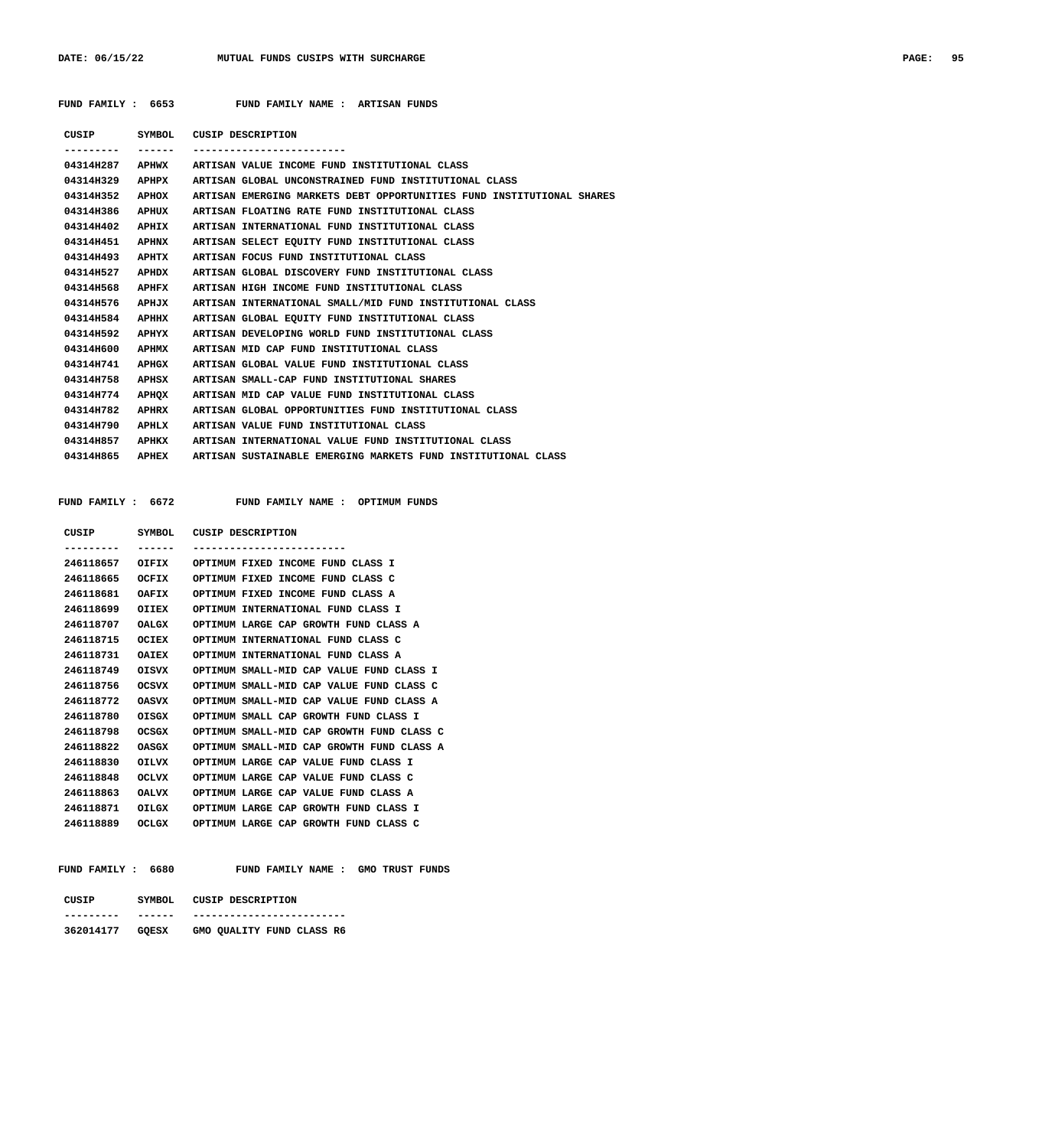**FUND FAMILY : 6653 FUND FAMILY NAME : ARTISAN FUNDS**

| CUSIP | SYMBOL | CUSIP DESCRIPTION |
|---|---|---|
| 04314H287 | APHWX | ARTISAN VALUE INCOME FUND INSTITUTIONAL CLASS |
| 04314H329 | APHPX | ARTISAN GLOBAL UNCONSTRAINED FUND INSTITUTIONAL CLASS |
| 04314H352 | APHOX | ARTISAN EMERGING MARKETS DEBT OPPORTUNITIES FUND INSTITUTIONAL SHARES |
| 04314H386 | APHUX | ARTISAN FLOATING RATE FUND INSTITUTIONAL CLASS |
| 04314H402 | APHIX | ARTISAN INTERNATIONAL FUND INSTITUTIONAL CLASS |
| 04314H451 | APHNX | ARTISAN SELECT EQUITY FUND INSTITUTIONAL CLASS |
| 04314H493 | APHTX | ARTISAN FOCUS FUND INSTITUTIONAL CLASS |
| 04314H527 | APHDX | ARTISAN GLOBAL DISCOVERY FUND INSTITUTIONAL CLASS |
| 04314H568 | APHFX | ARTISAN HIGH INCOME FUND INSTITUTIONAL CLASS |
| 04314H576 | APHJX | ARTISAN INTERNATIONAL SMALL/MID FUND INSTITUTIONAL CLASS |
| 04314H584 | APHHX | ARTISAN GLOBAL EQUITY FUND INSTITUTIONAL CLASS |
| 04314H592 | APHYX | ARTISAN DEVELOPING WORLD FUND INSTITUTIONAL CLASS |
| 04314H600 | APHMX | ARTISAN MID CAP FUND INSTITUTIONAL CLASS |
| 04314H741 | APHGX | ARTISAN GLOBAL VALUE FUND INSTITUTIONAL CLASS |
| 04314H758 | APHSX | ARTISAN SMALL-CAP FUND INSTITUTIONAL SHARES |
| 04314H774 | APHQX | ARTISAN MID CAP VALUE FUND INSTITUTIONAL CLASS |
| 04314H782 | APHRX | ARTISAN GLOBAL OPPORTUNITIES FUND INSTITUTIONAL CLASS |
| 04314H790 | APHLX | ARTISAN VALUE FUND INSTITUTIONAL CLASS |
| 04314H857 | APHKX | ARTISAN INTERNATIONAL VALUE FUND INSTITUTIONAL CLASS |
| 04314H865 | APHEX | ARTISAN SUSTAINABLE EMERGING MARKETS FUND INSTITUTIONAL CLASS |

**FUND FAMILY : 6672 FUND FAMILY NAME : OPTIMUM FUNDS**

| CUSIP | SYMBOL | CUSIP DESCRIPTION |
|---|---|---|
| 246118657 | OIFIX | OPTIMUM FIXED INCOME FUND CLASS I |
| 246118665 | OCFIX | OPTIMUM FIXED INCOME FUND CLASS C |
| 246118681 | OAFIX | OPTIMUM FIXED INCOME FUND CLASS A |
| 246118699 | OIIEX | OPTIMUM INTERNATIONAL FUND CLASS I |
| 246118707 | OALGX | OPTIMUM LARGE CAP GROWTH FUND CLASS A |
| 246118715 | OCIEX | OPTIMUM INTERNATIONAL FUND CLASS C |
| 246118731 | OAIEX | OPTIMUM INTERNATIONAL FUND CLASS A |
| 246118749 | OISVX | OPTIMUM SMALL-MID CAP VALUE FUND CLASS I |
| 246118756 | OCSVX | OPTIMUM SMALL-MID CAP VALUE FUND CLASS C |
| 246118772 | OASVX | OPTIMUM SMALL-MID CAP VALUE FUND CLASS A |
| 246118780 | OISGX | OPTIMUM SMALL CAP GROWTH FUND CLASS I |
| 246118798 | OCSGX | OPTIMUM SMALL-MID CAP GROWTH FUND CLASS C |
| 246118822 | OASGX | OPTIMUM SMALL-MID CAP GROWTH FUND CLASS A |
| 246118830 | OILVX | OPTIMUM LARGE CAP VALUE FUND CLASS I |
| 246118848 | OCLVX | OPTIMUM LARGE CAP VALUE FUND CLASS C |
| 246118863 | OALVX | OPTIMUM LARGE CAP VALUE FUND CLASS A |
| 246118871 | OILGX | OPTIMUM LARGE CAP GROWTH FUND CLASS I |
| 246118889 | OCLGX | OPTIMUM LARGE CAP GROWTH FUND CLASS C |

**FUND FAMILY : 6680 FUND FAMILY NAME : GMO TRUST FUNDS**

| CUSIP | SYMBOL | CUSIP DESCRIPTION |
|---|---|---|
| 362014177 | GQESX | GMO QUALITY FUND CLASS R6 |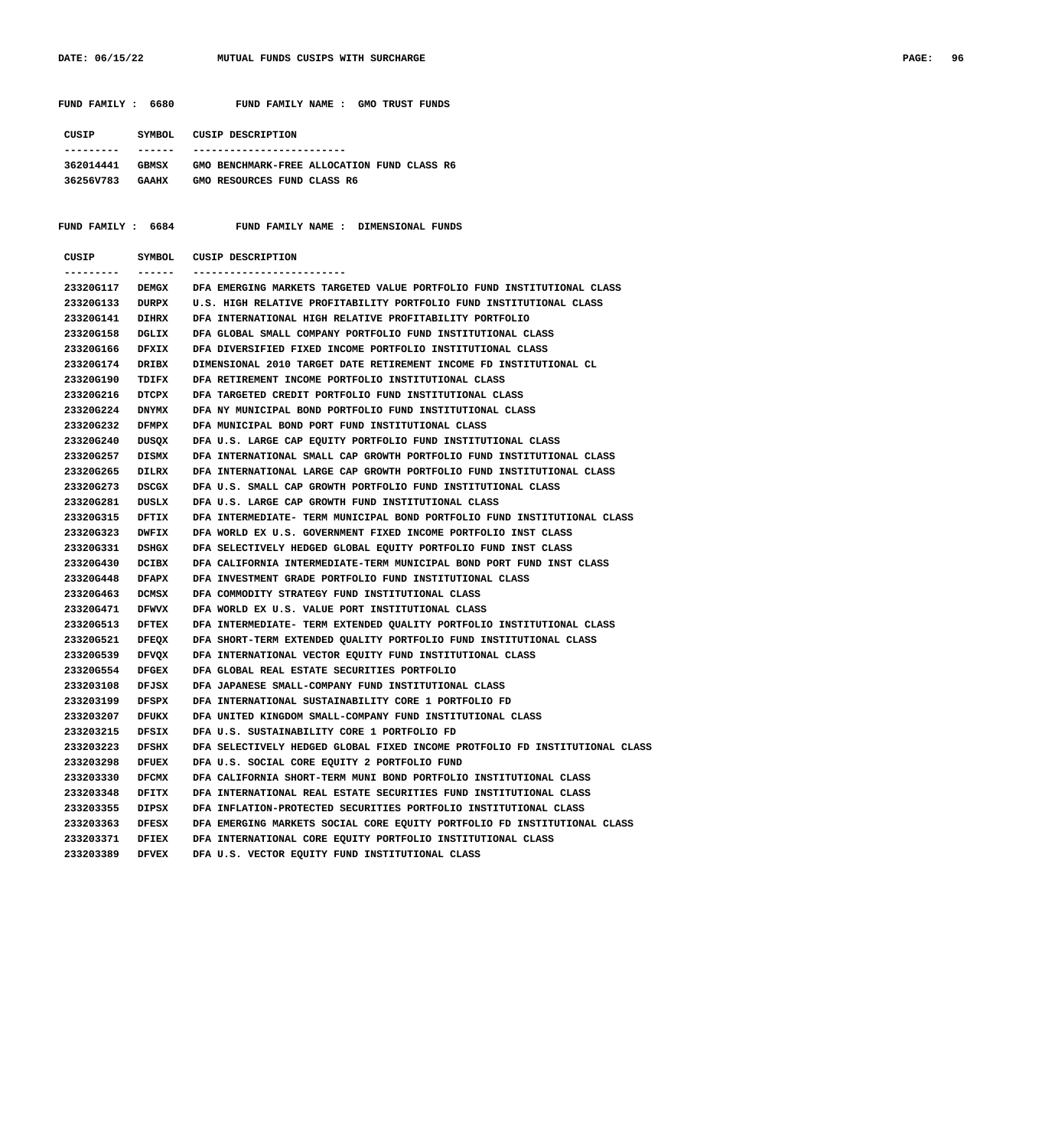FUND FAMILY : 6680 FUND FAMILY NAME : GMO TRUST FUNDS

| CUSIP | SYMBOL | CUSIP DESCRIPTION |
|---|---|---|
| 362014441 | GBMSX | GMO BENCHMARK-FREE ALLOCATION FUND CLASS R6 |
| 36256V783 | GAAHX | GMO RESOURCES FUND CLASS R6 |

FUND FAMILY : 6684 FUND FAMILY NAME : DIMENSIONAL FUNDS

| CUSIP | SYMBOL | CUSIP DESCRIPTION |
|---|---|---|
| 23320G117 | DEMGX | DFA EMERGING MARKETS TARGETED VALUE PORTFOLIO FUND INSTITUTIONAL CLASS |
| 23320G133 | DURPX | U.S. HIGH RELATIVE PROFITABILITY PORTFOLIO FUND INSTITUTIONAL CLASS |
| 23320G141 | DIHRX | DFA INTERNATIONAL HIGH RELATIVE PROFITABILITY PORTFOLIO |
| 23320G158 | DGLIX | DFA GLOBAL SMALL COMPANY PORTFOLIO FUND INSTITUTIONAL CLASS |
| 23320G166 | DFXIX | DFA DIVERSIFIED FIXED INCOME PORTFOLIO INSTITUTIONAL CLASS |
| 23320G174 | DRIBX | DIMENSIONAL 2010 TARGET DATE RETIREMENT INCOME FD INSTITUTIONAL CL |
| 23320G190 | TDIFX | DFA RETIREMENT INCOME PORTFOLIO INSTITUTIONAL CLASS |
| 23320G216 | DTCPX | DFA TARGETED CREDIT PORTFOLIO FUND INSTITUTIONAL CLASS |
| 23320G224 | DNYMX | DFA NY MUNICIPAL BOND PORTFOLIO FUND INSTITUTIONAL CLASS |
| 23320G232 | DFMPX | DFA MUNICIPAL BOND PORT FUND INSTITUTIONAL CLASS |
| 23320G240 | DUSQX | DFA U.S. LARGE CAP EQUITY PORTFOLIO FUND INSTITUTIONAL CLASS |
| 23320G257 | DISMX | DFA INTERNATIONAL SMALL CAP GROWTH PORTFOLIO FUND INSTITUTIONAL CLASS |
| 23320G265 | DILRX | DFA INTERNATIONAL LARGE CAP GROWTH PORTFOLIO FUND INSTITUTIONAL CLASS |
| 23320G273 | DSCGX | DFA U.S. SMALL CAP GROWTH PORTFOLIO FUND INSTITUTIONAL CLASS |
| 23320G281 | DUSLX | DFA U.S. LARGE CAP GROWTH FUND INSTITUTIONAL CLASS |
| 23320G315 | DFTIX | DFA INTERMEDIATE- TERM MUNICIPAL BOND PORTFOLIO FUND INSTITUTIONAL CLASS |
| 23320G323 | DWFIX | DFA WORLD EX U.S. GOVERNMENT FIXED INCOME PORTFOLIO INST CLASS |
| 23320G331 | DSHGX | DFA SELECTIVELY HEDGED GLOBAL EQUITY PORTFOLIO FUND INST CLASS |
| 23320G430 | DCIBX | DFA CALIFORNIA INTERMEDIATE-TERM MUNICIPAL BOND PORT FUND INST CLASS |
| 23320G448 | DFAPX | DFA INVESTMENT GRADE PORTFOLIO FUND INSTITUTIONAL CLASS |
| 23320G463 | DCMSX | DFA COMMODITY STRATEGY FUND INSTITUTIONAL CLASS |
| 23320G471 | DFWVX | DFA WORLD EX U.S. VALUE PORT INSTITUTIONAL CLASS |
| 23320G513 | DFTEX | DFA INTERMEDIATE- TERM EXTENDED QUALITY PORTFOLIO INSTITUTIONAL CLASS |
| 23320G521 | DFEQX | DFA SHORT-TERM EXTENDED QUALITY PORTFOLIO FUND INSTITUTIONAL CLASS |
| 23320G539 | DFVQX | DFA INTERNATIONAL VECTOR EQUITY FUND INSTITUTIONAL CLASS |
| 23320G554 | DFGEX | DFA GLOBAL REAL ESTATE SECURITIES PORTFOLIO |
| 233203108 | DFJSX | DFA JAPANESE SMALL-COMPANY FUND INSTITUTIONAL CLASS |
| 233203199 | DFSPX | DFA INTERNATIONAL SUSTAINABILITY CORE 1 PORTFOLIO FD |
| 233203207 | DFUKX | DFA UNITED KINGDOM SMALL-COMPANY FUND INSTITUTIONAL CLASS |
| 233203215 | DFSIX | DFA U.S. SUSTAINABILITY CORE 1 PORTFOLIO FD |
| 233203223 | DFSHX | DFA SELECTIVELY HEDGED GLOBAL FIXED INCOME PROTFOLIO FD INSTITUTIONAL CLASS |
| 233203298 | DFUEX | DFA U.S. SOCIAL CORE EQUITY 2 PORTFOLIO FUND |
| 233203330 | DFCMX | DFA CALIFORNIA SHORT-TERM MUNI BOND PORTFOLIO INSTITUTIONAL CLASS |
| 233203348 | DFITX | DFA INTERNATIONAL REAL ESTATE SECURITIES FUND INSTITUTIONAL CLASS |
| 233203355 | DIPSX | DFA INFLATION-PROTECTED SECURITIES PORTFOLIO INSTITUTIONAL CLASS |
| 233203363 | DFESX | DFA EMERGING MARKETS SOCIAL CORE EQUITY PORTFOLIO FD INSTITUTIONAL CLASS |
| 233203371 | DFIEX | DFA INTERNATIONAL CORE EQUITY PORTFOLIO INSTITUTIONAL CLASS |
| 233203389 | DFVEX | DFA U.S. VECTOR EQUITY FUND INSTITUTIONAL CLASS |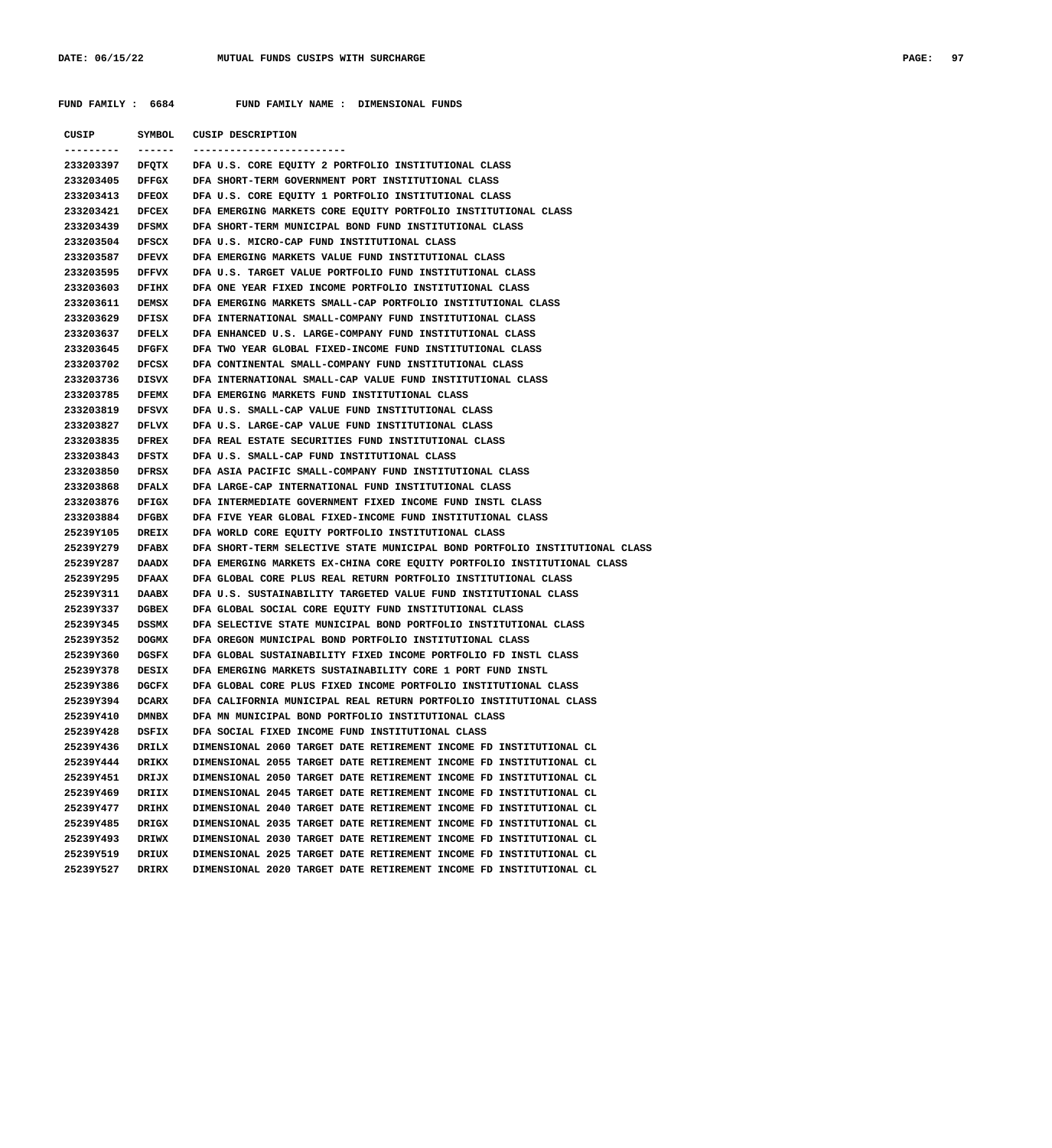FUND FAMILY : 6684 FUND FAMILY NAME : DIMENSIONAL FUNDS

| CUSIP | SYMBOL | CUSIP DESCRIPTION |
|---|---|---|
| 233203397 | DFQTX | DFA U.S. CORE EQUITY 2 PORTFOLIO INSTITUTIONAL CLASS |
| 233203405 | DFFGX | DFA SHORT-TERM GOVERNMENT PORT INSTITUTIONAL CLASS |
| 233203413 | DFEOX | DFA U.S. CORE EQUITY 1 PORTFOLIO INSTITUTIONAL CLASS |
| 233203421 | DFCEX | DFA EMERGING MARKETS CORE EQUITY PORTFOLIO INSTITUTIONAL CLASS |
| 233203439 | DFSMX | DFA SHORT-TERM MUNICIPAL BOND FUND INSTITUTIONAL CLASS |
| 233203504 | DFSCX | DFA U.S. MICRO-CAP FUND INSTITUTIONAL CLASS |
| 233203587 | DFEVX | DFA EMERGING MARKETS VALUE FUND INSTITUTIONAL CLASS |
| 233203595 | DFFVX | DFA U.S. TARGET VALUE PORTFOLIO FUND INSTITUTIONAL CLASS |
| 233203603 | DFIHX | DFA ONE YEAR FIXED INCOME PORTFOLIO INSTITUTIONAL CLASS |
| 233203611 | DEMSX | DFA EMERGING MARKETS SMALL-CAP PORTFOLIO INSTITUTIONAL CLASS |
| 233203629 | DFISX | DFA INTERNATIONAL SMALL-COMPANY FUND INSTITUTIONAL CLASS |
| 233203637 | DFELX | DFA ENHANCED U.S. LARGE-COMPANY FUND INSTITUTIONAL CLASS |
| 233203645 | DFGFX | DFA TWO YEAR GLOBAL FIXED-INCOME FUND INSTITUTIONAL CLASS |
| 233203702 | DFCSX | DFA CONTINENTAL SMALL-COMPANY FUND INSTITUTIONAL CLASS |
| 233203736 | DISVX | DFA INTERNATIONAL SMALL-CAP VALUE FUND INSTITUTIONAL CLASS |
| 233203785 | DFEMX | DFA EMERGING MARKETS FUND INSTITUTIONAL CLASS |
| 233203819 | DFSVX | DFA U.S. SMALL-CAP VALUE FUND INSTITUTIONAL CLASS |
| 233203827 | DFLVX | DFA U.S. LARGE-CAP VALUE FUND INSTITUTIONAL CLASS |
| 233203835 | DFREX | DFA REAL ESTATE SECURITIES FUND INSTITUTIONAL CLASS |
| 233203843 | DFSTX | DFA U.S. SMALL-CAP FUND INSTITUTIONAL CLASS |
| 233203850 | DFRSX | DFA ASIA PACIFIC SMALL-COMPANY FUND INSTITUTIONAL CLASS |
| 233203868 | DFALX | DFA LARGE-CAP INTERNATIONAL FUND INSTITUTIONAL CLASS |
| 233203876 | DFIGX | DFA INTERMEDIATE GOVERNMENT FIXED INCOME FUND INSTL CLASS |
| 233203884 | DFGBX | DFA FIVE YEAR GLOBAL FIXED-INCOME FUND INSTITUTIONAL CLASS |
| 25239Y105 | DREIX | DFA WORLD CORE EQUITY PORTFOLIO INSTITUTIONAL CLASS |
| 25239Y279 | DFABX | DFA SHORT-TERM SELECTIVE STATE MUNICIPAL BOND PORTFOLIO INSTITUTIONAL CLASS |
| 25239Y287 | DAADX | DFA EMERGING MARKETS EX-CHINA CORE EQUITY PORTFOLIO INSTITUTIONAL CLASS |
| 25239Y295 | DFAAX | DFA GLOBAL CORE PLUS REAL RETURN PORTFOLIO INSTITUTIONAL CLASS |
| 25239Y311 | DAABX | DFA U.S. SUSTAINABILITY TARGETED VALUE FUND INSTITUTIONAL CLASS |
| 25239Y337 | DGBEX | DFA GLOBAL SOCIAL CORE EQUITY FUND INSTITUTIONAL CLASS |
| 25239Y345 | DSSMX | DFA SELECTIVE STATE MUNICIPAL BOND PORTFOLIO INSTITUTIONAL CLASS |
| 25239Y352 | DOGMX | DFA OREGON MUNICIPAL BOND PORTFOLIO INSTITUTIONAL CLASS |
| 25239Y360 | DGSFX | DFA GLOBAL SUSTAINABILITY FIXED INCOME PORTFOLIO FD INSTL CLASS |
| 25239Y378 | DESIX | DFA EMERGING MARKETS SUSTAINABILITY CORE 1 PORT FUND INSTL |
| 25239Y386 | DGCFX | DFA GLOBAL CORE PLUS FIXED INCOME PORTFOLIO INSTITUTIONAL CLASS |
| 25239Y394 | DCARX | DFA CALIFORNIA MUNICIPAL REAL RETURN PORTFOLIO INSTITUTIONAL CLASS |
| 25239Y410 | DMNBX | DFA MN MUNICIPAL BOND PORTFOLIO INSTITUTIONAL CLASS |
| 25239Y428 | DSFIX | DFA SOCIAL FIXED INCOME FUND INSTITUTIONAL CLASS |
| 25239Y436 | DRILX | DIMENSIONAL 2060 TARGET DATE RETIREMENT INCOME FD INSTITUTIONAL CL |
| 25239Y444 | DRIKX | DIMENSIONAL 2055 TARGET DATE RETIREMENT INCOME FD INSTITUTIONAL CL |
| 25239Y451 | DRIJX | DIMENSIONAL 2050 TARGET DATE RETIREMENT INCOME FD INSTITUTIONAL CL |
| 25239Y469 | DRIIX | DIMENSIONAL 2045 TARGET DATE RETIREMENT INCOME FD INSTITUTIONAL CL |
| 25239Y477 | DRIHX | DIMENSIONAL 2040 TARGET DATE RETIREMENT INCOME FD INSTITUTIONAL CL |
| 25239Y485 | DRIGX | DIMENSIONAL 2035 TARGET DATE RETIREMENT INCOME FD INSTITUTIONAL CL |
| 25239Y493 | DRIWX | DIMENSIONAL 2030 TARGET DATE RETIREMENT INCOME FD INSTITUTIONAL CL |
| 25239Y519 | DRIUX | DIMENSIONAL 2025 TARGET DATE RETIREMENT INCOME FD INSTITUTIONAL CL |
| 25239Y527 | DRIRX | DIMENSIONAL 2020 TARGET DATE RETIREMENT INCOME FD INSTITUTIONAL CL |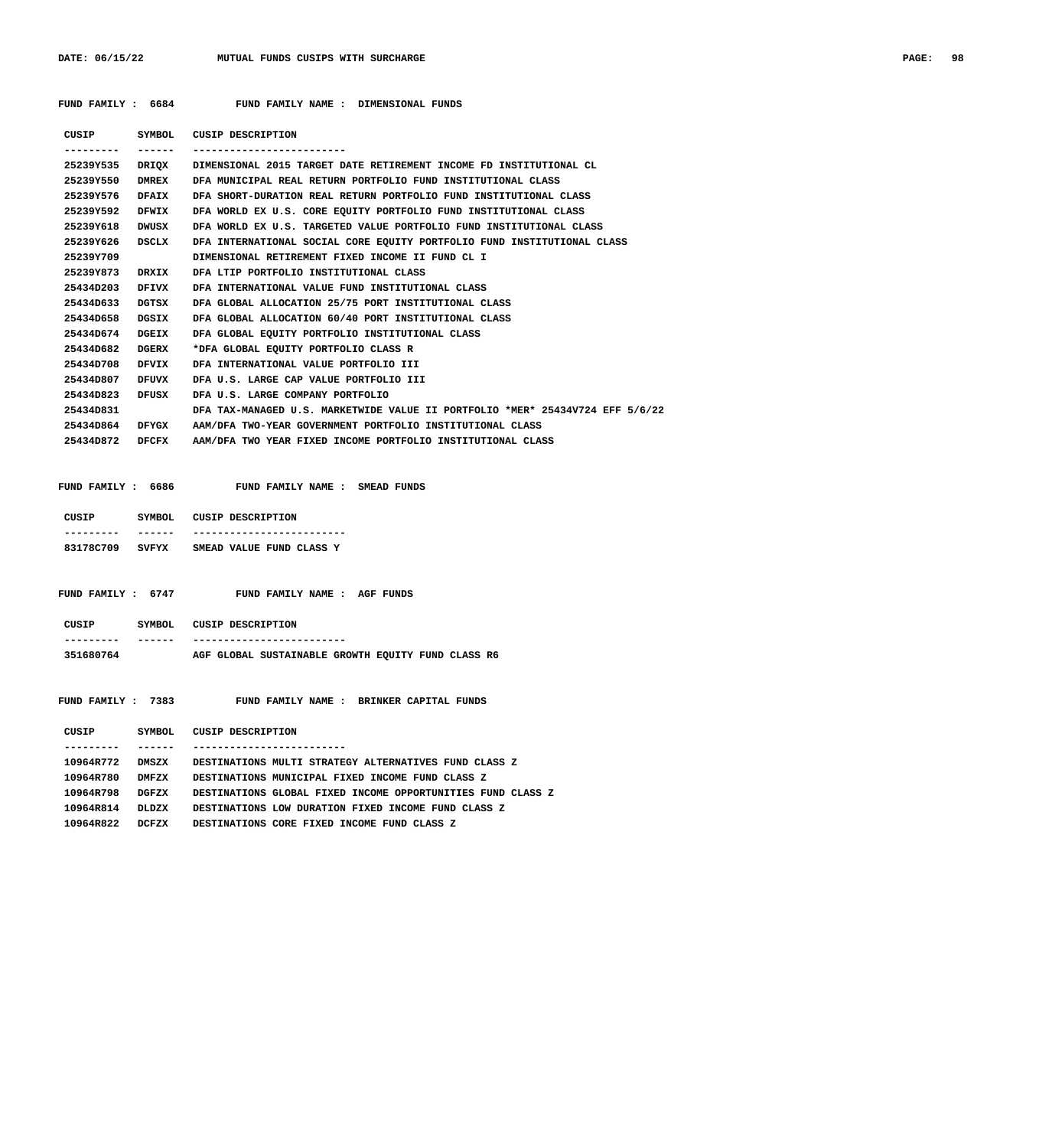**FUND FAMILY : 6684 FUND FAMILY NAME : DIMENSIONAL FUNDS**

| CUSIP | SYMBOL | CUSIP DESCRIPTION |
|---|---|---|
| 25239Y535 | DRIQX | DIMENSIONAL 2015 TARGET DATE RETIREMENT INCOME FD INSTITUTIONAL CL |
| 25239Y550 | DMREX | DFA MUNICIPAL REAL RETURN PORTFOLIO FUND INSTITUTIONAL CLASS |
| 25239Y576 | DFAIX | DFA SHORT-DURATION REAL RETURN PORTFOLIO FUND INSTITUTIONAL CLASS |
| 25239Y592 | DFWIX | DFA WORLD EX U.S. CORE EQUITY PORTFOLIO FUND INSTITUTIONAL CLASS |
| 25239Y618 | DWUSX | DFA WORLD EX U.S. TARGETED VALUE PORTFOLIO FUND INSTITUTIONAL CLASS |
| 25239Y626 | DSCLX | DFA INTERNATIONAL SOCIAL CORE EQUITY PORTFOLIO FUND INSTITUTIONAL CLASS |
| 25239Y709 | | DIMENSIONAL RETIREMENT FIXED INCOME II FUND CL I |
| 25239Y873 | DRXIX | DFA LTIP PORTFOLIO INSTITUTIONAL CLASS |
| 25434D203 | DFIVX | DFA INTERNATIONAL VALUE FUND INSTITUTIONAL CLASS |
| 25434D633 | DGTSX | DFA GLOBAL ALLOCATION 25/75 PORT INSTITUTIONAL CLASS |
| 25434D658 | DGSIX | DFA GLOBAL ALLOCATION 60/40 PORT INSTITUTIONAL CLASS |
| 25434D674 | DGEIX | DFA GLOBAL EQUITY PORTFOLIO INSTITUTIONAL CLASS |
| 25434D682 | DGERX | *DFA GLOBAL EQUITY PORTFOLIO CLASS R |
| 25434D708 | DFVIX | DFA INTERNATIONAL VALUE PORTFOLIO III |
| 25434D807 | DFUVX | DFA U.S. LARGE CAP VALUE PORTFOLIO III |
| 25434D823 | DFUSX | DFA U.S. LARGE COMPANY PORTFOLIO |
| 25434D831 | | DFA TAX-MANAGED U.S. MARKETWIDE VALUE II PORTFOLIO *MER* 25434V724 EFF 5/6/22 |
| 25434D864 | DFYGX | AAM/DFA TWO-YEAR GOVERNMENT PORTFOLIO INSTITUTIONAL CLASS |
| 25434D872 | DFCFX | AAM/DFA TWO YEAR FIXED INCOME PORTFOLIO INSTITUTIONAL CLASS |

**FUND FAMILY : 6686 FUND FAMILY NAME : SMEAD FUNDS**

| CUSIP | SYMBOL | CUSIP DESCRIPTION |
|---|---|---|
| 83178C709 | SVFYX | SMEAD VALUE FUND CLASS Y |

**FUND FAMILY : 6747 FUND FAMILY NAME : AGF FUNDS**

| CUSIP | SYMBOL | CUSIP DESCRIPTION |
|---|---|---|
| 351680764 | | AGF GLOBAL SUSTAINABLE GROWTH EQUITY FUND CLASS R6 |

**FUND FAMILY : 7383 FUND FAMILY NAME : BRINKER CAPITAL FUNDS**

| CUSIP | SYMBOL | CUSIP DESCRIPTION |
|---|---|---|
| 10964R772 | DMSZX | DESTINATIONS MULTI STRATEGY ALTERNATIVES FUND CLASS Z |
| 10964R780 | DMFZX | DESTINATIONS MUNICIPAL FIXED INCOME FUND CLASS Z |
| 10964R798 | DGFZX | DESTINATIONS GLOBAL FIXED INCOME OPPORTUNITIES FUND CLASS Z |
| 10964R814 | DLDZX | DESTINATIONS LOW DURATION FIXED INCOME FUND CLASS Z |
| 10964R822 | DCFZX | DESTINATIONS CORE FIXED INCOME FUND CLASS Z |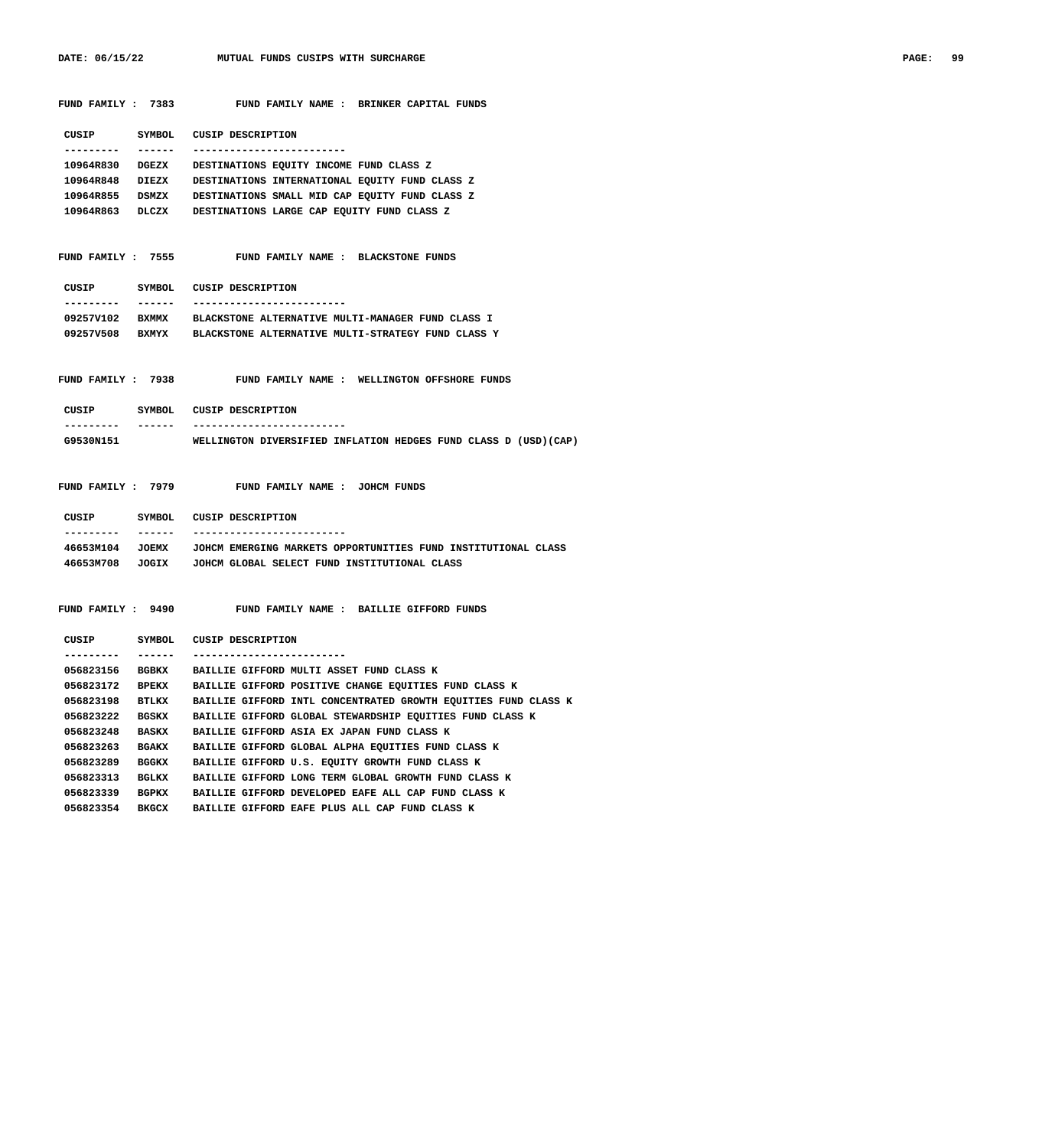**FUND FAMILY : 7383 FUND FAMILY NAME : BRINKER CAPITAL FUNDS**

| CUSIP | SYMBOL | CUSIP DESCRIPTION |
|---|---|---|
| 10964R830 | DGEZX | DESTINATIONS EQUITY INCOME FUND CLASS Z |
| 10964R848 | DIEZX | DESTINATIONS INTERNATIONAL EQUITY FUND CLASS Z |
| 10964R855 | DSMZX | DESTINATIONS SMALL MID CAP EQUITY FUND CLASS Z |
| 10964R863 | DLCZX | DESTINATIONS LARGE CAP EQUITY FUND CLASS Z |

**FUND FAMILY : 7555 FUND FAMILY NAME : BLACKSTONE FUNDS**

| CUSIP | SYMBOL | CUSIP DESCRIPTION |
|---|---|---|
| 09257V102 | BXMMX | BLACKSTONE ALTERNATIVE MULTI-MANAGER FUND CLASS I |
| 09257V508 | BXMYX | BLACKSTONE ALTERNATIVE MULTI-STRATEGY FUND CLASS Y |

**FUND FAMILY : 7938 FUND FAMILY NAME : WELLINGTON OFFSHORE FUNDS**

| CUSIP | SYMBOL | CUSIP DESCRIPTION |
|---|---|---|
| G9530N151 | | WELLINGTON DIVERSIFIED INFLATION HEDGES FUND CLASS D (USD)(CAP) |

**FUND FAMILY : 7979 FUND FAMILY NAME : JOHCM FUNDS**

| CUSIP | SYMBOL | CUSIP DESCRIPTION |
|---|---|---|
| 46653M104 | JOEMX | JOHCM EMERGING MARKETS OPPORTUNITIES FUND INSTITUTIONAL CLASS |
| 46653M708 | JOGIX | JOHCM GLOBAL SELECT FUND INSTITUTIONAL CLASS |

**FUND FAMILY : 9490 FUND FAMILY NAME : BAILLIE GIFFORD FUNDS**

| CUSIP | SYMBOL | CUSIP DESCRIPTION |
|---|---|---|
| 056823156 | BGBKX | BAILLIE GIFFORD MULTI ASSET FUND CLASS K |
| 056823172 | BPEKX | BAILLIE GIFFORD POSITIVE CHANGE EQUITIES FUND CLASS K |
| 056823198 | BTLKX | BAILLIE GIFFORD INTL CONCENTRATED GROWTH EQUITIES FUND CLASS K |
| 056823222 | BGSKX | BAILLIE GIFFORD GLOBAL STEWARDSHIP EQUITIES FUND CLASS K |
| 056823248 | BASKX | BAILLIE GIFFORD ASIA EX JAPAN FUND CLASS K |
| 056823263 | BGAKX | BAILLIE GIFFORD GLOBAL ALPHA EQUITIES FUND CLASS K |
| 056823289 | BGGKX | BAILLIE GIFFORD U.S. EQUITY GROWTH FUND CLASS K |
| 056823313 | BGLKX | BAILLIE GIFFORD LONG TERM GLOBAL GROWTH FUND CLASS K |
| 056823339 | BGPKX | BAILLIE GIFFORD DEVELOPED EAFE ALL CAP FUND CLASS K |
| 056823354 | BKGCX | BAILLIE GIFFORD EAFE PLUS ALL CAP FUND CLASS K |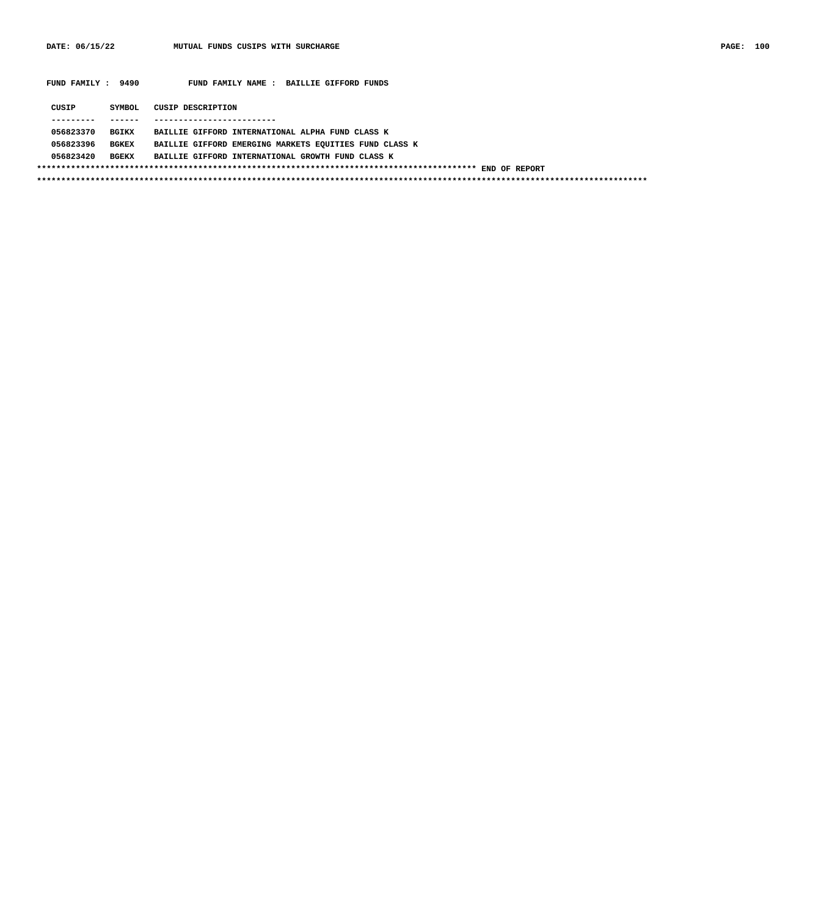**MUTUAL FUNDS CUSIPS WITH SURCHARGE**

DATE: 06/15/22

FUND FAMILY : 9490 FUND FAMILY NAME : BAILLIE GIFFORD FUNDS

| CUSIP | SYMBOL | CUSIP DESCRIPTION |
| --- | --- | --- |
| 056823370 | BGIKX | BAILLIE GIFFORD INTERNATIONAL ALPHA FUND CLASS K |
| 056823396 | BGKEX | BAILLIE GIFFORD EMERGING MARKETS EQUITIES FUND CLASS K |
| 056823420 | BGEKX | BAILLIE GIFFORD INTERNATIONAL GROWTH FUND CLASS K |

****************************************************************************************** END OF REPORT